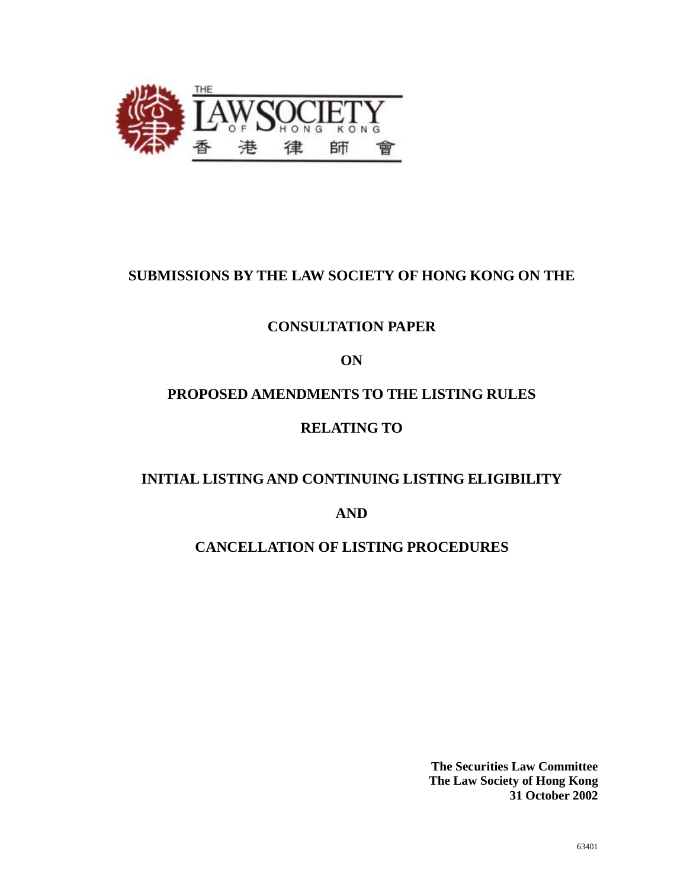THE LAW SOCIETY OF HONG KONG
香 港 律 師 會

# SUBMISSIONS BY THE LAW SOCIETY OF HONG KONG ON THE

# CONSULTATION PAPER

# ON

# PROPOSED AMENDMENTS TO THE LISTING RULES

# RELATING TO

# INITIAL LISTING AND CONTINUING LISTING ELIGIBILITY

# AND

# CANCELLATION OF LISTING PROCEDURES

**The Securities Law Committee**
**The Law Society of Hong Kong**
**31 October 2002**

63401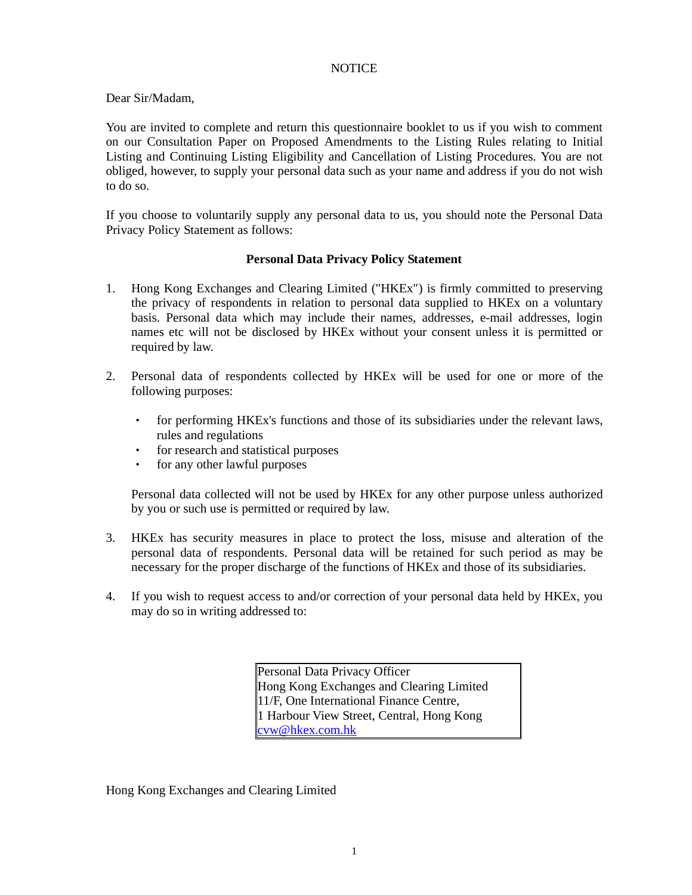NOTICE

Dear Sir/Madam,

You are invited to complete and return this questionnaire booklet to us if you wish to comment on our Consultation Paper on Proposed Amendments to the Listing Rules relating to Initial Listing and Continuing Listing Eligibility and Cancellation of Listing Procedures. You are not obliged, however, to supply your personal data such as your name and address if you do not wish to do so.

If you choose to voluntarily supply any personal data to us, you should note the Personal Data Privacy Policy Statement as follows:

**Personal Data Privacy Policy Statement**

1. Hong Kong Exchanges and Clearing Limited ("HKEx") is firmly committed to preserving the privacy of respondents in relation to personal data supplied to HKEx on a voluntary basis. Personal data which may include their names, addresses, e-mail addresses, login names etc will not be disclosed by HKEx without your consent unless it is permitted or required by law.

2. Personal data of respondents collected by HKEx will be used for one or more of the following purposes:

   - for performing HKEx's functions and those of its subsidiaries under the relevant laws, rules and regulations
   - for research and statistical purposes
   - for any other lawful purposes

   Personal data collected will not be used by HKEx for any other purpose unless authorized by you or such use is permitted or required by law.

3. HKEx has security measures in place to protect the loss, misuse and alteration of the personal data of respondents. Personal data will be retained for such period as may be necessary for the proper discharge of the functions of HKEx and those of its subsidiaries.

4. If you wish to request access to and/or correction of your personal data held by HKEx, you may do so in writing addressed to:

> Personal Data Privacy Officer
> Hong Kong Exchanges and Clearing Limited
> 11/F, One International Finance Centre,
> 1 Harbour View Street, Central, Hong Kong
> cvw@hkex.com.hk

Hong Kong Exchanges and Clearing Limited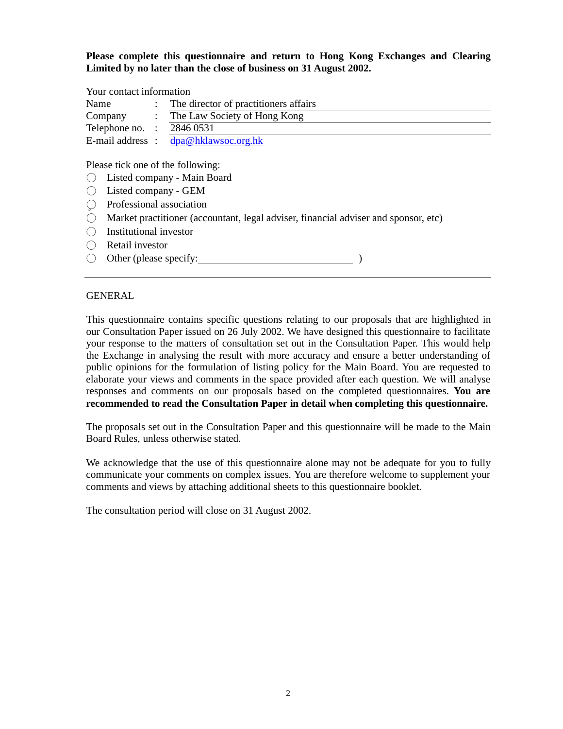**Please complete this questionnaire and return to Hong Kong Exchanges and Clearing Limited by no later than the close of business on 31 August 2002.**

Your contact information

| | | |
|---|---|---|
| Name | : | The director of practitioners affairs |
| Company | : | The Law Society of Hong Kong |
| Telephone no. | : | 2846 0531 |
| E-mail address | : | dpa@hklawsoc.org.hk |

Please tick one of the following:

- ○ Listed company - Main Board
- ○ Listed company - GEM
- ○ Professional association
- ○ Market practitioner (accountant, legal adviser, financial adviser and sponsor, etc)
- ○ Institutional investor
- ○ Retail investor
- ○ Other (please specify:______________________________ )

---

GENERAL

This questionnaire contains specific questions relating to our proposals that are highlighted in our Consultation Paper issued on 26 July 2002. We have designed this questionnaire to facilitate your response to the matters of consultation set out in the Consultation Paper. This would help the Exchange in analysing the result with more accuracy and ensure a better understanding of public opinions for the formulation of listing policy for the Main Board. You are requested to elaborate your views and comments in the space provided after each question. We will analyse responses and comments on our proposals based on the completed questionnaires. **You are recommended to read the Consultation Paper in detail when completing this questionnaire.**

The proposals set out in the Consultation Paper and this questionnaire will be made to the Main Board Rules, unless otherwise stated.

We acknowledge that the use of this questionnaire alone may not be adequate for you to fully communicate your comments on complex issues. You are therefore welcome to supplement your comments and views by attaching additional sheets to this questionnaire booklet.

The consultation period will close on 31 August 2002.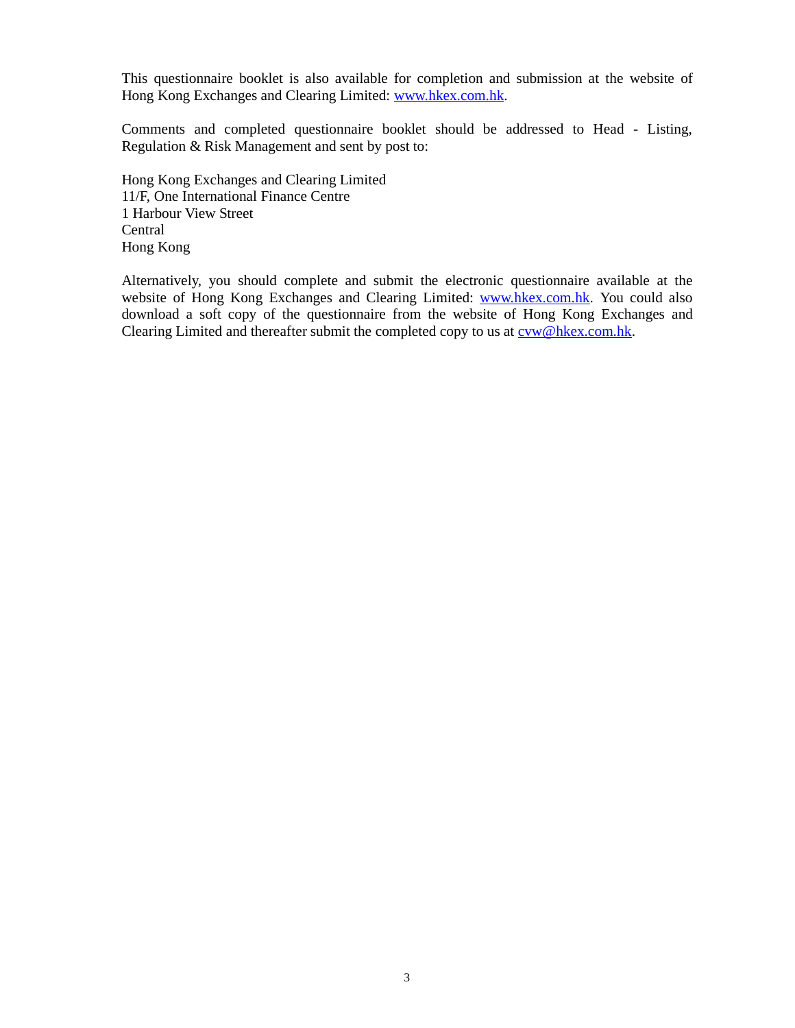This questionnaire booklet is also available for completion and submission at the website of Hong Kong Exchanges and Clearing Limited: www.hkex.com.hk.

Comments and completed questionnaire booklet should be addressed to Head - Listing, Regulation & Risk Management and sent by post to:

Hong Kong Exchanges and Clearing Limited
11/F, One International Finance Centre
1 Harbour View Street
Central
Hong Kong

Alternatively, you should complete and submit the electronic questionnaire available at the website of Hong Kong Exchanges and Clearing Limited: www.hkex.com.hk. You could also download a soft copy of the questionnaire from the website of Hong Kong Exchanges and Clearing Limited and thereafter submit the completed copy to us at cvw@hkex.com.hk.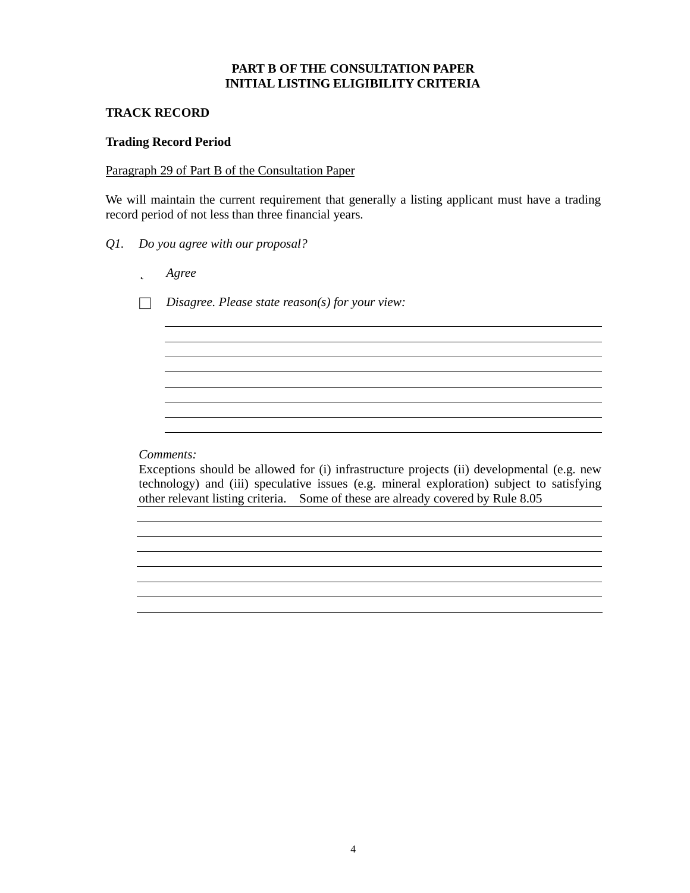**PART B OF THE CONSULTATION PAPER**
**INITIAL LISTING ELIGIBILITY CRITERIA**

**TRACK RECORD**

**Trading Record Period**

Paragraph 29 of Part B of the Consultation Paper

We will maintain the current requirement that generally a listing applicant must have a trading record period of not less than three financial years.

*Q1. Do you agree with our proposal?*

˛ *Agree*

☐ *Disagree. Please state reason(s) for your view:*

*Comments:*
Exceptions should be allowed for (i) infrastructure projects (ii) developmental (e.g. new technology) and (iii) speculative issues (e.g. mineral exploration) subject to satisfying other relevant listing criteria. Some of these are already covered by Rule 8.05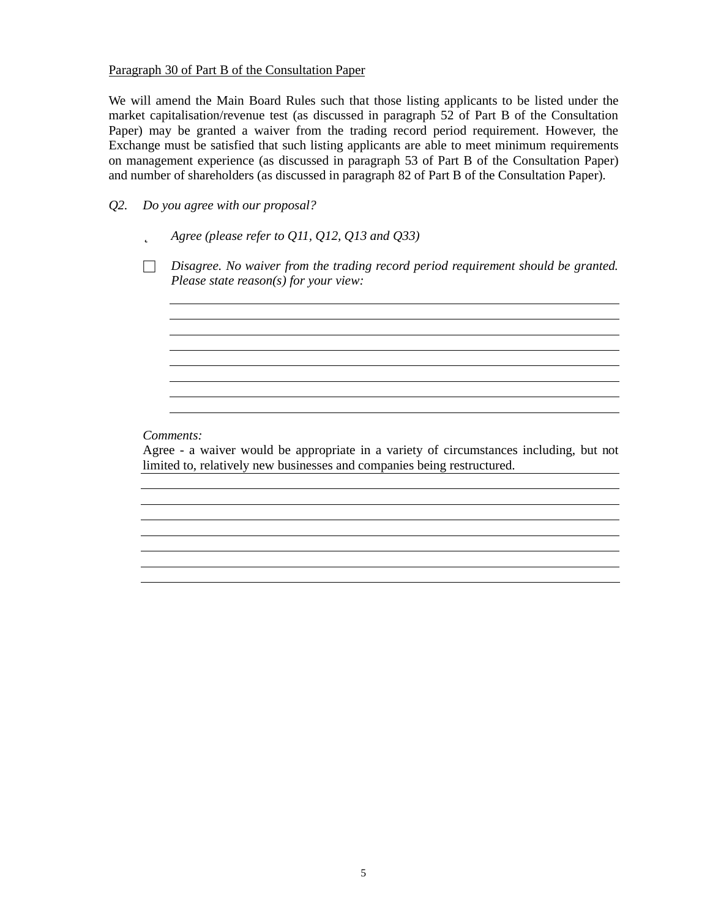Paragraph 30 of Part B of the Consultation Paper

We will amend the Main Board Rules such that those listing applicants to be listed under the market capitalisation/revenue test (as discussed in paragraph 52 of Part B of the Consultation Paper) may be granted a waiver from the trading record period requirement. However, the Exchange must be satisfied that such listing applicants are able to meet minimum requirements on management experience (as discussed in paragraph 53 of Part B of the Consultation Paper) and number of shareholders (as discussed in paragraph 82 of Part B of the Consultation Paper).

*Q2. Do you agree with our proposal?*

˛ *Agree (please refer to Q11, Q12, Q13 and Q33)*

☐ *Disagree. No waiver from the trading record period requirement should be granted. Please state reason(s) for your view:*

*Comments:*

Agree - a waiver would be appropriate in a variety of circumstances including, but not limited to, relatively new businesses and companies being restructured.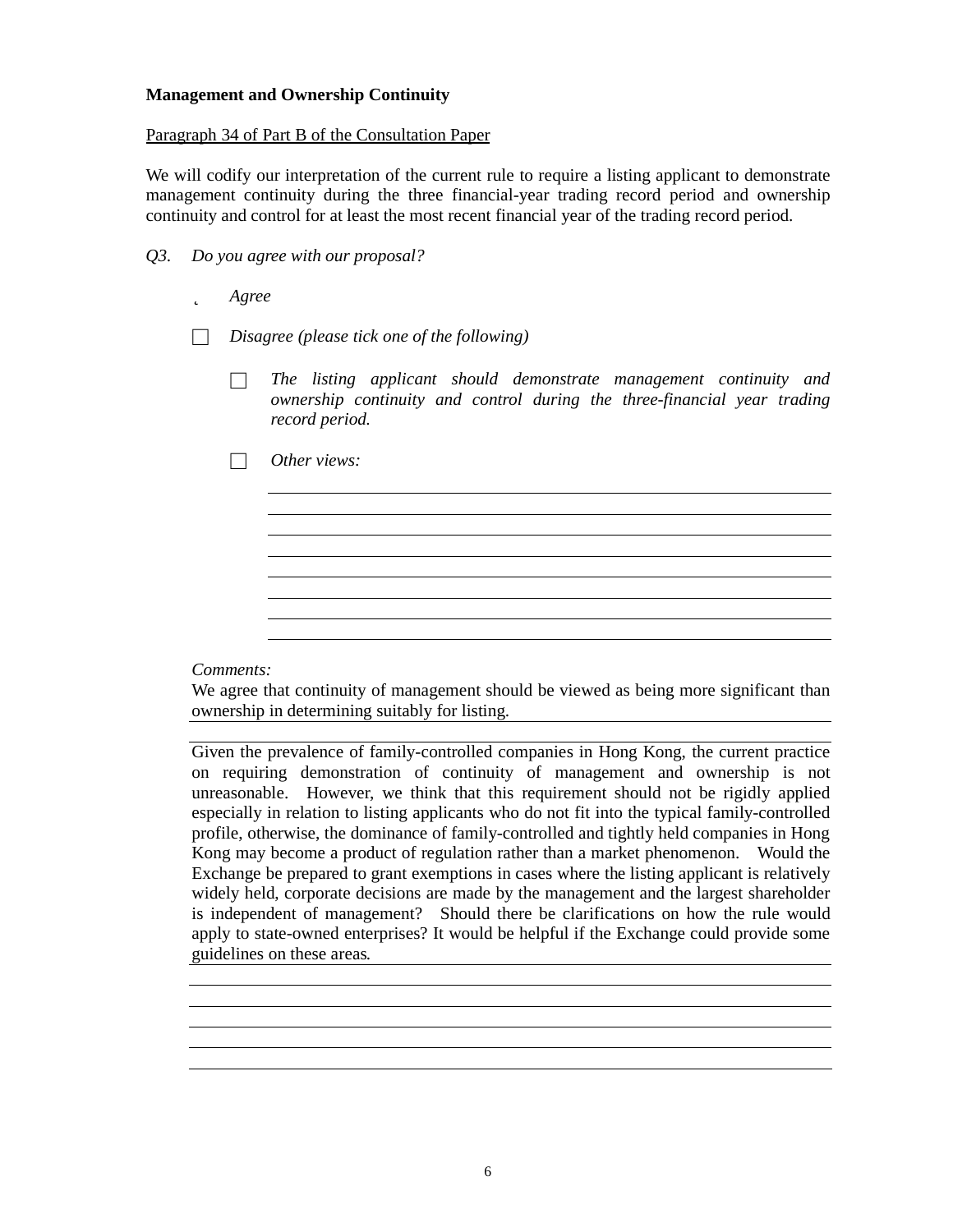**Management and Ownership Continuity**

Paragraph 34 of Part B of the Consultation Paper

We will codify our interpretation of the current rule to require a listing applicant to demonstrate management continuity during the three financial-year trading record period and ownership continuity and control for at least the most recent financial year of the trading record period.

*Q3. Do you agree with our proposal?*

- ☑ *Agree*
- ☐ *Disagree (please tick one of the following)*
  - ☐ *The listing applicant should demonstrate management continuity and ownership continuity and control during the three-financial year trading record period.*
  - ☐ *Other views:*

*Comments:*

We agree that continuity of management should be viewed as being more significant than ownership in determining suitably for listing.

Given the prevalence of family-controlled companies in Hong Kong, the current practice on requiring demonstration of continuity of management and ownership is not unreasonable. However, we think that this requirement should not be rigidly applied especially in relation to listing applicants who do not fit into the typical family-controlled profile, otherwise, the dominance of family-controlled and tightly held companies in Hong Kong may become a product of regulation rather than a market phenomenon. Would the Exchange be prepared to grant exemptions in cases where the listing applicant is relatively widely held, corporate decisions are made by the management and the largest shareholder is independent of management? Should there be clarifications on how the rule would apply to state-owned enterprises? It would be helpful if the Exchange could provide some guidelines on these areas.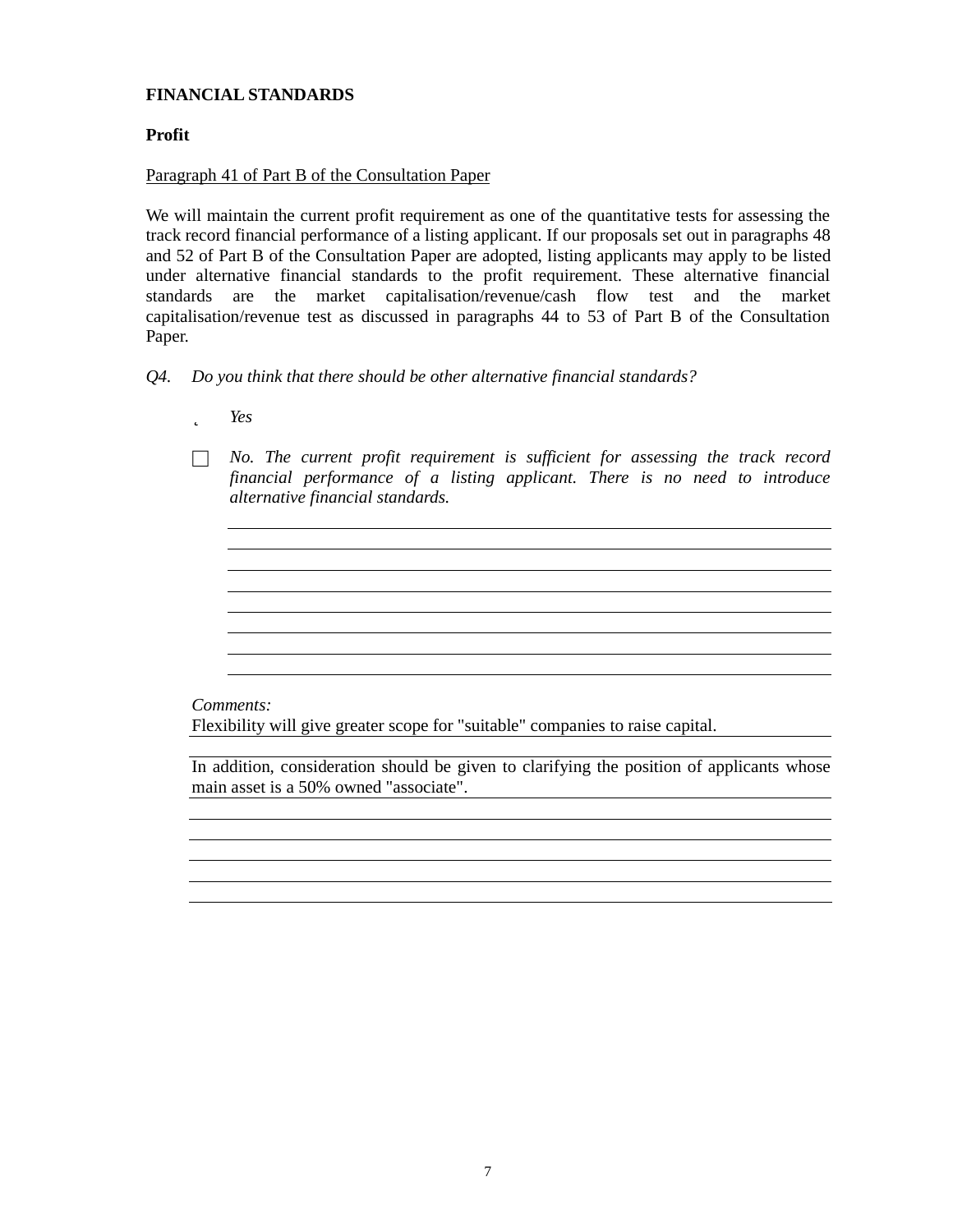**FINANCIAL STANDARDS**

**Profit**

Paragraph 41 of Part B of the Consultation Paper

We will maintain the current profit requirement as one of the quantitative tests for assessing the track record financial performance of a listing applicant. If our proposals set out in paragraphs 48 and 52 of Part B of the Consultation Paper are adopted, listing applicants may apply to be listed under alternative financial standards to the profit requirement. These alternative financial standards are the market capitalisation/revenue/cash flow test and the market capitalisation/revenue test as discussed in paragraphs 44 to 53 of Part B of the Consultation Paper.

*Q4. Do you think that there should be other alternative financial standards?*

- ☑ *Yes*
- ☐ *No. The current profit requirement is sufficient for assessing the track record financial performance of a listing applicant. There is no need to introduce alternative financial standards.*

*Comments:*

Flexibility will give greater scope for "suitable" companies to raise capital.

In addition, consideration should be given to clarifying the position of applicants whose main asset is a 50% owned "associate".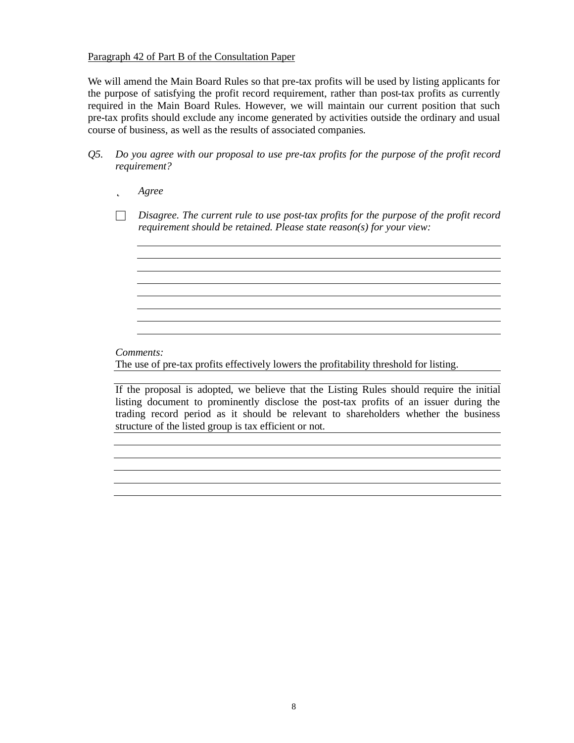Paragraph 42 of Part B of the Consultation Paper

We will amend the Main Board Rules so that pre-tax profits will be used by listing applicants for the purpose of satisfying the profit record requirement, rather than post-tax profits as currently required in the Main Board Rules. However, we will maintain our current position that such pre-tax profits should exclude any income generated by activities outside the ordinary and usual course of business, as well as the results of associated companies.

*Q5. Do you agree with our proposal to use pre-tax profits for the purpose of the profit record requirement?*

- ☐ *Agree*
- ☐ *Disagree. The current rule to use post-tax profits for the purpose of the profit record requirement should be retained. Please state reason(s) for your view:*

*Comments:*

The use of pre-tax profits effectively lowers the profitability threshold for listing.

If the proposal is adopted, we believe that the Listing Rules should require the initial listing document to prominently disclose the post-tax profits of an issuer during the trading record period as it should be relevant to shareholders whether the business structure of the listed group is tax efficient or not.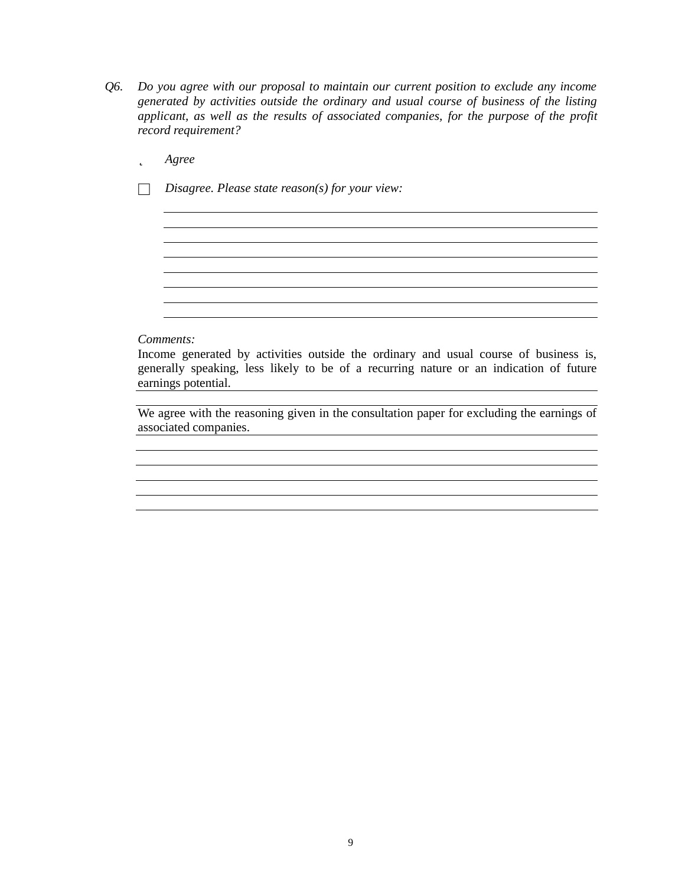*Q6. Do you agree with our proposal to maintain our current position to exclude any income generated by activities outside the ordinary and usual course of business of the listing applicant, as well as the results of associated companies, for the purpose of the profit record requirement?*

- ☑ *Agree*
- ☐ *Disagree. Please state reason(s) for your view:*

*Comments:*

Income generated by activities outside the ordinary and usual course of business is, generally speaking, less likely to be of a recurring nature or an indication of future earnings potential.

We agree with the reasoning given in the consultation paper for excluding the earnings of associated companies.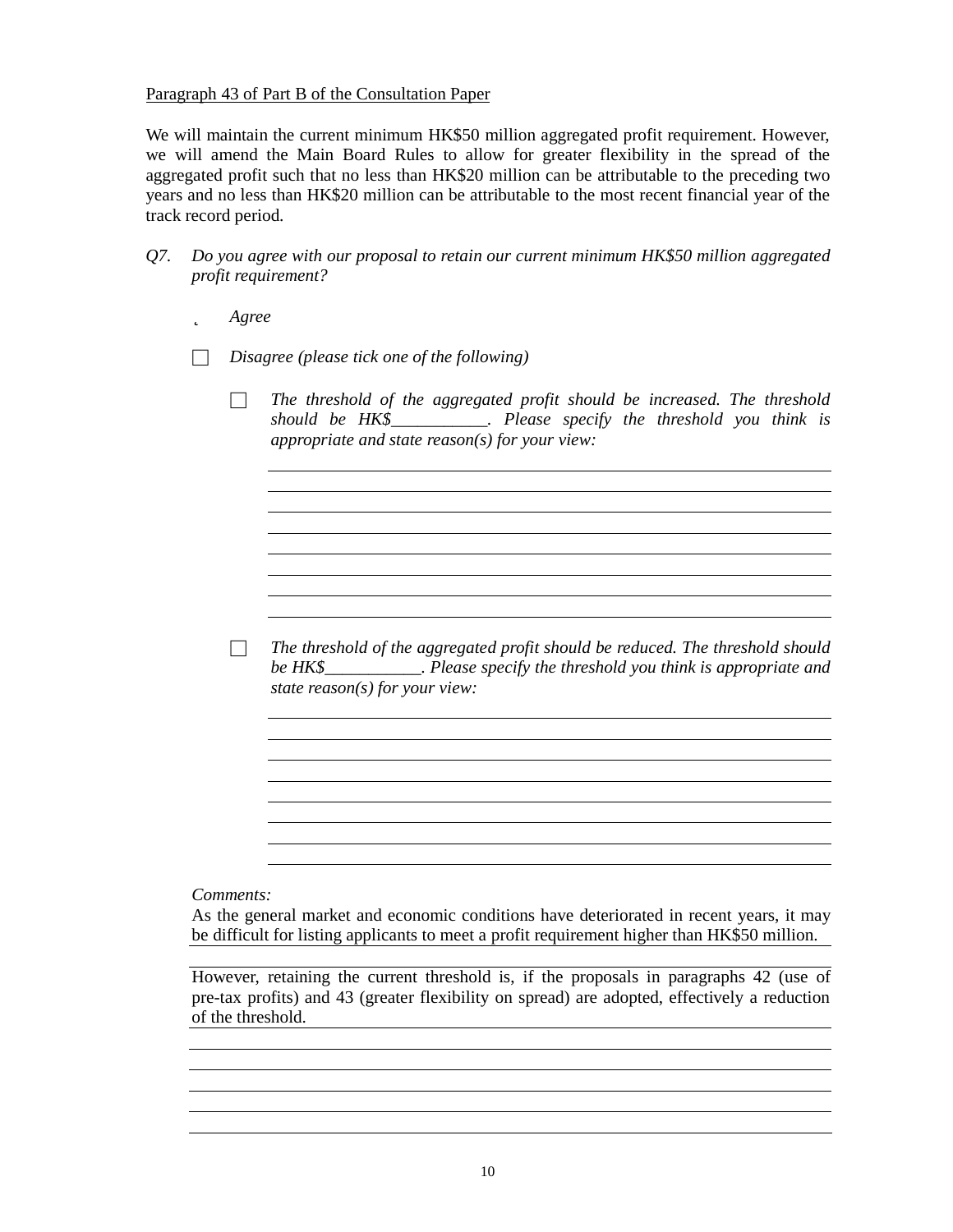Paragraph 43 of Part B of the Consultation Paper

We will maintain the current minimum HK$50 million aggregated profit requirement. However, we will amend the Main Board Rules to allow for greater flexibility in the spread of the aggregated profit such that no less than HK$20 million can be attributable to the preceding two years and no less than HK$20 million can be attributable to the most recent financial year of the track record period.

*Q7. Do you agree with our proposal to retain our current minimum HK$50 million aggregated profit requirement?*

- ˛ *Agree*
- ☐ *Disagree (please tick one of the following)*
  - ☐ *The threshold of the aggregated profit should be increased. The threshold should be HK$___________. Please specify the threshold you think is appropriate and state reason(s) for your view:*
  - ☐ *The threshold of the aggregated profit should be reduced. The threshold should be HK$___________. Please specify the threshold you think is appropriate and state reason(s) for your view:*

*Comments:*

As the general market and economic conditions have deteriorated in recent years, it may be difficult for listing applicants to meet a profit requirement higher than HK$50 million.

However, retaining the current threshold is, if the proposals in paragraphs 42 (use of pre-tax profits) and 43 (greater flexibility on spread) are adopted, effectively a reduction of the threshold.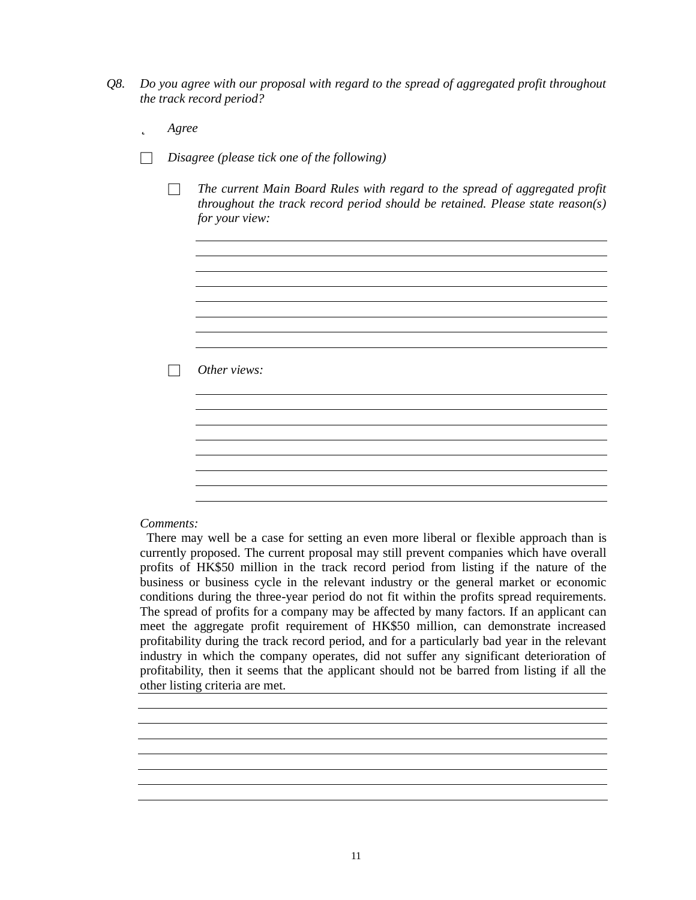*Q8. Do you agree with our proposal with regard to the spread of aggregated profit throughout the track record period?*

- ✓ *Agree*

- ☐ *Disagree (please tick one of the following)*

  - ☐ *The current Main Board Rules with regard to the spread of aggregated profit throughout the track record period should be retained. Please state reason(s) for your view:*

  - ☐ *Other views:*

*Comments:*

There may well be a case for setting an even more liberal or flexible approach than is currently proposed. The current proposal may still prevent companies which have overall profits of HK$50 million in the track record period from listing if the nature of the business or business cycle in the relevant industry or the general market or economic conditions during the three-year period do not fit within the profits spread requirements. The spread of profits for a company may be affected by many factors. If an applicant can meet the aggregate profit requirement of HK$50 million, can demonstrate increased profitability during the track record period, and for a particularly bad year in the relevant industry in which the company operates, did not suffer any significant deterioration of profitability, then it seems that the applicant should not be barred from listing if all the other listing criteria are met.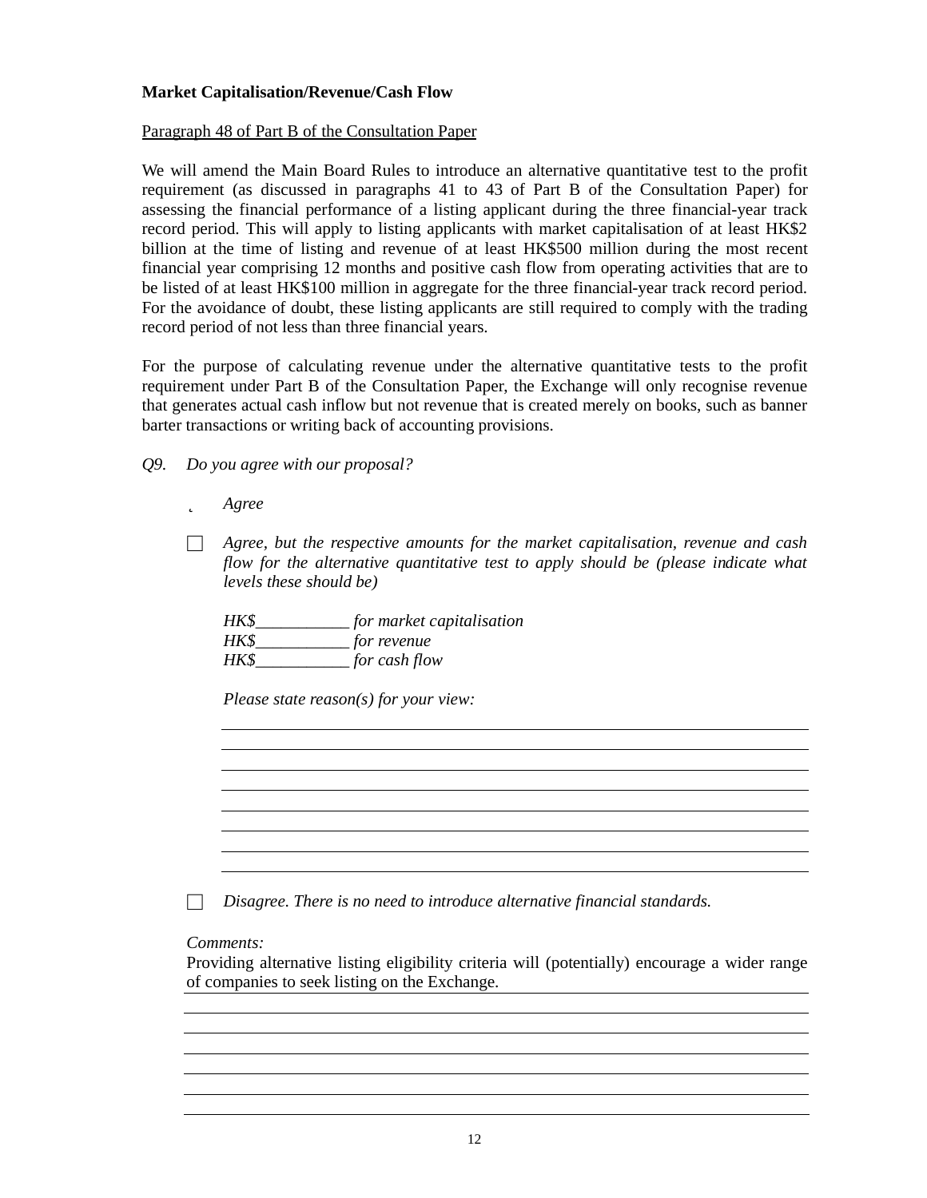**Market Capitalisation/Revenue/Cash Flow**

Paragraph 48 of Part B of the Consultation Paper

We will amend the Main Board Rules to introduce an alternative quantitative test to the profit requirement (as discussed in paragraphs 41 to 43 of Part B of the Consultation Paper) for assessing the financial performance of a listing applicant during the three financial-year track record period. This will apply to listing applicants with market capitalisation of at least HK$2 billion at the time of listing and revenue of at least HK$500 million during the most recent financial year comprising 12 months and positive cash flow from operating activities that are to be listed of at least HK$100 million in aggregate for the three financial-year track record period. For the avoidance of doubt, these listing applicants are still required to comply with the trading record period of not less than three financial years.

For the purpose of calculating revenue under the alternative quantitative tests to the profit requirement under Part B of the Consultation Paper, the Exchange will only recognise revenue that generates actual cash inflow but not revenue that is created merely on books, such as banner barter transactions or writing back of accounting provisions.

*Q9. Do you agree with our proposal?*

- ✓ *Agree*
- ☐ *Agree, but the respective amounts for the market capitalisation, revenue and cash flow for the alternative quantitative test to apply should be (please indicate what levels these should be)*

  *HK$___________ for market capitalisation*
  *HK$___________ for revenue*
  *HK$___________ for cash flow*

  *Please state reason(s) for your view:*

- ☐ *Disagree. There is no need to introduce alternative financial standards.*

*Comments:*
Providing alternative listing eligibility criteria will (potentially) encourage a wider range of companies to seek listing on the Exchange.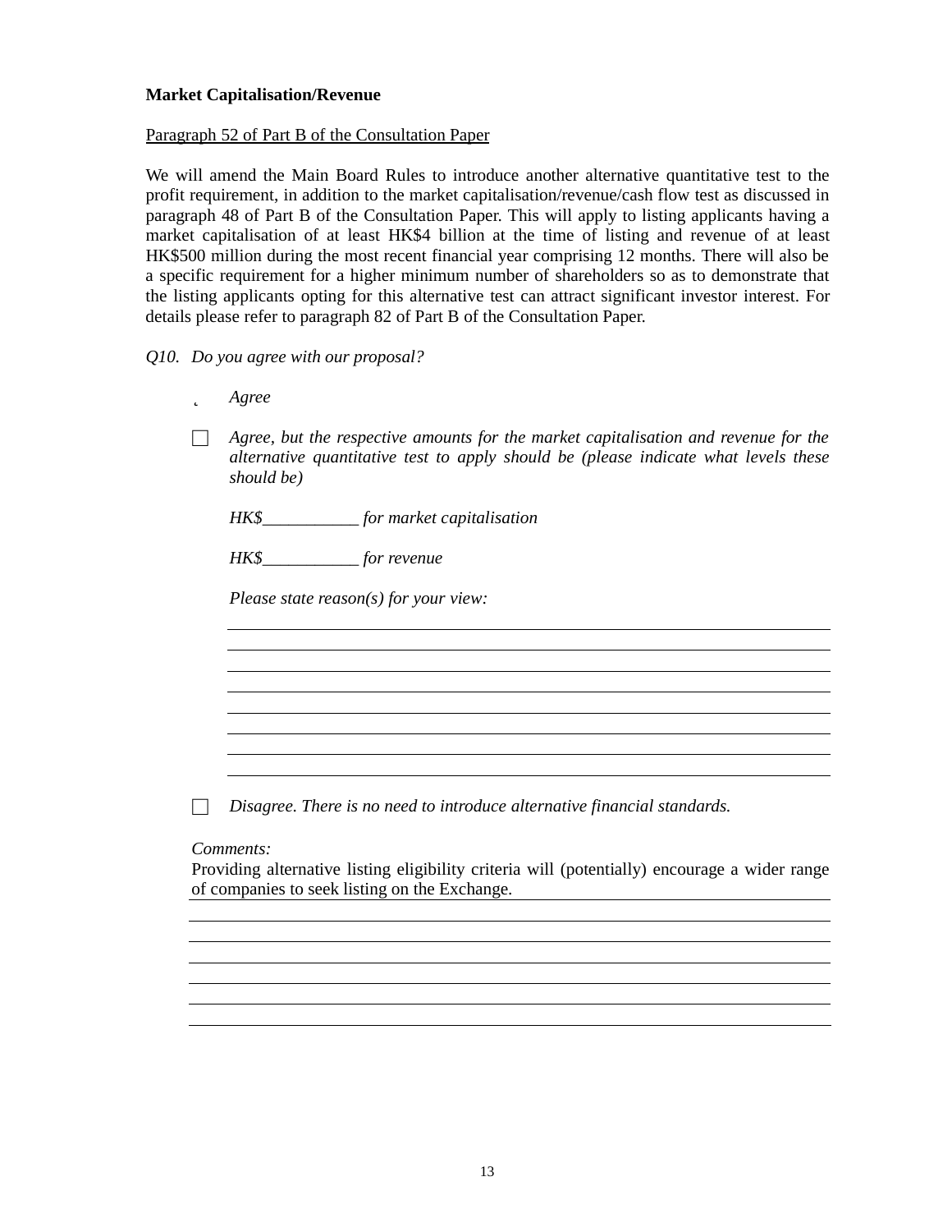**Market Capitalisation/Revenue**

Paragraph 52 of Part B of the Consultation Paper

We will amend the Main Board Rules to introduce another alternative quantitative test to the profit requirement, in addition to the market capitalisation/revenue/cash flow test as discussed in paragraph 48 of Part B of the Consultation Paper. This will apply to listing applicants having a market capitalisation of at least HK$4 billion at the time of listing and revenue of at least HK$500 million during the most recent financial year comprising 12 months. There will also be a specific requirement for a higher minimum number of shareholders so as to demonstrate that the listing applicants opting for this alternative test can attract significant investor interest. For details please refer to paragraph 82 of Part B of the Consultation Paper.

*Q10. Do you agree with our proposal?*

- ☒ *Agree*

- ☐ *Agree, but the respective amounts for the market capitalisation and revenue for the alternative quantitative test to apply should be (please indicate what levels these should be)*

  *HK$___________ for market capitalisation*

  *HK$___________ for revenue*

  *Please state reason(s) for your view:*

- ☐ *Disagree. There is no need to introduce alternative financial standards.*

*Comments:*

Providing alternative listing eligibility criteria will (potentially) encourage a wider range of companies to seek listing on the Exchange.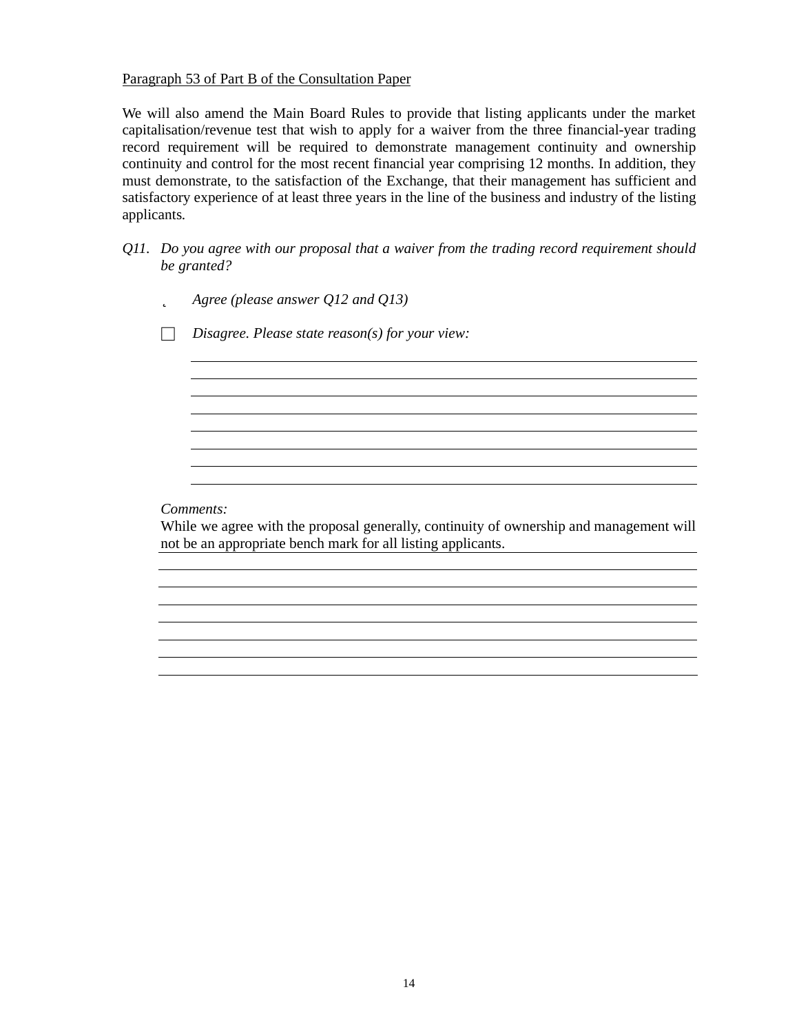<u>Paragraph 53 of Part B of the Consultation Paper</u>

We will also amend the Main Board Rules to provide that listing applicants under the market capitalisation/revenue test that wish to apply for a waiver from the three financial-year trading record requirement will be required to demonstrate management continuity and ownership continuity and control for the most recent financial year comprising 12 months. In addition, they must demonstrate, to the satisfaction of the Exchange, that their management has sufficient and satisfactory experience of at least three years in the line of the business and industry of the listing applicants.

*Q11. Do you agree with our proposal that a waiver from the trading record requirement should be granted?*

- ✓ *Agree (please answer Q12 and Q13)*
- ☐ *Disagree. Please state reason(s) for your view:*

*Comments:*

While we agree with the proposal generally, continuity of ownership and management will not be an appropriate bench mark for all listing applicants.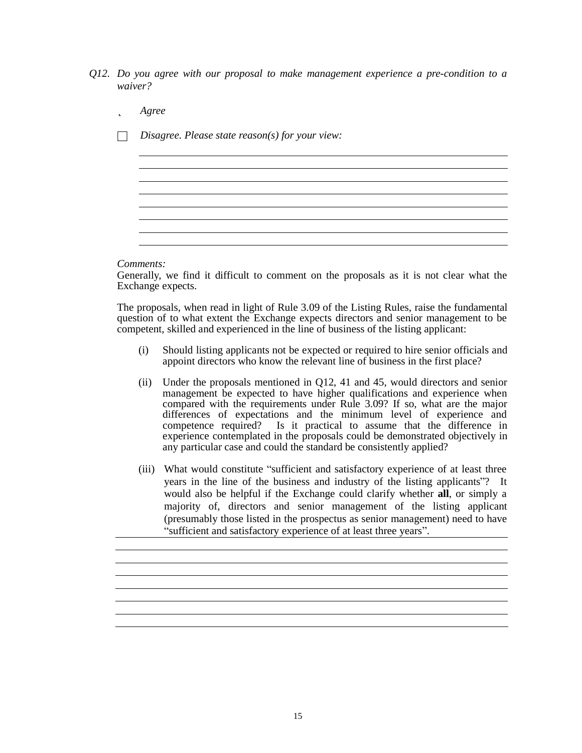*Q12. Do you agree with our proposal to make management experience a pre-condition to a waiver?*

- [ ] *Agree*
- [ ] *Disagree. Please state reason(s) for your view:*

*Comments:*

Generally, we find it difficult to comment on the proposals as it is not clear what the Exchange expects.

The proposals, when read in light of Rule 3.09 of the Listing Rules, raise the fundamental question of to what extent the Exchange expects directors and senior management to be competent, skilled and experienced in the line of business of the listing applicant:

(i) Should listing applicants not be expected or required to hire senior officials and appoint directors who know the relevant line of business in the first place?

(ii) Under the proposals mentioned in Q12, 41 and 45, would directors and senior management be expected to have higher qualifications and experience when compared with the requirements under Rule 3.09? If so, what are the major differences of expectations and the minimum level of experience and competence required? Is it practical to assume that the difference in experience contemplated in the proposals could be demonstrated objectively in any particular case and could the standard be consistently applied?

(iii) What would constitute "sufficient and satisfactory experience of at least three years in the line of the business and industry of the listing applicants"? It would also be helpful if the Exchange could clarify whether **all**, or simply a majority of, directors and senior management of the listing applicant (presumably those listed in the prospectus as senior management) need to have "sufficient and satisfactory experience of at least three years".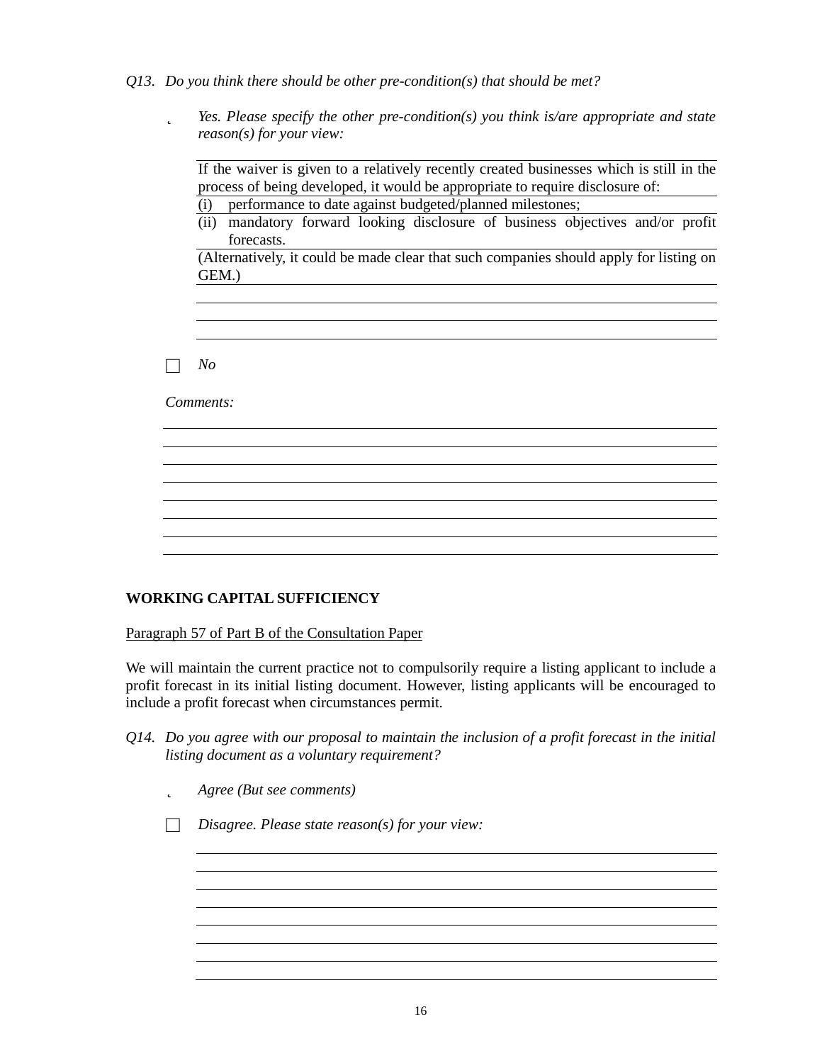*Q13. Do you think there should be other pre-condition(s) that should be met?*

- [x] *Yes. Please specify the other pre-condition(s) you think is/are appropriate and state reason(s) for your view:*

  If the waiver is given to a relatively recently created businesses which is still in the process of being developed, it would be appropriate to require disclosure of:
  (i) performance to date against budgeted/planned milestones;
  (ii) mandatory forward looking disclosure of business objectives and/or profit forecasts.
  (Alternatively, it could be made clear that such companies should apply for listing on GEM.)

- [ ] *No*

*Comments:*

## WORKING CAPITAL SUFFICIENCY

Paragraph 57 of Part B of the Consultation Paper

We will maintain the current practice not to compulsorily require a listing applicant to include a profit forecast in its initial listing document. However, listing applicants will be encouraged to include a profit forecast when circumstances permit.

*Q14. Do you agree with our proposal to maintain the inclusion of a profit forecast in the initial listing document as a voluntary requirement?*

- [x] *Agree (But see comments)*

- [ ] *Disagree. Please state reason(s) for your view:*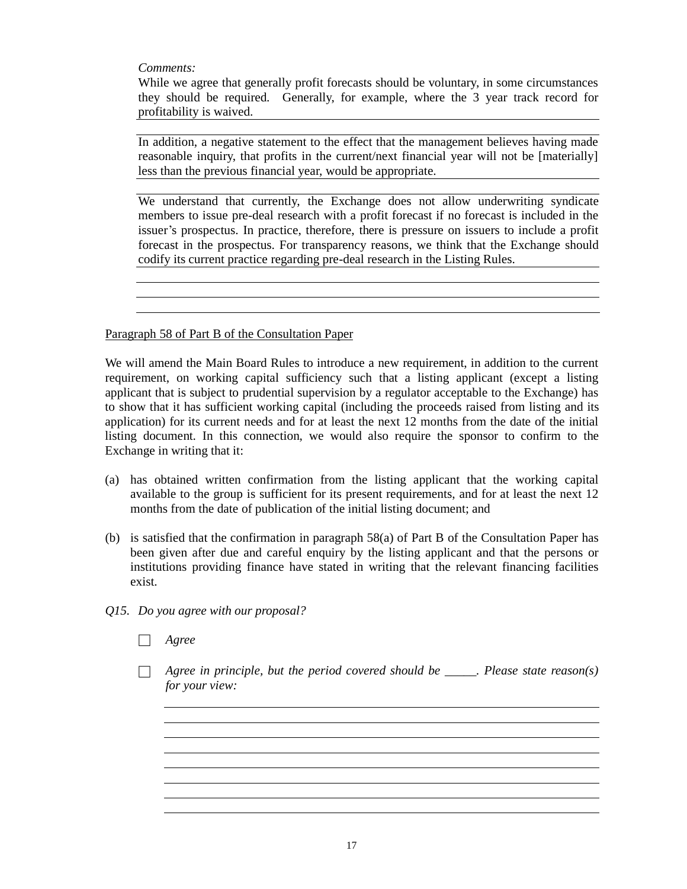*Comments:*

While we agree that generally profit forecasts should be voluntary, in some circumstances they should be required. Generally, for example, where the 3 year track record for profitability is waived.

In addition, a negative statement to the effect that the management believes having made reasonable inquiry, that profits in the current/next financial year will not be [materially] less than the previous financial year, would be appropriate.

We understand that currently, the Exchange does not allow underwriting syndicate members to issue pre-deal research with a profit forecast if no forecast is included in the issuer's prospectus. In practice, therefore, there is pressure on issuers to include a profit forecast in the prospectus. For transparency reasons, we think that the Exchange should codify its current practice regarding pre-deal research in the Listing Rules.

Paragraph 58 of Part B of the Consultation Paper

We will amend the Main Board Rules to introduce a new requirement, in addition to the current requirement, on working capital sufficiency such that a listing applicant (except a listing applicant that is subject to prudential supervision by a regulator acceptable to the Exchange) has to show that it has sufficient working capital (including the proceeds raised from listing and its application) for its current needs and for at least the next 12 months from the date of the initial listing document. In this connection, we would also require the sponsor to confirm to the Exchange in writing that it:

(a) has obtained written confirmation from the listing applicant that the working capital available to the group is sufficient for its present requirements, and for at least the next 12 months from the date of publication of the initial listing document; and

(b) is satisfied that the confirmation in paragraph 58(a) of Part B of the Consultation Paper has been given after due and careful enquiry by the listing applicant and that the persons or institutions providing finance have stated in writing that the relevant financing facilities exist.

*Q15. Do you agree with our proposal?*

☐ *Agree*

☐ *Agree in principle, but the period covered should be _____. Please state reason(s) for your view:*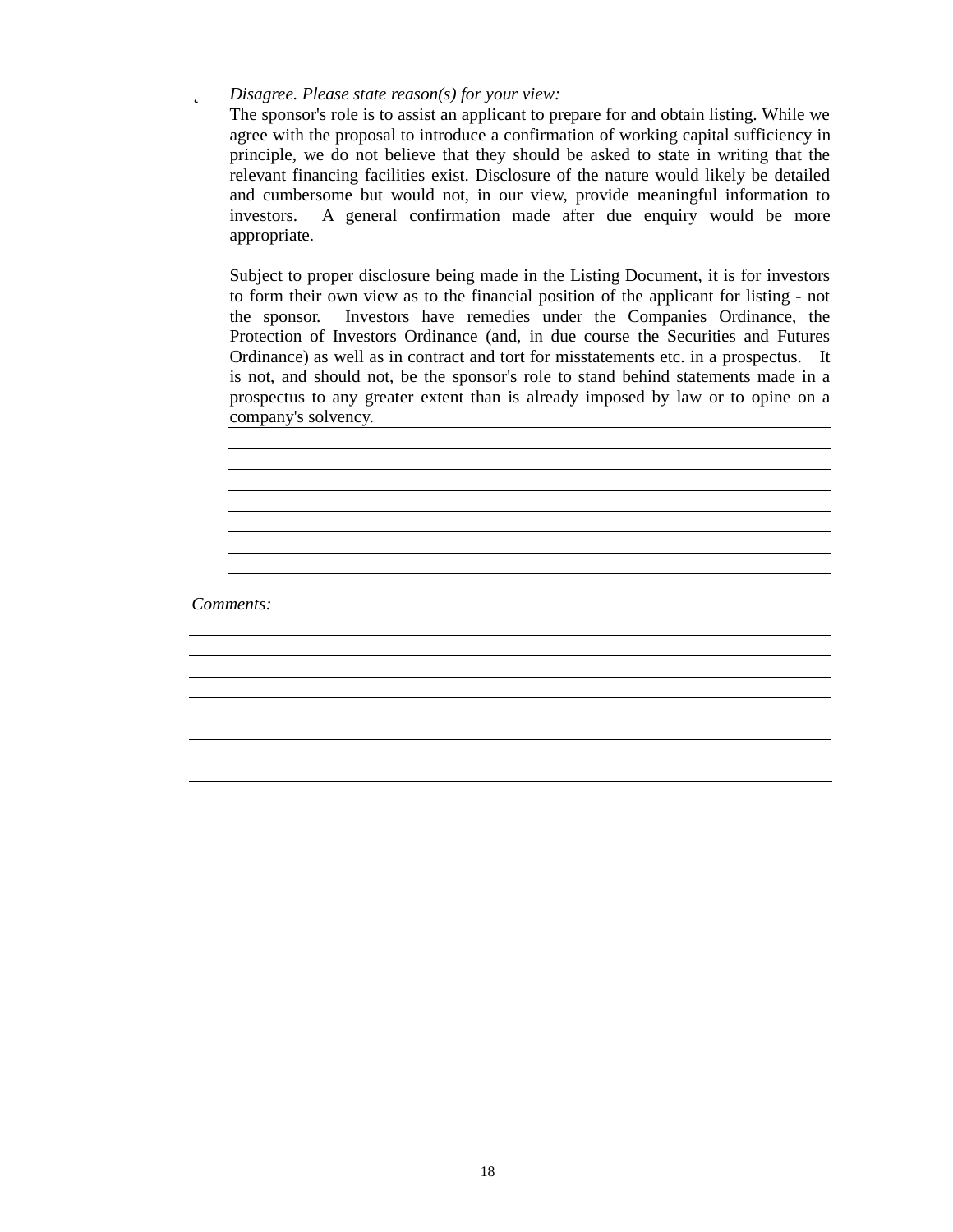- *Disagree. Please state reason(s) for your view:*

  The sponsor's role is to assist an applicant to prepare for and obtain listing. While we agree with the proposal to introduce a confirmation of working capital sufficiency in principle, we do not believe that they should be asked to state in writing that the relevant financing facilities exist. Disclosure of the nature would likely be detailed and cumbersome but would not, in our view, provide meaningful information to investors. A general confirmation made after due enquiry would be more appropriate.

  Subject to proper disclosure being made in the Listing Document, it is for investors to form their own view as to the financial position of the applicant for listing - not the sponsor. Investors have remedies under the Companies Ordinance, the Protection of Investors Ordinance (and, in due course the Securities and Futures Ordinance) as well as in contract and tort for misstatements etc. in a prospectus. It is not, and should not, be the sponsor's role to stand behind statements made in a prospectus to any greater extent than is already imposed by law or to opine on a company's solvency.

*Comments:*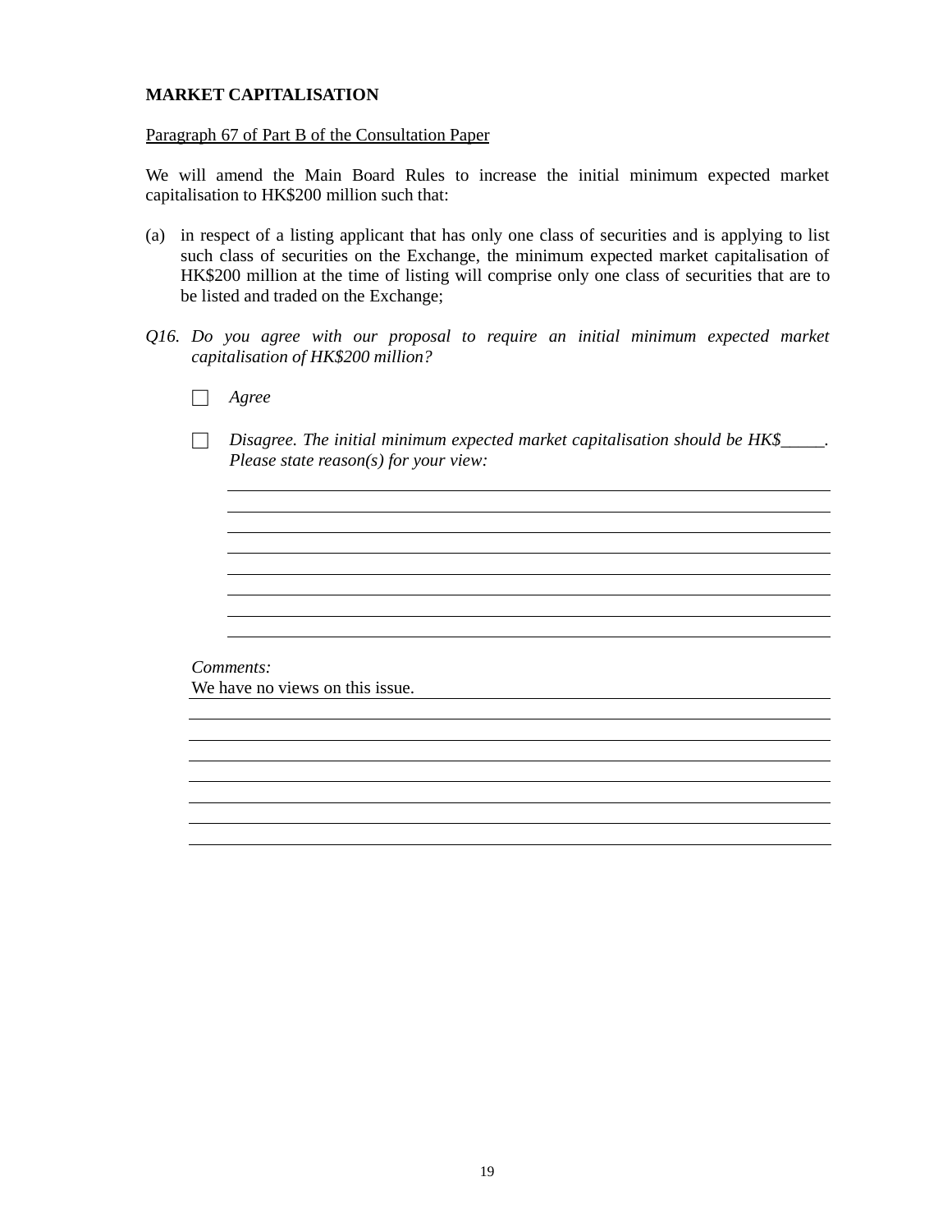**MARKET CAPITALISATION**

Paragraph 67 of Part B of the Consultation Paper

We will amend the Main Board Rules to increase the initial minimum expected market capitalisation to HK$200 million such that:

(a) in respect of a listing applicant that has only one class of securities and is applying to list such class of securities on the Exchange, the minimum expected market capitalisation of HK$200 million at the time of listing will comprise only one class of securities that are to be listed and traded on the Exchange;

*Q16. Do you agree with our proposal to require an initial minimum expected market capitalisation of HK$200 million?*

☐ *Agree*

☐ *Disagree. The initial minimum expected market capitalisation should be HK$_____. Please state reason(s) for your view:*

*Comments:*
We have no views on this issue.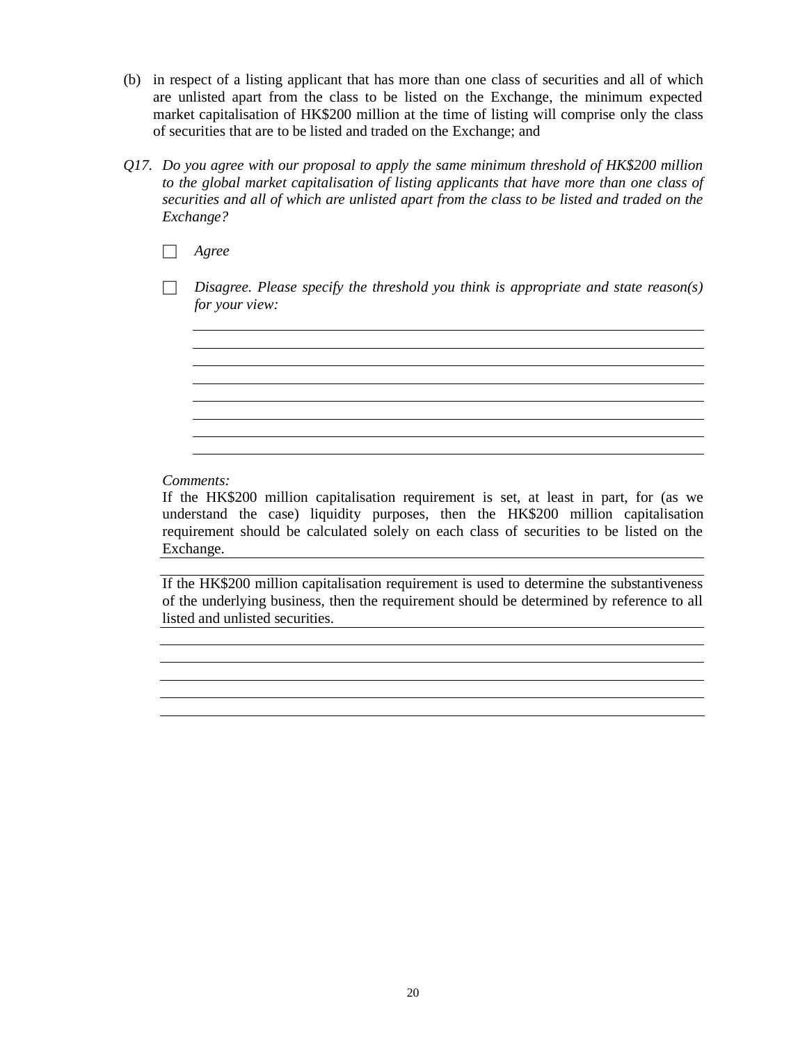(b) in respect of a listing applicant that has more than one class of securities and all of which are unlisted apart from the class to be listed on the Exchange, the minimum expected market capitalisation of HK$200 million at the time of listing will comprise only the class of securities that are to be listed and traded on the Exchange; and

*Q17. Do you agree with our proposal to apply the same minimum threshold of HK$200 million to the global market capitalisation of listing applicants that have more than one class of securities and all of which are unlisted apart from the class to be listed and traded on the Exchange?*

☐ *Agree*

☐ *Disagree. Please specify the threshold you think is appropriate and state reason(s) for your view:*

*Comments:*

If the HK$200 million capitalisation requirement is set, at least in part, for (as we understand the case) liquidity purposes, then the HK$200 million capitalisation requirement should be calculated solely on each class of securities to be listed on the Exchange.

If the HK$200 million capitalisation requirement is used to determine the substantiveness of the underlying business, then the requirement should be determined by reference to all listed and unlisted securities.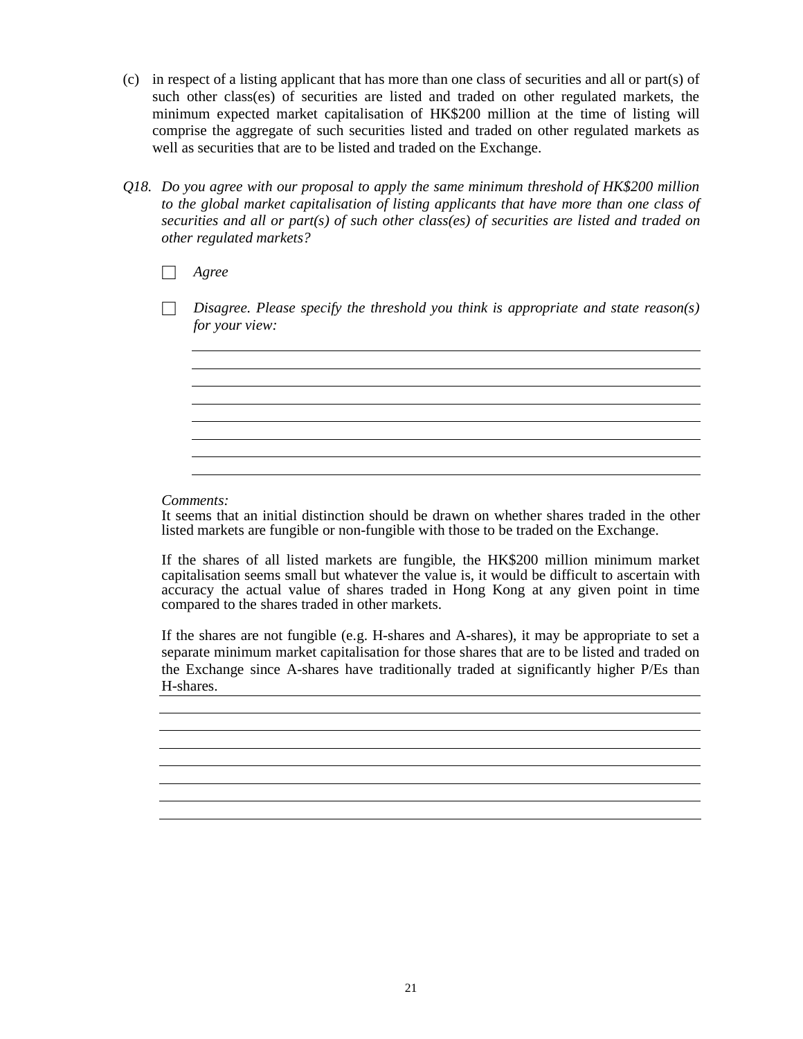(c) in respect of a listing applicant that has more than one class of securities and all or part(s) of such other class(es) of securities are listed and traded on other regulated markets, the minimum expected market capitalisation of HK$200 million at the time of listing will comprise the aggregate of such securities listed and traded on other regulated markets as well as securities that are to be listed and traded on the Exchange.

*Q18. Do you agree with our proposal to apply the same minimum threshold of HK$200 million to the global market capitalisation of listing applicants that have more than one class of securities and all or part(s) of such other class(es) of securities are listed and traded on other regulated markets?*

☐ *Agree*

☐ *Disagree. Please specify the threshold you think is appropriate and state reason(s) for your view:*

*Comments:*

It seems that an initial distinction should be drawn on whether shares traded in the other listed markets are fungible or non-fungible with those to be traded on the Exchange.

If the shares of all listed markets are fungible, the HK$200 million minimum market capitalisation seems small but whatever the value is, it would be difficult to ascertain with accuracy the actual value of shares traded in Hong Kong at any given point in time compared to the shares traded in other markets.

If the shares are not fungible (e.g. H-shares and A-shares), it may be appropriate to set a separate minimum market capitalisation for those shares that are to be listed and traded on the Exchange since A-shares have traditionally traded at significantly higher P/Es than H-shares.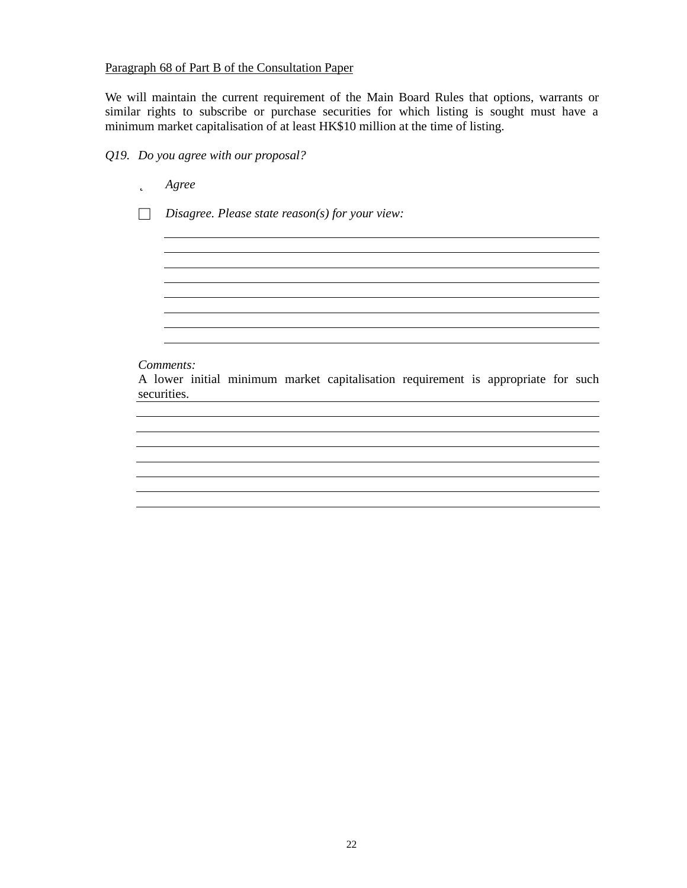<u>Paragraph 68 of Part B of the Consultation Paper</u>

We will maintain the current requirement of the Main Board Rules that options, warrants or similar rights to subscribe or purchase securities for which listing is sought must have a minimum market capitalisation of at least HK$10 million at the time of listing.

*Q19. Do you agree with our proposal?*

☑ *Agree*

☐ *Disagree. Please state reason(s) for your view:*

*Comments:*

A lower initial minimum market capitalisation requirement is appropriate for such securities.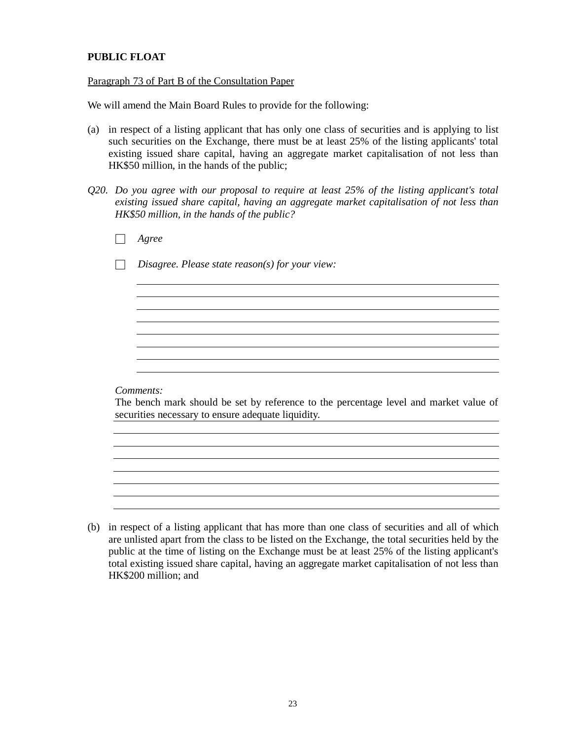**PUBLIC FLOAT**

Paragraph 73 of Part B of the Consultation Paper

We will amend the Main Board Rules to provide for the following:

(a) in respect of a listing applicant that has only one class of securities and is applying to list such securities on the Exchange, there must be at least 25% of the listing applicants' total existing issued share capital, having an aggregate market capitalisation of not less than HK$50 million, in the hands of the public;

*Q20. Do you agree with our proposal to require at least 25% of the listing applicant's total existing issued share capital, having an aggregate market capitalisation of not less than HK$50 million, in the hands of the public?*

☐ *Agree*

☐ *Disagree. Please state reason(s) for your view:*

*Comments:*
The bench mark should be set by reference to the percentage level and market value of securities necessary to ensure adequate liquidity.

(b) in respect of a listing applicant that has more than one class of securities and all of which are unlisted apart from the class to be listed on the Exchange, the total securities held by the public at the time of listing on the Exchange must be at least 25% of the listing applicant's total existing issued share capital, having an aggregate market capitalisation of not less than HK$200 million; and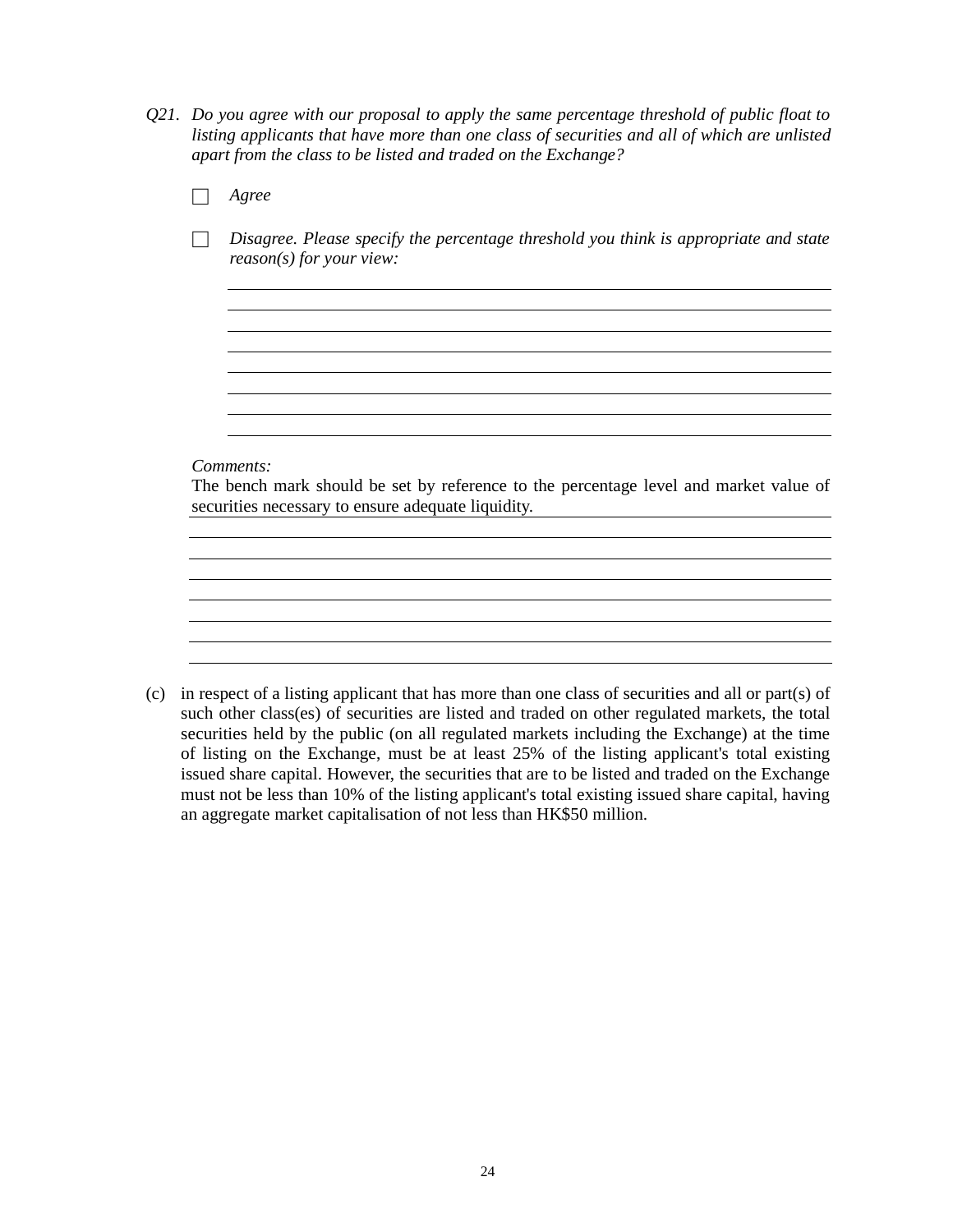*Q21. Do you agree with our proposal to apply the same percentage threshold of public float to listing applicants that have more than one class of securities and all of which are unlisted apart from the class to be listed and traded on the Exchange?*

☐ *Agree*

☐ *Disagree. Please specify the percentage threshold you think is appropriate and state reason(s) for your view:*

*Comments:*

The bench mark should be set by reference to the percentage level and market value of securities necessary to ensure adequate liquidity.

(c) in respect of a listing applicant that has more than one class of securities and all or part(s) of such other class(es) of securities are listed and traded on other regulated markets, the total securities held by the public (on all regulated markets including the Exchange) at the time of listing on the Exchange, must be at least 25% of the listing applicant's total existing issued share capital. However, the securities that are to be listed and traded on the Exchange must not be less than 10% of the listing applicant's total existing issued share capital, having an aggregate market capitalisation of not less than HK$50 million.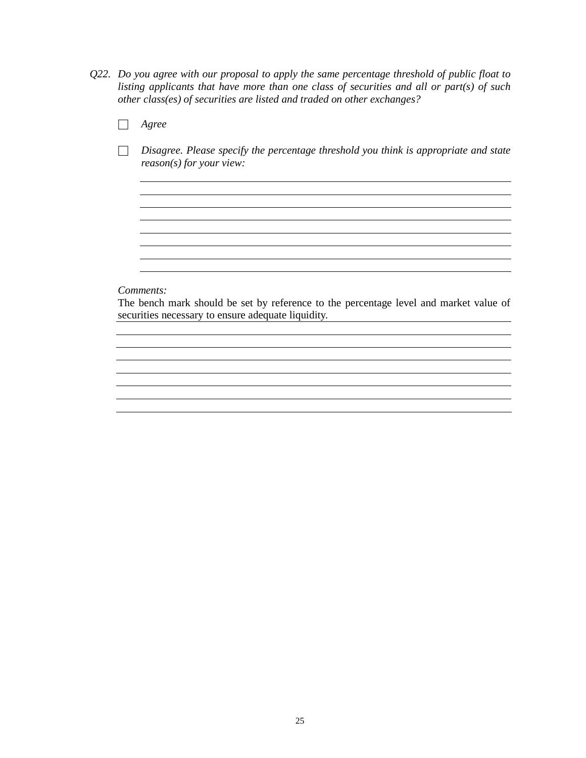*Q22. Do you agree with our proposal to apply the same percentage threshold of public float to listing applicants that have more than one class of securities and all or part(s) of such other class(es) of securities are listed and traded on other exchanges?*

- ☐ *Agree*

- ☐ *Disagree. Please specify the percentage threshold you think is appropriate and state reason(s) for your view:*

*Comments:*

The bench mark should be set by reference to the percentage level and market value of securities necessary to ensure adequate liquidity.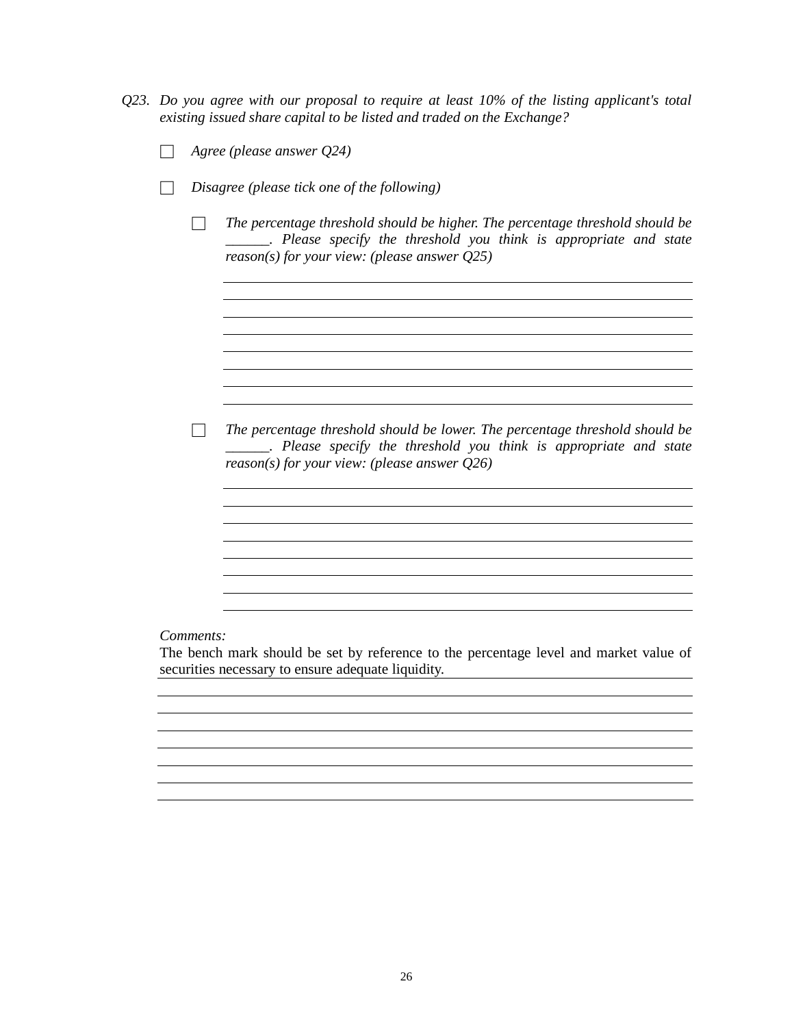*Q23. Do you agree with our proposal to require at least 10% of the listing applicant's total existing issued share capital to be listed and traded on the Exchange?*

- ☐ *Agree (please answer Q24)*

- ☐ *Disagree (please tick one of the following)*

  - ☐ *The percentage threshold should be higher. The percentage threshold should be ______. Please specify the threshold you think is appropriate and state reason(s) for your view: (please answer Q25)*

  - ☐ *The percentage threshold should be lower. The percentage threshold should be ______. Please specify the threshold you think is appropriate and state reason(s) for your view: (please answer Q26)*

*Comments:*

The bench mark should be set by reference to the percentage level and market value of securities necessary to ensure adequate liquidity.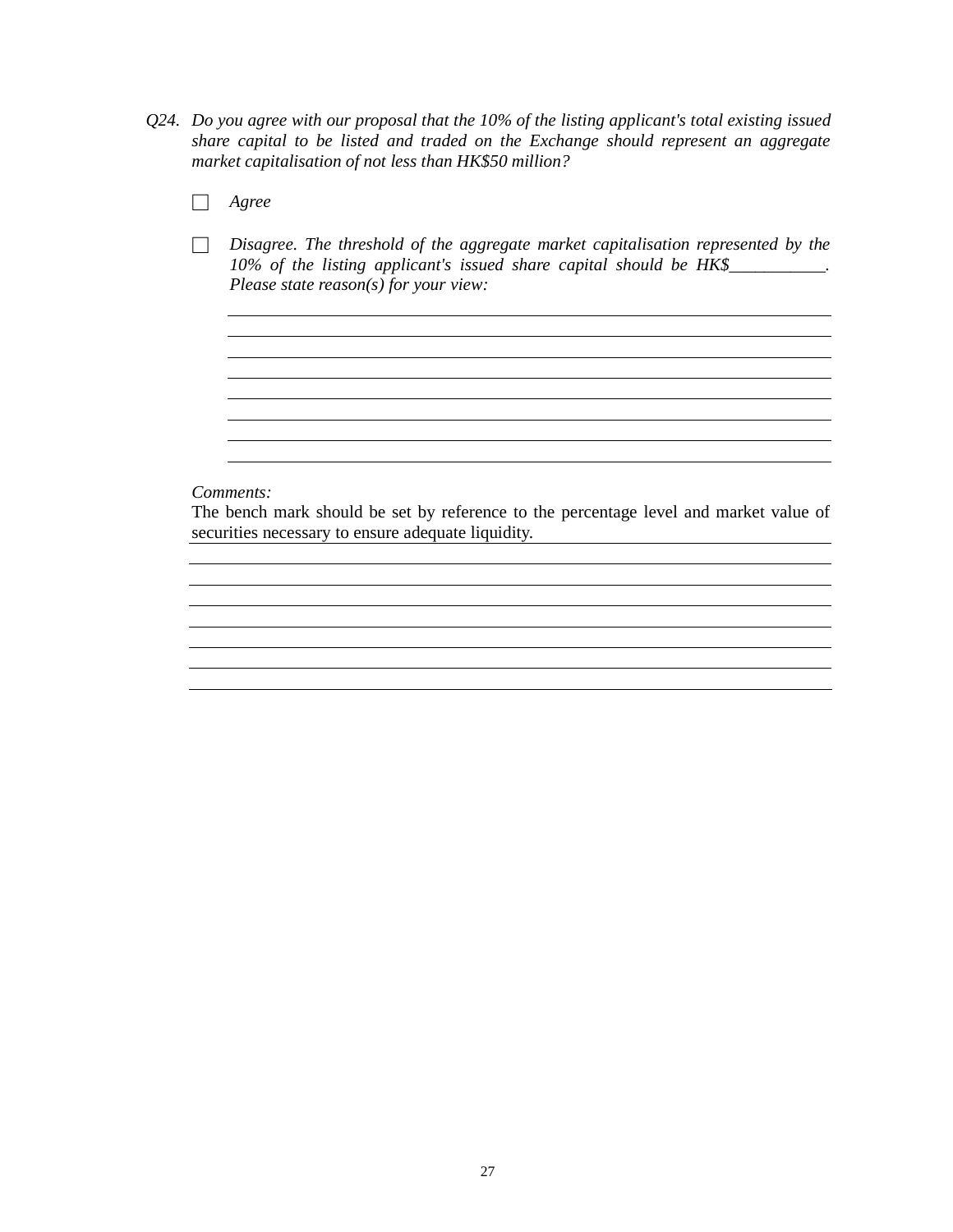*Q24. Do you agree with our proposal that the 10% of the listing applicant's total existing issued share capital to be listed and traded on the Exchange should represent an aggregate market capitalisation of not less than HK$50 million?*

☐ *Agree*

☐ *Disagree. The threshold of the aggregate market capitalisation represented by the 10% of the listing applicant's issued share capital should be HK$___________. Please state reason(s) for your view:*

*Comments:*

The bench mark should be set by reference to the percentage level and market value of securities necessary to ensure adequate liquidity.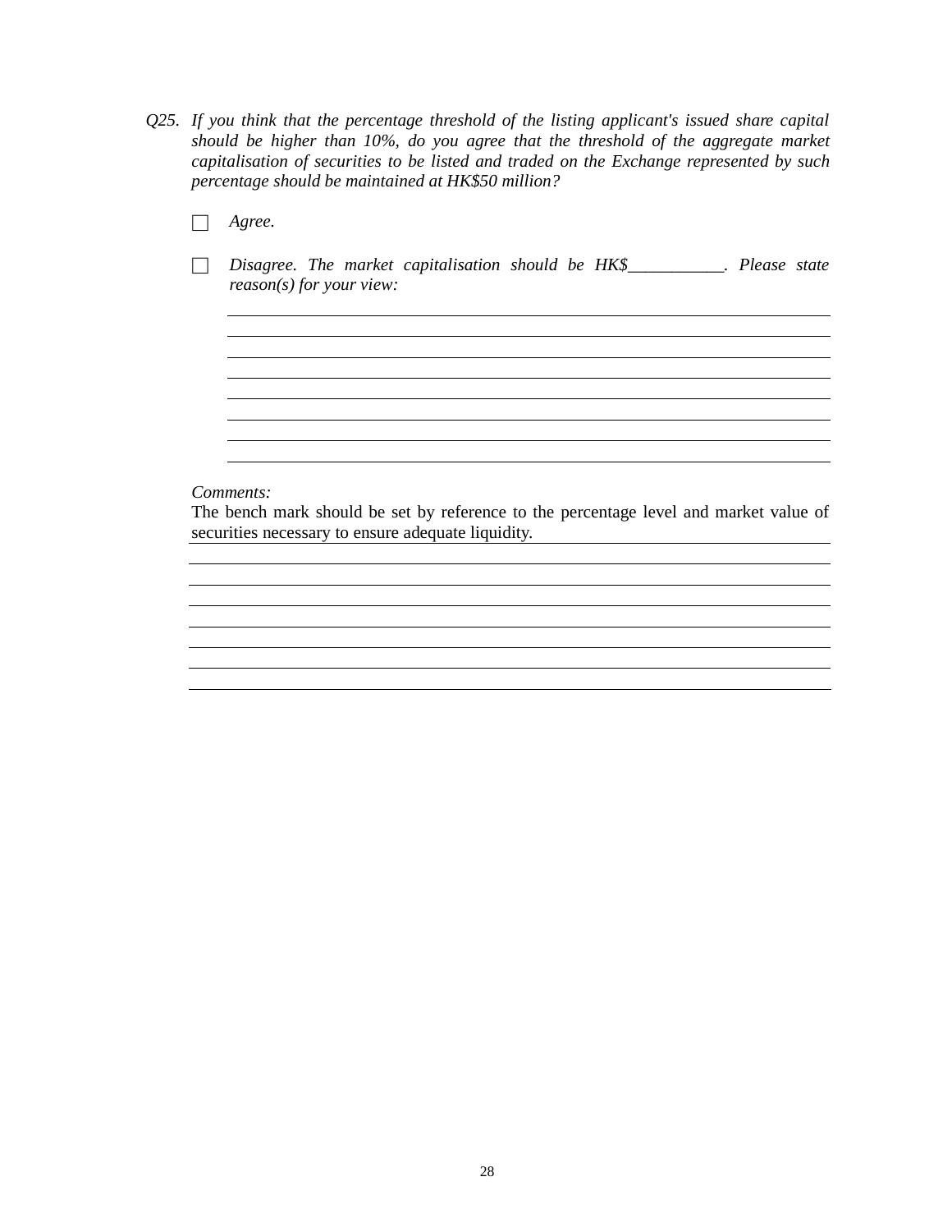*Q25. If you think that the percentage threshold of the listing applicant's issued share capital should be higher than 10%, do you agree that the threshold of the aggregate market capitalisation of securities to be listed and traded on the Exchange represented by such percentage should be maintained at HK$50 million?*

☐ *Agree.*

☐ *Disagree. The market capitalisation should be HK$___________. Please state reason(s) for your view:*

*Comments:*

The bench mark should be set by reference to the percentage level and market value of securities necessary to ensure adequate liquidity.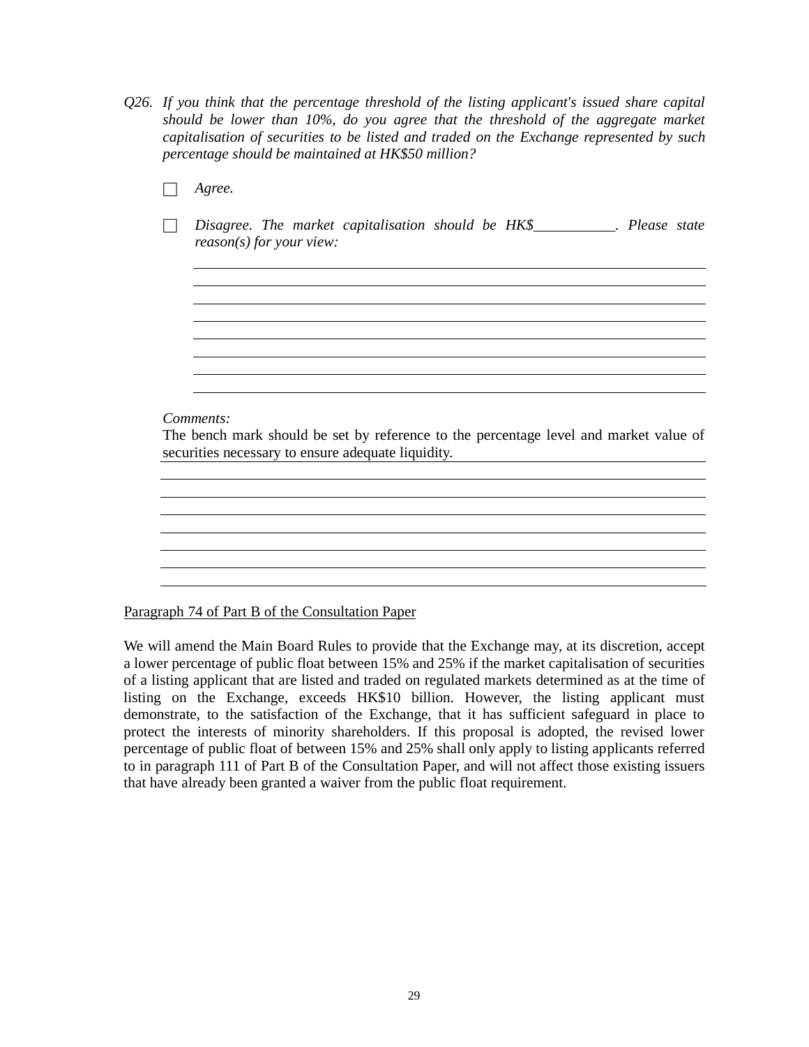*Q26. If you think that the percentage threshold of the listing applicant's issued share capital should be lower than 10%, do you agree that the threshold of the aggregate market capitalisation of securities to be listed and traded on the Exchange represented by such percentage should be maintained at HK$50 million?*

- ☐ *Agree.*

- ☐ *Disagree. The market capitalisation should be HK$___________. Please state reason(s) for your view:*

*Comments:*

The bench mark should be set by reference to the percentage level and market value of securities necessary to ensure adequate liquidity.

<u>Paragraph 74 of Part B of the Consultation Paper</u>

We will amend the Main Board Rules to provide that the Exchange may, at its discretion, accept a lower percentage of public float between 15% and 25% if the market capitalisation of securities of a listing applicant that are listed and traded on regulated markets determined as at the time of listing on the Exchange, exceeds HK$10 billion. However, the listing applicant must demonstrate, to the satisfaction of the Exchange, that it has sufficient safeguard in place to protect the interests of minority shareholders. If this proposal is adopted, the revised lower percentage of public float of between 15% and 25% shall only apply to listing applicants referred to in paragraph 111 of Part B of the Consultation Paper, and will not affect those existing issuers that have already been granted a waiver from the public float requirement.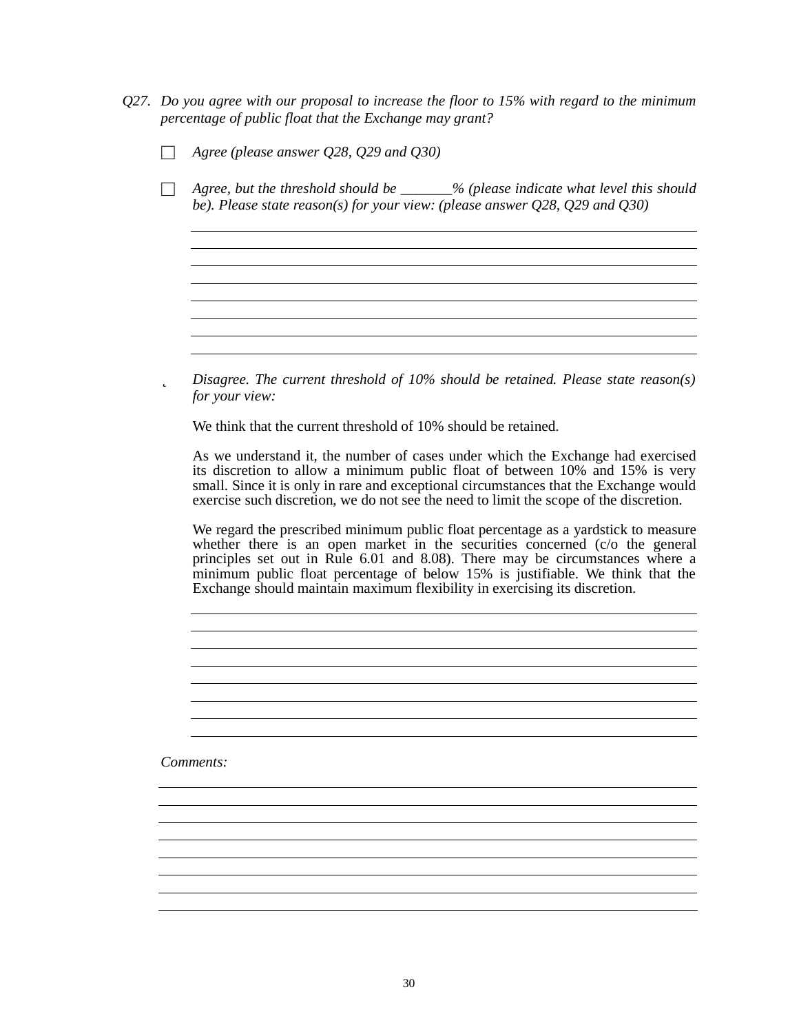*Q27. Do you agree with our proposal to increase the floor to 15% with regard to the minimum percentage of public float that the Exchange may grant?*

☐ *Agree (please answer Q28, Q29 and Q30)*

☐ *Agree, but the threshold should be _______% (please indicate what level this should be). Please state reason(s) for your view: (please answer Q28, Q29 and Q30)*

☑ *Disagree. The current threshold of 10% should be retained. Please state reason(s) for your view:*

We think that the current threshold of 10% should be retained.

As we understand it, the number of cases under which the Exchange had exercised its discretion to allow a minimum public float of between 10% and 15% is very small. Since it is only in rare and exceptional circumstances that the Exchange would exercise such discretion, we do not see the need to limit the scope of the discretion.

We regard the prescribed minimum public float percentage as a yardstick to measure whether there is an open market in the securities concerned (c/o the general principles set out in Rule 6.01 and 8.08). There may be circumstances where a minimum public float percentage of below 15% is justifiable. We think that the Exchange should maintain maximum flexibility in exercising its discretion.

*Comments:*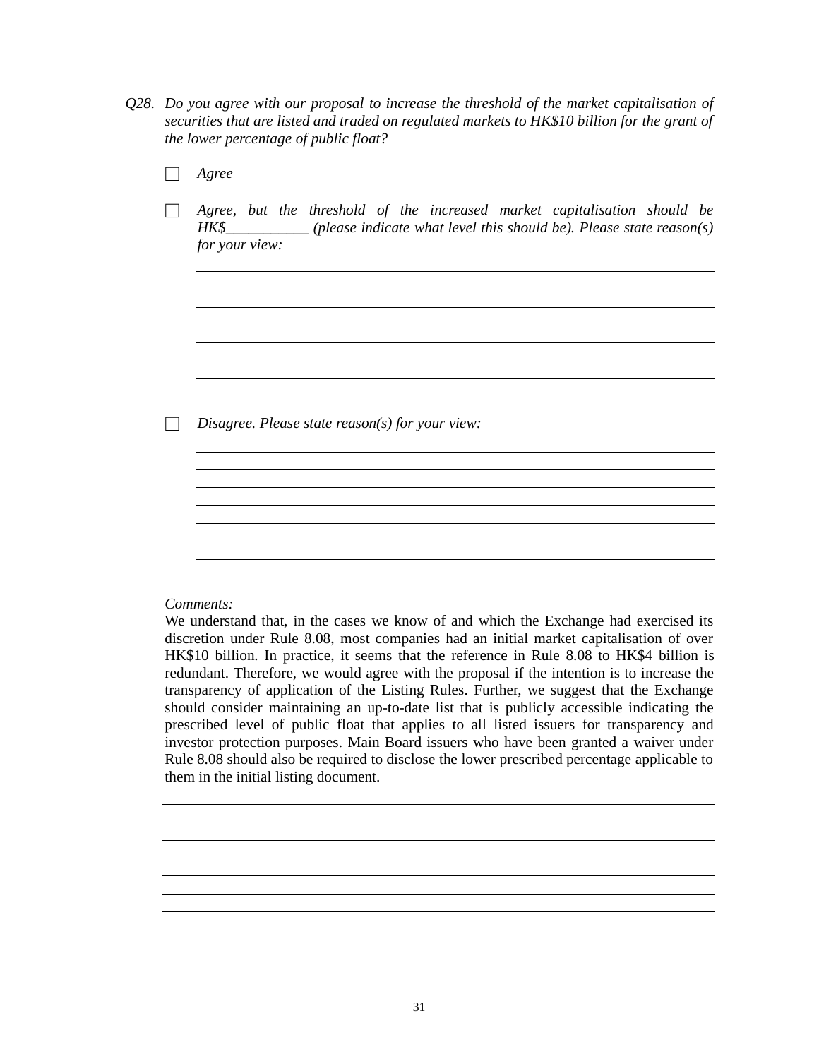*Q28. Do you agree with our proposal to increase the threshold of the market capitalisation of securities that are listed and traded on regulated markets to HK$10 billion for the grant of the lower percentage of public float?*

☐ *Agree*

☐ *Agree, but the threshold of the increased market capitalisation should be HK$___________ (please indicate what level this should be). Please state reason(s) for your view:*

☐ *Disagree. Please state reason(s) for your view:*

*Comments:*

We understand that, in the cases we know of and which the Exchange had exercised its discretion under Rule 8.08, most companies had an initial market capitalisation of over HK$10 billion. In practice, it seems that the reference in Rule 8.08 to HK$4 billion is redundant. Therefore, we would agree with the proposal if the intention is to increase the transparency of application of the Listing Rules. Further, we suggest that the Exchange should consider maintaining an up-to-date list that is publicly accessible indicating the prescribed level of public float that applies to all listed issuers for transparency and investor protection purposes. Main Board issuers who have been granted a waiver under Rule 8.08 should also be required to disclose the lower prescribed percentage applicable to them in the initial listing document.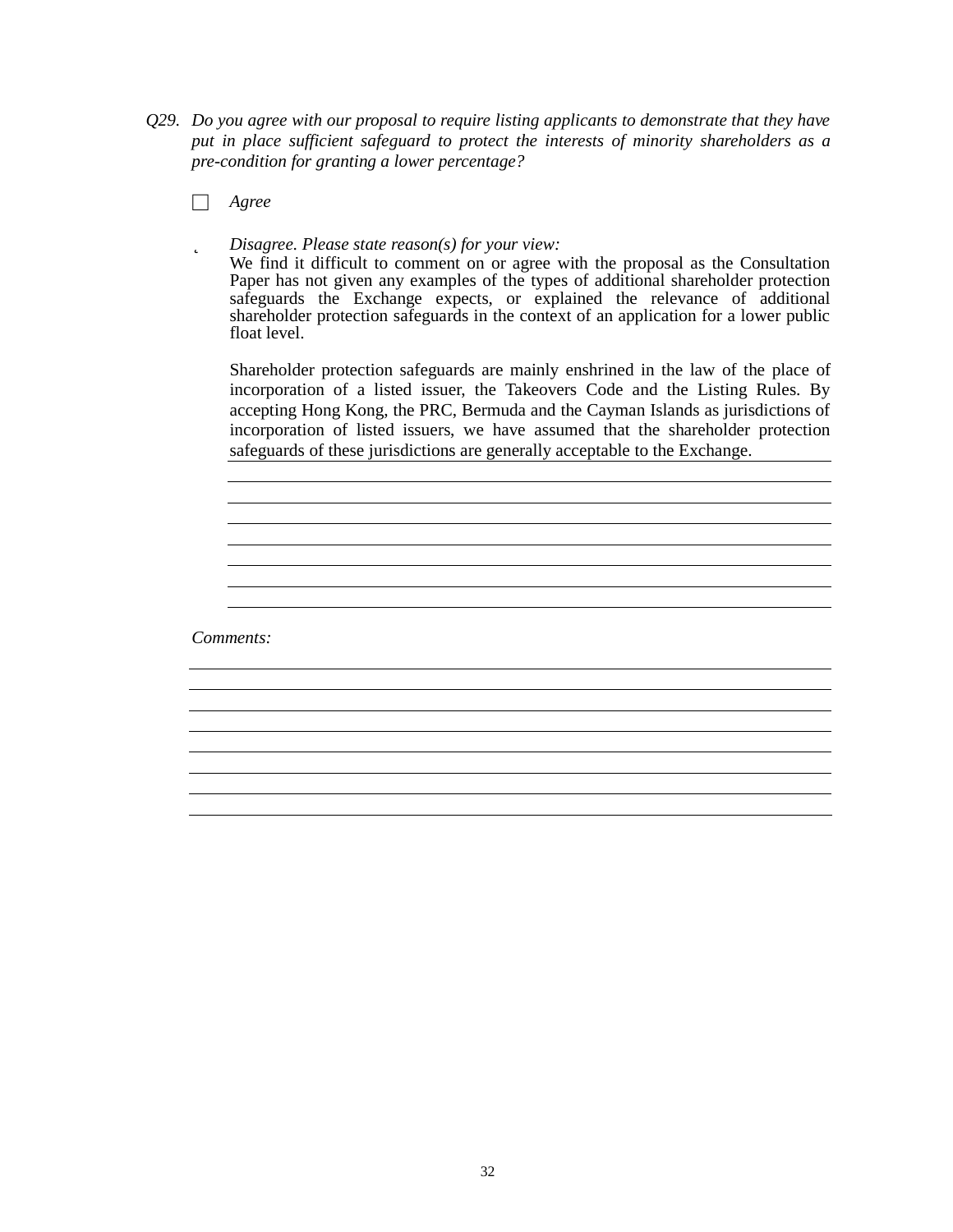*Q29. Do you agree with our proposal to require listing applicants to demonstrate that they have put in place sufficient safeguard to protect the interests of minority shareholders as a pre-condition for granting a lower percentage?*

☐ *Agree*

☑ *Disagree. Please state reason(s) for your view:*

We find it difficult to comment on or agree with the proposal as the Consultation Paper has not given any examples of the types of additional shareholder protection safeguards the Exchange expects, or explained the relevance of additional shareholder protection safeguards in the context of an application for a lower public float level.

Shareholder protection safeguards are mainly enshrined in the law of the place of incorporation of a listed issuer, the Takeovers Code and the Listing Rules. By accepting Hong Kong, the PRC, Bermuda and the Cayman Islands as jurisdictions of incorporation of listed issuers, we have assumed that the shareholder protection safeguards of these jurisdictions are generally acceptable to the Exchange.

*Comments:*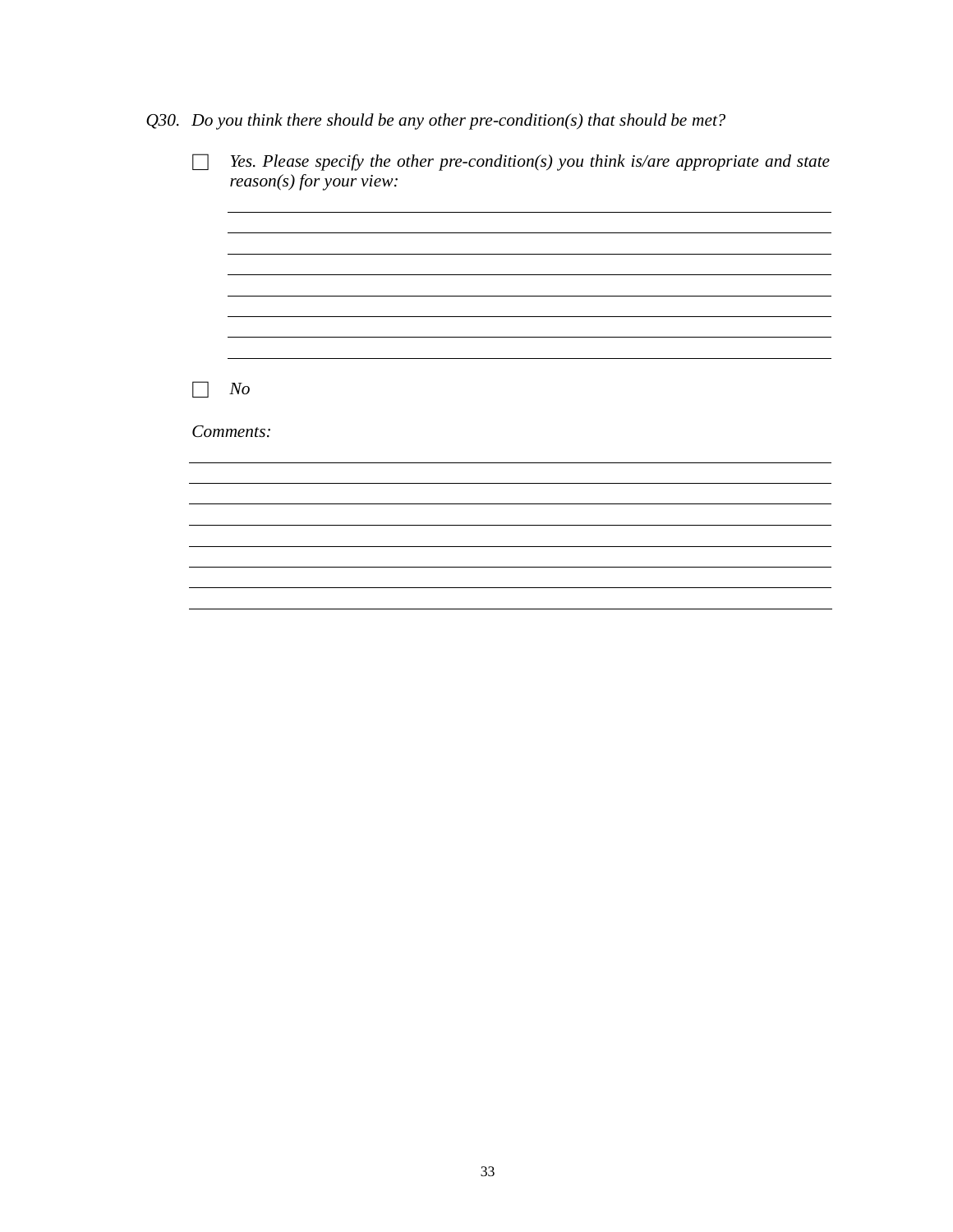*Q30. Do you think there should be any other pre-condition(s) that should be met?*

- ☐ *Yes. Please specify the other pre-condition(s) you think is/are appropriate and state reason(s) for your view:*

  ______________________________________________
  ______________________________________________
  ______________________________________________
  ______________________________________________
  ______________________________________________
  ______________________________________________
  ______________________________________________
  ______________________________________________

- ☐ *No*

*Comments:*

______________________________________________
______________________________________________
______________________________________________
______________________________________________
______________________________________________
______________________________________________
______________________________________________
______________________________________________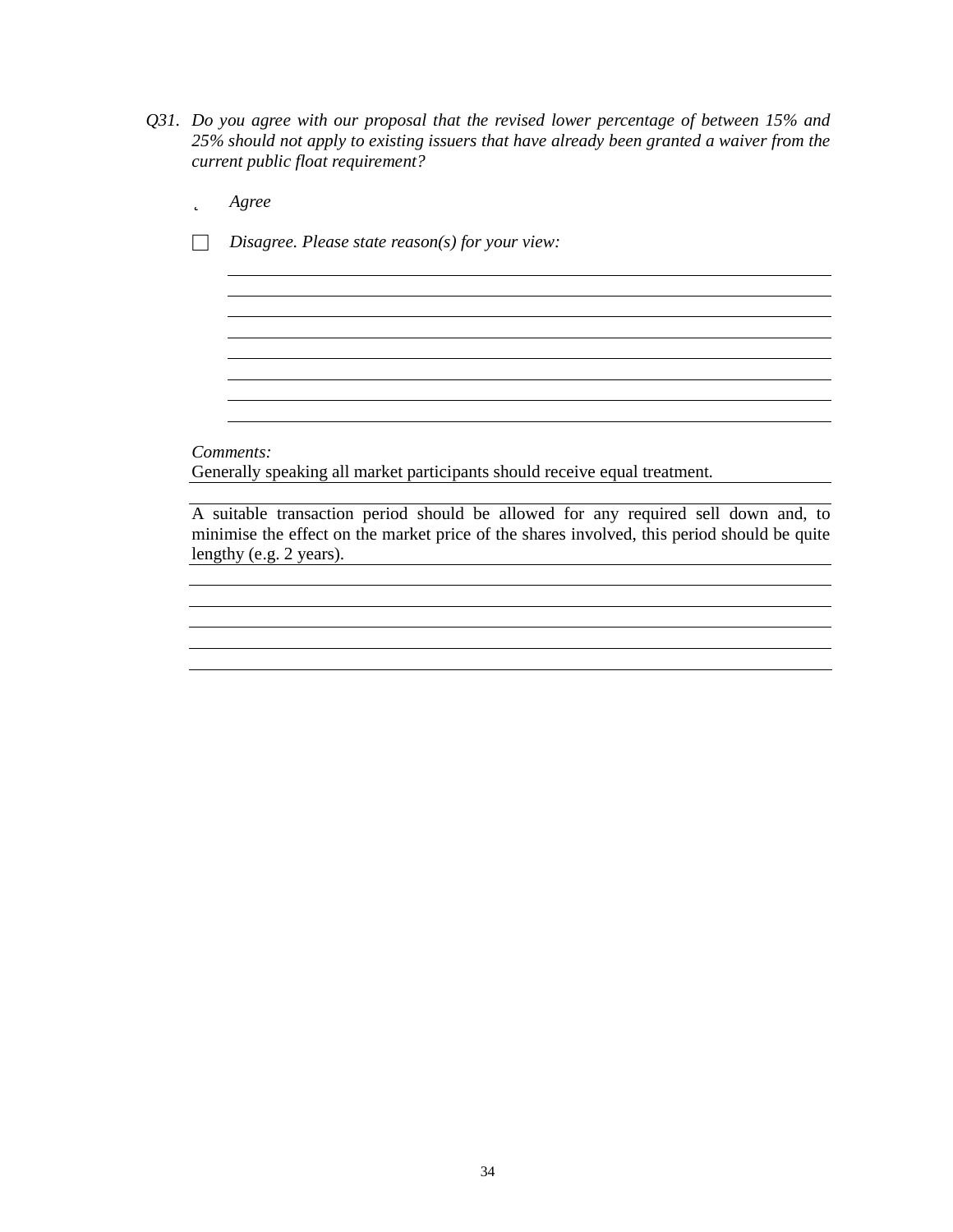*Q31. Do you agree with our proposal that the revised lower percentage of between 15% and 25% should not apply to existing issuers that have already been granted a waiver from the current public float requirement?*

- ☑ *Agree*

- ☐ *Disagree. Please state reason(s) for your view:*

*Comments:*

Generally speaking all market participants should receive equal treatment.

A suitable transaction period should be allowed for any required sell down and, to minimise the effect on the market price of the shares involved, this period should be quite lengthy (e.g. 2 years).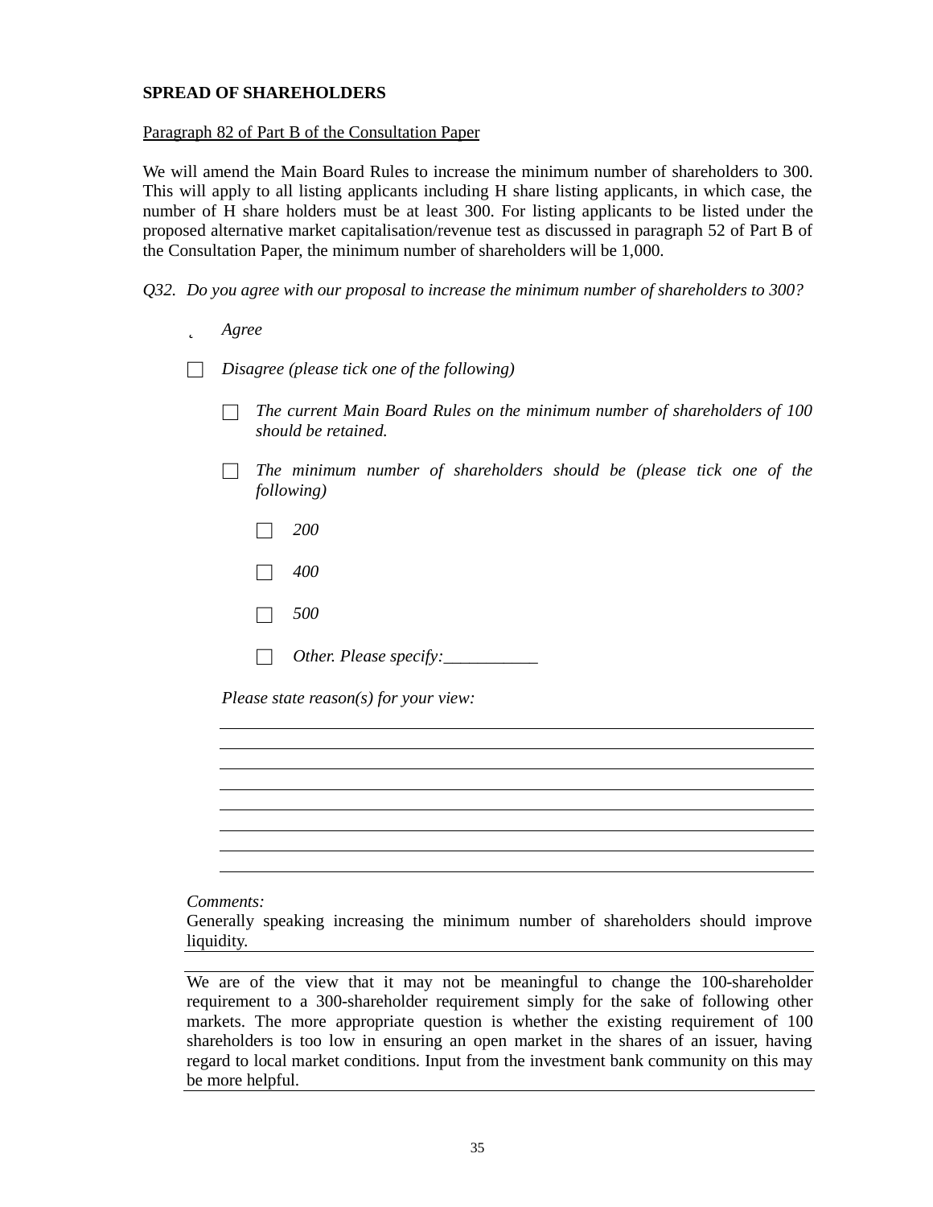**SPREAD OF SHAREHOLDERS**

Paragraph 82 of Part B of the Consultation Paper

We will amend the Main Board Rules to increase the minimum number of shareholders to 300. This will apply to all listing applicants including H share listing applicants, in which case, the number of H share holders must be at least 300. For listing applicants to be listed under the proposed alternative market capitalisation/revenue test as discussed in paragraph 52 of Part B of the Consultation Paper, the minimum number of shareholders will be 1,000.

*Q32. Do you agree with our proposal to increase the minimum number of shareholders to 300?*

- ˛ *Agree*
- ☐ *Disagree (please tick one of the following)*
  - ☐ *The current Main Board Rules on the minimum number of shareholders of 100 should be retained.*
  - ☐ *The minimum number of shareholders should be (please tick one of the following)*
    - ☐ *200*
    - ☐ *400*
    - ☐ *500*
    - ☐ *Other. Please specify:___________*

*Please state reason(s) for your view:*

*Comments:*

Generally speaking increasing the minimum number of shareholders should improve liquidity.

We are of the view that it may not be meaningful to change the 100-shareholder requirement to a 300-shareholder requirement simply for the sake of following other markets. The more appropriate question is whether the existing requirement of 100 shareholders is too low in ensuring an open market in the shares of an issuer, having regard to local market conditions. Input from the investment bank community on this may be more helpful.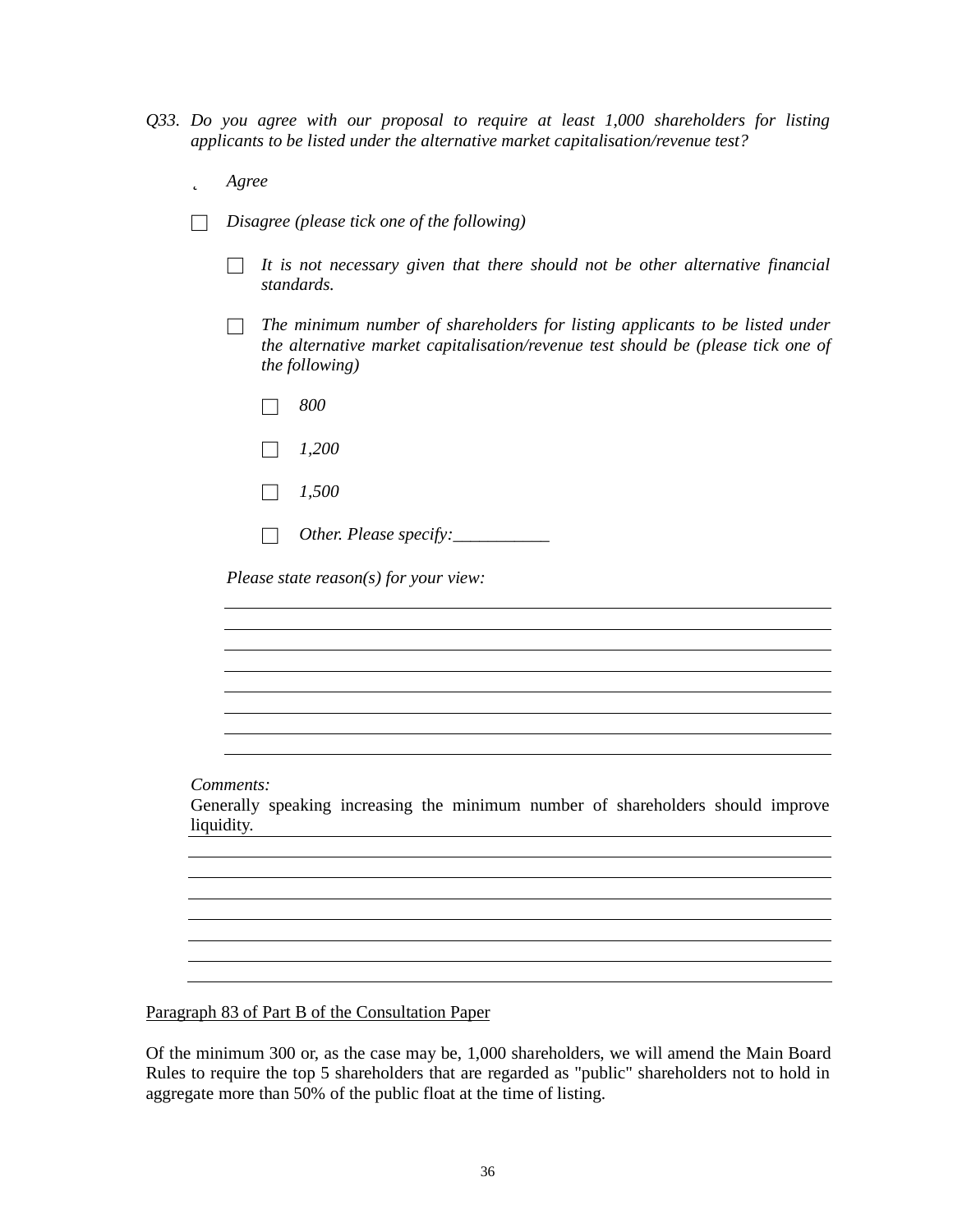*Q33. Do you agree with our proposal to require at least 1,000 shareholders for listing applicants to be listed under the alternative market capitalisation/revenue test?*

- ☑ *Agree*
- ☐ *Disagree (please tick one of the following)*
  - ☐ *It is not necessary given that there should not be other alternative financial standards.*
  - ☐ *The minimum number of shareholders for listing applicants to be listed under the alternative market capitalisation/revenue test should be (please tick one of the following)*
    - ☐ *800*
    - ☐ *1,200*
    - ☐ *1,500*
    - ☐ *Other. Please specify:___________*

  *Please state reason(s) for your view:*

*Comments:*

Generally speaking increasing the minimum number of shareholders should improve liquidity.

Paragraph 83 of Part B of the Consultation Paper

Of the minimum 300 or, as the case may be, 1,000 shareholders, we will amend the Main Board Rules to require the top 5 shareholders that are regarded as "public" shareholders not to hold in aggregate more than 50% of the public float at the time of listing.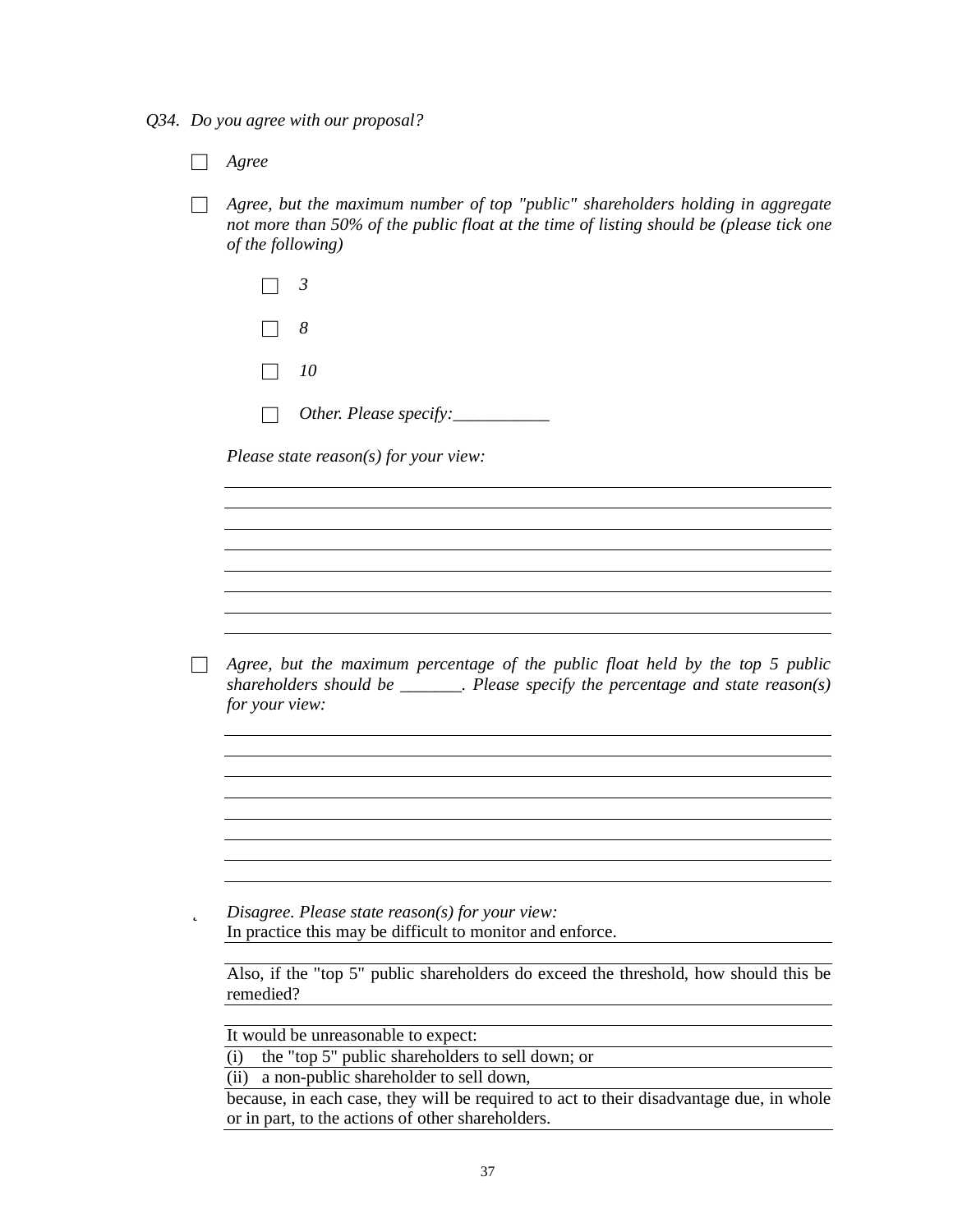*Q34. Do you agree with our proposal?*

- ☐ *Agree*

- ☐ *Agree, but the maximum number of top "public" shareholders holding in aggregate not more than 50% of the public float at the time of listing should be (please tick one of the following)*

  - ☐ *3*
  - ☐ *8*
  - ☐ *10*
  - ☐ *Other. Please specify:___________*

  *Please state reason(s) for your view:*

- ☐ *Agree, but the maximum percentage of the public float held by the top 5 public shareholders should be _______. Please specify the percentage and state reason(s) for your view:*

- ˛ *Disagree. Please state reason(s) for your view:*

  In practice this may be difficult to monitor and enforce.

  Also, if the "top 5" public shareholders do exceed the threshold, how should this be remedied?

  It would be unreasonable to expect:

  (i) the "top 5" public shareholders to sell down; or

  (ii) a non-public shareholder to sell down,

  because, in each case, they will be required to act to their disadvantage due, in whole or in part, to the actions of other shareholders.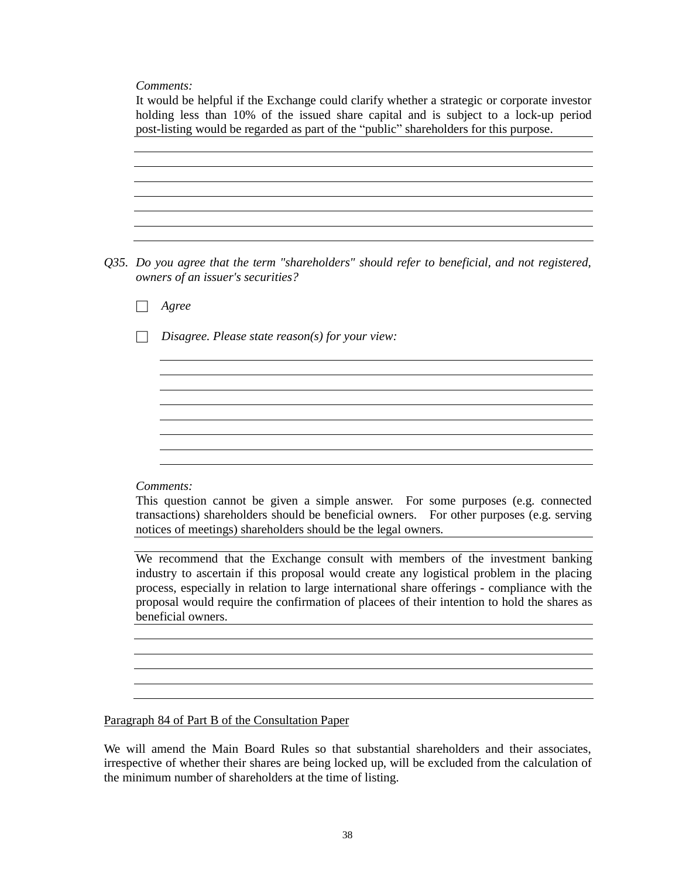*Comments:*

It would be helpful if the Exchange could clarify whether a strategic or corporate investor holding less than 10% of the issued share capital and is subject to a lock-up period post-listing would be regarded as part of the "public" shareholders for this purpose.

*Q35. Do you agree that the term "shareholders" should refer to beneficial, and not registered, owners of an issuer's securities?*

☐ *Agree*

☐ *Disagree. Please state reason(s) for your view:*

*Comments:*

This question cannot be given a simple answer. For some purposes (e.g. connected transactions) shareholders should be beneficial owners. For other purposes (e.g. serving notices of meetings) shareholders should be the legal owners.

We recommend that the Exchange consult with members of the investment banking industry to ascertain if this proposal would create any logistical problem in the placing process, especially in relation to large international share offerings - compliance with the proposal would require the confirmation of placees of their intention to hold the shares as beneficial owners.

Paragraph 84 of Part B of the Consultation Paper

We will amend the Main Board Rules so that substantial shareholders and their associates, irrespective of whether their shares are being locked up, will be excluded from the calculation of the minimum number of shareholders at the time of listing.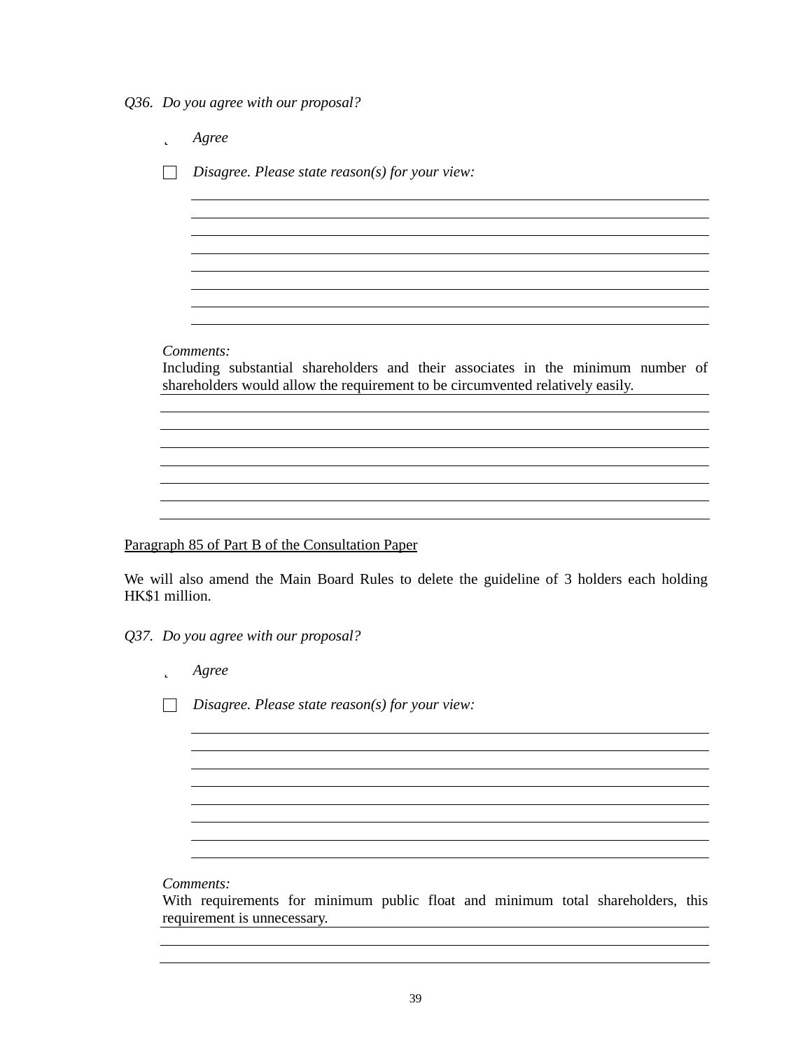*Q36. Do you agree with our proposal?*

- ☑ *Agree*
- ☐ *Disagree. Please state reason(s) for your view:*

*Comments:*

Including substantial shareholders and their associates in the minimum number of shareholders would allow the requirement to be circumvented relatively easily.

Paragraph 85 of Part B of the Consultation Paper

We will also amend the Main Board Rules to delete the guideline of 3 holders each holding HK$1 million.

*Q37. Do you agree with our proposal?*

- ☑ *Agree*
- ☐ *Disagree. Please state reason(s) for your view:*

*Comments:*

With requirements for minimum public float and minimum total shareholders, this requirement is unnecessary.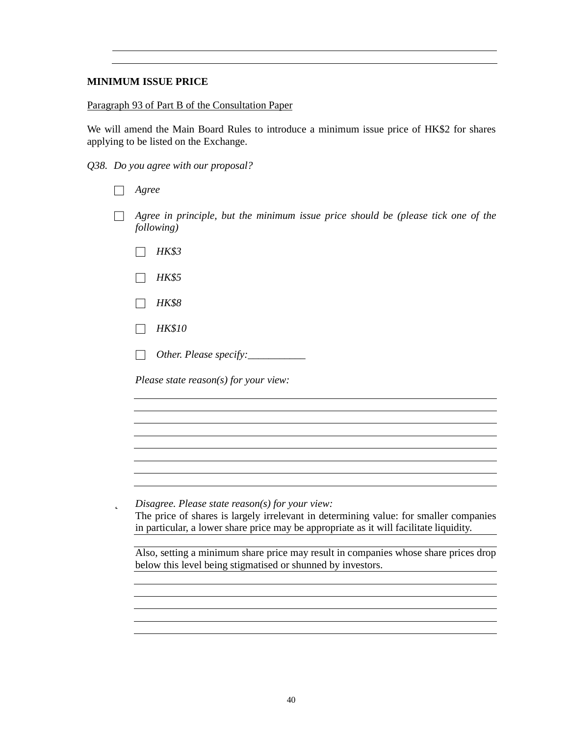**MINIMUM ISSUE PRICE**

Paragraph 93 of Part B of the Consultation Paper

We will amend the Main Board Rules to introduce a minimum issue price of HK$2 for shares applying to be listed on the Exchange.

*Q38. Do you agree with our proposal?*

- ☐ *Agree*
- ☐ *Agree in principle, but the minimum issue price should be (please tick one of the following)*
  - ☐ *HK$3*
  - ☐ *HK$5*
  - ☐ *HK$8*
  - ☐ *HK$10*
  - ☐ *Other. Please specify:___________*

  *Please state reason(s) for your view:*

- ˛ *Disagree. Please state reason(s) for your view:*

  The price of shares is largely irrelevant in determining value: for smaller companies in particular, a lower share price may be appropriate as it will facilitate liquidity.

  Also, setting a minimum share price may result in companies whose share prices drop below this level being stigmatised or shunned by investors.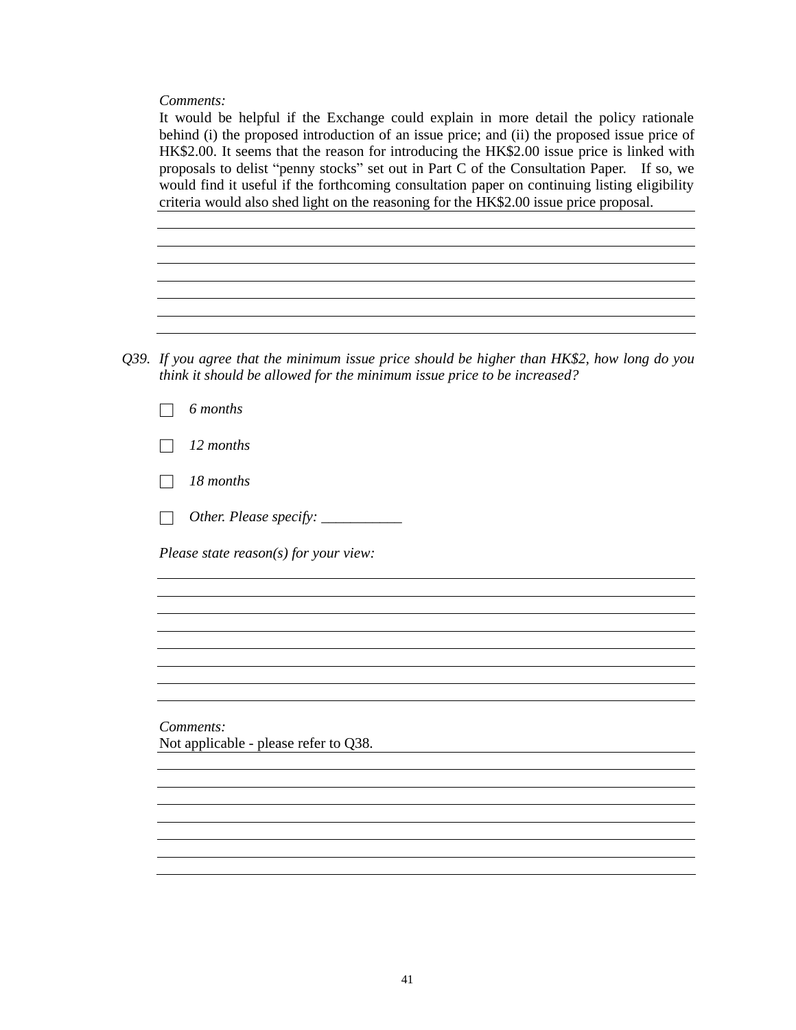*Comments:*

It would be helpful if the Exchange could explain in more detail the policy rationale behind (i) the proposed introduction of an issue price; and (ii) the proposed issue price of HK$2.00. It seems that the reason for introducing the HK$2.00 issue price is linked with proposals to delist "penny stocks" set out in Part C of the Consultation Paper. If so, we would find it useful if the forthcoming consultation paper on continuing listing eligibility criteria would also shed light on the reasoning for the HK$2.00 issue price proposal.

*Q39. If you agree that the minimum issue price should be higher than HK$2, how long do you think it should be allowed for the minimum issue price to be increased?*

☐ *6 months*

☐ *12 months*

☐ *18 months*

☐ *Other. Please specify: ___________*

*Please state reason(s) for your view:*

*Comments:*

Not applicable - please refer to Q38.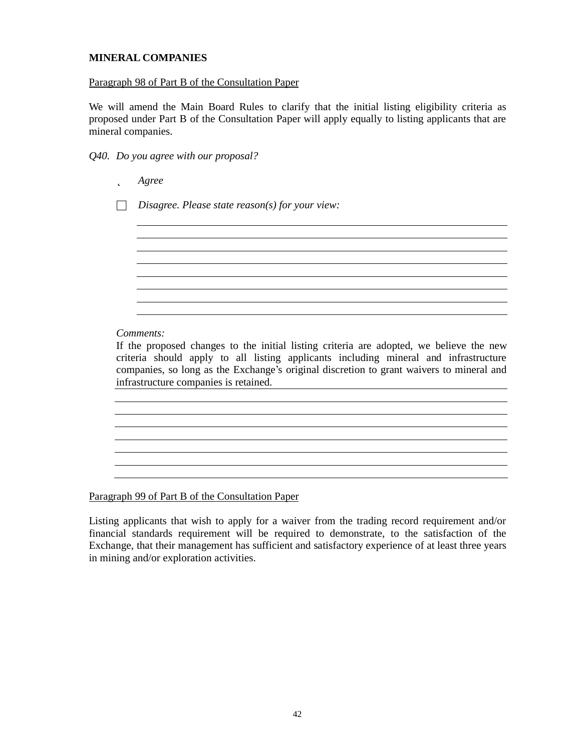**MINERAL COMPANIES**

Paragraph 98 of Part B of the Consultation Paper

We will amend the Main Board Rules to clarify that the initial listing eligibility criteria as proposed under Part B of the Consultation Paper will apply equally to listing applicants that are mineral companies.

*Q40. Do you agree with our proposal?*

- [x] *Agree*
- [ ] *Disagree. Please state reason(s) for your view:*

*Comments:*

If the proposed changes to the initial listing criteria are adopted, we believe the new criteria should apply to all listing applicants including mineral and infrastructure companies, so long as the Exchange's original discretion to grant waivers to mineral and infrastructure companies is retained.

Paragraph 99 of Part B of the Consultation Paper

Listing applicants that wish to apply for a waiver from the trading record requirement and/or financial standards requirement will be required to demonstrate, to the satisfaction of the Exchange, that their management has sufficient and satisfactory experience of at least three years in mining and/or exploration activities.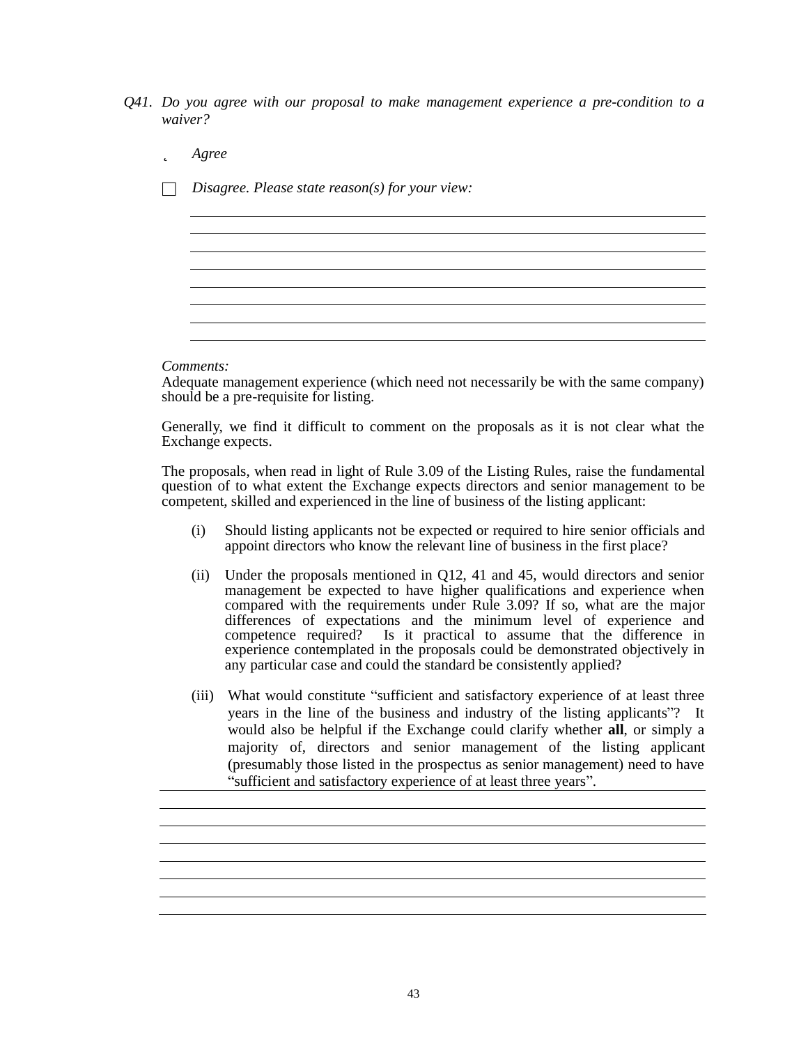*Q41. Do you agree with our proposal to make management experience a pre-condition to a waiver?*

- [x] *Agree*
- [ ] *Disagree. Please state reason(s) for your view:*

*Comments:*

Adequate management experience (which need not necessarily be with the same company) should be a pre-requisite for listing.

Generally, we find it difficult to comment on the proposals as it is not clear what the Exchange expects.

The proposals, when read in light of Rule 3.09 of the Listing Rules, raise the fundamental question of to what extent the Exchange expects directors and senior management to be competent, skilled and experienced in the line of business of the listing applicant:

(i) Should listing applicants not be expected or required to hire senior officials and appoint directors who know the relevant line of business in the first place?

(ii) Under the proposals mentioned in Q12, 41 and 45, would directors and senior management be expected to have higher qualifications and experience when compared with the requirements under Rule 3.09? If so, what are the major differences of expectations and the minimum level of experience and competence required? Is it practical to assume that the difference in experience contemplated in the proposals could be demonstrated objectively in any particular case and could the standard be consistently applied?

(iii) What would constitute "sufficient and satisfactory experience of at least three years in the line of the business and industry of the listing applicants"? It would also be helpful if the Exchange could clarify whether **all**, or simply a majority of, directors and senior management of the listing applicant (presumably those listed in the prospectus as senior management) need to have "sufficient and satisfactory experience of at least three years".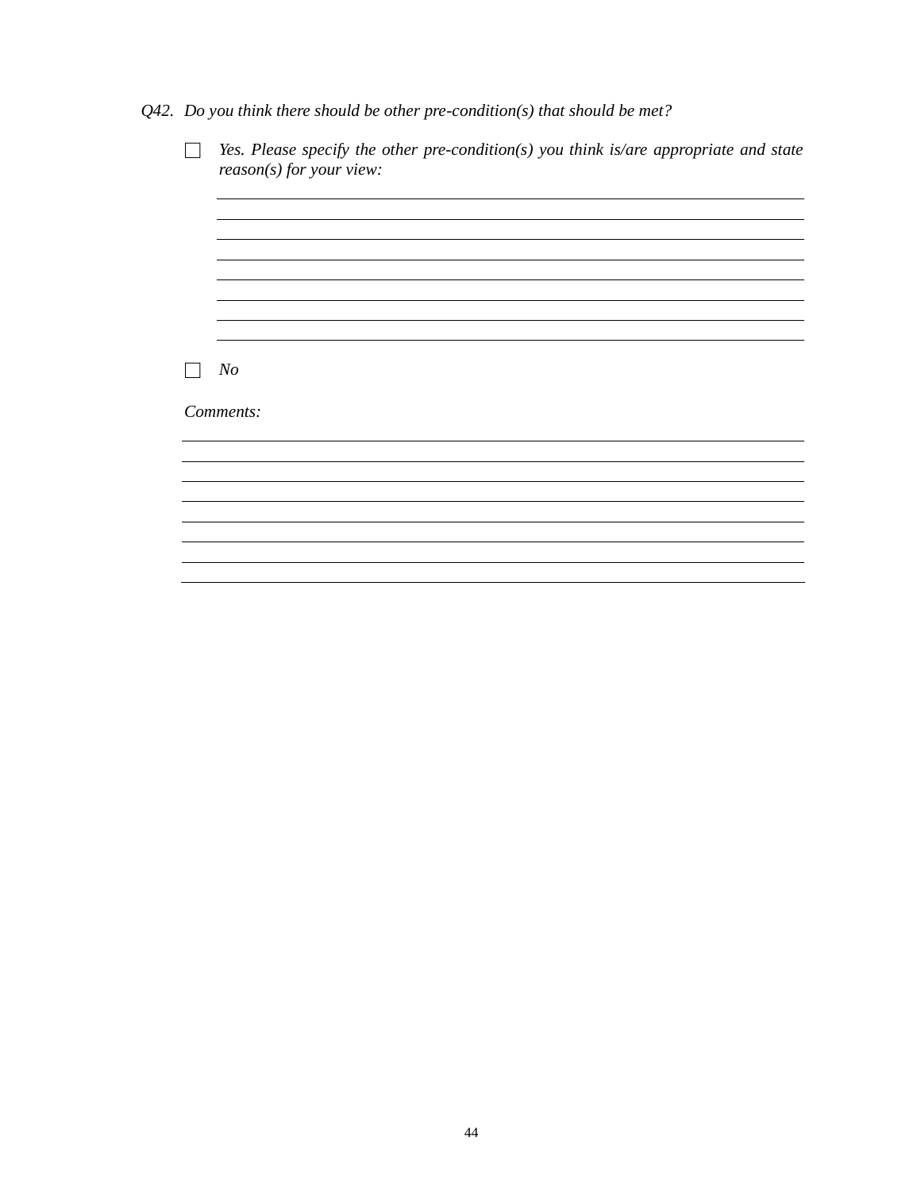*Q42. Do you think there should be other pre-condition(s) that should be met?*

☐ *Yes. Please specify the other pre-condition(s) you think is/are appropriate and state reason(s) for your view:*

________________________________________________________________________________
________________________________________________________________________________
________________________________________________________________________________
________________________________________________________________________________
________________________________________________________________________________
________________________________________________________________________________
________________________________________________________________________________
________________________________________________________________________________

☐ *No*

*Comments:*

________________________________________________________________________________
________________________________________________________________________________
________________________________________________________________________________
________________________________________________________________________________
________________________________________________________________________________
________________________________________________________________________________
________________________________________________________________________________
________________________________________________________________________________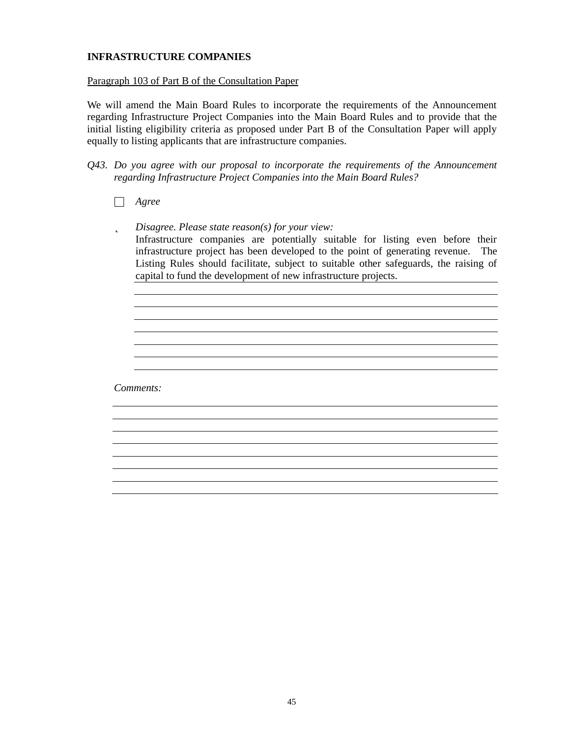**INFRASTRUCTURE COMPANIES**

Paragraph 103 of Part B of the Consultation Paper

We will amend the Main Board Rules to incorporate the requirements of the Announcement regarding Infrastructure Project Companies into the Main Board Rules and to provide that the initial listing eligibility criteria as proposed under Part B of the Consultation Paper will apply equally to listing applicants that are infrastructure companies.

*Q43. Do you agree with our proposal to incorporate the requirements of the Announcement regarding Infrastructure Project Companies into the Main Board Rules?*

☐ *Agree*

˛ *Disagree. Please state reason(s) for your view:*

Infrastructure companies are potentially suitable for listing even before their infrastructure project has been developed to the point of generating revenue. The Listing Rules should facilitate, subject to suitable other safeguards, the raising of capital to fund the development of new infrastructure projects.

*Comments:*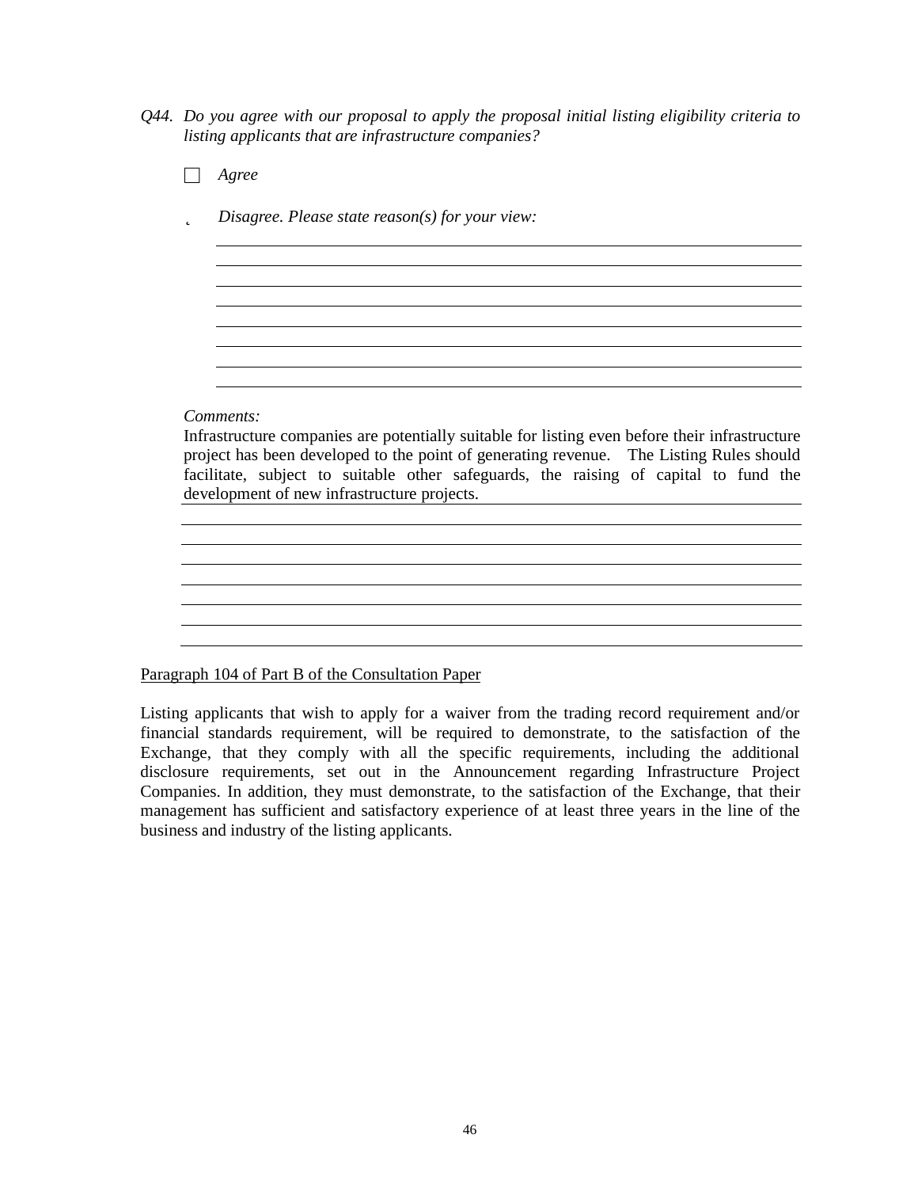*Q44. Do you agree with our proposal to apply the proposal initial listing eligibility criteria to listing applicants that are infrastructure companies?*

☐ *Agree*

˛ *Disagree. Please state reason(s) for your view:*

*Comments:*

Infrastructure companies are potentially suitable for listing even before their infrastructure project has been developed to the point of generating revenue. The Listing Rules should facilitate, subject to suitable other safeguards, the raising of capital to fund the development of new infrastructure projects.

<u>Paragraph 104 of Part B of the Consultation Paper</u>

Listing applicants that wish to apply for a waiver from the trading record requirement and/or financial standards requirement, will be required to demonstrate, to the satisfaction of the Exchange, that they comply with all the specific requirements, including the additional disclosure requirements, set out in the Announcement regarding Infrastructure Project Companies. In addition, they must demonstrate, to the satisfaction of the Exchange, that their management has sufficient and satisfactory experience of at least three years in the line of the business and industry of the listing applicants.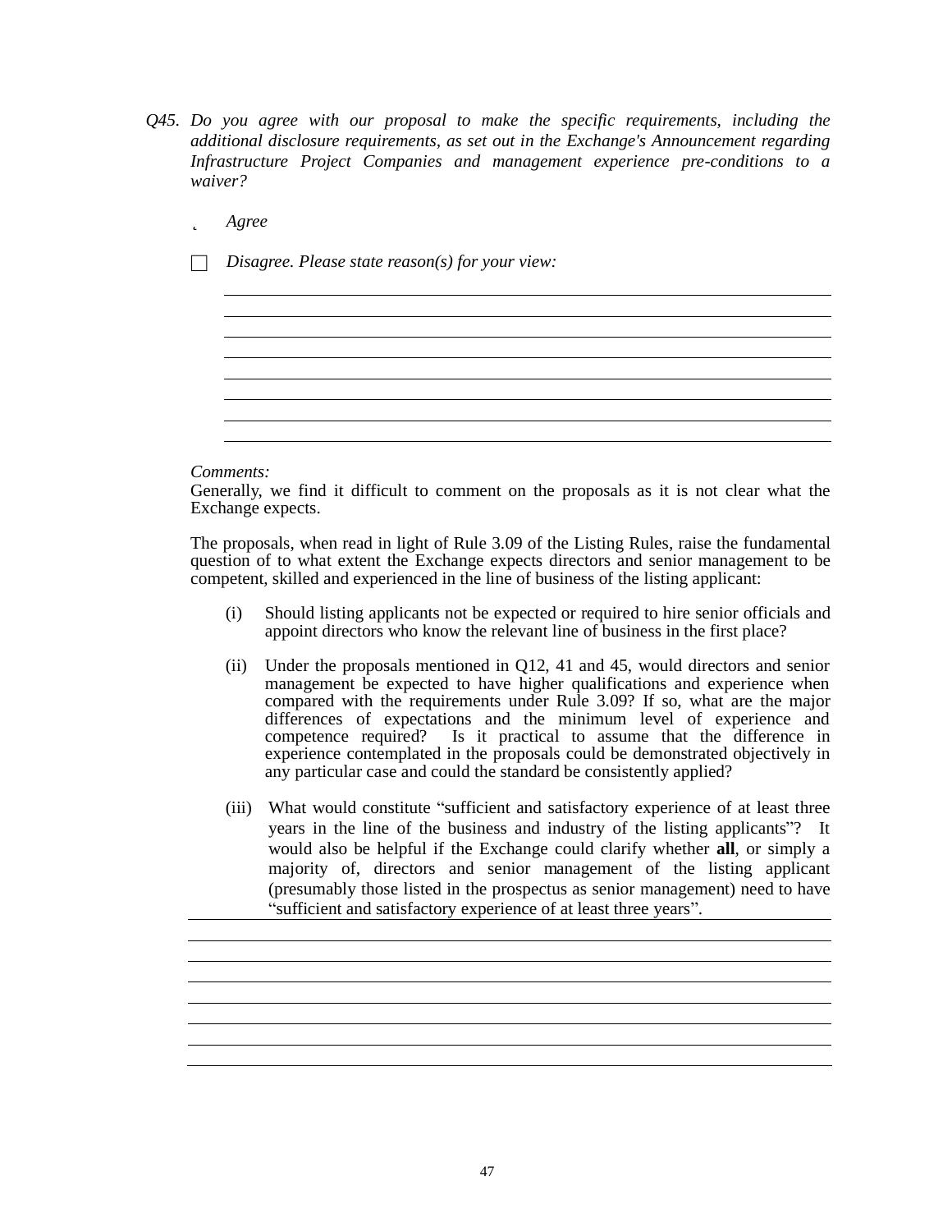*Q45. Do you agree with our proposal to make the specific requirements, including the additional disclosure requirements, as set out in the Exchange's Announcement regarding Infrastructure Project Companies and management experience pre-conditions to a waiver?*

˛ *Agree*

☐ *Disagree. Please state reason(s) for your view:*

*Comments:*

Generally, we find it difficult to comment on the proposals as it is not clear what the Exchange expects.

The proposals, when read in light of Rule 3.09 of the Listing Rules, raise the fundamental question of to what extent the Exchange expects directors and senior management to be competent, skilled and experienced in the line of business of the listing applicant:

(i) Should listing applicants not be expected or required to hire senior officials and appoint directors who know the relevant line of business in the first place?

(ii) Under the proposals mentioned in Q12, 41 and 45, would directors and senior management be expected to have higher qualifications and experience when compared with the requirements under Rule 3.09? If so, what are the major differences of expectations and the minimum level of experience and competence required? Is it practical to assume that the difference in experience contemplated in the proposals could be demonstrated objectively in any particular case and could the standard be consistently applied?

(iii) What would constitute "sufficient and satisfactory experience of at least three years in the line of the business and industry of the listing applicants"? It would also be helpful if the Exchange could clarify whether **all**, or simply a majority of, directors and senior management of the listing applicant (presumably those listed in the prospectus as senior management) need to have "sufficient and satisfactory experience of at least three years".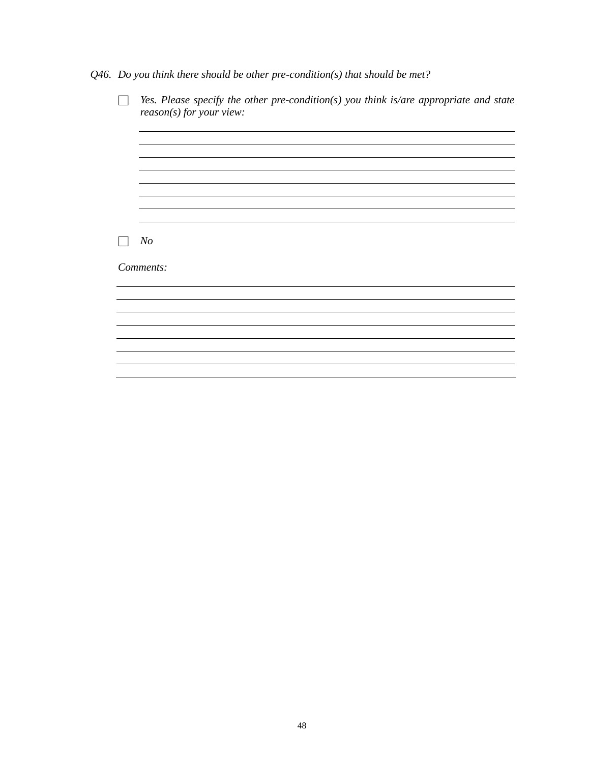*Q46. Do you think there should be other pre-condition(s) that should be met?*

- ☐ *Yes. Please specify the other pre-condition(s) you think is/are appropriate and state reason(s) for your view:*

  ______________________________________________________________________
  ______________________________________________________________________
  ______________________________________________________________________
  ______________________________________________________________________
  ______________________________________________________________________
  ______________________________________________________________________
  ______________________________________________________________________
  ______________________________________________________________________

- ☐ *No*

*Comments:*

______________________________________________________________________
______________________________________________________________________
______________________________________________________________________
______________________________________________________________________
______________________________________________________________________
______________________________________________________________________
______________________________________________________________________
______________________________________________________________________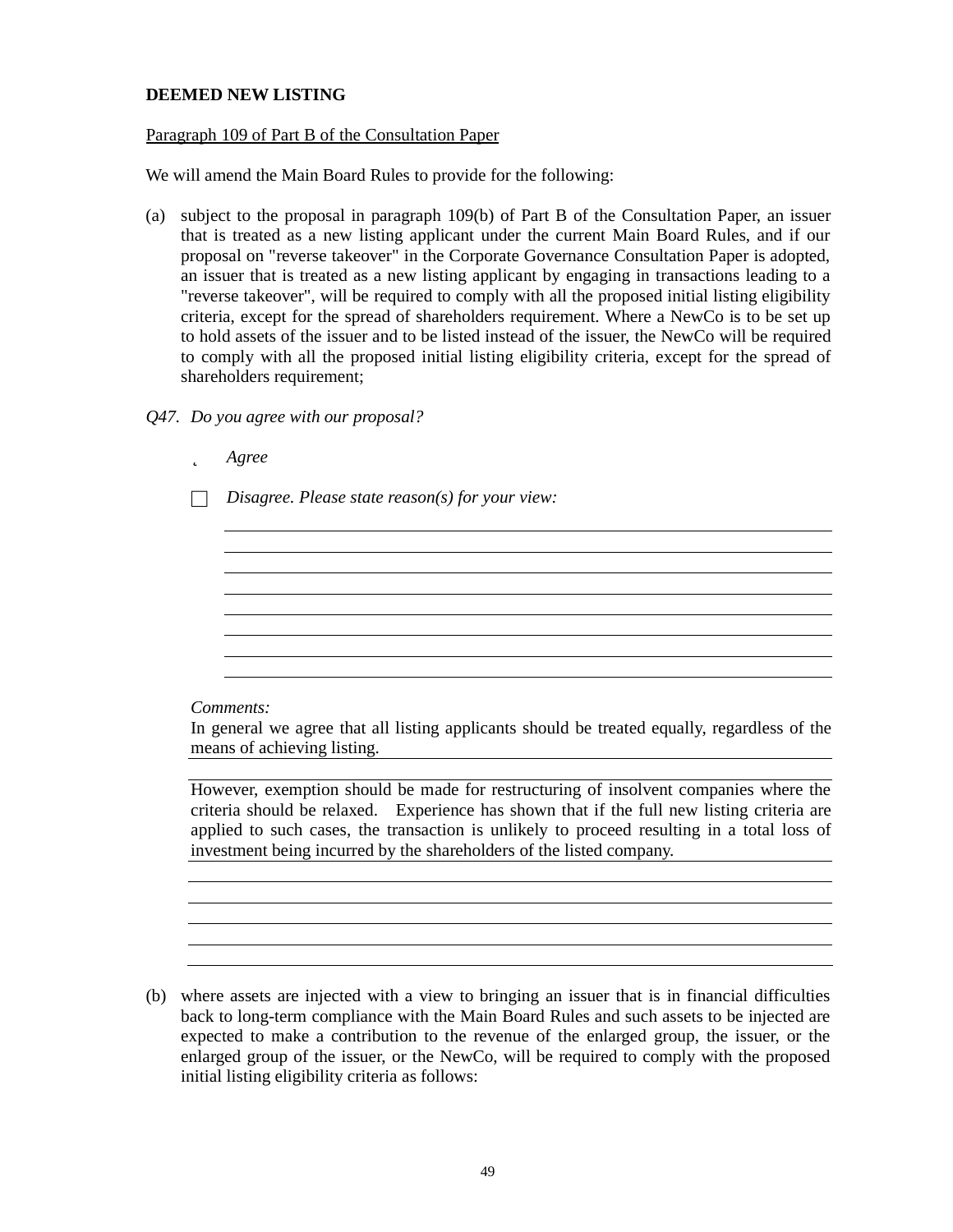**DEEMED NEW LISTING**

Paragraph 109 of Part B of the Consultation Paper

We will amend the Main Board Rules to provide for the following:

(a) subject to the proposal in paragraph 109(b) of Part B of the Consultation Paper, an issuer that is treated as a new listing applicant under the current Main Board Rules, and if our proposal on "reverse takeover" in the Corporate Governance Consultation Paper is adopted, an issuer that is treated as a new listing applicant by engaging in transactions leading to a "reverse takeover", will be required to comply with all the proposed initial listing eligibility criteria, except for the spread of shareholders requirement. Where a NewCo is to be set up to hold assets of the issuer and to be listed instead of the issuer, the NewCo will be required to comply with all the proposed initial listing eligibility criteria, except for the spread of shareholders requirement;

*Q47. Do you agree with our proposal?*

- ☑ *Agree*
- ☐ *Disagree. Please state reason(s) for your view:*

*Comments:*

In general we agree that all listing applicants should be treated equally, regardless of the means of achieving listing.

However, exemption should be made for restructuring of insolvent companies where the criteria should be relaxed. Experience has shown that if the full new listing criteria are applied to such cases, the transaction is unlikely to proceed resulting in a total loss of investment being incurred by the shareholders of the listed company.

(b) where assets are injected with a view to bringing an issuer that is in financial difficulties back to long-term compliance with the Main Board Rules and such assets to be injected are expected to make a contribution to the revenue of the enlarged group, the issuer, or the enlarged group of the issuer, or the NewCo, will be required to comply with the proposed initial listing eligibility criteria as follows: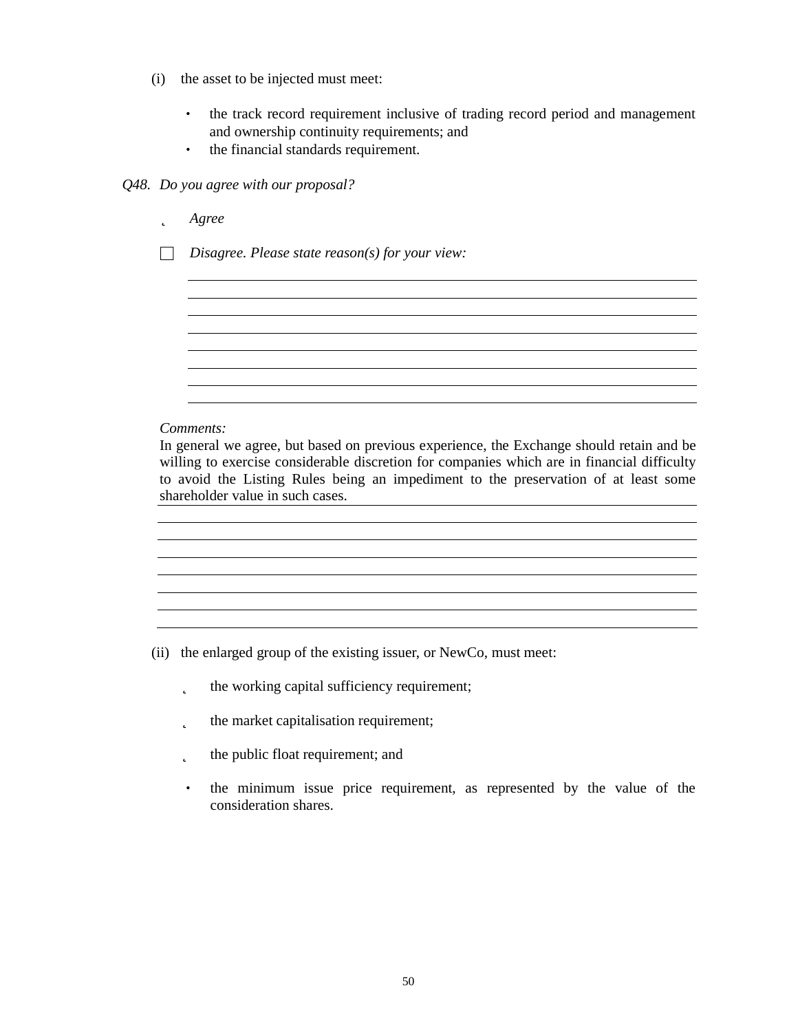(i) the asset to be injected must meet:

- the track record requirement inclusive of trading record period and management and ownership continuity requirements; and
- the financial standards requirement.

*Q48. Do you agree with our proposal?*

☑ *Agree*

☐ *Disagree. Please state reason(s) for your view:*

*Comments:*

In general we agree, but based on previous experience, the Exchange should retain and be willing to exercise considerable discretion for companies which are in financial difficulty to avoid the Listing Rules being an impediment to the preservation of at least some shareholder value in such cases.

(ii) the enlarged group of the existing issuer, or NewCo, must meet:

- the working capital sufficiency requirement;
- the market capitalisation requirement;
- the public float requirement; and
- the minimum issue price requirement, as represented by the value of the consideration shares.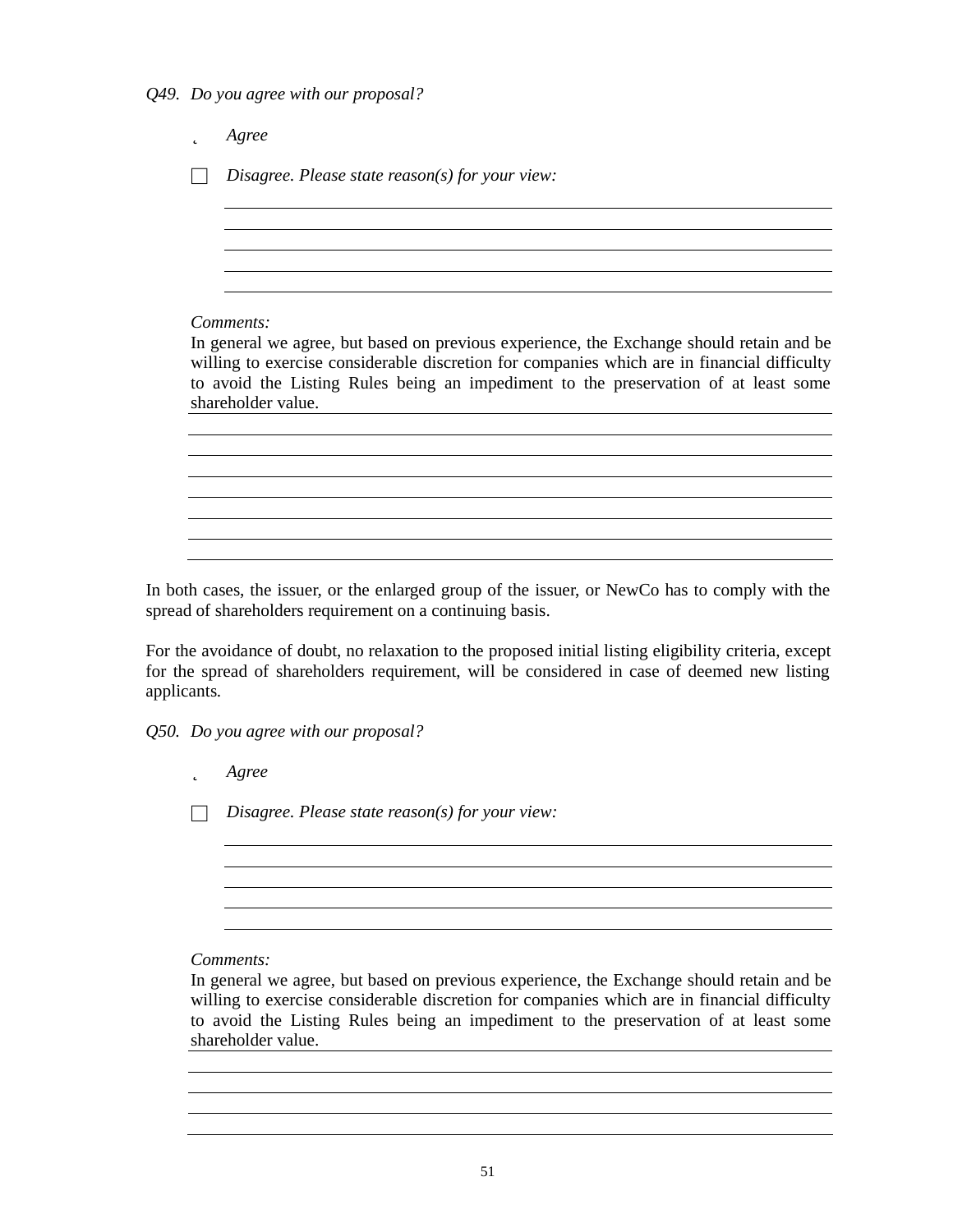*Q49. Do you agree with our proposal?*

- [x] *Agree*
- [ ] *Disagree. Please state reason(s) for your view:*

*Comments:*

In general we agree, but based on previous experience, the Exchange should retain and be willing to exercise considerable discretion for companies which are in financial difficulty to avoid the Listing Rules being an impediment to the preservation of at least some shareholder value.

In both cases, the issuer, or the enlarged group of the issuer, or NewCo has to comply with the spread of shareholders requirement on a continuing basis.

For the avoidance of doubt, no relaxation to the proposed initial listing eligibility criteria, except for the spread of shareholders requirement, will be considered in case of deemed new listing applicants.

*Q50. Do you agree with our proposal?*

- [x] *Agree*
- [ ] *Disagree. Please state reason(s) for your view:*

*Comments:*

In general we agree, but based on previous experience, the Exchange should retain and be willing to exercise considerable discretion for companies which are in financial difficulty to avoid the Listing Rules being an impediment to the preservation of at least some shareholder value.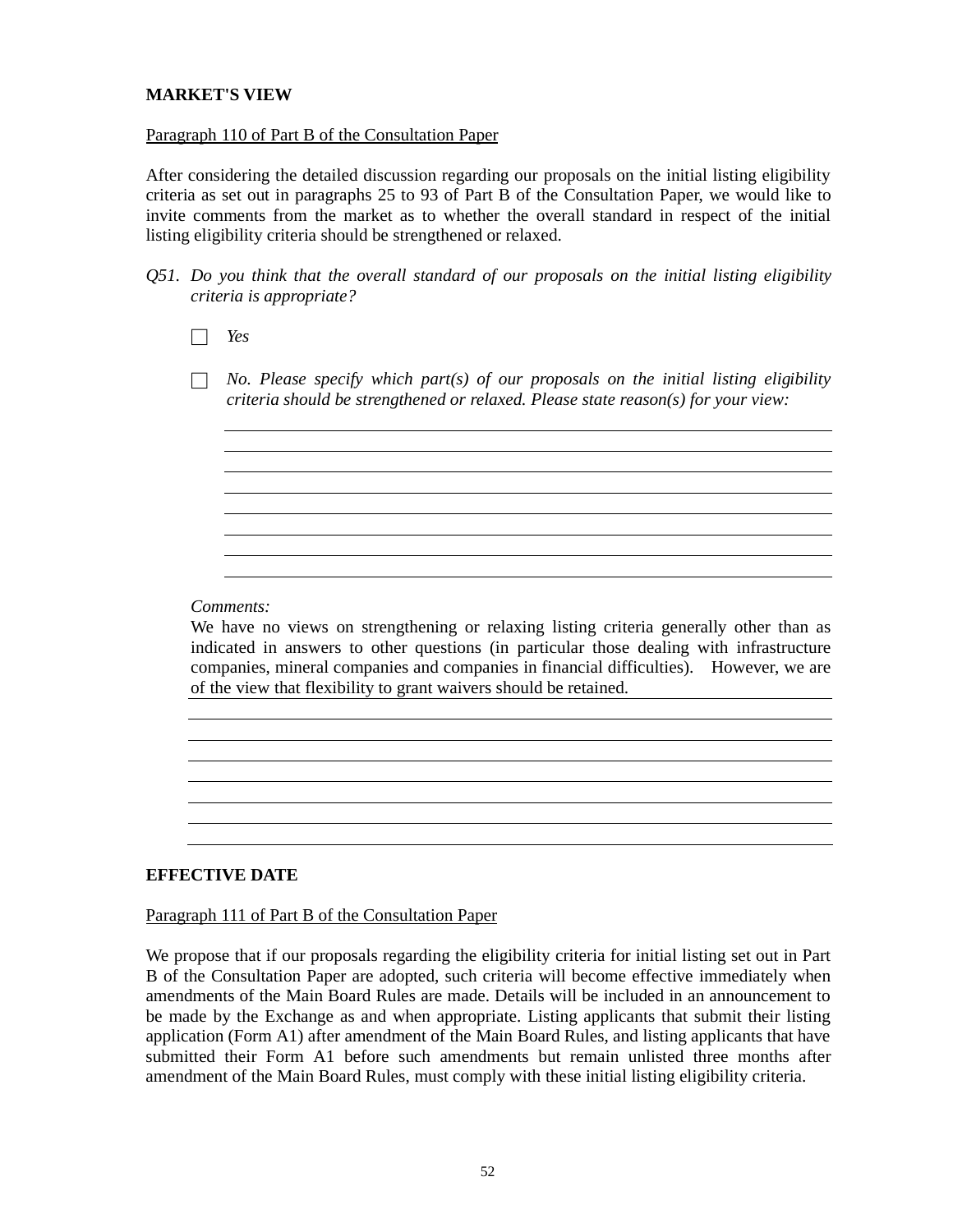**MARKET'S VIEW**

Paragraph 110 of Part B of the Consultation Paper

After considering the detailed discussion regarding our proposals on the initial listing eligibility criteria as set out in paragraphs 25 to 93 of Part B of the Consultation Paper, we would like to invite comments from the market as to whether the overall standard in respect of the initial listing eligibility criteria should be strengthened or relaxed.

*Q51. Do you think that the overall standard of our proposals on the initial listing eligibility criteria is appropriate?*

☐ *Yes*

☐ *No. Please specify which part(s) of our proposals on the initial listing eligibility criteria should be strengthened or relaxed. Please state reason(s) for your view:*

*Comments:*

We have no views on strengthening or relaxing listing criteria generally other than as indicated in answers to other questions (in particular those dealing with infrastructure companies, mineral companies and companies in financial difficulties). However, we are of the view that flexibility to grant waivers should be retained.

**EFFECTIVE DATE**

Paragraph 111 of Part B of the Consultation Paper

We propose that if our proposals regarding the eligibility criteria for initial listing set out in Part B of the Consultation Paper are adopted, such criteria will become effective immediately when amendments of the Main Board Rules are made. Details will be included in an announcement to be made by the Exchange as and when appropriate. Listing applicants that submit their listing application (Form A1) after amendment of the Main Board Rules, and listing applicants that have submitted their Form A1 before such amendments but remain unlisted three months after amendment of the Main Board Rules, must comply with these initial listing eligibility criteria.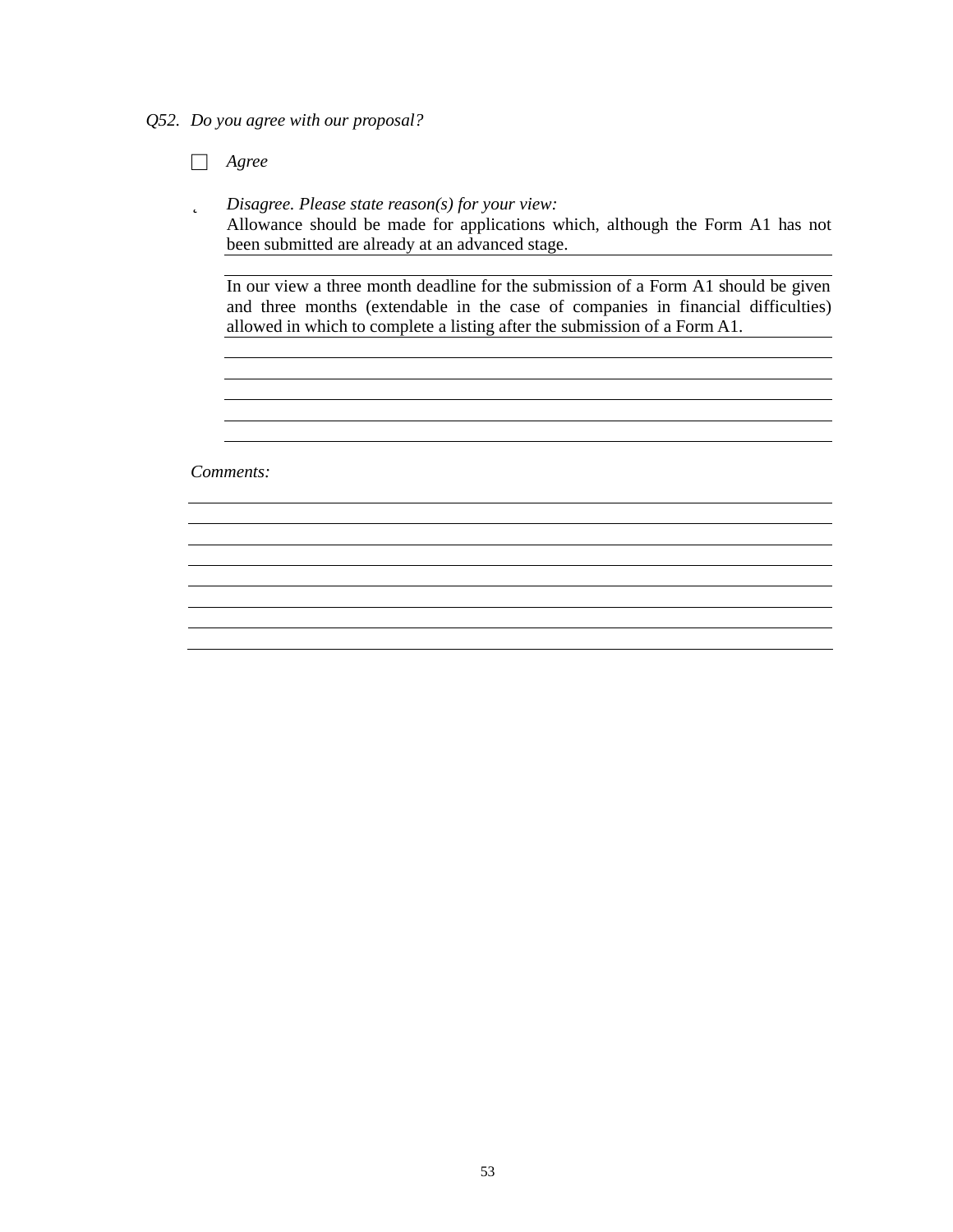*Q52. Do you agree with our proposal?*

☐ *Agree*

☒ *Disagree. Please state reason(s) for your view:*

Allowance should be made for applications which, although the Form A1 has not been submitted are already at an advanced stage.

In our view a three month deadline for the submission of a Form A1 should be given and three months (extendable in the case of companies in financial difficulties) allowed in which to complete a listing after the submission of a Form A1.

*Comments:*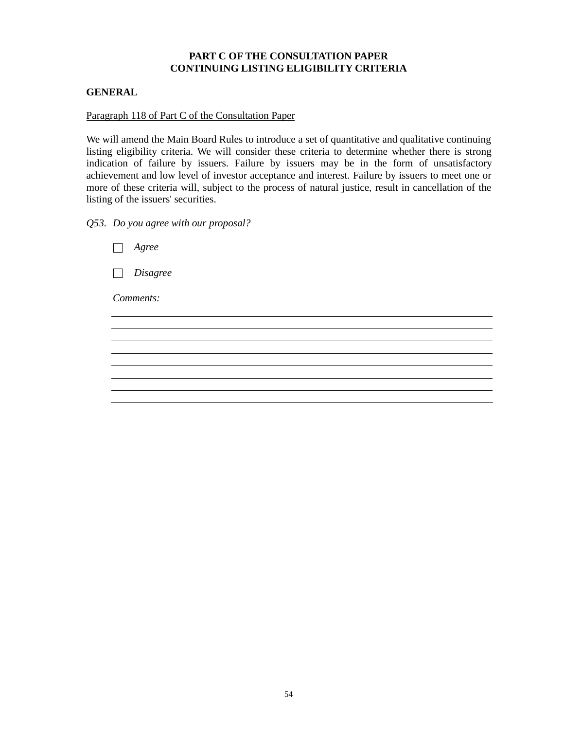**PART C OF THE CONSULTATION PAPER**
**CONTINUING LISTING ELIGIBILITY CRITERIA**

**GENERAL**

<u>Paragraph 118 of Part C of the Consultation Paper</u>

We will amend the Main Board Rules to introduce a set of quantitative and qualitative continuing listing eligibility criteria. We will consider these criteria to determine whether there is strong indication of failure by issuers. Failure by issuers may be in the form of unsatisfactory achievement and low level of investor acceptance and interest. Failure by issuers to meet one or more of these criteria will, subject to the process of natural justice, result in cancellation of the listing of the issuers' securities.

*Q53. Do you agree with our proposal?*

☐ *Agree*

☐ *Disagree*

*Comments:*

___

___

___

___

___

___

___

___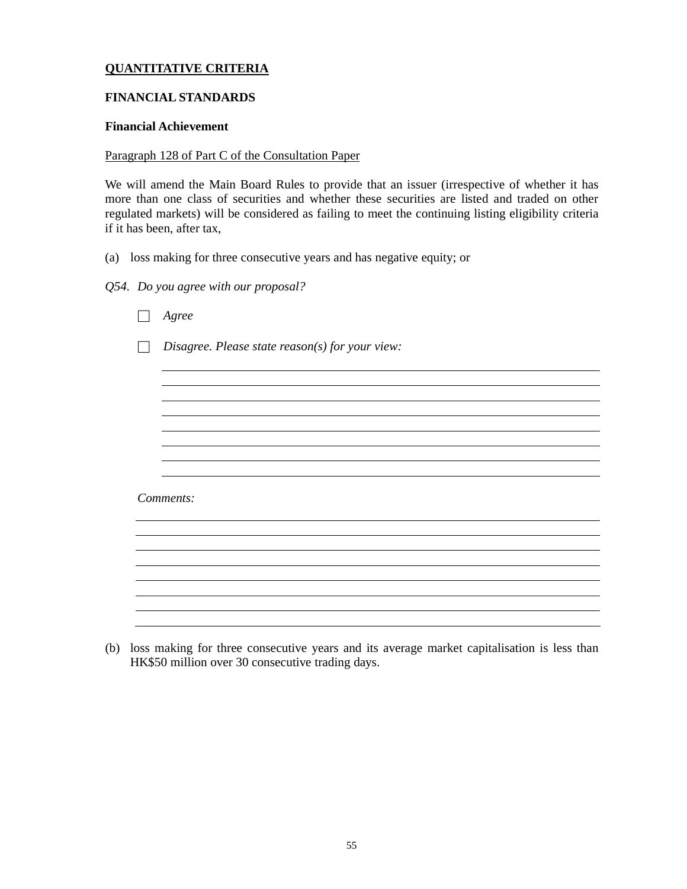**<u>QUANTITATIVE CRITERIA</u>**

**FINANCIAL STANDARDS**

**Financial Achievement**

<u>Paragraph 128 of Part C of the Consultation Paper</u>

We will amend the Main Board Rules to provide that an issuer (irrespective of whether it has more than one class of securities and whether these securities are listed and traded on other regulated markets) will be considered as failing to meet the continuing listing eligibility criteria if it has been, after tax,

(a) loss making for three consecutive years and has negative equity; or

*Q54. Do you agree with our proposal?*

☐ *Agree*

☐ *Disagree. Please state reason(s) for your view:*

________________________________________

________________________________________

________________________________________

________________________________________

________________________________________

________________________________________

________________________________________

________________________________________

*Comments:*

________________________________________

________________________________________

________________________________________

________________________________________

________________________________________

________________________________________

________________________________________

________________________________________

(b) loss making for three consecutive years and its average market capitalisation is less than HK$50 million over 30 consecutive trading days.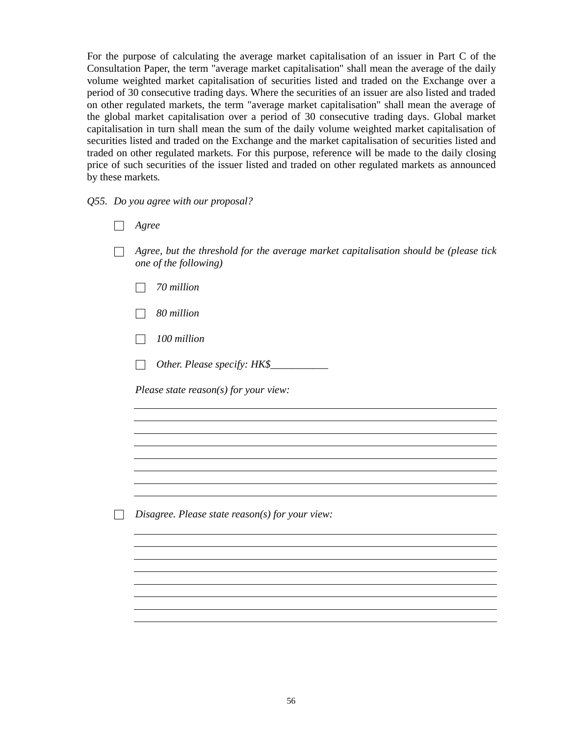For the purpose of calculating the average market capitalisation of an issuer in Part C of the Consultation Paper, the term "average market capitalisation" shall mean the average of the daily volume weighted market capitalisation of securities listed and traded on the Exchange over a period of 30 consecutive trading days. Where the securities of an issuer are also listed and traded on other regulated markets, the term "average market capitalisation" shall mean the average of the global market capitalisation over a period of 30 consecutive trading days. Global market capitalisation in turn shall mean the sum of the daily volume weighted market capitalisation of securities listed and traded on the Exchange and the market capitalisation of securities listed and traded on other regulated markets. For this purpose, reference will be made to the daily closing price of such securities of the issuer listed and traded on other regulated markets as announced by these markets.

*Q55. Do you agree with our proposal?*

- ☐ *Agree*

- ☐ *Agree, but the threshold for the average market capitalisation should be (please tick one of the following)*

  - ☐ *70 million*

  - ☐ *80 million*

  - ☐ *100 million*

  - ☐ *Other. Please specify: HK$___________*

  *Please state reason(s) for your view:*

  ______________________________________________________________________

  ______________________________________________________________________

  ______________________________________________________________________

  ______________________________________________________________________

  ______________________________________________________________________

  ______________________________________________________________________

  ______________________________________________________________________

  ______________________________________________________________________

- ☐ *Disagree. Please state reason(s) for your view:*

  ______________________________________________________________________

  ______________________________________________________________________

  ______________________________________________________________________

  ______________________________________________________________________

  ______________________________________________________________________

  ______________________________________________________________________

  ______________________________________________________________________

  ______________________________________________________________________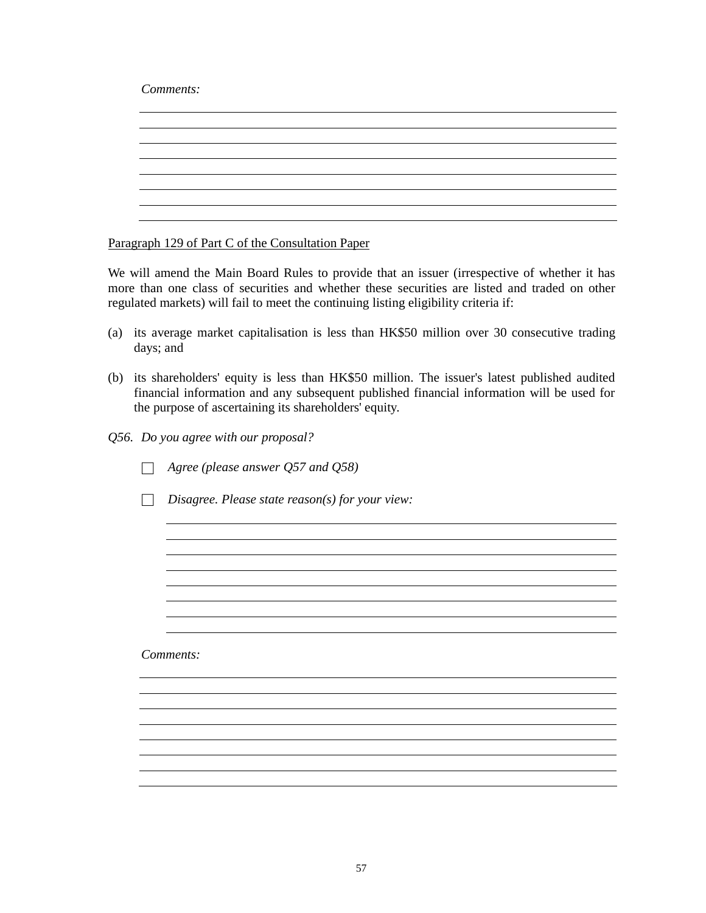*Comments:*

<u>Paragraph 129 of Part C of the Consultation Paper</u>

We will amend the Main Board Rules to provide that an issuer (irrespective of whether it has more than one class of securities and whether these securities are listed and traded on other regulated markets) will fail to meet the continuing listing eligibility criteria if:

(a) its average market capitalisation is less than HK$50 million over 30 consecutive trading days; and

(b) its shareholders' equity is less than HK$50 million. The issuer's latest published audited financial information and any subsequent published financial information will be used for the purpose of ascertaining its shareholders' equity.

*Q56. Do you agree with our proposal?*

☐ *Agree (please answer Q57 and Q58)*

☐ *Disagree. Please state reason(s) for your view:*

*Comments:*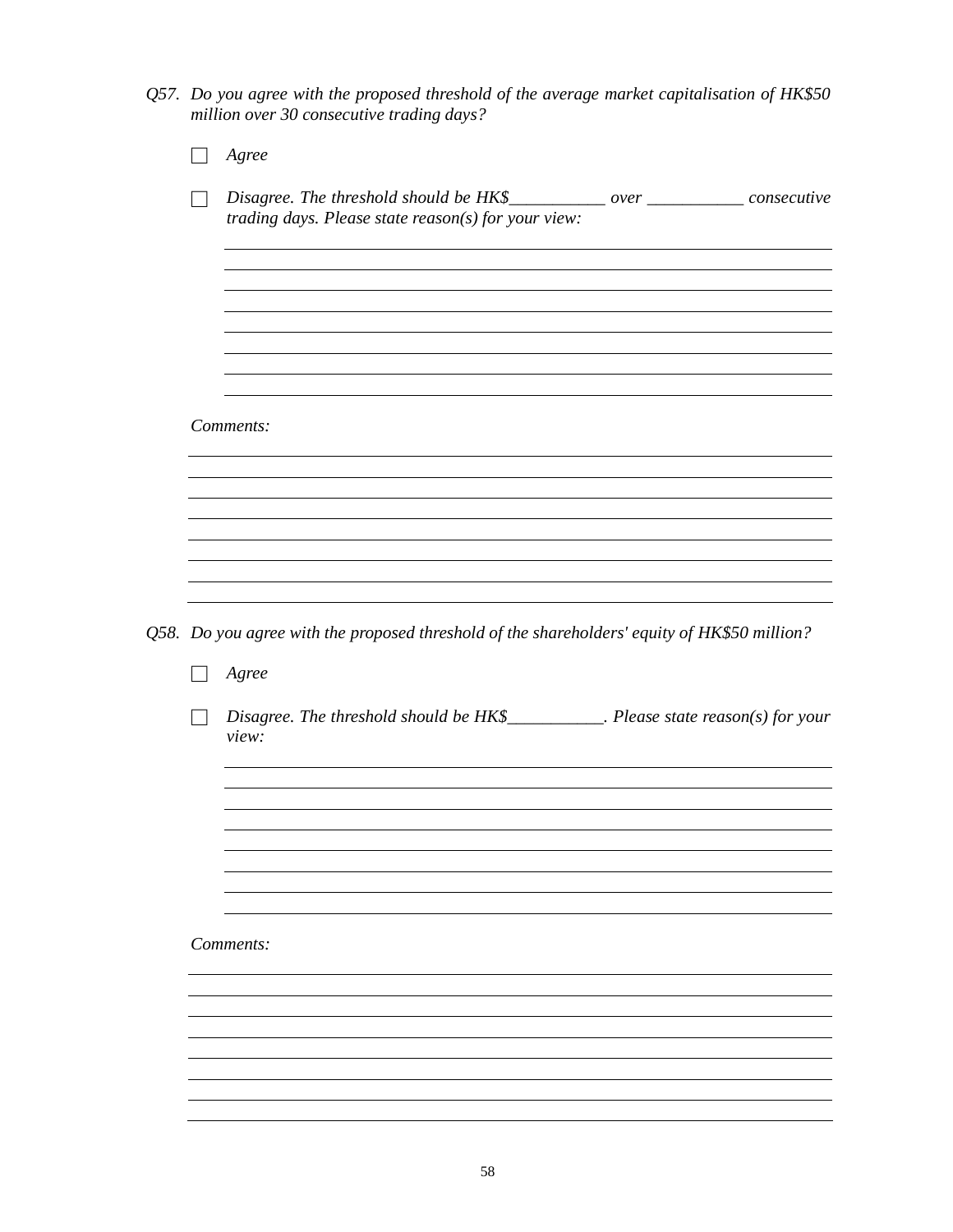*Q57. Do you agree with the proposed threshold of the average market capitalisation of HK$50 million over 30 consecutive trading days?*

- ☐ *Agree*

- ☐ *Disagree. The threshold should be HK$___________ over ___________ consecutive trading days. Please state reason(s) for your view:*

________________________________________________________________________
________________________________________________________________________
________________________________________________________________________
________________________________________________________________________
________________________________________________________________________
________________________________________________________________________
________________________________________________________________________
________________________________________________________________________

*Comments:*

________________________________________________________________________
________________________________________________________________________
________________________________________________________________________
________________________________________________________________________
________________________________________________________________________
________________________________________________________________________
________________________________________________________________________
________________________________________________________________________

*Q58. Do you agree with the proposed threshold of the shareholders' equity of HK$50 million?*

- ☐ *Agree*

- ☐ *Disagree. The threshold should be HK$___________. Please state reason(s) for your view:*

________________________________________________________________________
________________________________________________________________________
________________________________________________________________________
________________________________________________________________________
________________________________________________________________________
________________________________________________________________________
________________________________________________________________________
________________________________________________________________________

*Comments:*

________________________________________________________________________
________________________________________________________________________
________________________________________________________________________
________________________________________________________________________
________________________________________________________________________
________________________________________________________________________
________________________________________________________________________
________________________________________________________________________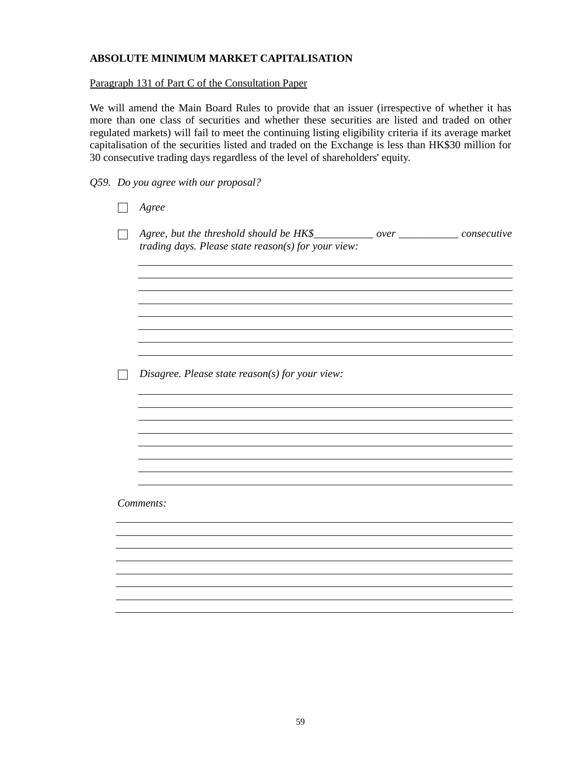**ABSOLUTE MINIMUM MARKET CAPITALISATION**

Paragraph 131 of Part C of the Consultation Paper

We will amend the Main Board Rules to provide that an issuer (irrespective of whether it has more than one class of securities and whether these securities are listed and traded on other regulated markets) will fail to meet the continuing listing eligibility criteria if its average market capitalisation of the securities listed and traded on the Exchange is less than HK$30 million for 30 consecutive trading days regardless of the level of shareholders' equity.

*Q59. Do you agree with our proposal?*

☐ *Agree*

☐ *Agree, but the threshold should be HK$___________ over ___________ consecutive trading days. Please state reason(s) for your view:*

________________________________________________________________________
________________________________________________________________________
________________________________________________________________________
________________________________________________________________________
________________________________________________________________________
________________________________________________________________________
________________________________________________________________________
________________________________________________________________________

☐ *Disagree. Please state reason(s) for your view:*

________________________________________________________________________
________________________________________________________________________
________________________________________________________________________
________________________________________________________________________
________________________________________________________________________
________________________________________________________________________
________________________________________________________________________
________________________________________________________________________

*Comments:*

________________________________________________________________________
________________________________________________________________________
________________________________________________________________________
________________________________________________________________________
________________________________________________________________________
________________________________________________________________________
________________________________________________________________________
________________________________________________________________________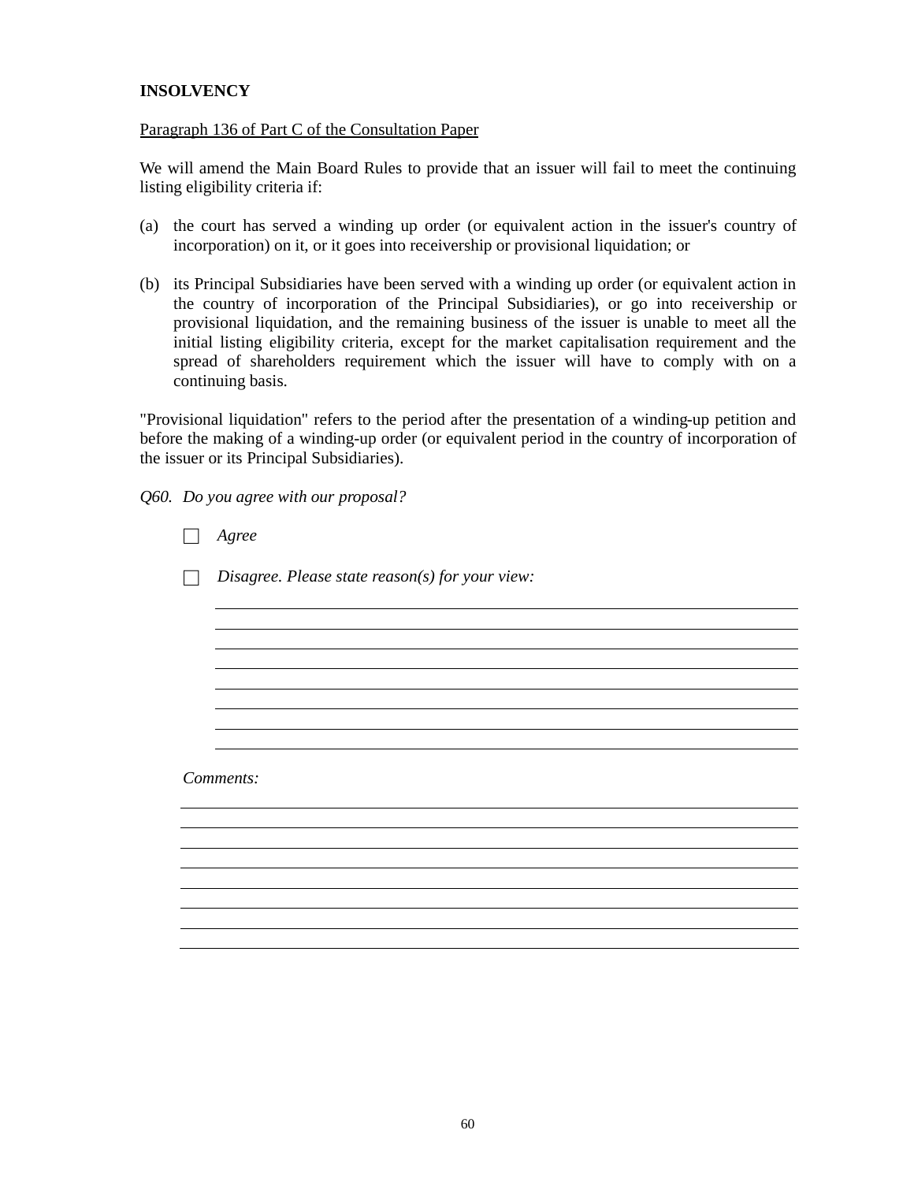**INSOLVENCY**

Paragraph 136 of Part C of the Consultation Paper

We will amend the Main Board Rules to provide that an issuer will fail to meet the continuing listing eligibility criteria if:

(a) the court has served a winding up order (or equivalent action in the issuer's country of incorporation) on it, or it goes into receivership or provisional liquidation; or

(b) its Principal Subsidiaries have been served with a winding up order (or equivalent action in the country of incorporation of the Principal Subsidiaries), or go into receivership or provisional liquidation, and the remaining business of the issuer is unable to meet all the initial listing eligibility criteria, except for the market capitalisation requirement and the spread of shareholders requirement which the issuer will have to comply with on a continuing basis.

"Provisional liquidation" refers to the period after the presentation of a winding-up petition and before the making of a winding-up order (or equivalent period in the country of incorporation of the issuer or its Principal Subsidiaries).

*Q60. Do you agree with our proposal?*

☐ *Agree*

☐ *Disagree. Please state reason(s) for your view:*

___

*Comments:*

___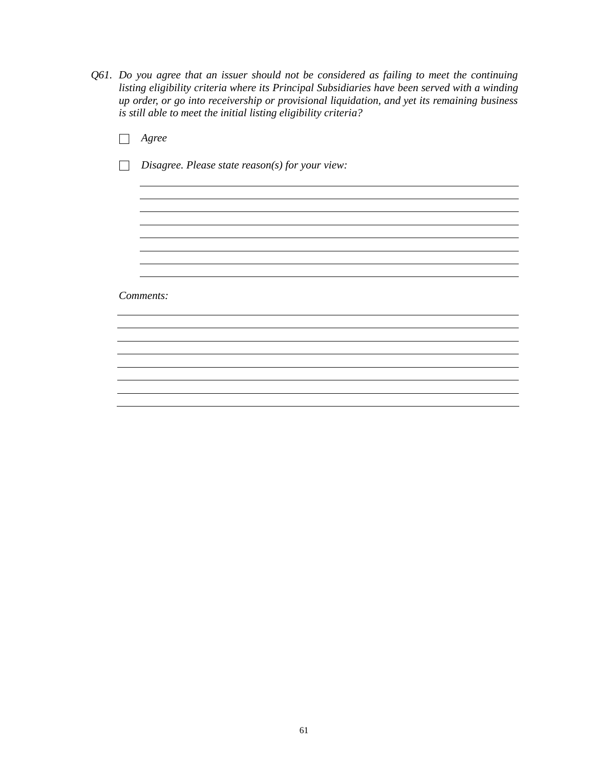*Q61. Do you agree that an issuer should not be considered as failing to meet the continuing listing eligibility criteria where its Principal Subsidiaries have been served with a winding up order, or go into receivership or provisional liquidation, and yet its remaining business is still able to meet the initial listing eligibility criteria?*

☐ *Agree*

☐ *Disagree. Please state reason(s) for your view:*

______________________________________________________________________

______________________________________________________________________

______________________________________________________________________

______________________________________________________________________

______________________________________________________________________

______________________________________________________________________

______________________________________________________________________

*Comments:*

______________________________________________________________________

______________________________________________________________________

______________________________________________________________________

______________________________________________________________________

______________________________________________________________________

______________________________________________________________________

______________________________________________________________________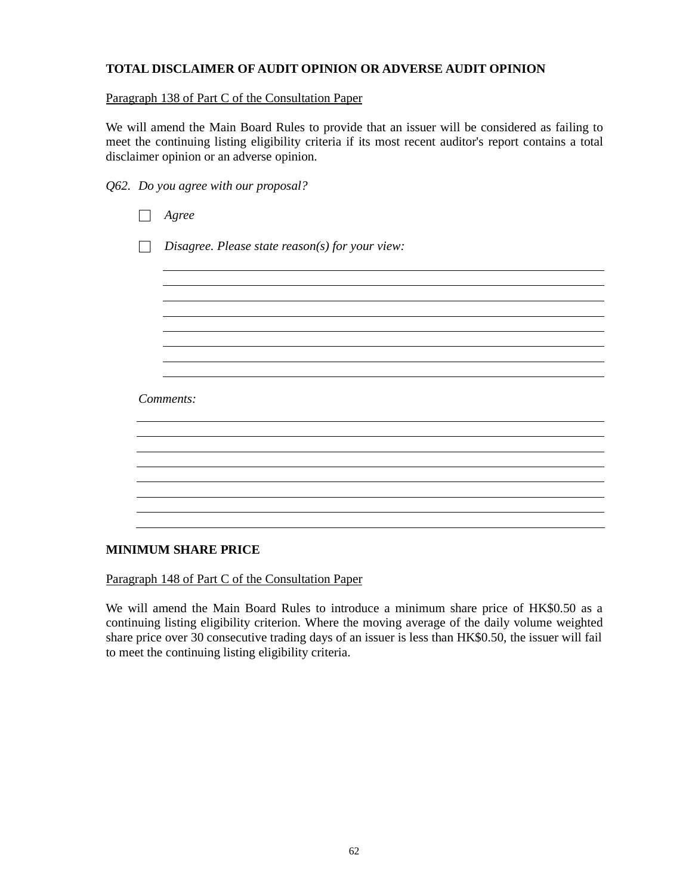**TOTAL DISCLAIMER OF AUDIT OPINION OR ADVERSE AUDIT OPINION**

<u>Paragraph 138 of Part C of the Consultation Paper</u>

We will amend the Main Board Rules to provide that an issuer will be considered as failing to meet the continuing listing eligibility criteria if its most recent auditor's report contains a total disclaimer opinion or an adverse opinion.

*Q62. Do you agree with our proposal?*

☐ *Agree*

☐ *Disagree. Please state reason(s) for your view:*

_______________________________________________
_______________________________________________
_______________________________________________
_______________________________________________
_______________________________________________
_______________________________________________
_______________________________________________
_______________________________________________

*Comments:*

_______________________________________________
_______________________________________________
_______________________________________________
_______________________________________________
_______________________________________________
_______________________________________________
_______________________________________________
_______________________________________________

**MINIMUM SHARE PRICE**

<u>Paragraph 148 of Part C of the Consultation Paper</u>

We will amend the Main Board Rules to introduce a minimum share price of HK$0.50 as a continuing listing eligibility criterion. Where the moving average of the daily volume weighted share price over 30 consecutive trading days of an issuer is less than HK$0.50, the issuer will fail to meet the continuing listing eligibility criteria.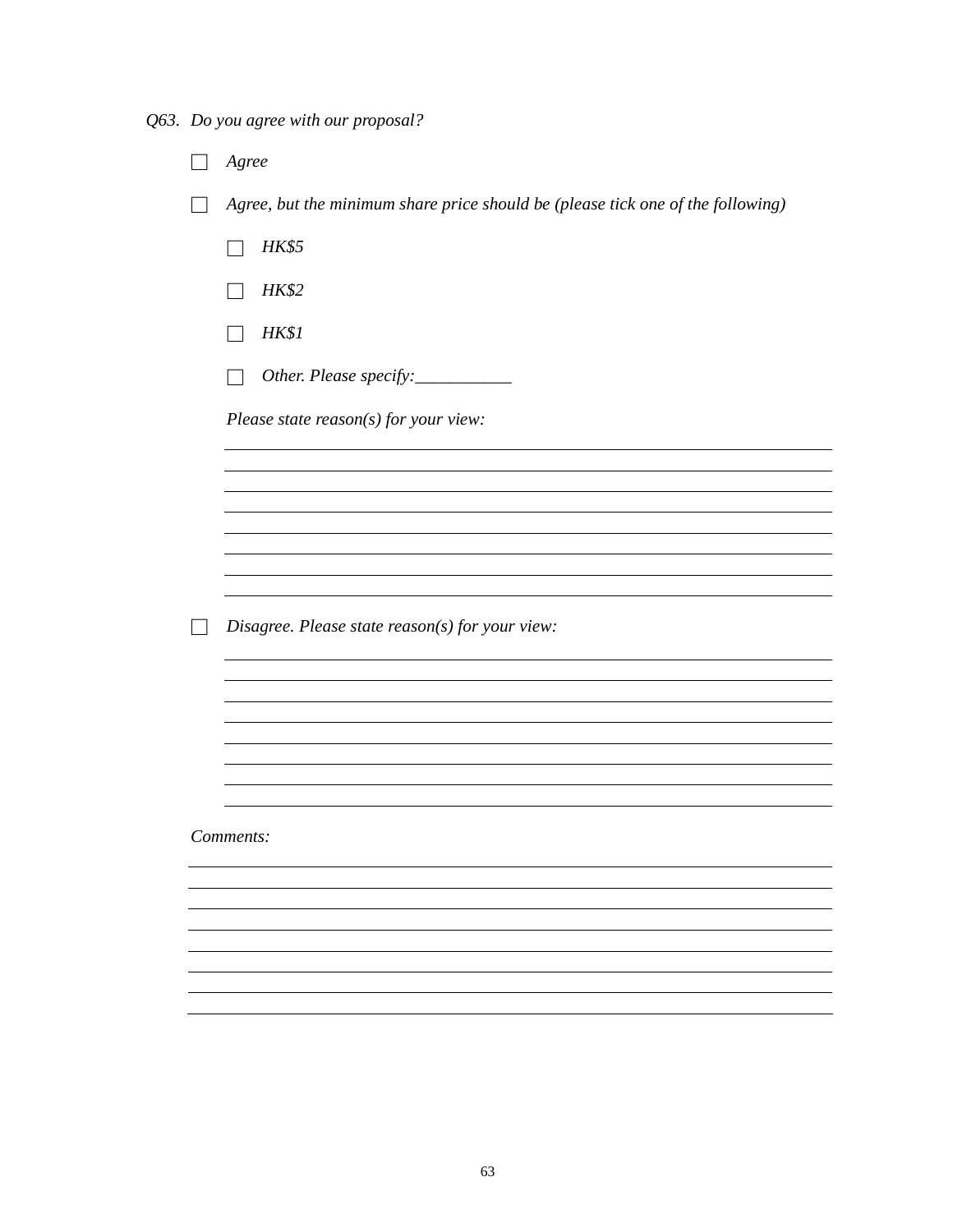*Q63. Do you agree with our proposal?*

- ☐ *Agree*
- ☐ *Agree, but the minimum share price should be (please tick one of the following)*
  - ☐ *HK$5*
  - ☐ *HK$2*
  - ☐ *HK$1*
  - ☐ *Other. Please specify:___________*

  *Please state reason(s) for your view:*

  ______________________________________________________________________
  ______________________________________________________________________
  ______________________________________________________________________
  ______________________________________________________________________
  ______________________________________________________________________
  ______________________________________________________________________
  ______________________________________________________________________
  ______________________________________________________________________

- ☐ *Disagree. Please state reason(s) for your view:*

  ______________________________________________________________________
  ______________________________________________________________________
  ______________________________________________________________________
  ______________________________________________________________________
  ______________________________________________________________________
  ______________________________________________________________________
  ______________________________________________________________________
  ______________________________________________________________________

*Comments:*

______________________________________________________________________
______________________________________________________________________
______________________________________________________________________
______________________________________________________________________
______________________________________________________________________
______________________________________________________________________
______________________________________________________________________
______________________________________________________________________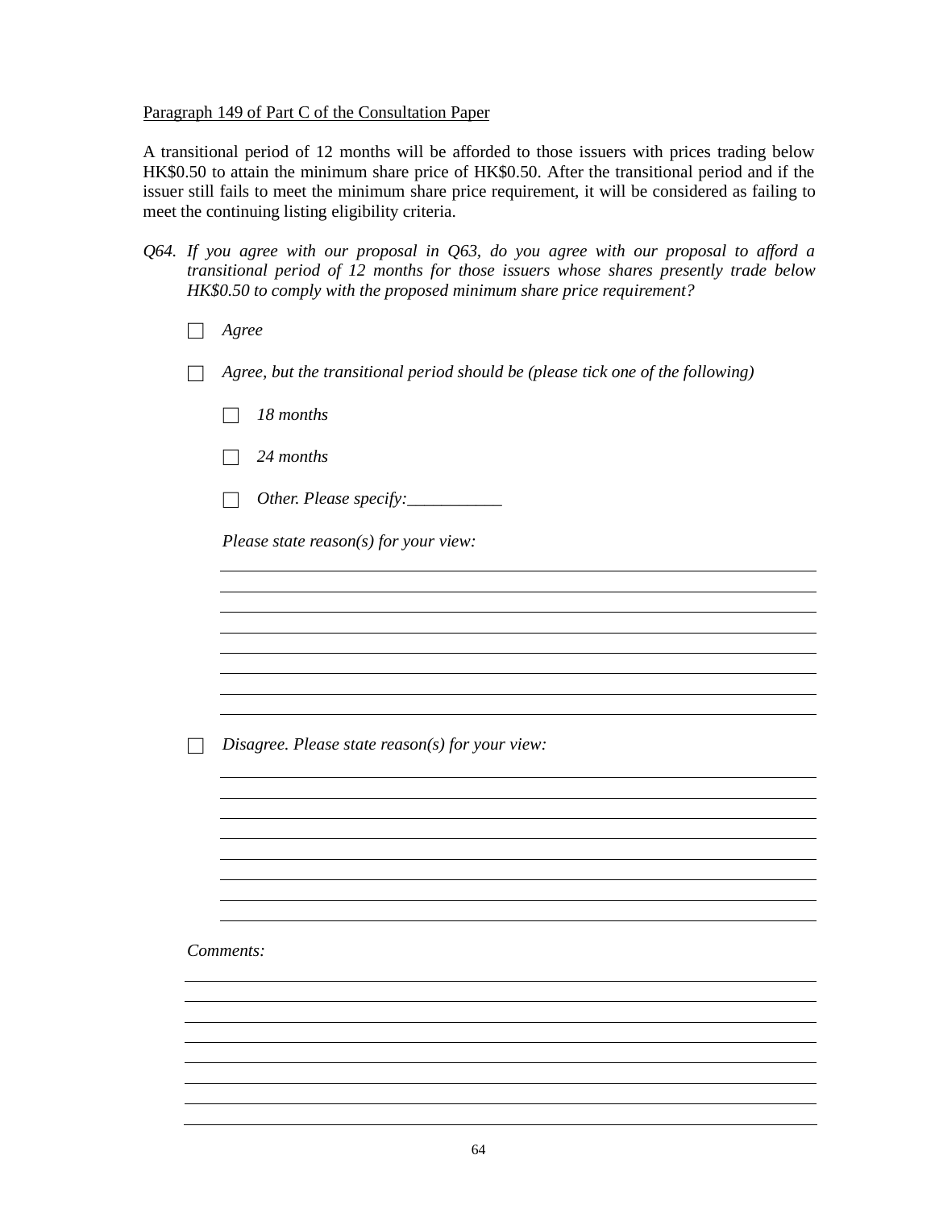<u>Paragraph 149 of Part C of the Consultation Paper</u>

A transitional period of 12 months will be afforded to those issuers with prices trading below HK$0.50 to attain the minimum share price of HK$0.50. After the transitional period and if the issuer still fails to meet the minimum share price requirement, it will be considered as failing to meet the continuing listing eligibility criteria.

*Q64. If you agree with our proposal in Q63, do you agree with our proposal to afford a transitional period of 12 months for those issuers whose shares presently trade below HK$0.50 to comply with the proposed minimum share price requirement?*

- ☐ *Agree*

- ☐ *Agree, but the transitional period should be (please tick one of the following)*

  - ☐ *18 months*

  - ☐ *24 months*

  - ☐ *Other. Please specify:___________*

  *Please state reason(s) for your view:*

  ______________________________________________________________
  ______________________________________________________________
  ______________________________________________________________
  ______________________________________________________________
  ______________________________________________________________
  ______________________________________________________________
  ______________________________________________________________
  ______________________________________________________________

- ☐ *Disagree. Please state reason(s) for your view:*

  ______________________________________________________________
  ______________________________________________________________
  ______________________________________________________________
  ______________________________________________________________
  ______________________________________________________________
  ______________________________________________________________
  ______________________________________________________________
  ______________________________________________________________

*Comments:*

______________________________________________________________
______________________________________________________________
______________________________________________________________
______________________________________________________________
______________________________________________________________
______________________________________________________________
______________________________________________________________
______________________________________________________________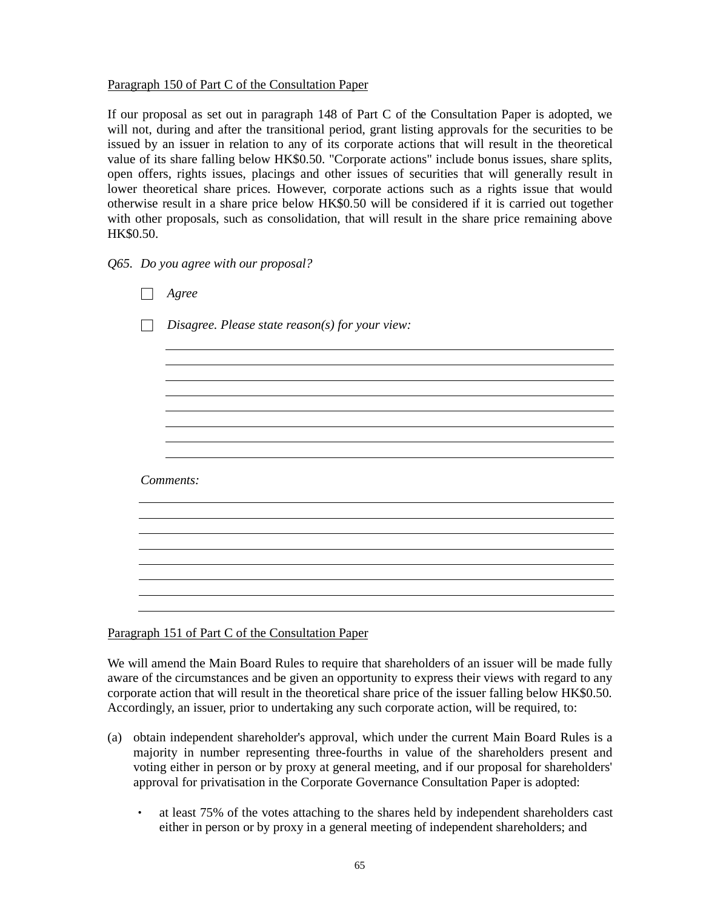<u>Paragraph 150 of Part C of the Consultation Paper</u>

If our proposal as set out in paragraph 148 of Part C of the Consultation Paper is adopted, we will not, during and after the transitional period, grant listing approvals for the securities to be issued by an issuer in relation to any of its corporate actions that will result in the theoretical value of its share falling below HK$0.50. "Corporate actions" include bonus issues, share splits, open offers, rights issues, placings and other issues of securities that will generally result in lower theoretical share prices. However, corporate actions such as a rights issue that would otherwise result in a share price below HK$0.50 will be considered if it is carried out together with other proposals, such as consolidation, that will result in the share price remaining above HK$0.50.

*Q65. Do you agree with our proposal?*

☐ *Agree*

☐ *Disagree. Please state reason(s) for your view:*

*Comments:*

<u>Paragraph 151 of Part C of the Consultation Paper</u>

We will amend the Main Board Rules to require that shareholders of an issuer will be made fully aware of the circumstances and be given an opportunity to express their views with regard to any corporate action that will result in the theoretical share price of the issuer falling below HK$0.50. Accordingly, an issuer, prior to undertaking any such corporate action, will be required, to:

(a) obtain independent shareholder's approval, which under the current Main Board Rules is a majority in number representing three-fourths in value of the shareholders present and voting either in person or by proxy at general meeting, and if our proposal for shareholders' approval for privatisation in the Corporate Governance Consultation Paper is adopted:

- at least 75% of the votes attaching to the shares held by independent shareholders cast either in person or by proxy in a general meeting of independent shareholders; and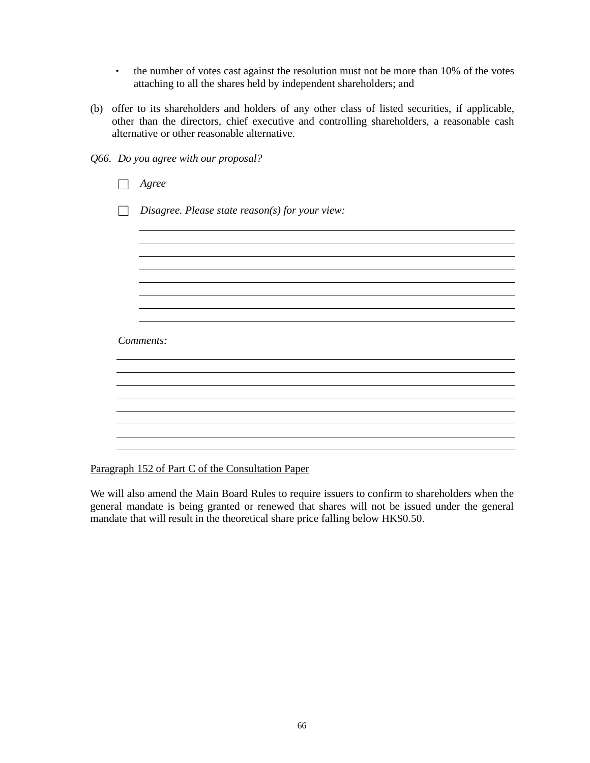- the number of votes cast against the resolution must not be more than 10% of the votes attaching to all the shares held by independent shareholders; and

(b) offer to its shareholders and holders of any other class of listed securities, if applicable, other than the directors, chief executive and controlling shareholders, a reasonable cash alternative or other reasonable alternative.

*Q66. Do you agree with our proposal?*

☐ *Agree*

☐ *Disagree. Please state reason(s) for your view:*

___________________________________________
___________________________________________
___________________________________________
___________________________________________
___________________________________________
___________________________________________
___________________________________________
___________________________________________

*Comments:*

___________________________________________
___________________________________________
___________________________________________
___________________________________________
___________________________________________
___________________________________________
___________________________________________
___________________________________________

<u>Paragraph 152 of Part C of the Consultation Paper</u>

We will also amend the Main Board Rules to require issuers to confirm to shareholders when the general mandate is being granted or renewed that shares will not be issued under the general mandate that will result in the theoretical share price falling below HK$0.50.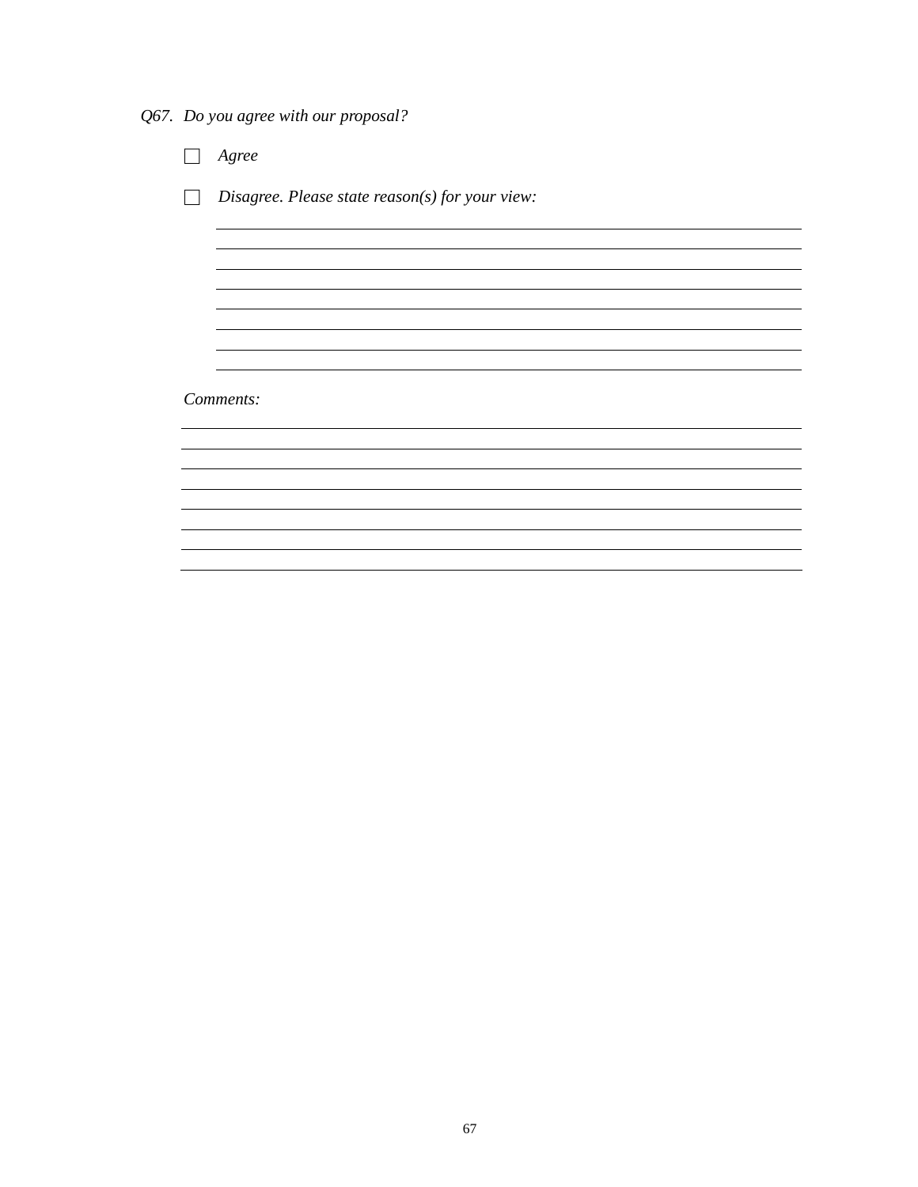*Q67. Do you agree with our proposal?*

- ☐ *Agree*
- ☐ *Disagree. Please state reason(s) for your view:*

\_\_\_\_\_\_\_\_\_\_\_\_\_\_\_\_\_\_\_\_\_\_\_\_\_\_\_\_\_\_\_\_\_\_\_\_\_\_\_\_\_\_\_\_\_\_\_\_\_\_\_\_\_\_\_\_
\_\_\_\_\_\_\_\_\_\_\_\_\_\_\_\_\_\_\_\_\_\_\_\_\_\_\_\_\_\_\_\_\_\_\_\_\_\_\_\_\_\_\_\_\_\_\_\_\_\_\_\_\_\_\_\_
\_\_\_\_\_\_\_\_\_\_\_\_\_\_\_\_\_\_\_\_\_\_\_\_\_\_\_\_\_\_\_\_\_\_\_\_\_\_\_\_\_\_\_\_\_\_\_\_\_\_\_\_\_\_\_\_
\_\_\_\_\_\_\_\_\_\_\_\_\_\_\_\_\_\_\_\_\_\_\_\_\_\_\_\_\_\_\_\_\_\_\_\_\_\_\_\_\_\_\_\_\_\_\_\_\_\_\_\_\_\_\_\_
\_\_\_\_\_\_\_\_\_\_\_\_\_\_\_\_\_\_\_\_\_\_\_\_\_\_\_\_\_\_\_\_\_\_\_\_\_\_\_\_\_\_\_\_\_\_\_\_\_\_\_\_\_\_\_\_
\_\_\_\_\_\_\_\_\_\_\_\_\_\_\_\_\_\_\_\_\_\_\_\_\_\_\_\_\_\_\_\_\_\_\_\_\_\_\_\_\_\_\_\_\_\_\_\_\_\_\_\_\_\_\_\_
\_\_\_\_\_\_\_\_\_\_\_\_\_\_\_\_\_\_\_\_\_\_\_\_\_\_\_\_\_\_\_\_\_\_\_\_\_\_\_\_\_\_\_\_\_\_\_\_\_\_\_\_\_\_\_\_
\_\_\_\_\_\_\_\_\_\_\_\_\_\_\_\_\_\_\_\_\_\_\_\_\_\_\_\_\_\_\_\_\_\_\_\_\_\_\_\_\_\_\_\_\_\_\_\_\_\_\_\_\_\_\_\_

*Comments:*

\_\_\_\_\_\_\_\_\_\_\_\_\_\_\_\_\_\_\_\_\_\_\_\_\_\_\_\_\_\_\_\_\_\_\_\_\_\_\_\_\_\_\_\_\_\_\_\_\_\_\_\_\_\_\_\_
\_\_\_\_\_\_\_\_\_\_\_\_\_\_\_\_\_\_\_\_\_\_\_\_\_\_\_\_\_\_\_\_\_\_\_\_\_\_\_\_\_\_\_\_\_\_\_\_\_\_\_\_\_\_\_\_
\_\_\_\_\_\_\_\_\_\_\_\_\_\_\_\_\_\_\_\_\_\_\_\_\_\_\_\_\_\_\_\_\_\_\_\_\_\_\_\_\_\_\_\_\_\_\_\_\_\_\_\_\_\_\_\_
\_\_\_\_\_\_\_\_\_\_\_\_\_\_\_\_\_\_\_\_\_\_\_\_\_\_\_\_\_\_\_\_\_\_\_\_\_\_\_\_\_\_\_\_\_\_\_\_\_\_\_\_\_\_\_\_
\_\_\_\_\_\_\_\_\_\_\_\_\_\_\_\_\_\_\_\_\_\_\_\_\_\_\_\_\_\_\_\_\_\_\_\_\_\_\_\_\_\_\_\_\_\_\_\_\_\_\_\_\_\_\_\_
\_\_\_\_\_\_\_\_\_\_\_\_\_\_\_\_\_\_\_\_\_\_\_\_\_\_\_\_\_\_\_\_\_\_\_\_\_\_\_\_\_\_\_\_\_\_\_\_\_\_\_\_\_\_\_\_
\_\_\_\_\_\_\_\_\_\_\_\_\_\_\_\_\_\_\_\_\_\_\_\_\_\_\_\_\_\_\_\_\_\_\_\_\_\_\_\_\_\_\_\_\_\_\_\_\_\_\_\_\_\_\_\_
\_\_\_\_\_\_\_\_\_\_\_\_\_\_\_\_\_\_\_\_\_\_\_\_\_\_\_\_\_\_\_\_\_\_\_\_\_\_\_\_\_\_\_\_\_\_\_\_\_\_\_\_\_\_\_\_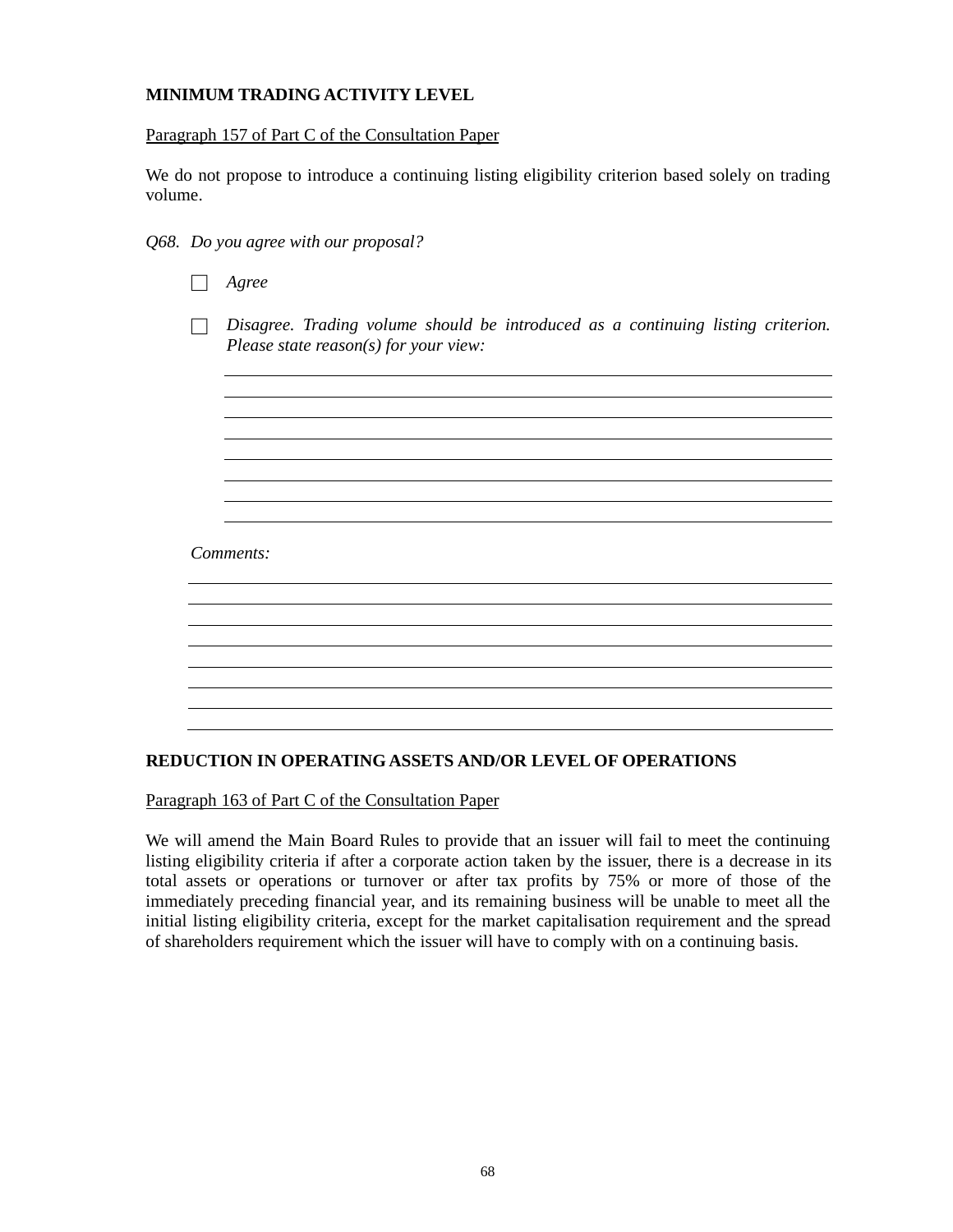**MINIMUM TRADING ACTIVITY LEVEL**

Paragraph 157 of Part C of the Consultation Paper

We do not propose to introduce a continuing listing eligibility criterion based solely on trading volume.

*Q68. Do you agree with our proposal?*

☐ *Agree*

☐ *Disagree. Trading volume should be introduced as a continuing listing criterion. Please state reason(s) for your view:*

\_\_\_\_\_\_\_\_\_\_\_\_\_\_\_\_\_\_\_\_\_\_\_\_\_\_\_\_\_\_\_\_\_\_\_\_\_\_\_\_\_\_\_\_\_\_\_\_\_\_\_\_\_\_\_\_\_\_\_\_\_\_\_\_\_\_\_\_\_\_\_\_\_\_\_\_\_\_

\_\_\_\_\_\_\_\_\_\_\_\_\_\_\_\_\_\_\_\_\_\_\_\_\_\_\_\_\_\_\_\_\_\_\_\_\_\_\_\_\_\_\_\_\_\_\_\_\_\_\_\_\_\_\_\_\_\_\_\_\_\_\_\_\_\_\_\_\_\_\_\_\_\_\_\_\_\_

\_\_\_\_\_\_\_\_\_\_\_\_\_\_\_\_\_\_\_\_\_\_\_\_\_\_\_\_\_\_\_\_\_\_\_\_\_\_\_\_\_\_\_\_\_\_\_\_\_\_\_\_\_\_\_\_\_\_\_\_\_\_\_\_\_\_\_\_\_\_\_\_\_\_\_\_\_\_

\_\_\_\_\_\_\_\_\_\_\_\_\_\_\_\_\_\_\_\_\_\_\_\_\_\_\_\_\_\_\_\_\_\_\_\_\_\_\_\_\_\_\_\_\_\_\_\_\_\_\_\_\_\_\_\_\_\_\_\_\_\_\_\_\_\_\_\_\_\_\_\_\_\_\_\_\_\_

\_\_\_\_\_\_\_\_\_\_\_\_\_\_\_\_\_\_\_\_\_\_\_\_\_\_\_\_\_\_\_\_\_\_\_\_\_\_\_\_\_\_\_\_\_\_\_\_\_\_\_\_\_\_\_\_\_\_\_\_\_\_\_\_\_\_\_\_\_\_\_\_\_\_\_\_\_\_

\_\_\_\_\_\_\_\_\_\_\_\_\_\_\_\_\_\_\_\_\_\_\_\_\_\_\_\_\_\_\_\_\_\_\_\_\_\_\_\_\_\_\_\_\_\_\_\_\_\_\_\_\_\_\_\_\_\_\_\_\_\_\_\_\_\_\_\_\_\_\_\_\_\_\_\_\_\_

\_\_\_\_\_\_\_\_\_\_\_\_\_\_\_\_\_\_\_\_\_\_\_\_\_\_\_\_\_\_\_\_\_\_\_\_\_\_\_\_\_\_\_\_\_\_\_\_\_\_\_\_\_\_\_\_\_\_\_\_\_\_\_\_\_\_\_\_\_\_\_\_\_\_\_\_\_\_

\_\_\_\_\_\_\_\_\_\_\_\_\_\_\_\_\_\_\_\_\_\_\_\_\_\_\_\_\_\_\_\_\_\_\_\_\_\_\_\_\_\_\_\_\_\_\_\_\_\_\_\_\_\_\_\_\_\_\_\_\_\_\_\_\_\_\_\_\_\_\_\_\_\_\_\_\_\_

*Comments:*

\_\_\_\_\_\_\_\_\_\_\_\_\_\_\_\_\_\_\_\_\_\_\_\_\_\_\_\_\_\_\_\_\_\_\_\_\_\_\_\_\_\_\_\_\_\_\_\_\_\_\_\_\_\_\_\_\_\_\_\_\_\_\_\_\_\_\_\_\_\_\_\_\_\_\_\_\_\_

\_\_\_\_\_\_\_\_\_\_\_\_\_\_\_\_\_\_\_\_\_\_\_\_\_\_\_\_\_\_\_\_\_\_\_\_\_\_\_\_\_\_\_\_\_\_\_\_\_\_\_\_\_\_\_\_\_\_\_\_\_\_\_\_\_\_\_\_\_\_\_\_\_\_\_\_\_\_

\_\_\_\_\_\_\_\_\_\_\_\_\_\_\_\_\_\_\_\_\_\_\_\_\_\_\_\_\_\_\_\_\_\_\_\_\_\_\_\_\_\_\_\_\_\_\_\_\_\_\_\_\_\_\_\_\_\_\_\_\_\_\_\_\_\_\_\_\_\_\_\_\_\_\_\_\_\_

\_\_\_\_\_\_\_\_\_\_\_\_\_\_\_\_\_\_\_\_\_\_\_\_\_\_\_\_\_\_\_\_\_\_\_\_\_\_\_\_\_\_\_\_\_\_\_\_\_\_\_\_\_\_\_\_\_\_\_\_\_\_\_\_\_\_\_\_\_\_\_\_\_\_\_\_\_\_

\_\_\_\_\_\_\_\_\_\_\_\_\_\_\_\_\_\_\_\_\_\_\_\_\_\_\_\_\_\_\_\_\_\_\_\_\_\_\_\_\_\_\_\_\_\_\_\_\_\_\_\_\_\_\_\_\_\_\_\_\_\_\_\_\_\_\_\_\_\_\_\_\_\_\_\_\_\_

\_\_\_\_\_\_\_\_\_\_\_\_\_\_\_\_\_\_\_\_\_\_\_\_\_\_\_\_\_\_\_\_\_\_\_\_\_\_\_\_\_\_\_\_\_\_\_\_\_\_\_\_\_\_\_\_\_\_\_\_\_\_\_\_\_\_\_\_\_\_\_\_\_\_\_\_\_\_

\_\_\_\_\_\_\_\_\_\_\_\_\_\_\_\_\_\_\_\_\_\_\_\_\_\_\_\_\_\_\_\_\_\_\_\_\_\_\_\_\_\_\_\_\_\_\_\_\_\_\_\_\_\_\_\_\_\_\_\_\_\_\_\_\_\_\_\_\_\_\_\_\_\_\_\_\_\_

\_\_\_\_\_\_\_\_\_\_\_\_\_\_\_\_\_\_\_\_\_\_\_\_\_\_\_\_\_\_\_\_\_\_\_\_\_\_\_\_\_\_\_\_\_\_\_\_\_\_\_\_\_\_\_\_\_\_\_\_\_\_\_\_\_\_\_\_\_\_\_\_\_\_\_\_\_\_

**REDUCTION IN OPERATING ASSETS AND/OR LEVEL OF OPERATIONS**

Paragraph 163 of Part C of the Consultation Paper

We will amend the Main Board Rules to provide that an issuer will fail to meet the continuing listing eligibility criteria if after a corporate action taken by the issuer, there is a decrease in its total assets or operations or turnover or after tax profits by 75% or more of those of the immediately preceding financial year, and its remaining business will be unable to meet all the initial listing eligibility criteria, except for the market capitalisation requirement and the spread of shareholders requirement which the issuer will have to comply with on a continuing basis.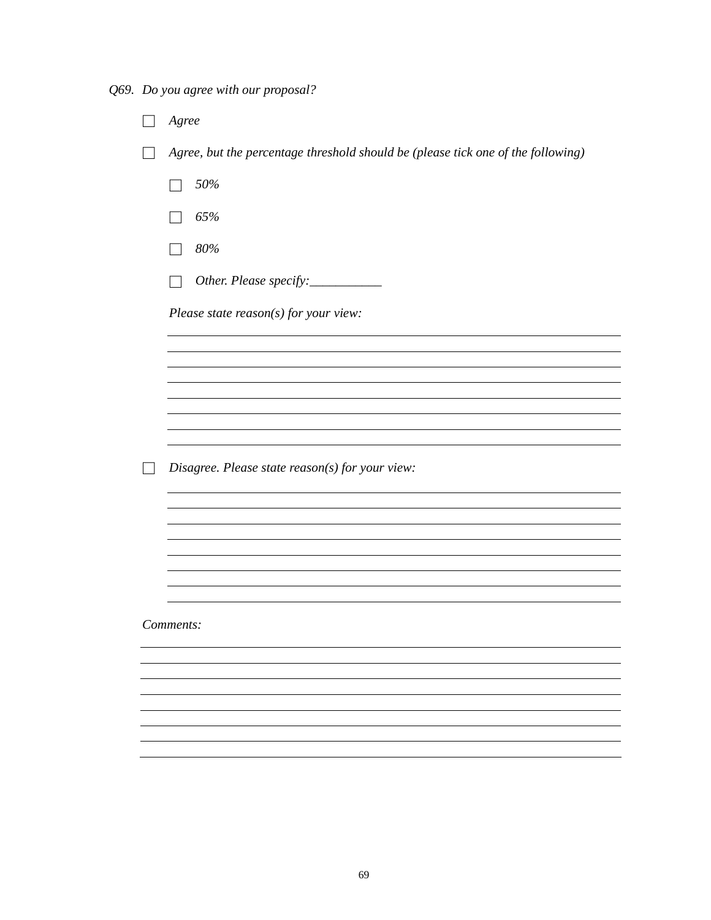*Q69. Do you agree with our proposal?*

- ☐ *Agree*
- ☐ *Agree, but the percentage threshold should be (please tick one of the following)*
  - ☐ *50%*
  - ☐ *65%*
  - ☐ *80%*
  - ☐ *Other. Please specify:___________*

  *Please state reason(s) for your view:*

  ______________________________________________________________________

  ______________________________________________________________________

  ______________________________________________________________________

  ______________________________________________________________________

  ______________________________________________________________________

  ______________________________________________________________________

  ______________________________________________________________________

  ______________________________________________________________________

- ☐ *Disagree. Please state reason(s) for your view:*

  ______________________________________________________________________

  ______________________________________________________________________

  ______________________________________________________________________

  ______________________________________________________________________

  ______________________________________________________________________

  ______________________________________________________________________

  ______________________________________________________________________

  ______________________________________________________________________

*Comments:*

______________________________________________________________________

______________________________________________________________________

______________________________________________________________________

______________________________________________________________________

______________________________________________________________________

______________________________________________________________________

______________________________________________________________________

______________________________________________________________________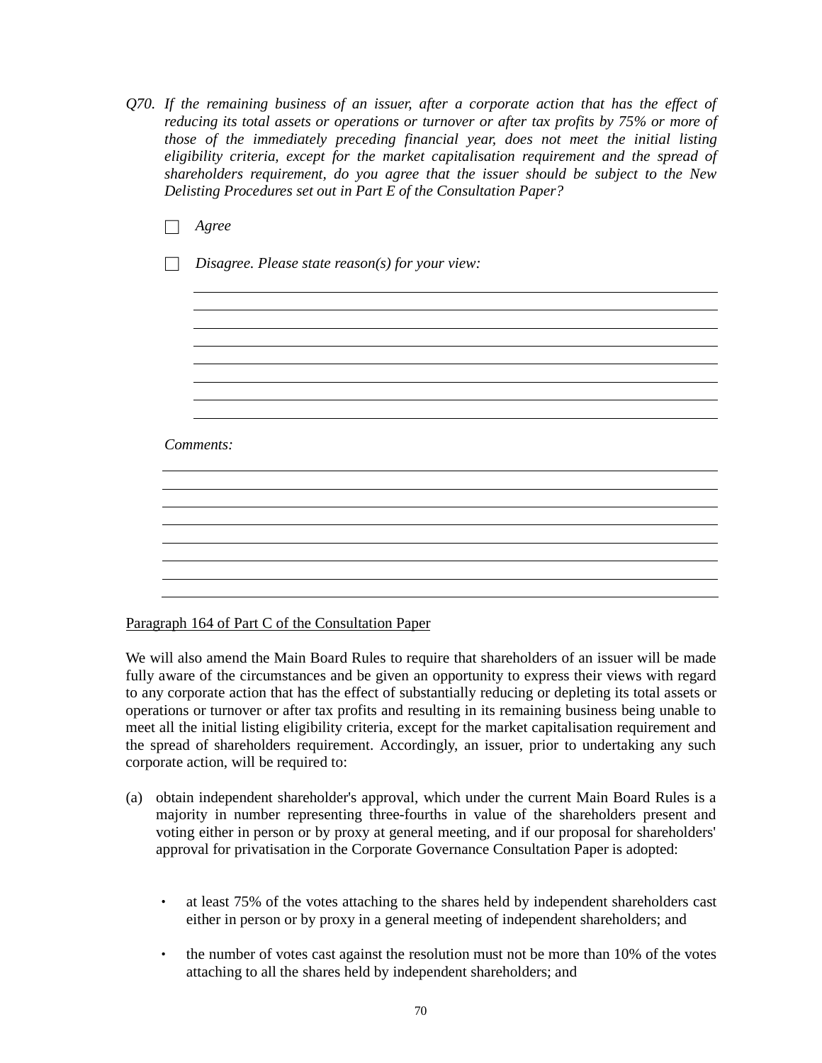*Q70. If the remaining business of an issuer, after a corporate action that has the effect of reducing its total assets or operations or turnover or after tax profits by 75% or more of those of the immediately preceding financial year, does not meet the initial listing eligibility criteria, except for the market capitalisation requirement and the spread of shareholders requirement, do you agree that the issuer should be subject to the New Delisting Procedures set out in Part E of the Consultation Paper?*

☐ *Agree*

☐ *Disagree. Please state reason(s) for your view:*

*Comments:*

Paragraph 164 of Part C of the Consultation Paper

We will also amend the Main Board Rules to require that shareholders of an issuer will be made fully aware of the circumstances and be given an opportunity to express their views with regard to any corporate action that has the effect of substantially reducing or depleting its total assets or operations or turnover or after tax profits and resulting in its remaining business being unable to meet all the initial listing eligibility criteria, except for the market capitalisation requirement and the spread of shareholders requirement. Accordingly, an issuer, prior to undertaking any such corporate action, will be required to:

(a) obtain independent shareholder's approval, which under the current Main Board Rules is a majority in number representing three-fourths in value of the shareholders present and voting either in person or by proxy at general meeting, and if our proposal for shareholders' approval for privatisation in the Corporate Governance Consultation Paper is adopted:

- at least 75% of the votes attaching to the shares held by independent shareholders cast either in person or by proxy in a general meeting of independent shareholders; and

- the number of votes cast against the resolution must not be more than 10% of the votes attaching to all the shares held by independent shareholders; and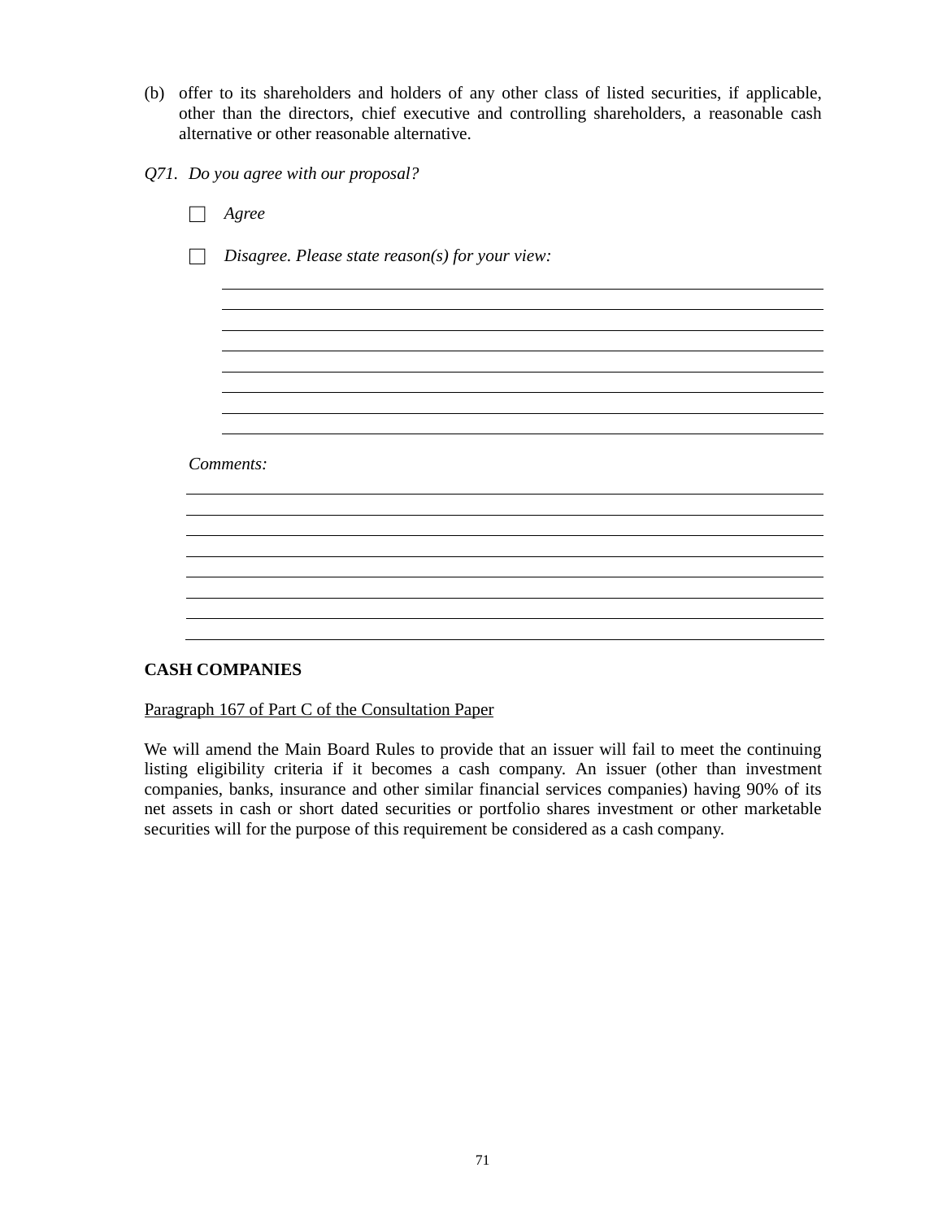(b) offer to its shareholders and holders of any other class of listed securities, if applicable, other than the directors, chief executive and controlling shareholders, a reasonable cash alternative or other reasonable alternative.

*Q71. Do you agree with our proposal?*

☐ *Agree*

☐ *Disagree. Please state reason(s) for your view:*

_______________________________________________
_______________________________________________
_______________________________________________
_______________________________________________
_______________________________________________
_______________________________________________
_______________________________________________

*Comments:*

_______________________________________________
_______________________________________________
_______________________________________________
_______________________________________________
_______________________________________________
_______________________________________________
_______________________________________________
_______________________________________________

**CASH COMPANIES**

<u>Paragraph 167 of Part C of the Consultation Paper</u>

We will amend the Main Board Rules to provide that an issuer will fail to meet the continuing listing eligibility criteria if it becomes a cash company. An issuer (other than investment companies, banks, insurance and other similar financial services companies) having 90% of its net assets in cash or short dated securities or portfolio shares investment or other marketable securities will for the purpose of this requirement be considered as a cash company.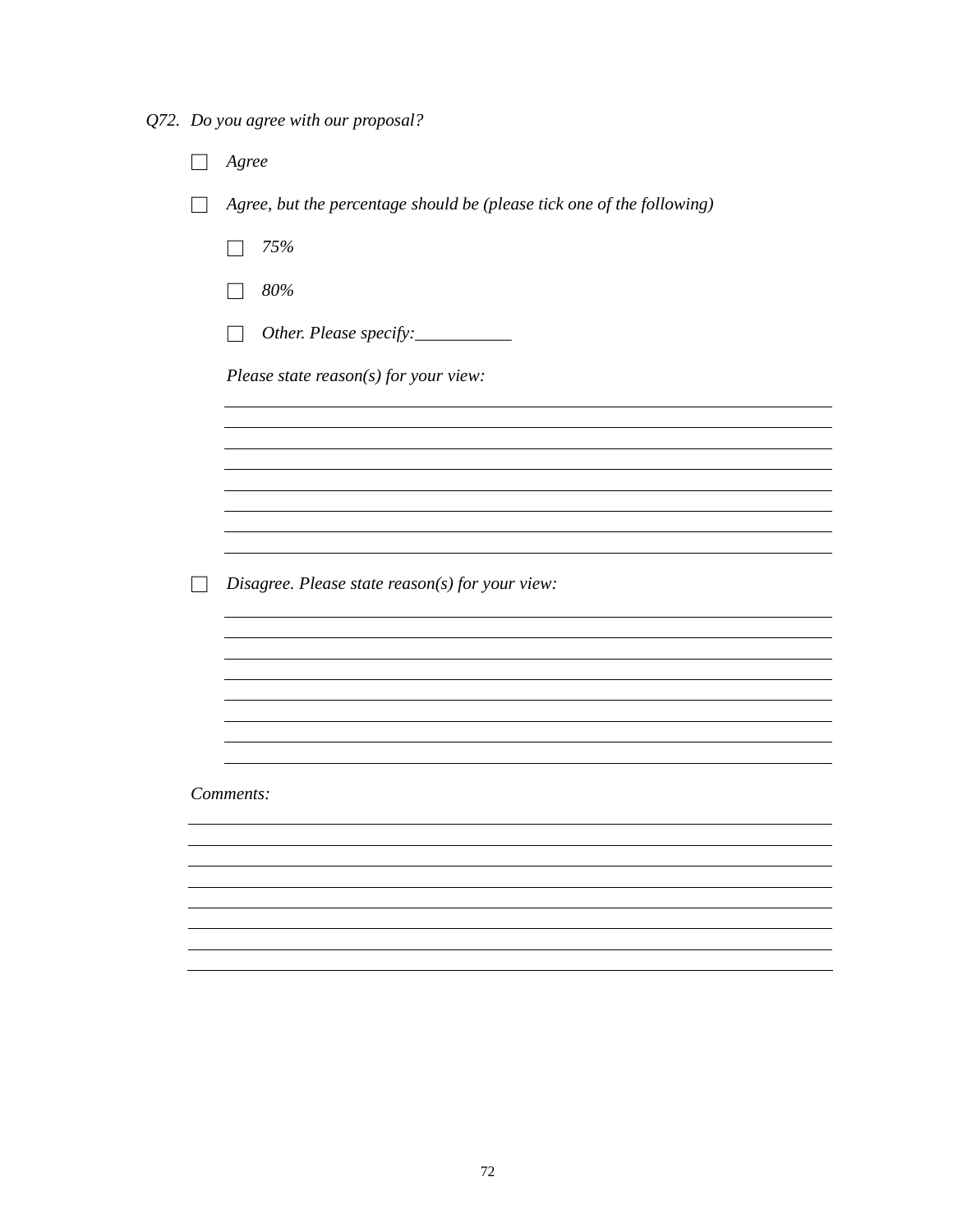*Q72. Do you agree with our proposal?*

- ☐ *Agree*
- ☐ *Agree, but the percentage should be (please tick one of the following)*
  - ☐ *75%*
  - ☐ *80%*
  - ☐ *Other. Please specify:___________*

  *Please state reason(s) for your view:*

  ______________________________________________________________________
  ______________________________________________________________________
  ______________________________________________________________________
  ______________________________________________________________________
  ______________________________________________________________________
  ______________________________________________________________________
  ______________________________________________________________________
  ______________________________________________________________________

- ☐ *Disagree. Please state reason(s) for your view:*

  ______________________________________________________________________
  ______________________________________________________________________
  ______________________________________________________________________
  ______________________________________________________________________
  ______________________________________________________________________
  ______________________________________________________________________
  ______________________________________________________________________
  ______________________________________________________________________

*Comments:*

______________________________________________________________________
______________________________________________________________________
______________________________________________________________________
______________________________________________________________________
______________________________________________________________________
______________________________________________________________________
______________________________________________________________________
______________________________________________________________________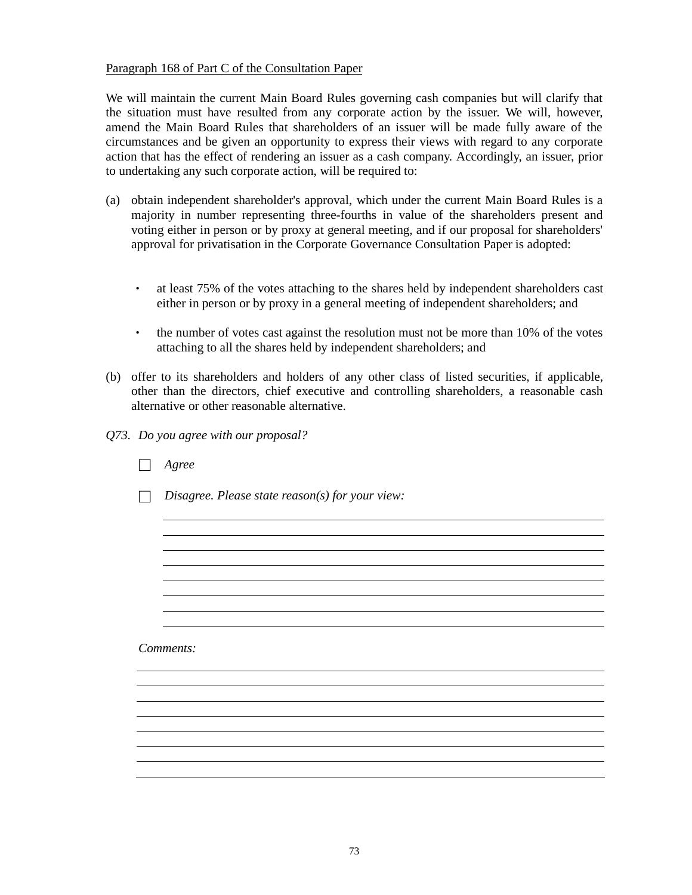Paragraph 168 of Part C of the Consultation Paper

We will maintain the current Main Board Rules governing cash companies but will clarify that the situation must have resulted from any corporate action by the issuer. We will, however, amend the Main Board Rules that shareholders of an issuer will be made fully aware of the circumstances and be given an opportunity to express their views with regard to any corporate action that has the effect of rendering an issuer as a cash company. Accordingly, an issuer, prior to undertaking any such corporate action, will be required to:

(a) obtain independent shareholder's approval, which under the current Main Board Rules is a majority in number representing three-fourths in value of the shareholders present and voting either in person or by proxy at general meeting, and if our proposal for shareholders' approval for privatisation in the Corporate Governance Consultation Paper is adopted:

- at least 75% of the votes attaching to the shares held by independent shareholders cast either in person or by proxy in a general meeting of independent shareholders; and
- the number of votes cast against the resolution must not be more than 10% of the votes attaching to all the shares held by independent shareholders; and

(b) offer to its shareholders and holders of any other class of listed securities, if applicable, other than the directors, chief executive and controlling shareholders, a reasonable cash alternative or other reasonable alternative.

*Q73. Do you agree with our proposal?*

☐ *Agree*

☐ *Disagree. Please state reason(s) for your view:*

*Comments:*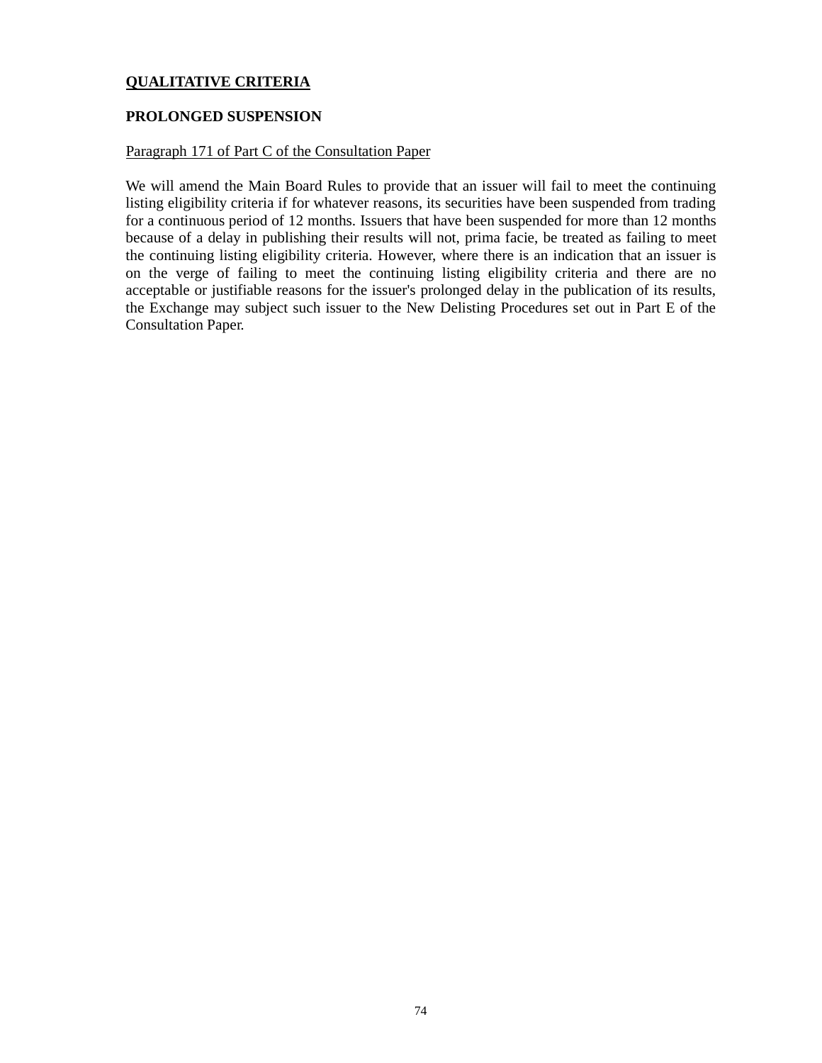## QUALITATIVE CRITERIA

### PROLONGED SUSPENSION

Paragraph 171 of Part C of the Consultation Paper

We will amend the Main Board Rules to provide that an issuer will fail to meet the continuing listing eligibility criteria if for whatever reasons, its securities have been suspended from trading for a continuous period of 12 months. Issuers that have been suspended for more than 12 months because of a delay in publishing their results will not, prima facie, be treated as failing to meet the continuing listing eligibility criteria. However, where there is an indication that an issuer is on the verge of failing to meet the continuing listing eligibility criteria and there are no acceptable or justifiable reasons for the issuer's prolonged delay in the publication of its results, the Exchange may subject such issuer to the New Delisting Procedures set out in Part E of the Consultation Paper.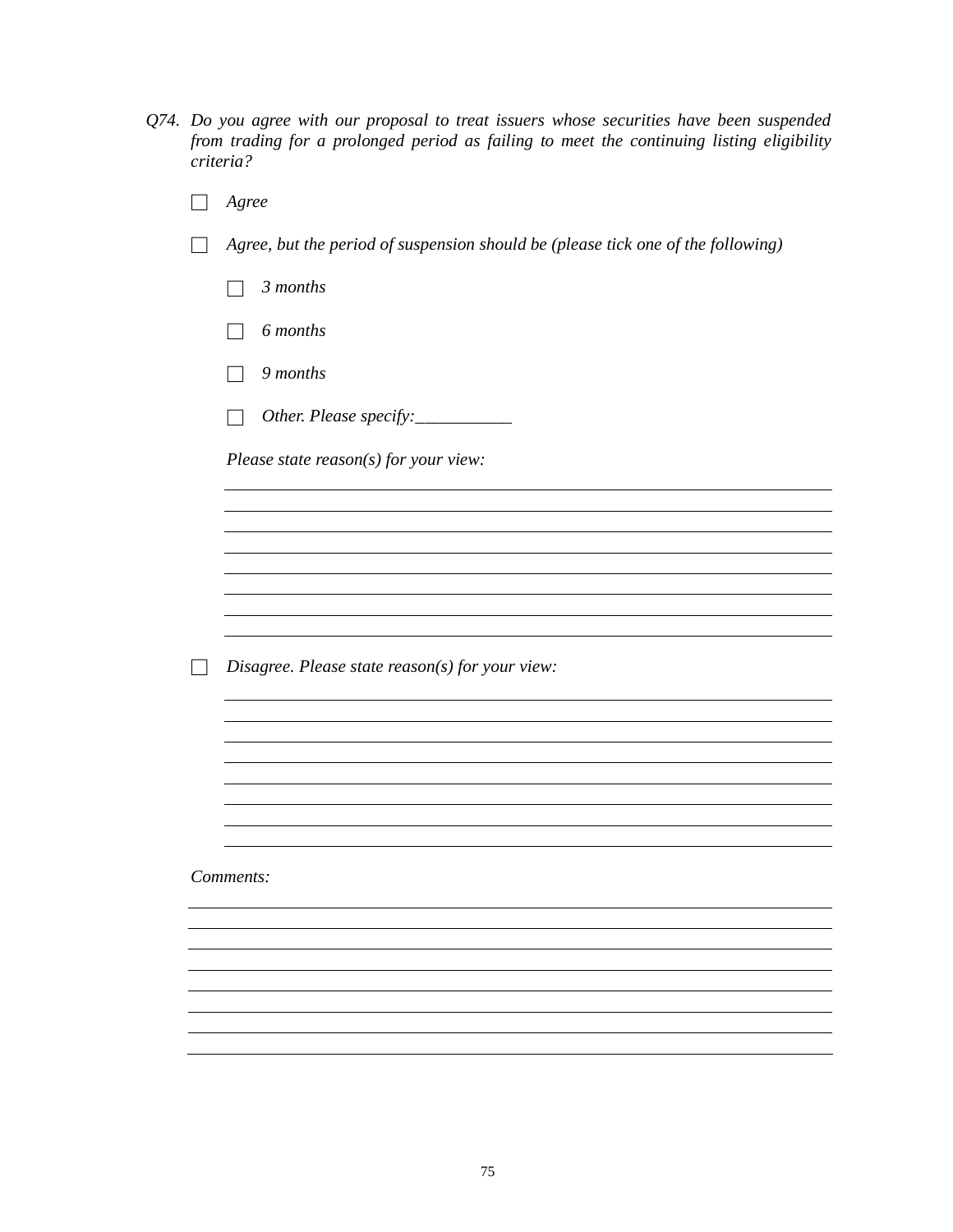*Q74. Do you agree with our proposal to treat issuers whose securities have been suspended from trading for a prolonged period as failing to meet the continuing listing eligibility criteria?*

☐ *Agree*

☐ *Agree, but the period of suspension should be (please tick one of the following)*

 ☐ *3 months*

 ☐ *6 months*

 ☐ *9 months*

 ☐ *Other. Please specify:___________*

 *Please state reason(s) for your view:*

 ______________________________________________________________________

 ______________________________________________________________________

 ______________________________________________________________________

 ______________________________________________________________________

 ______________________________________________________________________

 ______________________________________________________________________

 ______________________________________________________________________

 ______________________________________________________________________

☐ *Disagree. Please state reason(s) for your view:*

 ______________________________________________________________________

 ______________________________________________________________________

 ______________________________________________________________________

 ______________________________________________________________________

 ______________________________________________________________________

 ______________________________________________________________________

 ______________________________________________________________________

 ______________________________________________________________________

*Comments:*

______________________________________________________________________

______________________________________________________________________

______________________________________________________________________

______________________________________________________________________

______________________________________________________________________

______________________________________________________________________

______________________________________________________________________

______________________________________________________________________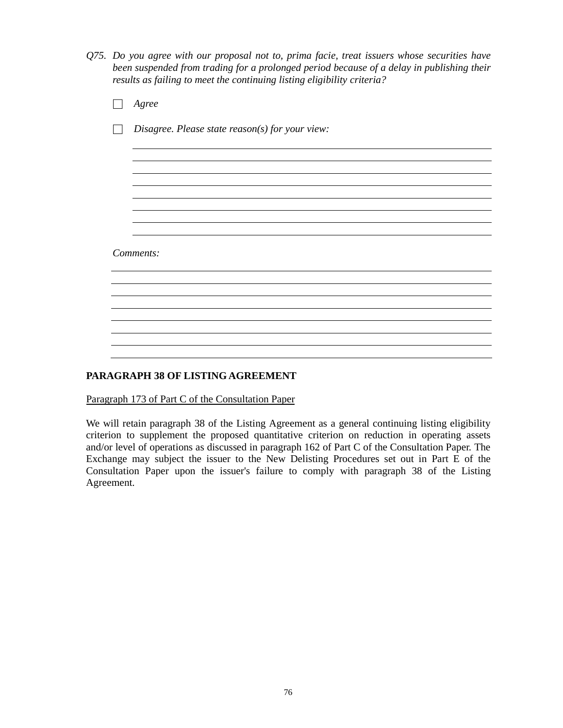*Q75. Do you agree with our proposal not to, prima facie, treat issuers whose securities have been suspended from trading for a prolonged period because of a delay in publishing their results as failing to meet the continuing listing eligibility criteria?*

☐ *Agree*

☐ *Disagree. Please state reason(s) for your view:*

________________________________________________________________________
________________________________________________________________________
________________________________________________________________________
________________________________________________________________________
________________________________________________________________________
________________________________________________________________________
________________________________________________________________________
________________________________________________________________________

*Comments:*

________________________________________________________________________
________________________________________________________________________
________________________________________________________________________
________________________________________________________________________
________________________________________________________________________
________________________________________________________________________
________________________________________________________________________
________________________________________________________________________

**PARAGRAPH 38 OF LISTING AGREEMENT**

<u>Paragraph 173 of Part C of the Consultation Paper</u>

We will retain paragraph 38 of the Listing Agreement as a general continuing listing eligibility criterion to supplement the proposed quantitative criterion on reduction in operating assets and/or level of operations as discussed in paragraph 162 of Part C of the Consultation Paper. The Exchange may subject the issuer to the New Delisting Procedures set out in Part E of the Consultation Paper upon the issuer's failure to comply with paragraph 38 of the Listing Agreement.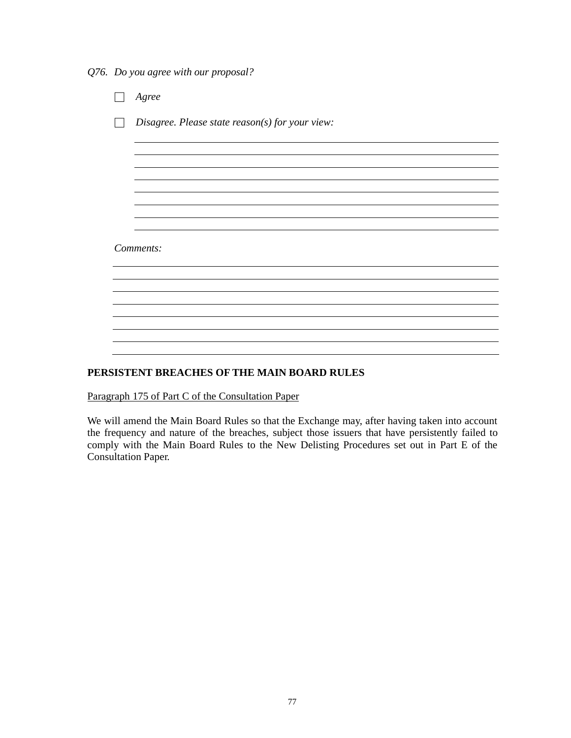*Q76. Do you agree with our proposal?*

☐ *Agree*

☐ *Disagree. Please state reason(s) for your view:*

______________________________________________________________________
______________________________________________________________________
______________________________________________________________________
______________________________________________________________________
______________________________________________________________________
______________________________________________________________________
______________________________________________________________________
______________________________________________________________________

*Comments:*

______________________________________________________________________
______________________________________________________________________
______________________________________________________________________
______________________________________________________________________
______________________________________________________________________
______________________________________________________________________
______________________________________________________________________
______________________________________________________________________

**PERSISTENT BREACHES OF THE MAIN BOARD RULES**

<u>Paragraph 175 of Part C of the Consultation Paper</u>

We will amend the Main Board Rules so that the Exchange may, after having taken into account the frequency and nature of the breaches, subject those issuers that have persistently failed to comply with the Main Board Rules to the New Delisting Procedures set out in Part E of the Consultation Paper.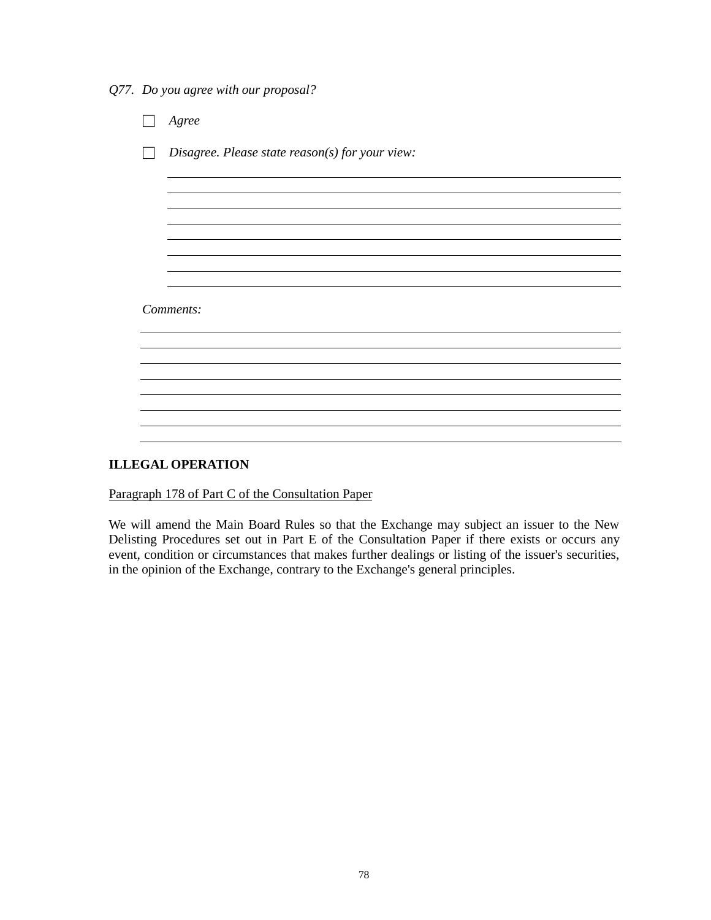*Q77. Do you agree with our proposal?*

- ☐ *Agree*
- ☐ *Disagree. Please state reason(s) for your view:*

________________________________________________________________________________
________________________________________________________________________________
________________________________________________________________________________
________________________________________________________________________________
________________________________________________________________________________
________________________________________________________________________________
________________________________________________________________________________
________________________________________________________________________________

*Comments:*

________________________________________________________________________________
________________________________________________________________________________
________________________________________________________________________________
________________________________________________________________________________
________________________________________________________________________________
________________________________________________________________________________
________________________________________________________________________________
________________________________________________________________________________

**ILLEGAL OPERATION**

<u>Paragraph 178 of Part C of the Consultation Paper</u>

We will amend the Main Board Rules so that the Exchange may subject an issuer to the New Delisting Procedures set out in Part E of the Consultation Paper if there exists or occurs any event, condition or circumstances that makes further dealings or listing of the issuer's securities, in the opinion of the Exchange, contrary to the Exchange's general principles.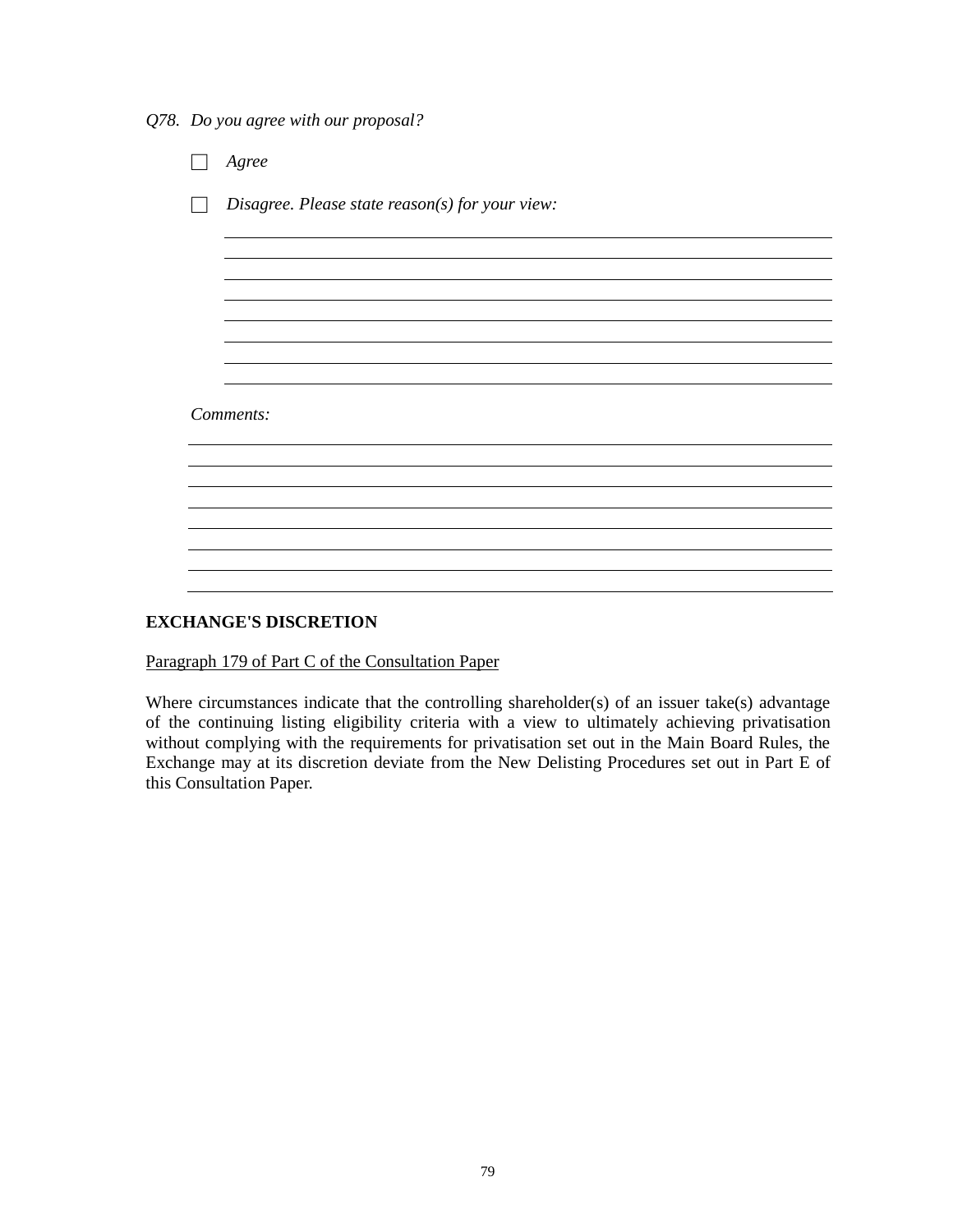*Q78. Do you agree with our proposal?*

☐ *Agree*

☐ *Disagree. Please state reason(s) for your view:*

\_\_\_\_\_\_\_\_\_\_\_\_\_\_\_\_\_\_\_\_\_\_\_\_\_\_\_\_\_\_\_\_\_\_\_\_\_\_\_\_\_\_\_\_\_\_\_\_\_\_\_\_\_\_\_\_\_\_\_\_\_\_\_\_\_\_\_\_\_\_
\_\_\_\_\_\_\_\_\_\_\_\_\_\_\_\_\_\_\_\_\_\_\_\_\_\_\_\_\_\_\_\_\_\_\_\_\_\_\_\_\_\_\_\_\_\_\_\_\_\_\_\_\_\_\_\_\_\_\_\_\_\_\_\_\_\_\_\_\_\_
\_\_\_\_\_\_\_\_\_\_\_\_\_\_\_\_\_\_\_\_\_\_\_\_\_\_\_\_\_\_\_\_\_\_\_\_\_\_\_\_\_\_\_\_\_\_\_\_\_\_\_\_\_\_\_\_\_\_\_\_\_\_\_\_\_\_\_\_\_\_
\_\_\_\_\_\_\_\_\_\_\_\_\_\_\_\_\_\_\_\_\_\_\_\_\_\_\_\_\_\_\_\_\_\_\_\_\_\_\_\_\_\_\_\_\_\_\_\_\_\_\_\_\_\_\_\_\_\_\_\_\_\_\_\_\_\_\_\_\_\_
\_\_\_\_\_\_\_\_\_\_\_\_\_\_\_\_\_\_\_\_\_\_\_\_\_\_\_\_\_\_\_\_\_\_\_\_\_\_\_\_\_\_\_\_\_\_\_\_\_\_\_\_\_\_\_\_\_\_\_\_\_\_\_\_\_\_\_\_\_\_
\_\_\_\_\_\_\_\_\_\_\_\_\_\_\_\_\_\_\_\_\_\_\_\_\_\_\_\_\_\_\_\_\_\_\_\_\_\_\_\_\_\_\_\_\_\_\_\_\_\_\_\_\_\_\_\_\_\_\_\_\_\_\_\_\_\_\_\_\_\_
\_\_\_\_\_\_\_\_\_\_\_\_\_\_\_\_\_\_\_\_\_\_\_\_\_\_\_\_\_\_\_\_\_\_\_\_\_\_\_\_\_\_\_\_\_\_\_\_\_\_\_\_\_\_\_\_\_\_\_\_\_\_\_\_\_\_\_\_\_\_
\_\_\_\_\_\_\_\_\_\_\_\_\_\_\_\_\_\_\_\_\_\_\_\_\_\_\_\_\_\_\_\_\_\_\_\_\_\_\_\_\_\_\_\_\_\_\_\_\_\_\_\_\_\_\_\_\_\_\_\_\_\_\_\_\_\_\_\_\_\_

*Comments:*

\_\_\_\_\_\_\_\_\_\_\_\_\_\_\_\_\_\_\_\_\_\_\_\_\_\_\_\_\_\_\_\_\_\_\_\_\_\_\_\_\_\_\_\_\_\_\_\_\_\_\_\_\_\_\_\_\_\_\_\_\_\_\_\_\_\_\_\_\_\_\_\_\_\_
\_\_\_\_\_\_\_\_\_\_\_\_\_\_\_\_\_\_\_\_\_\_\_\_\_\_\_\_\_\_\_\_\_\_\_\_\_\_\_\_\_\_\_\_\_\_\_\_\_\_\_\_\_\_\_\_\_\_\_\_\_\_\_\_\_\_\_\_\_\_\_\_\_\_
\_\_\_\_\_\_\_\_\_\_\_\_\_\_\_\_\_\_\_\_\_\_\_\_\_\_\_\_\_\_\_\_\_\_\_\_\_\_\_\_\_\_\_\_\_\_\_\_\_\_\_\_\_\_\_\_\_\_\_\_\_\_\_\_\_\_\_\_\_\_\_\_\_\_
\_\_\_\_\_\_\_\_\_\_\_\_\_\_\_\_\_\_\_\_\_\_\_\_\_\_\_\_\_\_\_\_\_\_\_\_\_\_\_\_\_\_\_\_\_\_\_\_\_\_\_\_\_\_\_\_\_\_\_\_\_\_\_\_\_\_\_\_\_\_\_\_\_\_
\_\_\_\_\_\_\_\_\_\_\_\_\_\_\_\_\_\_\_\_\_\_\_\_\_\_\_\_\_\_\_\_\_\_\_\_\_\_\_\_\_\_\_\_\_\_\_\_\_\_\_\_\_\_\_\_\_\_\_\_\_\_\_\_\_\_\_\_\_\_\_\_\_\_
\_\_\_\_\_\_\_\_\_\_\_\_\_\_\_\_\_\_\_\_\_\_\_\_\_\_\_\_\_\_\_\_\_\_\_\_\_\_\_\_\_\_\_\_\_\_\_\_\_\_\_\_\_\_\_\_\_\_\_\_\_\_\_\_\_\_\_\_\_\_\_\_\_\_
\_\_\_\_\_\_\_\_\_\_\_\_\_\_\_\_\_\_\_\_\_\_\_\_\_\_\_\_\_\_\_\_\_\_\_\_\_\_\_\_\_\_\_\_\_\_\_\_\_\_\_\_\_\_\_\_\_\_\_\_\_\_\_\_\_\_\_\_\_\_\_\_\_\_
\_\_\_\_\_\_\_\_\_\_\_\_\_\_\_\_\_\_\_\_\_\_\_\_\_\_\_\_\_\_\_\_\_\_\_\_\_\_\_\_\_\_\_\_\_\_\_\_\_\_\_\_\_\_\_\_\_\_\_\_\_\_\_\_\_\_\_\_\_\_\_\_\_\_

**EXCHANGE'S DISCRETION**

<u>Paragraph 179 of Part C of the Consultation Paper</u>

Where circumstances indicate that the controlling shareholder(s) of an issuer take(s) advantage of the continuing listing eligibility criteria with a view to ultimately achieving privatisation without complying with the requirements for privatisation set out in the Main Board Rules, the Exchange may at its discretion deviate from the New Delisting Procedures set out in Part E of this Consultation Paper.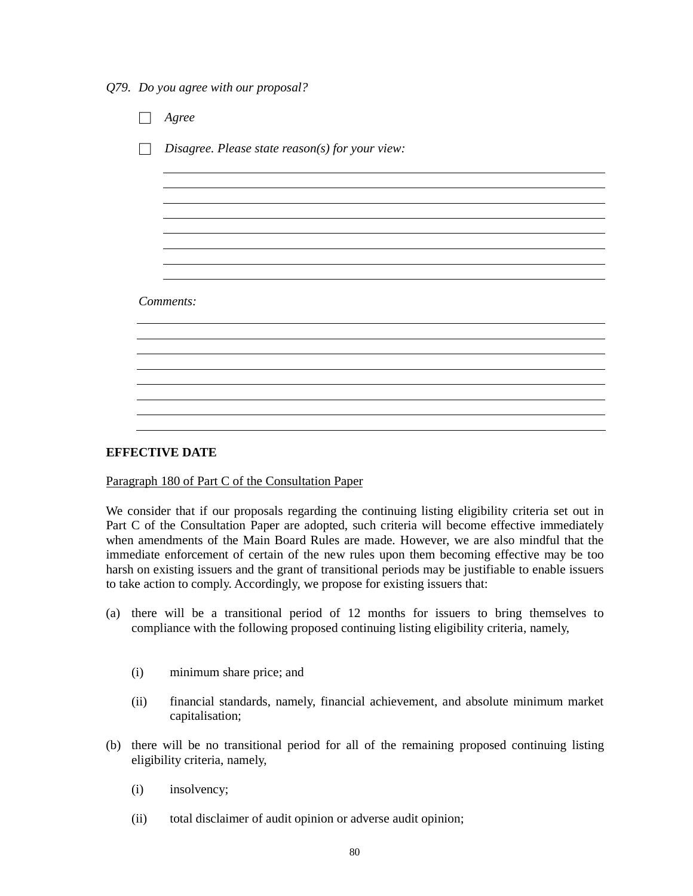*Q79. Do you agree with our proposal?*

☐ *Agree*

☐ *Disagree. Please state reason(s) for your view:*

________________________________________________________________________________
________________________________________________________________________________
________________________________________________________________________________
________________________________________________________________________________
________________________________________________________________________________
________________________________________________________________________________
________________________________________________________________________________
________________________________________________________________________________

*Comments:*

________________________________________________________________________________
________________________________________________________________________________
________________________________________________________________________________
________________________________________________________________________________
________________________________________________________________________________
________________________________________________________________________________
________________________________________________________________________________
________________________________________________________________________________

**EFFECTIVE DATE**

<u>Paragraph 180 of Part C of the Consultation Paper</u>

We consider that if our proposals regarding the continuing listing eligibility criteria set out in Part C of the Consultation Paper are adopted, such criteria will become effective immediately when amendments of the Main Board Rules are made. However, we are also mindful that the immediate enforcement of certain of the new rules upon them becoming effective may be too harsh on existing issuers and the grant of transitional periods may be justifiable to enable issuers to take action to comply. Accordingly, we propose for existing issuers that:

(a) there will be a transitional period of 12 months for issuers to bring themselves to compliance with the following proposed continuing listing eligibility criteria, namely,

    (i) minimum share price; and

    (ii) financial standards, namely, financial achievement, and absolute minimum market capitalisation;

(b) there will be no transitional period for all of the remaining proposed continuing listing eligibility criteria, namely,

    (i) insolvency;

    (ii) total disclaimer of audit opinion or adverse audit opinion;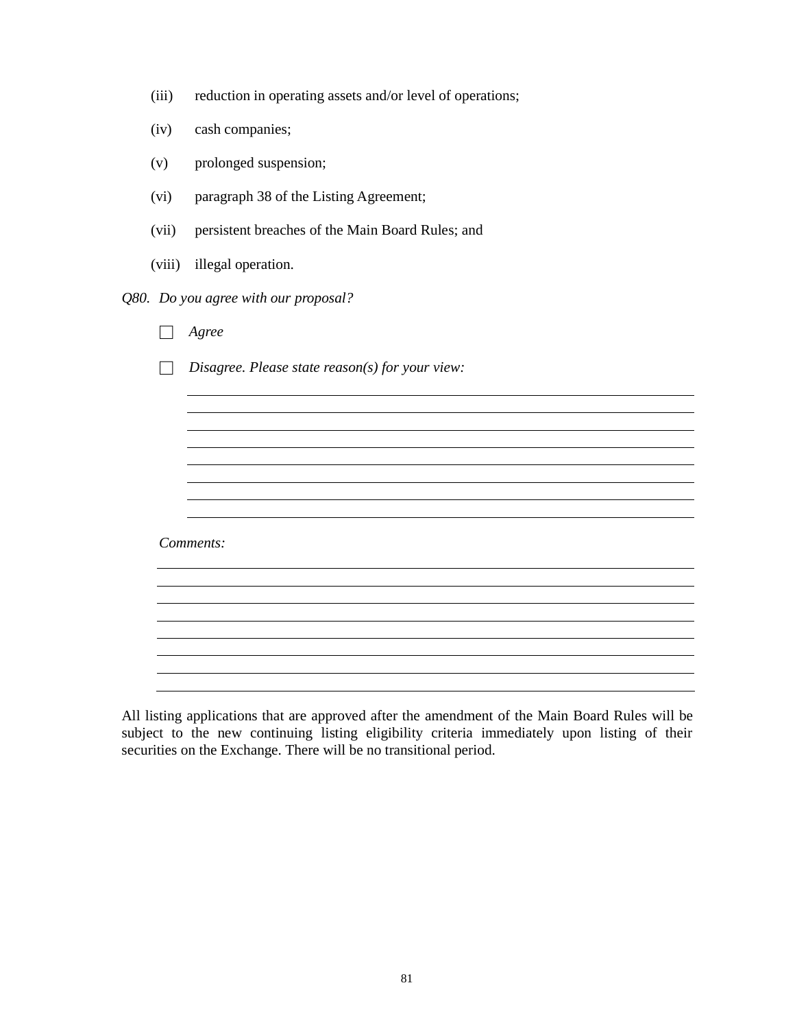(iii) reduction in operating assets and/or level of operations;

(iv) cash companies;

(v) prolonged suspension;

(vi) paragraph 38 of the Listing Agreement;

(vii) persistent breaches of the Main Board Rules; and

(viii) illegal operation.

*Q80. Do you agree with our proposal?*

☐ *Agree*

☐ *Disagree. Please state reason(s) for your view:*

\_\_\_\_\_\_\_\_\_\_\_\_\_\_\_\_\_\_\_\_\_\_\_\_\_\_\_\_\_\_\_\_\_\_\_\_\_\_\_\_\_\_\_\_\_\_\_\_\_\_\_\_\_\_\_\_\_\_\_\_
\_\_\_\_\_\_\_\_\_\_\_\_\_\_\_\_\_\_\_\_\_\_\_\_\_\_\_\_\_\_\_\_\_\_\_\_\_\_\_\_\_\_\_\_\_\_\_\_\_\_\_\_\_\_\_\_\_\_\_\_
\_\_\_\_\_\_\_\_\_\_\_\_\_\_\_\_\_\_\_\_\_\_\_\_\_\_\_\_\_\_\_\_\_\_\_\_\_\_\_\_\_\_\_\_\_\_\_\_\_\_\_\_\_\_\_\_\_\_\_\_
\_\_\_\_\_\_\_\_\_\_\_\_\_\_\_\_\_\_\_\_\_\_\_\_\_\_\_\_\_\_\_\_\_\_\_\_\_\_\_\_\_\_\_\_\_\_\_\_\_\_\_\_\_\_\_\_\_\_\_\_
\_\_\_\_\_\_\_\_\_\_\_\_\_\_\_\_\_\_\_\_\_\_\_\_\_\_\_\_\_\_\_\_\_\_\_\_\_\_\_\_\_\_\_\_\_\_\_\_\_\_\_\_\_\_\_\_\_\_\_\_
\_\_\_\_\_\_\_\_\_\_\_\_\_\_\_\_\_\_\_\_\_\_\_\_\_\_\_\_\_\_\_\_\_\_\_\_\_\_\_\_\_\_\_\_\_\_\_\_\_\_\_\_\_\_\_\_\_\_\_\_
\_\_\_\_\_\_\_\_\_\_\_\_\_\_\_\_\_\_\_\_\_\_\_\_\_\_\_\_\_\_\_\_\_\_\_\_\_\_\_\_\_\_\_\_\_\_\_\_\_\_\_\_\_\_\_\_\_\_\_\_
\_\_\_\_\_\_\_\_\_\_\_\_\_\_\_\_\_\_\_\_\_\_\_\_\_\_\_\_\_\_\_\_\_\_\_\_\_\_\_\_\_\_\_\_\_\_\_\_\_\_\_\_\_\_\_\_\_\_\_\_

*Comments:*

\_\_\_\_\_\_\_\_\_\_\_\_\_\_\_\_\_\_\_\_\_\_\_\_\_\_\_\_\_\_\_\_\_\_\_\_\_\_\_\_\_\_\_\_\_\_\_\_\_\_\_\_\_\_\_\_\_\_\_\_
\_\_\_\_\_\_\_\_\_\_\_\_\_\_\_\_\_\_\_\_\_\_\_\_\_\_\_\_\_\_\_\_\_\_\_\_\_\_\_\_\_\_\_\_\_\_\_\_\_\_\_\_\_\_\_\_\_\_\_\_
\_\_\_\_\_\_\_\_\_\_\_\_\_\_\_\_\_\_\_\_\_\_\_\_\_\_\_\_\_\_\_\_\_\_\_\_\_\_\_\_\_\_\_\_\_\_\_\_\_\_\_\_\_\_\_\_\_\_\_\_
\_\_\_\_\_\_\_\_\_\_\_\_\_\_\_\_\_\_\_\_\_\_\_\_\_\_\_\_\_\_\_\_\_\_\_\_\_\_\_\_\_\_\_\_\_\_\_\_\_\_\_\_\_\_\_\_\_\_\_\_
\_\_\_\_\_\_\_\_\_\_\_\_\_\_\_\_\_\_\_\_\_\_\_\_\_\_\_\_\_\_\_\_\_\_\_\_\_\_\_\_\_\_\_\_\_\_\_\_\_\_\_\_\_\_\_\_\_\_\_\_
\_\_\_\_\_\_\_\_\_\_\_\_\_\_\_\_\_\_\_\_\_\_\_\_\_\_\_\_\_\_\_\_\_\_\_\_\_\_\_\_\_\_\_\_\_\_\_\_\_\_\_\_\_\_\_\_\_\_\_\_
\_\_\_\_\_\_\_\_\_\_\_\_\_\_\_\_\_\_\_\_\_\_\_\_\_\_\_\_\_\_\_\_\_\_\_\_\_\_\_\_\_\_\_\_\_\_\_\_\_\_\_\_\_\_\_\_\_\_\_\_
\_\_\_\_\_\_\_\_\_\_\_\_\_\_\_\_\_\_\_\_\_\_\_\_\_\_\_\_\_\_\_\_\_\_\_\_\_\_\_\_\_\_\_\_\_\_\_\_\_\_\_\_\_\_\_\_\_\_\_\_

All listing applications that are approved after the amendment of the Main Board Rules will be subject to the new continuing listing eligibility criteria immediately upon listing of their securities on the Exchange. There will be no transitional period.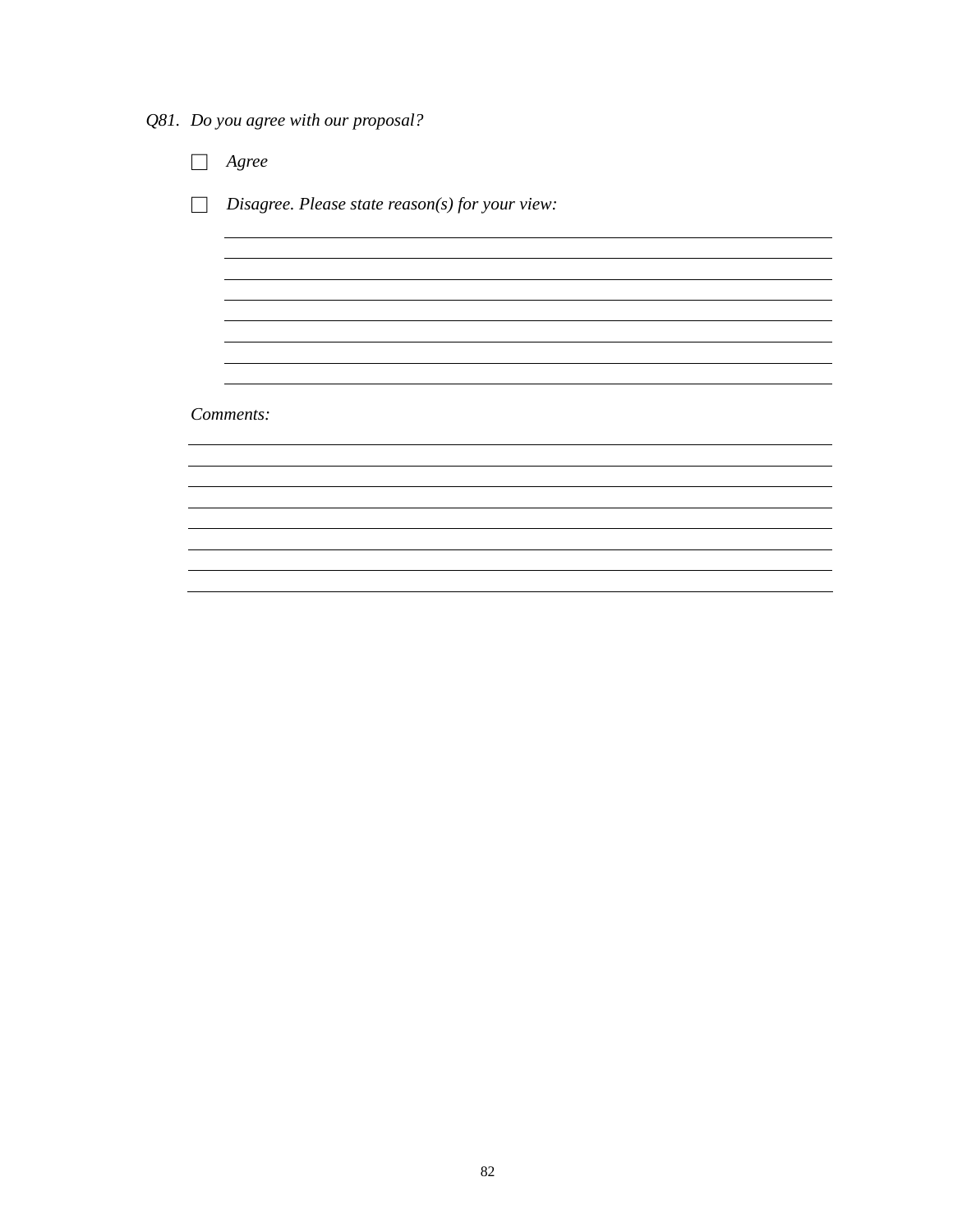*Q81. Do you agree with our proposal?*

- ☐ *Agree*
- ☐ *Disagree. Please state reason(s) for your view:*

  ______________________________________________________________________
  ______________________________________________________________________
  ______________________________________________________________________
  ______________________________________________________________________
  ______________________________________________________________________
  ______________________________________________________________________
  ______________________________________________________________________
  ______________________________________________________________________

*Comments:*

______________________________________________________________________
______________________________________________________________________
______________________________________________________________________
______________________________________________________________________
______________________________________________________________________
______________________________________________________________________
______________________________________________________________________
______________________________________________________________________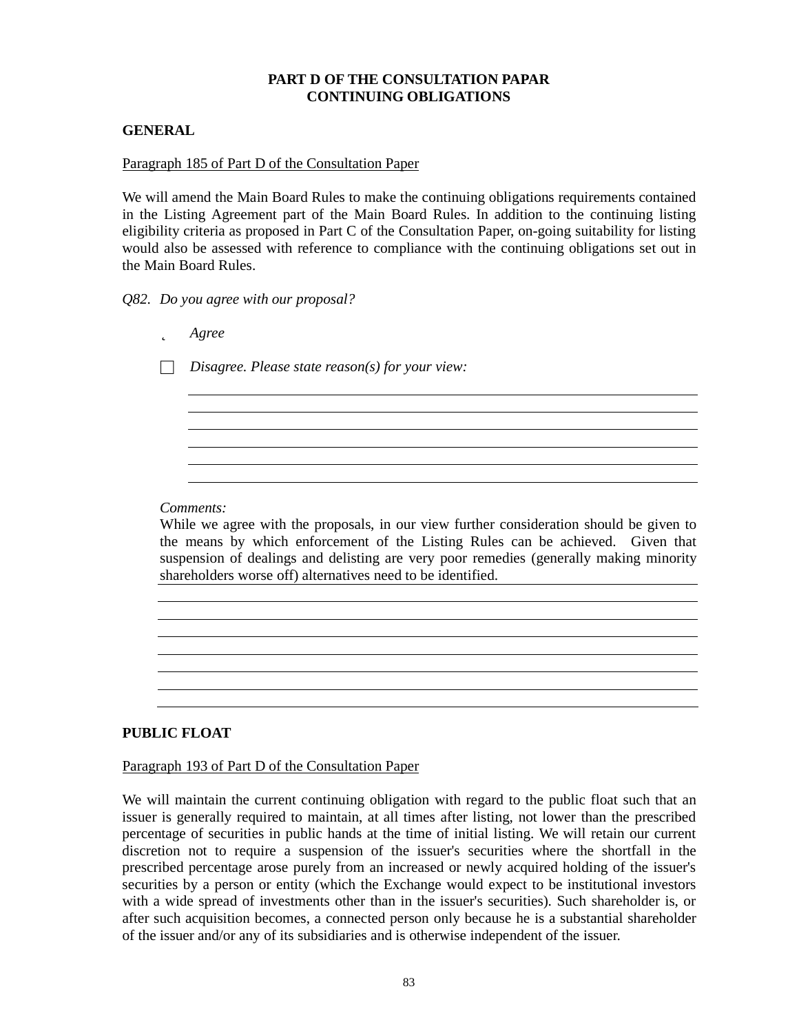**PART D OF THE CONSULTATION PAPAR**
**CONTINUING OBLIGATIONS**

**GENERAL**

Paragraph 185 of Part D of the Consultation Paper

We will amend the Main Board Rules to make the continuing obligations requirements contained in the Listing Agreement part of the Main Board Rules. In addition to the continuing listing eligibility criteria as proposed in Part C of the Consultation Paper, on-going suitability for listing would also be assessed with reference to compliance with the continuing obligations set out in the Main Board Rules.

*Q82. Do you agree with our proposal?*

- ˛ *Agree*
- ☐ *Disagree. Please state reason(s) for your view:*

*Comments:*
While we agree with the proposals, in our view further consideration should be given to the means by which enforcement of the Listing Rules can be achieved. Given that suspension of dealings and delisting are very poor remedies (generally making minority shareholders worse off) alternatives need to be identified.

**PUBLIC FLOAT**

Paragraph 193 of Part D of the Consultation Paper

We will maintain the current continuing obligation with regard to the public float such that an issuer is generally required to maintain, at all times after listing, not lower than the prescribed percentage of securities in public hands at the time of initial listing. We will retain our current discretion not to require a suspension of the issuer's securities where the shortfall in the prescribed percentage arose purely from an increased or newly acquired holding of the issuer's securities by a person or entity (which the Exchange would expect to be institutional investors with a wide spread of investments other than in the issuer's securities). Such shareholder is, or after such acquisition becomes, a connected person only because he is a substantial shareholder of the issuer and/or any of its subsidiaries and is otherwise independent of the issuer.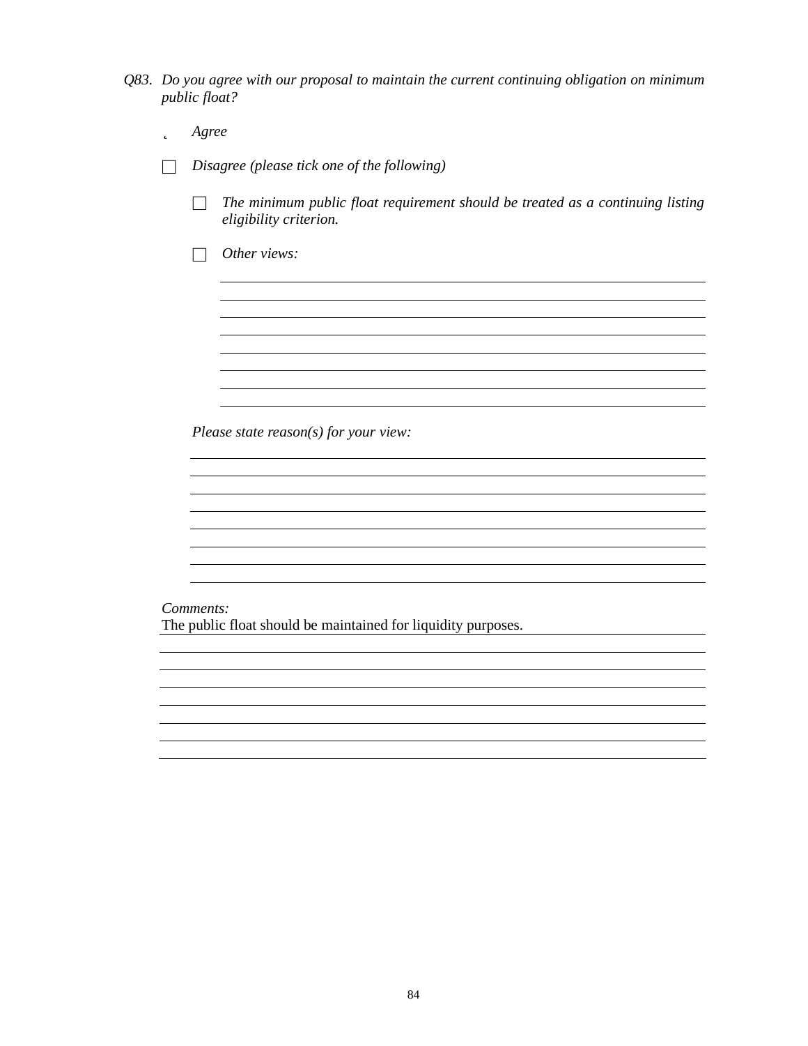*Q83. Do you agree with our proposal to maintain the current continuing obligation on minimum public float?*

- ☑ *Agree*

- ☐ *Disagree (please tick one of the following)*

  - ☐ *The minimum public float requirement should be treated as a continuing listing eligibility criterion.*

  - ☐ *Other views:*

*Please state reason(s) for your view:*

*Comments:*

The public float should be maintained for liquidity purposes.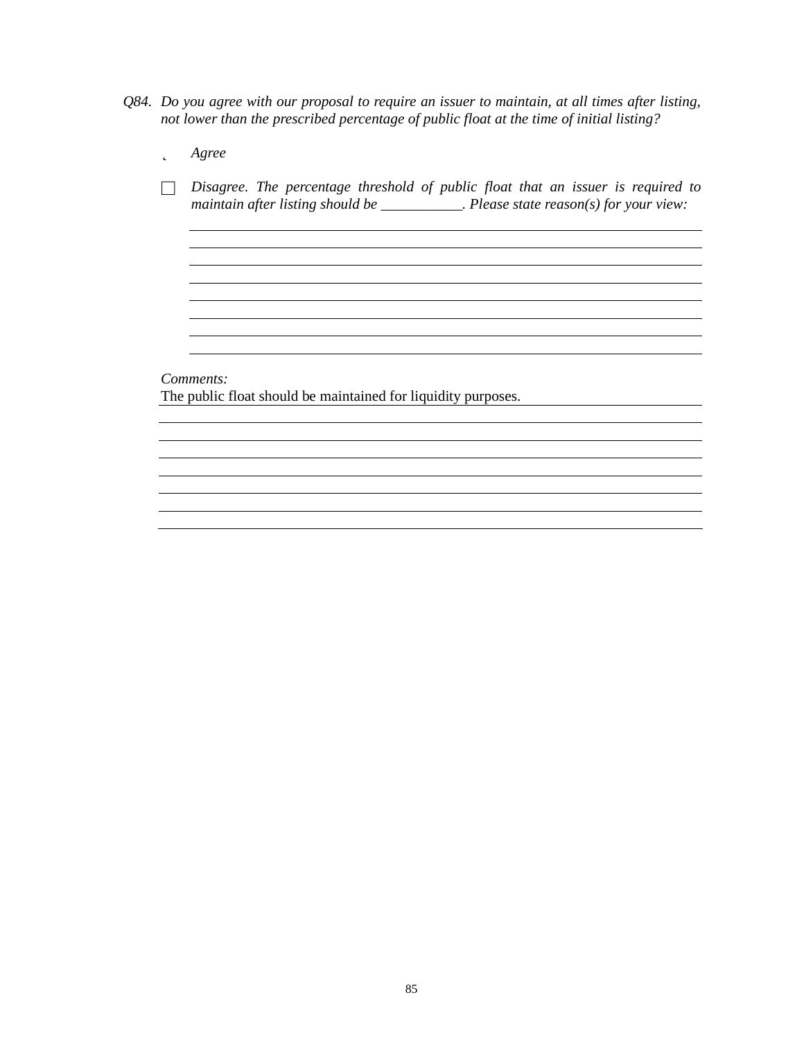*Q84. Do you agree with our proposal to require an issuer to maintain, at all times after listing, not lower than the prescribed percentage of public float at the time of initial listing?*

- ☑ *Agree*

- ☐ *Disagree. The percentage threshold of public float that an issuer is required to maintain after listing should be ___________. Please state reason(s) for your view:*

*Comments:*

The public float should be maintained for liquidity purposes.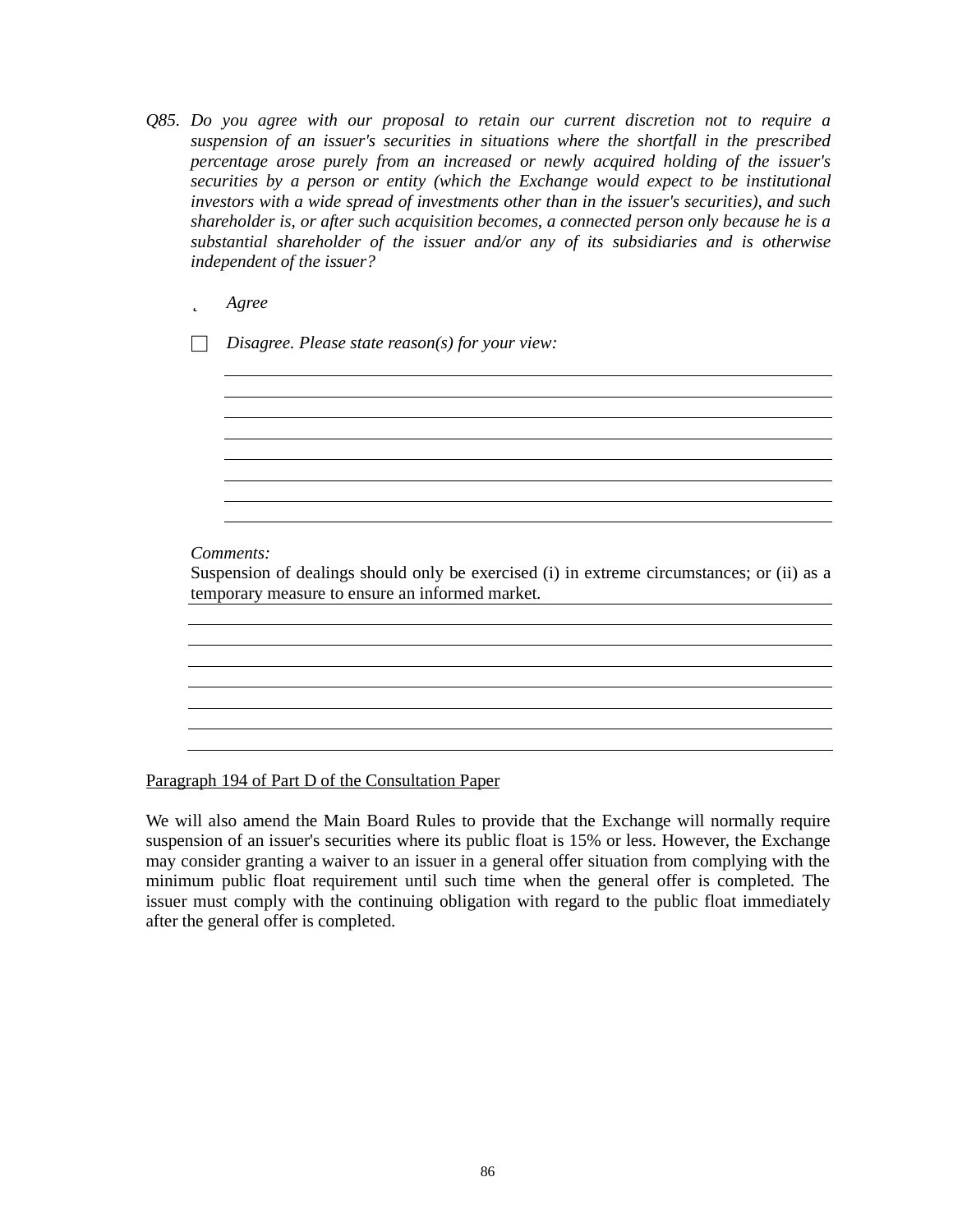*Q85. Do you agree with our proposal to retain our current discretion not to require a suspension of an issuer's securities in situations where the shortfall in the prescribed percentage arose purely from an increased or newly acquired holding of the issuer's securities by a person or entity (which the Exchange would expect to be institutional investors with a wide spread of investments other than in the issuer's securities), and such shareholder is, or after such acquisition becomes, a connected person only because he is a substantial shareholder of the issuer and/or any of its subsidiaries and is otherwise independent of the issuer?*

☑ *Agree*

☐ *Disagree. Please state reason(s) for your view:*

*Comments:*

Suspension of dealings should only be exercised (i) in extreme circumstances; or (ii) as a temporary measure to ensure an informed market.

<u>Paragraph 194 of Part D of the Consultation Paper</u>

We will also amend the Main Board Rules to provide that the Exchange will normally require suspension of an issuer's securities where its public float is 15% or less. However, the Exchange may consider granting a waiver to an issuer in a general offer situation from complying with the minimum public float requirement until such time when the general offer is completed. The issuer must comply with the continuing obligation with regard to the public float immediately after the general offer is completed.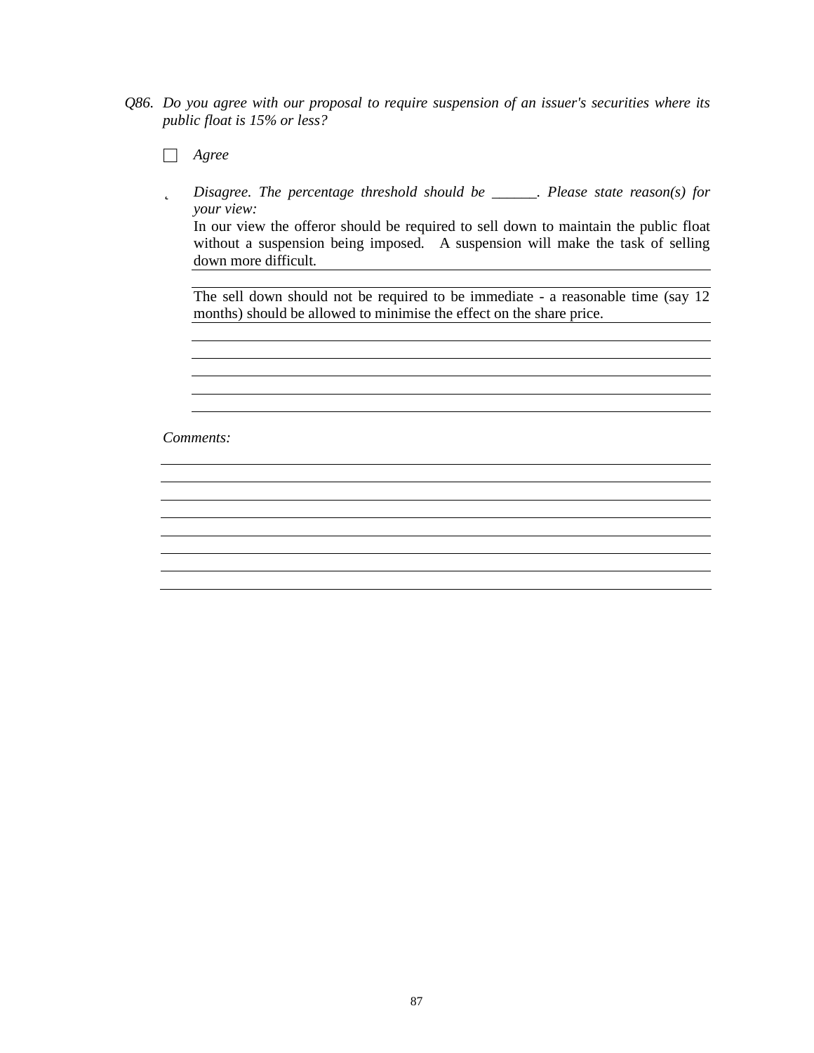*Q86. Do you agree with our proposal to require suspension of an issuer's securities where its public float is 15% or less?*

☐ *Agree*

˛ *Disagree. The percentage threshold should be ______. Please state reason(s) for your view:*

In our view the offeror should be required to sell down to maintain the public float without a suspension being imposed. A suspension will make the task of selling down more difficult.

The sell down should not be required to be immediate - a reasonable time (say 12 months) should be allowed to minimise the effect on the share price.

*Comments:*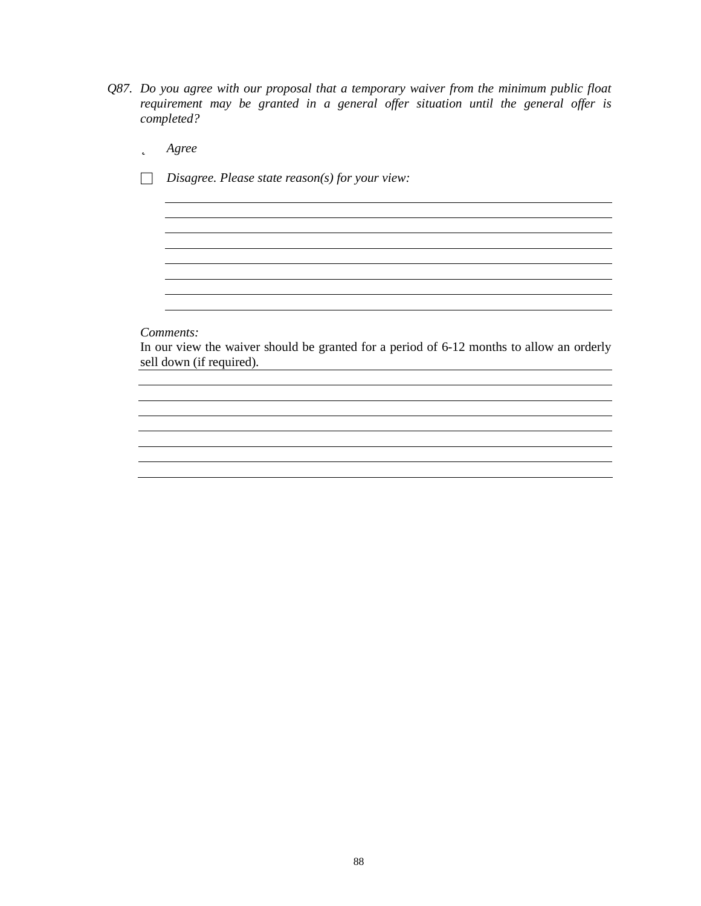*Q87. Do you agree with our proposal that a temporary waiver from the minimum public float requirement may be granted in a general offer situation until the general offer is completed?*

- [x] *Agree*

- [ ] *Disagree. Please state reason(s) for your view:*

*Comments:*

In our view the waiver should be granted for a period of 6-12 months to allow an orderly sell down (if required).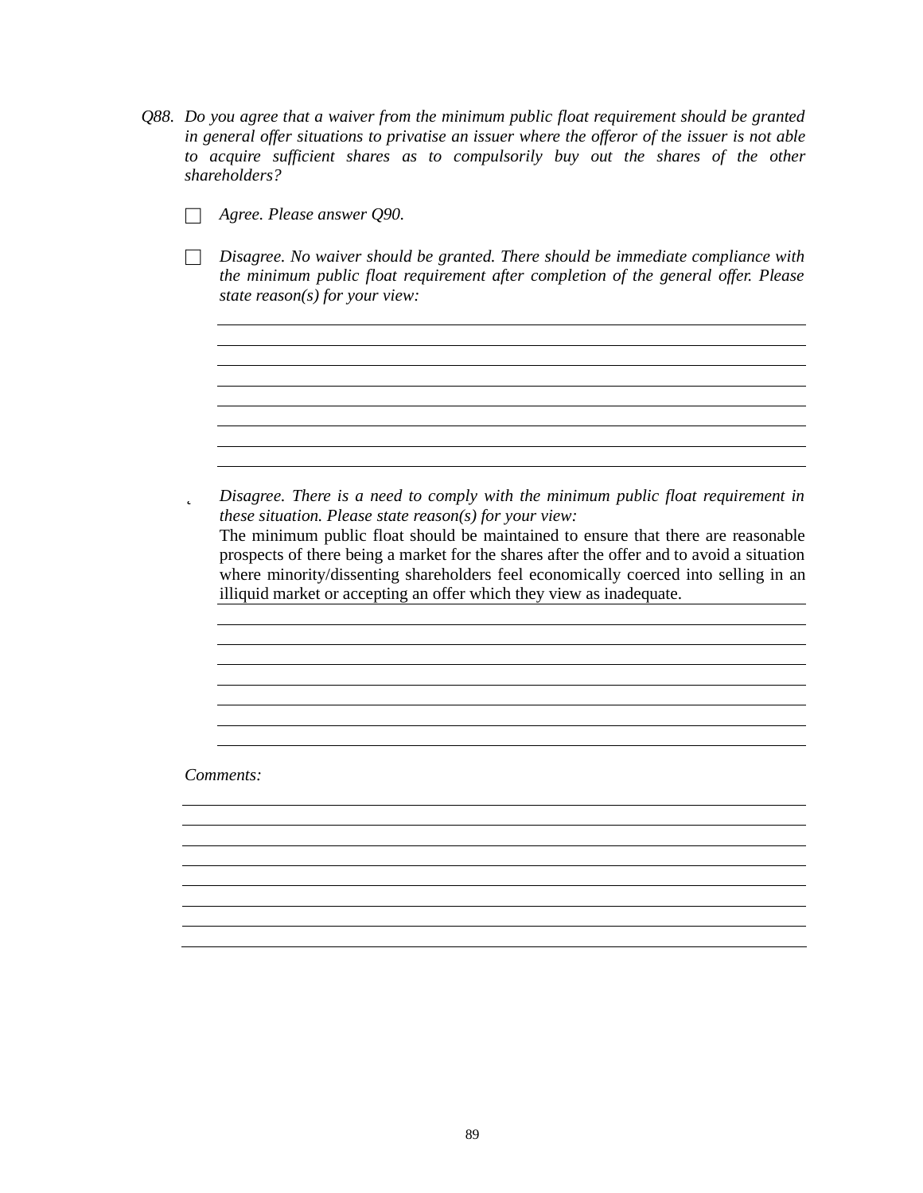*Q88. Do you agree that a waiver from the minimum public float requirement should be granted in general offer situations to privatise an issuer where the offeror of the issuer is not able to acquire sufficient shares as to compulsorily buy out the shares of the other shareholders?*

☐ *Agree. Please answer Q90.*

☐ *Disagree. No waiver should be granted. There should be immediate compliance with the minimum public float requirement after completion of the general offer. Please state reason(s) for your view:*

______________________________________________

______________________________________________

______________________________________________

______________________________________________

______________________________________________

______________________________________________

______________________________________________

______________________________________________

˛ *Disagree. There is a need to comply with the minimum public float requirement in these situation. Please state reason(s) for your view:*

The minimum public float should be maintained to ensure that there are reasonable prospects of there being a market for the shares after the offer and to avoid a situation where minority/dissenting shareholders feel economically coerced into selling in an illiquid market or accepting an offer which they view as inadequate.

______________________________________________

______________________________________________

______________________________________________

______________________________________________

______________________________________________

______________________________________________

______________________________________________

*Comments:*

______________________________________________

______________________________________________

______________________________________________

______________________________________________

______________________________________________

______________________________________________

______________________________________________

______________________________________________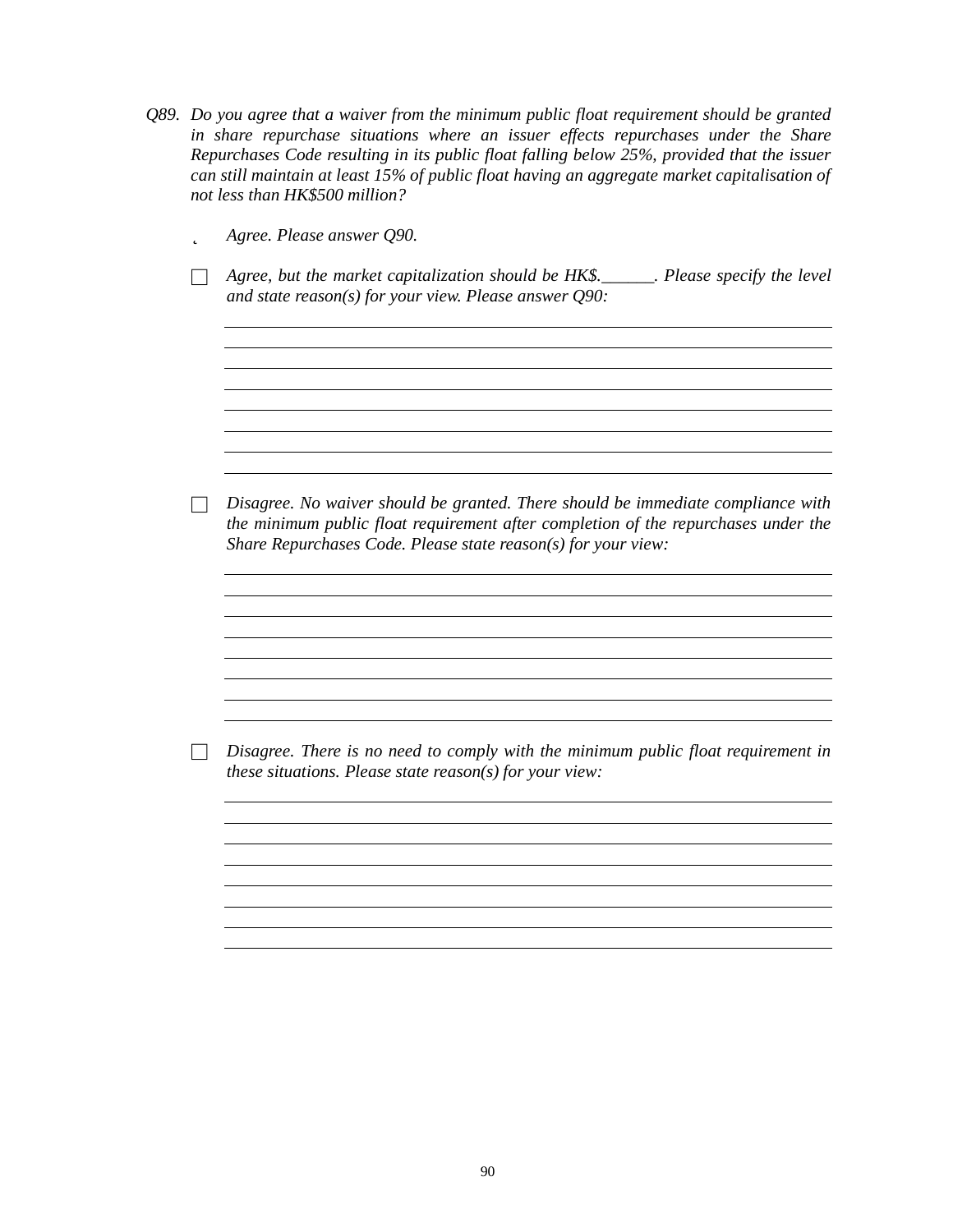*Q89. Do you agree that a waiver from the minimum public float requirement should be granted in share repurchase situations where an issuer effects repurchases under the Share Repurchases Code resulting in its public float falling below 25%, provided that the issuer can still maintain at least 15% of public float having an aggregate market capitalisation of not less than HK$500 million?*

- ☐ *Agree. Please answer Q90.*

- ☐ *Agree, but the market capitalization should be HK$.______. Please specify the level and state reason(s) for your view. Please answer Q90:*

  ______________________________________________________________________
  ______________________________________________________________________
  ______________________________________________________________________
  ______________________________________________________________________
  ______________________________________________________________________
  ______________________________________________________________________
  ______________________________________________________________________
  ______________________________________________________________________

- ☐ *Disagree. No waiver should be granted. There should be immediate compliance with the minimum public float requirement after completion of the repurchases under the Share Repurchases Code. Please state reason(s) for your view:*

  ______________________________________________________________________
  ______________________________________________________________________
  ______________________________________________________________________
  ______________________________________________________________________
  ______________________________________________________________________
  ______________________________________________________________________
  ______________________________________________________________________
  ______________________________________________________________________

- ☐ *Disagree. There is no need to comply with the minimum public float requirement in these situations. Please state reason(s) for your view:*

  ______________________________________________________________________
  ______________________________________________________________________
  ______________________________________________________________________
  ______________________________________________________________________
  ______________________________________________________________________
  ______________________________________________________________________
  ______________________________________________________________________
  ______________________________________________________________________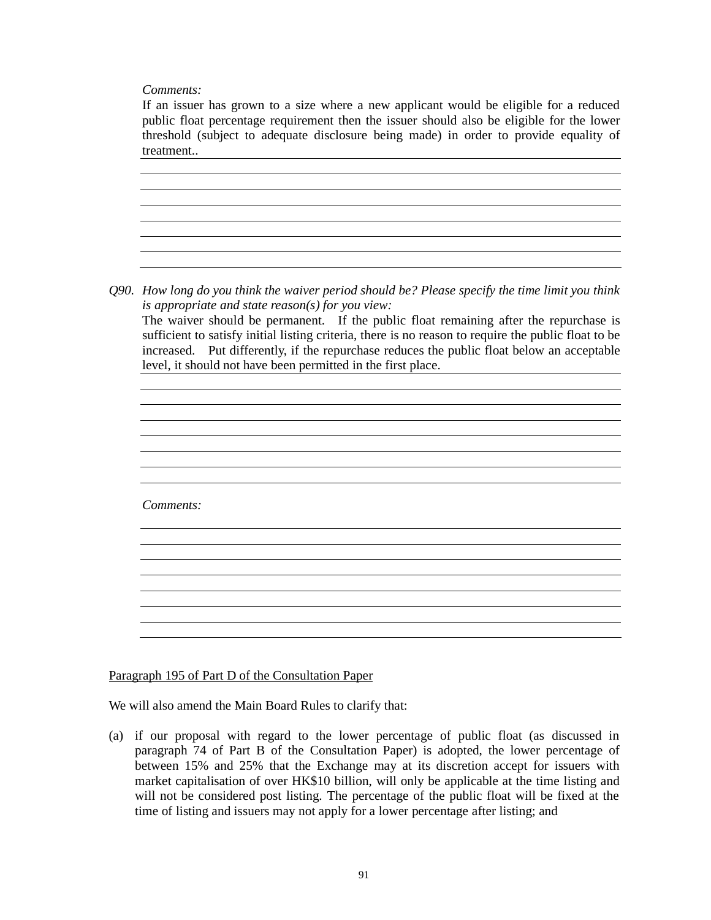*Comments:*

If an issuer has grown to a size where a new applicant would be eligible for a reduced public float percentage requirement then the issuer should also be eligible for the lower threshold (subject to adequate disclosure being made) in order to provide equality of treatment..

*Q90. How long do you think the waiver period should be? Please specify the time limit you think is appropriate and state reason(s) for you view:*

The waiver should be permanent. If the public float remaining after the repurchase is sufficient to satisfy initial listing criteria, there is no reason to require the public float to be increased. Put differently, if the repurchase reduces the public float below an acceptable level, it should not have been permitted in the first place.

*Comments:*

<u>Paragraph 195 of Part D of the Consultation Paper</u>

We will also amend the Main Board Rules to clarify that:

(a) if our proposal with regard to the lower percentage of public float (as discussed in paragraph 74 of Part B of the Consultation Paper) is adopted, the lower percentage of between 15% and 25% that the Exchange may at its discretion accept for issuers with market capitalisation of over HK$10 billion, will only be applicable at the time listing and will not be considered post listing. The percentage of the public float will be fixed at the time of listing and issuers may not apply for a lower percentage after listing; and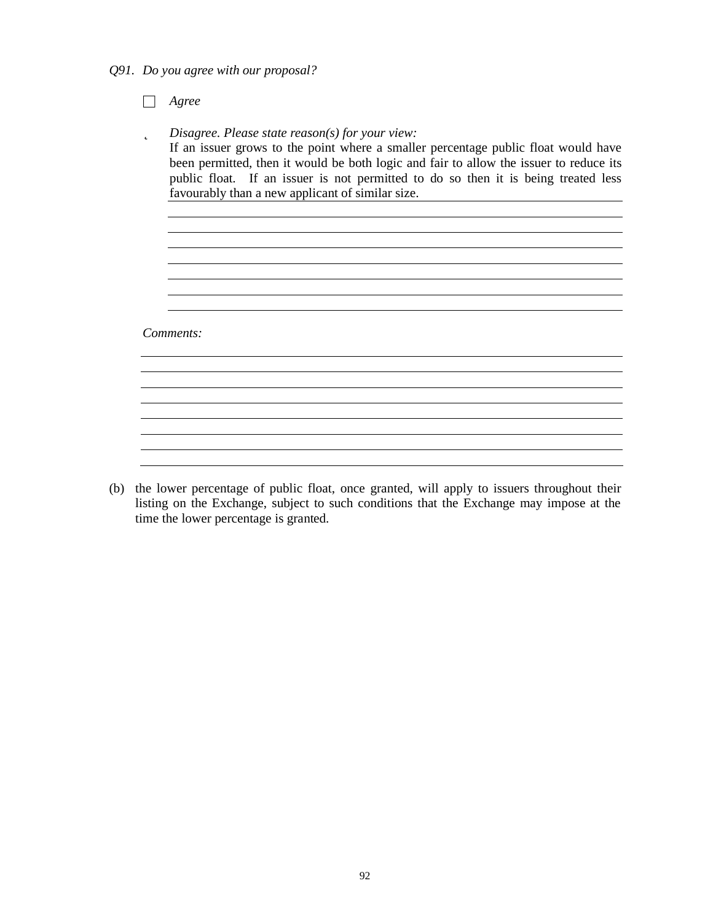*Q91. Do you agree with our proposal?*

☐ *Agree*

˛ *Disagree. Please state reason(s) for your view:*

If an issuer grows to the point where a smaller percentage public float would have been permitted, then it would be both logic and fair to allow the issuer to reduce its public float. If an issuer is not permitted to do so then it is being treated less favourably than a new applicant of similar size.

*Comments:*

(b) the lower percentage of public float, once granted, will apply to issuers throughout their listing on the Exchange, subject to such conditions that the Exchange may impose at the time the lower percentage is granted.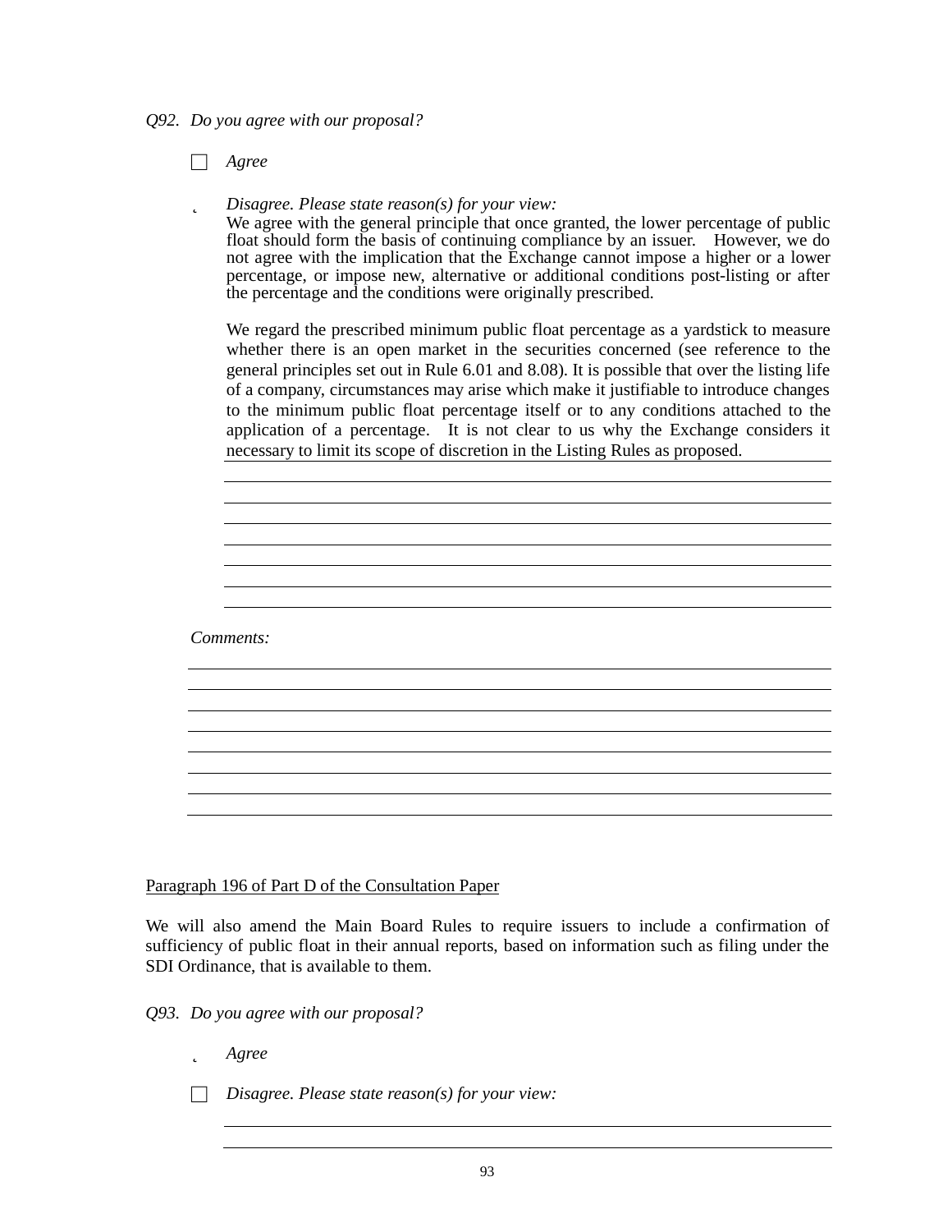*Q92. Do you agree with our proposal?*

☐ *Agree*

☑ *Disagree. Please state reason(s) for your view:*

We agree with the general principle that once granted, the lower percentage of public float should form the basis of continuing compliance by an issuer. However, we do not agree with the implication that the Exchange cannot impose a higher or a lower percentage, or impose new, alternative or additional conditions post-listing or after the percentage and the conditions were originally prescribed.

We regard the prescribed minimum public float percentage as a yardstick to measure whether there is an open market in the securities concerned (see reference to the general principles set out in Rule 6.01 and 8.08). It is possible that over the listing life of a company, circumstances may arise which make it justifiable to introduce changes to the minimum public float percentage itself or to any conditions attached to the application of a percentage. It is not clear to us why the Exchange considers it necessary to limit its scope of discretion in the Listing Rules as proposed.

*Comments:*

Paragraph 196 of Part D of the Consultation Paper

We will also amend the Main Board Rules to require issuers to include a confirmation of sufficiency of public float in their annual reports, based on information such as filing under the SDI Ordinance, that is available to them.

*Q93. Do you agree with our proposal?*

☑ *Agree*

☐ *Disagree. Please state reason(s) for your view:*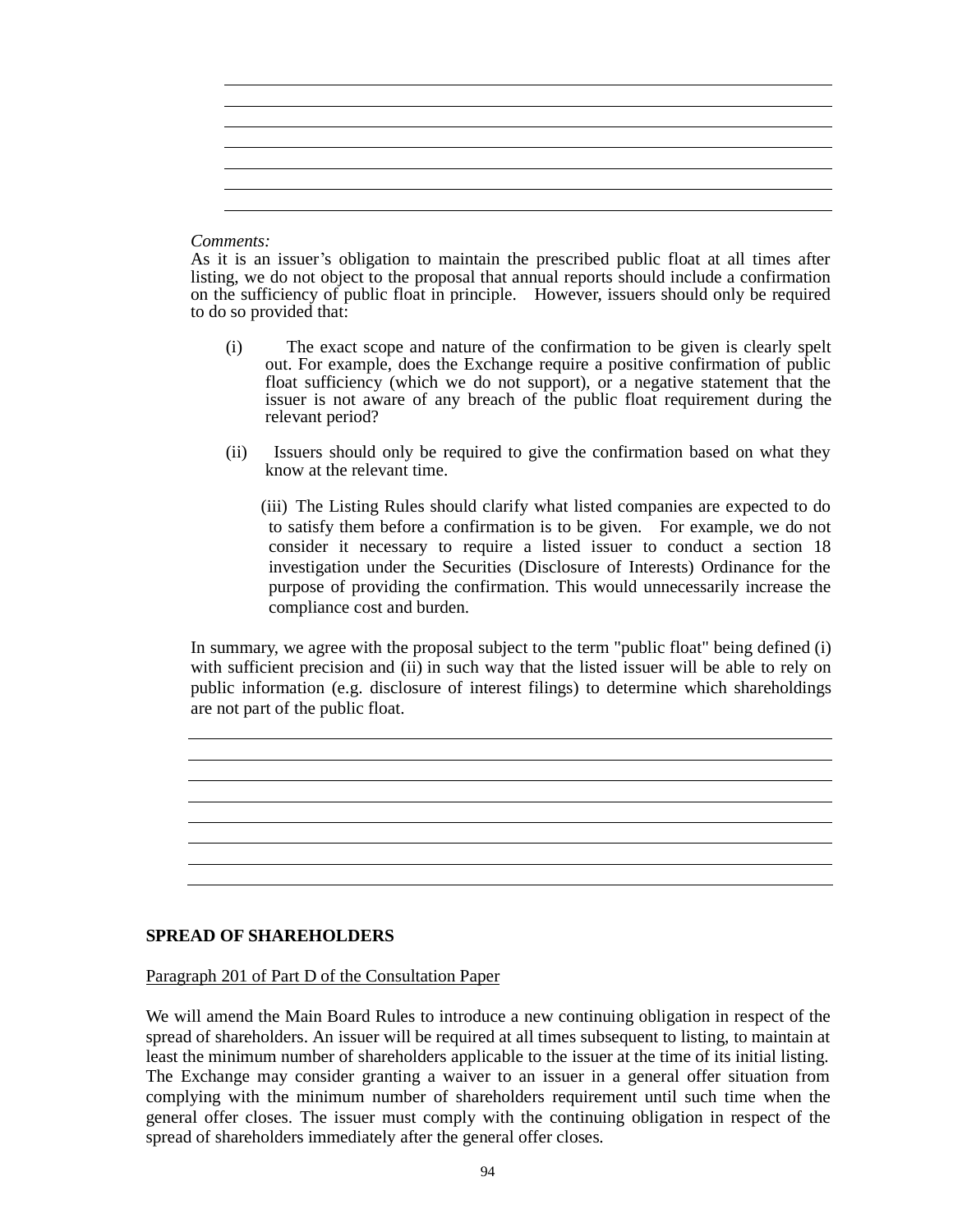*Comments:*

As it is an issuer's obligation to maintain the prescribed public float at all times after listing, we do not object to the proposal that annual reports should include a confirmation on the sufficiency of public float in principle. However, issuers should only be required to do so provided that:

(i) The exact scope and nature of the confirmation to be given is clearly spelt out. For example, does the Exchange require a positive confirmation of public float sufficiency (which we do not support), or a negative statement that the issuer is not aware of any breach of the public float requirement during the relevant period?

(ii) Issuers should only be required to give the confirmation based on what they know at the relevant time.

(iii) The Listing Rules should clarify what listed companies are expected to do to satisfy them before a confirmation is to be given. For example, we do not consider it necessary to require a listed issuer to conduct a section 18 investigation under the Securities (Disclosure of Interests) Ordinance for the purpose of providing the confirmation. This would unnecessarily increase the compliance cost and burden.

In summary, we agree with the proposal subject to the term "public float" being defined (i) with sufficient precision and (ii) in such way that the listed issuer will be able to rely on public information (e.g. disclosure of interest filings) to determine which shareholdings are not part of the public float.

**SPREAD OF SHAREHOLDERS**

Paragraph 201 of Part D of the Consultation Paper

We will amend the Main Board Rules to introduce a new continuing obligation in respect of the spread of shareholders. An issuer will be required at all times subsequent to listing, to maintain at least the minimum number of shareholders applicable to the issuer at the time of its initial listing. The Exchange may consider granting a waiver to an issuer in a general offer situation from complying with the minimum number of shareholders requirement until such time when the general offer closes. The issuer must comply with the continuing obligation in respect of the spread of shareholders immediately after the general offer closes.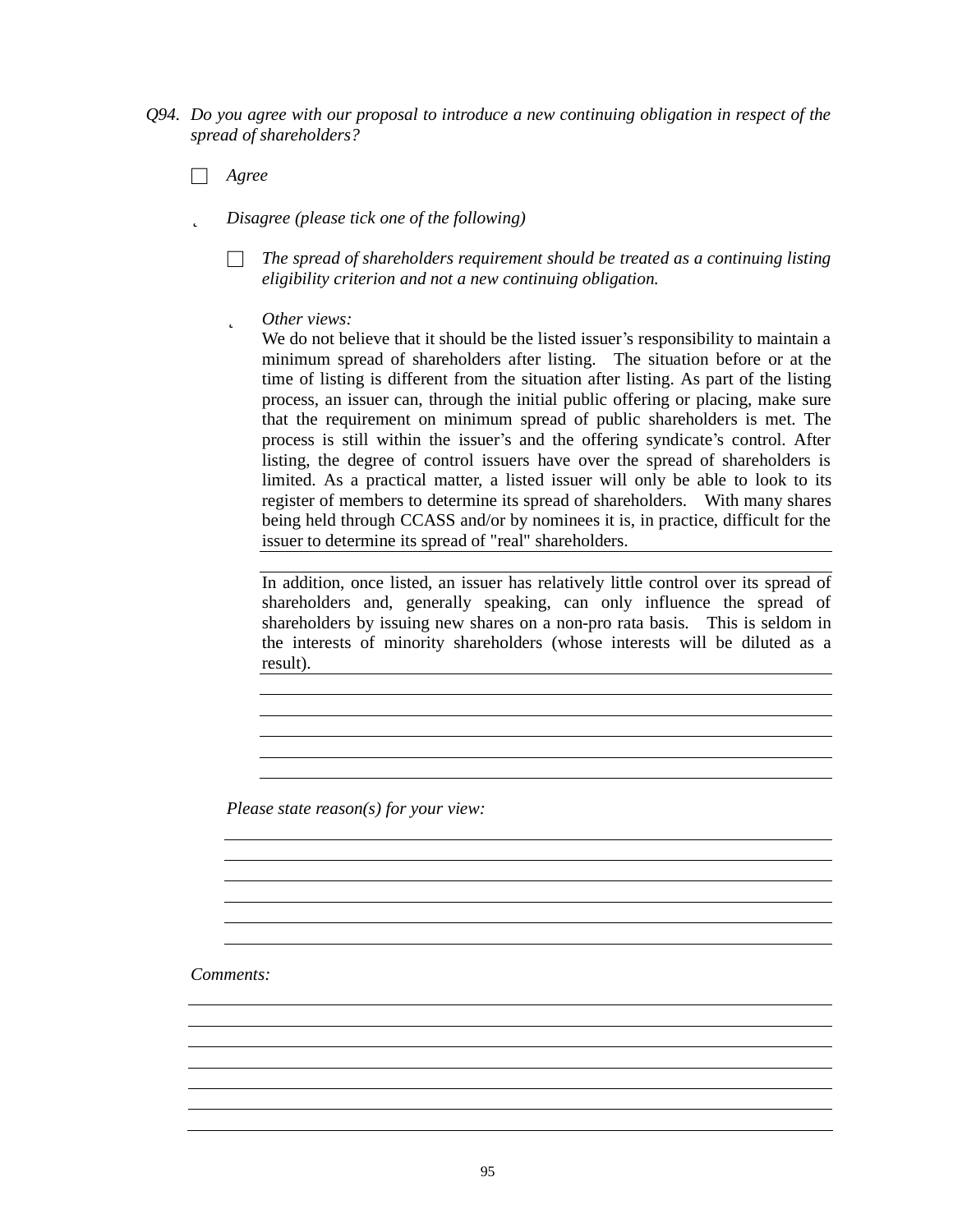*Q94. Do you agree with our proposal to introduce a new continuing obligation in respect of the spread of shareholders?*

☐ *Agree*

☑ *Disagree (please tick one of the following)*

☐ *The spread of shareholders requirement should be treated as a continuing listing eligibility criterion and not a new continuing obligation.*

☑ *Other views:*

We do not believe that it should be the listed issuer's responsibility to maintain a minimum spread of shareholders after listing. The situation before or at the time of listing is different from the situation after listing. As part of the listing process, an issuer can, through the initial public offering or placing, make sure that the requirement on minimum spread of public shareholders is met. The process is still within the issuer's and the offering syndicate's control. After listing, the degree of control issuers have over the spread of shareholders is limited. As a practical matter, a listed issuer will only be able to look to its register of members to determine its spread of shareholders. With many shares being held through CCASS and/or by nominees it is, in practice, difficult for the issuer to determine its spread of "real" shareholders.

In addition, once listed, an issuer has relatively little control over its spread of shareholders and, generally speaking, can only influence the spread of shareholders by issuing new shares on a non-pro rata basis. This is seldom in the interests of minority shareholders (whose interests will be diluted as a result).

*Please state reason(s) for your view:*

*Comments:*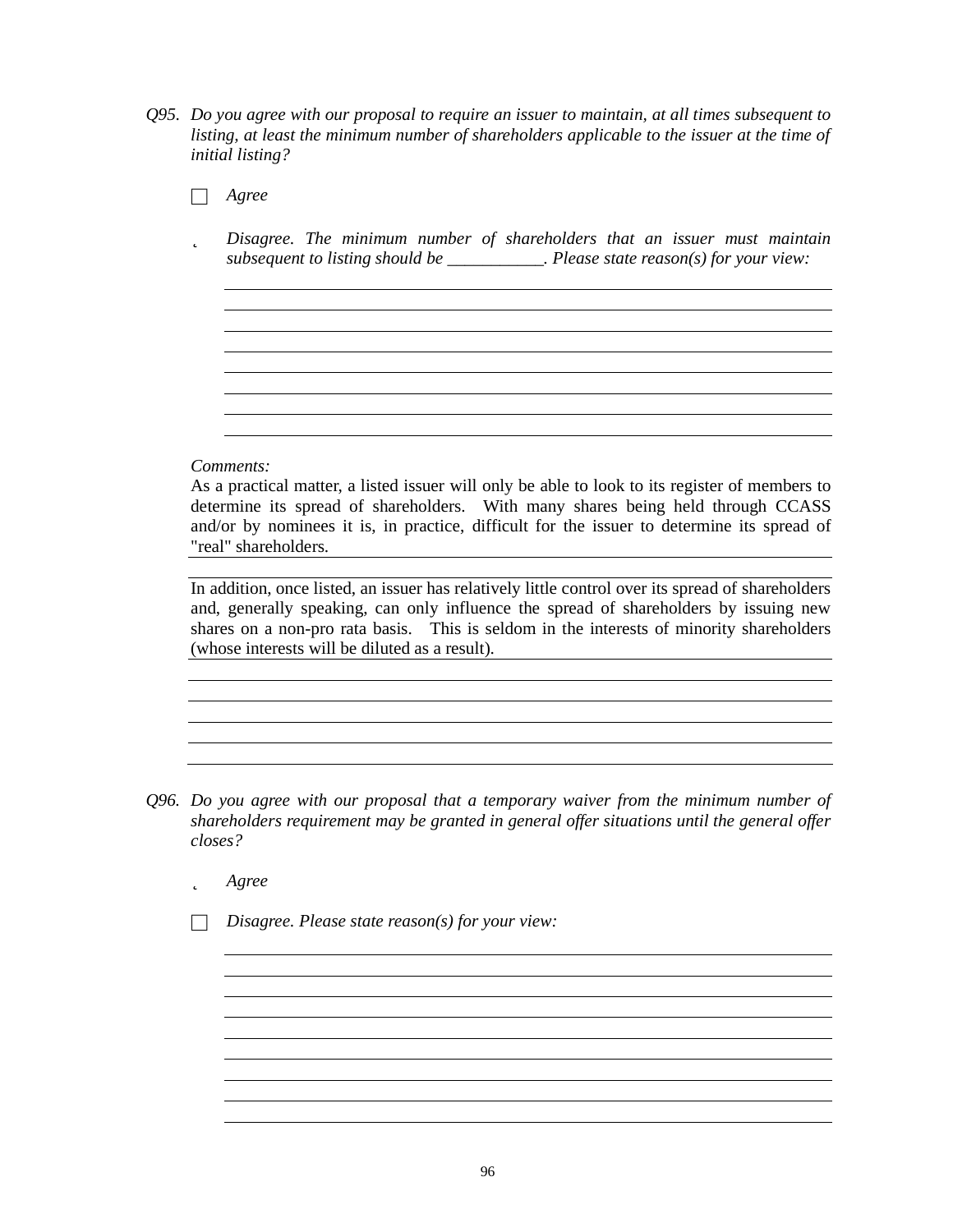*Q95. Do you agree with our proposal to require an issuer to maintain, at all times subsequent to listing, at least the minimum number of shareholders applicable to the issuer at the time of initial listing?*

☐ *Agree*

˛ *Disagree. The minimum number of shareholders that an issuer must maintain subsequent to listing should be \_\_\_\_\_\_\_\_\_\_\_. Please state reason(s) for your view:*

*Comments:*

As a practical matter, a listed issuer will only be able to look to its register of members to determine its spread of shareholders. With many shares being held through CCASS and/or by nominees it is, in practice, difficult for the issuer to determine its spread of "real" shareholders.

In addition, once listed, an issuer has relatively little control over its spread of shareholders and, generally speaking, can only influence the spread of shareholders by issuing new shares on a non-pro rata basis. This is seldom in the interests of minority shareholders (whose interests will be diluted as a result).

*Q96. Do you agree with our proposal that a temporary waiver from the minimum number of shareholders requirement may be granted in general offer situations until the general offer closes?*

˛ *Agree*

☐ *Disagree. Please state reason(s) for your view:*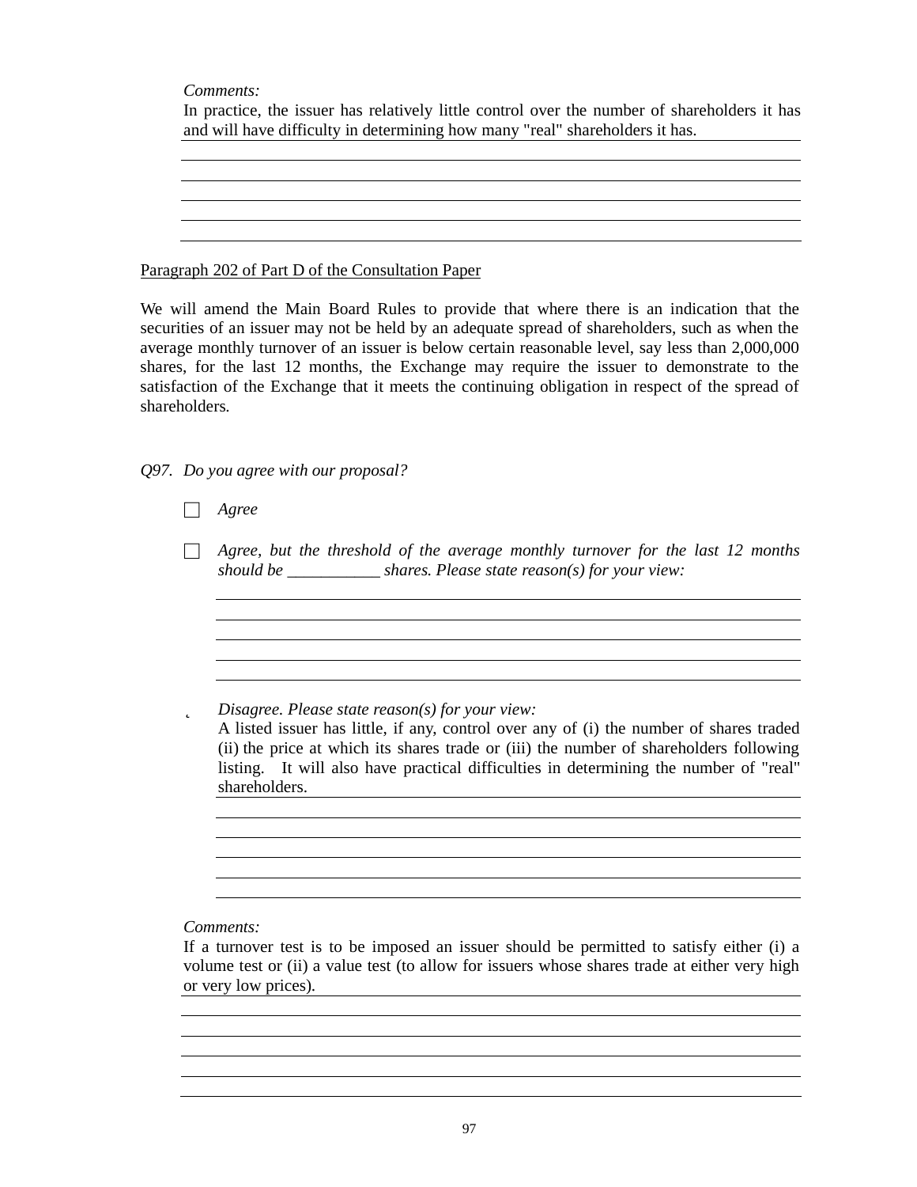*Comments:*

In practice, the issuer has relatively little control over the number of shareholders it has and will have difficulty in determining how many "real" shareholders it has.

Paragraph 202 of Part D of the Consultation Paper

We will amend the Main Board Rules to provide that where there is an indication that the securities of an issuer may not be held by an adequate spread of shareholders, such as when the average monthly turnover of an issuer is below certain reasonable level, say less than 2,000,000 shares, for the last 12 months, the Exchange may require the issuer to demonstrate to the satisfaction of the Exchange that it meets the continuing obligation in respect of the spread of shareholders.

*Q97. Do you agree with our proposal?*

☐ *Agree*

☐ *Agree, but the threshold of the average monthly turnover for the last 12 months should be \_\_\_\_\_\_\_\_\_\_\_ shares. Please state reason(s) for your view:*

˛ *Disagree. Please state reason(s) for your view:*

A listed issuer has little, if any, control over any of (i) the number of shares traded (ii) the price at which its shares trade or (iii) the number of shareholders following listing. It will also have practical difficulties in determining the number of "real" shareholders.

*Comments:*

If a turnover test is to be imposed an issuer should be permitted to satisfy either (i) a volume test or (ii) a value test (to allow for issuers whose shares trade at either very high or very low prices).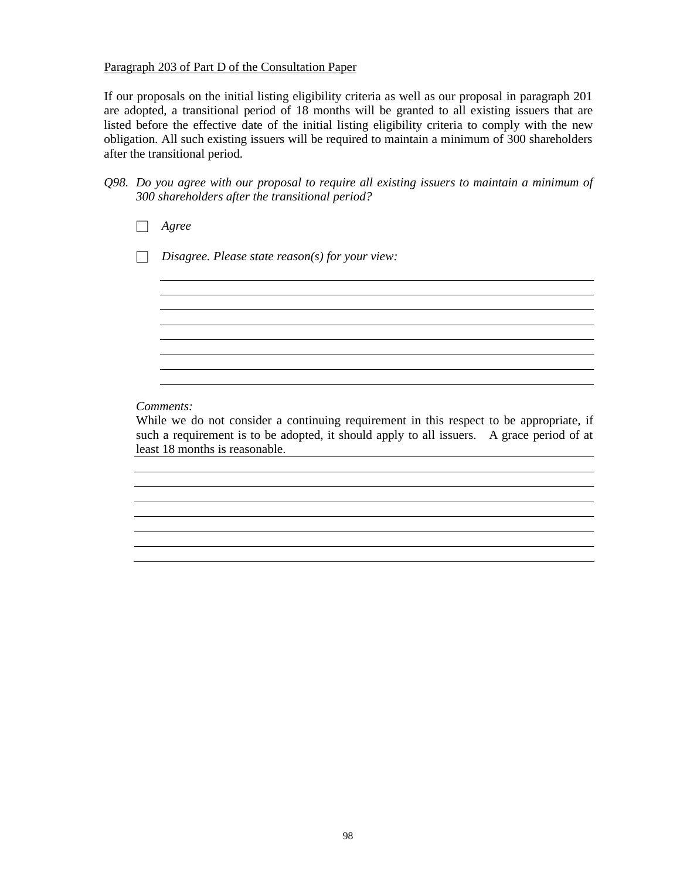Paragraph 203 of Part D of the Consultation Paper

If our proposals on the initial listing eligibility criteria as well as our proposal in paragraph 201 are adopted, a transitional period of 18 months will be granted to all existing issuers that are listed before the effective date of the initial listing eligibility criteria to comply with the new obligation. All such existing issuers will be required to maintain a minimum of 300 shareholders after the transitional period.

*Q98. Do you agree with our proposal to require all existing issuers to maintain a minimum of 300 shareholders after the transitional period?*

☐ *Agree*

☐ *Disagree. Please state reason(s) for your view:*

*Comments:*

While we do not consider a continuing requirement in this respect to be appropriate, if such a requirement is to be adopted, it should apply to all issuers. A grace period of at least 18 months is reasonable.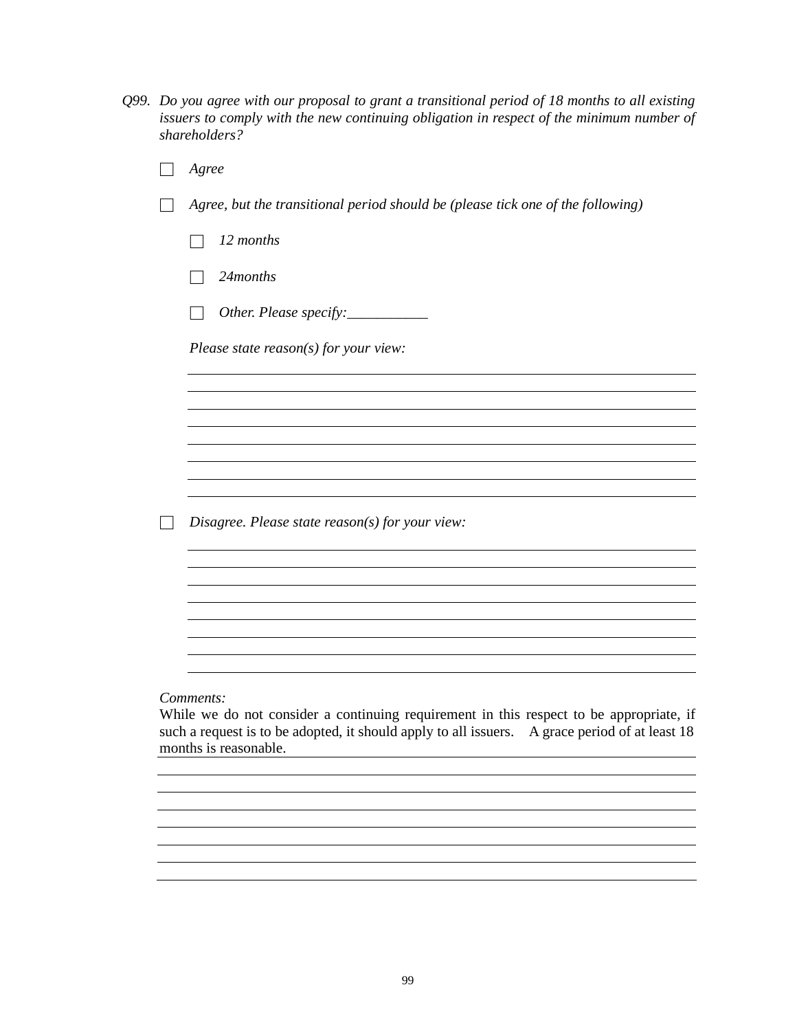*Q99. Do you agree with our proposal to grant a transitional period of 18 months to all existing issuers to comply with the new continuing obligation in respect of the minimum number of shareholders?*

☐ *Agree*

☐ *Agree, but the transitional period should be (please tick one of the following)*

 ☐ *12 months*

 ☐ *24months*

 ☐ *Other. Please specify:___________*

*Please state reason(s) for your view:*

☐ *Disagree. Please state reason(s) for your view:*

*Comments:*

While we do not consider a continuing requirement in this respect to be appropriate, if such a request is to be adopted, it should apply to all issuers. A grace period of at least 18 months is reasonable.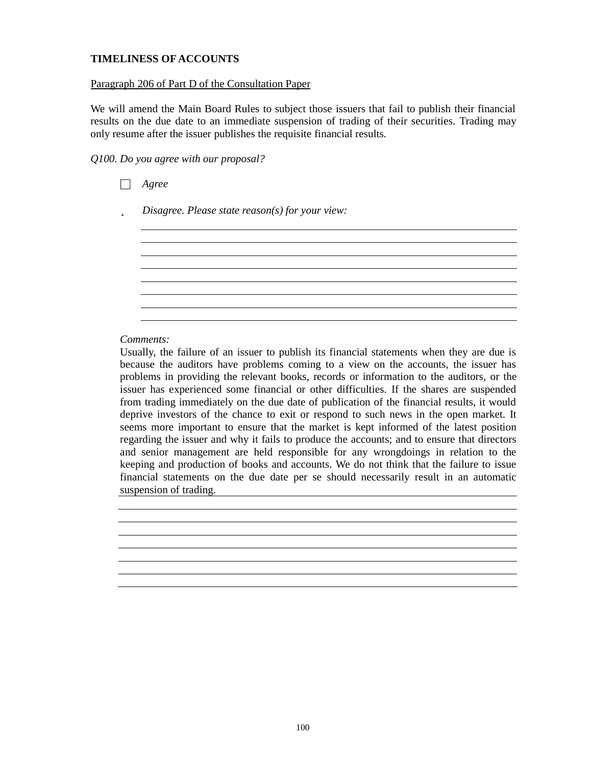**TIMELINESS OF ACCOUNTS**

Paragraph 206 of Part D of the Consultation Paper

We will amend the Main Board Rules to subject those issuers that fail to publish their financial results on the due date to an immediate suspension of trading of their securities. Trading may only resume after the issuer publishes the requisite financial results.

*Q100. Do you agree with our proposal?*

☐ *Agree*

☒ *Disagree. Please state reason(s) for your view:*

*Comments:*

Usually, the failure of an issuer to publish its financial statements when they are due is because the auditors have problems coming to a view on the accounts, the issuer has problems in providing the relevant books, records or information to the auditors, or the issuer has experienced some financial or other difficulties. If the shares are suspended from trading immediately on the due date of publication of the financial results, it would deprive investors of the chance to exit or respond to such news in the open market. It seems more important to ensure that the market is kept informed of the latest position regarding the issuer and why it fails to produce the accounts; and to ensure that directors and senior management are held responsible for any wrongdoings in relation to the keeping and production of books and accounts. We do not think that the failure to issue financial statements on the due date per se should necessarily result in an automatic suspension of trading.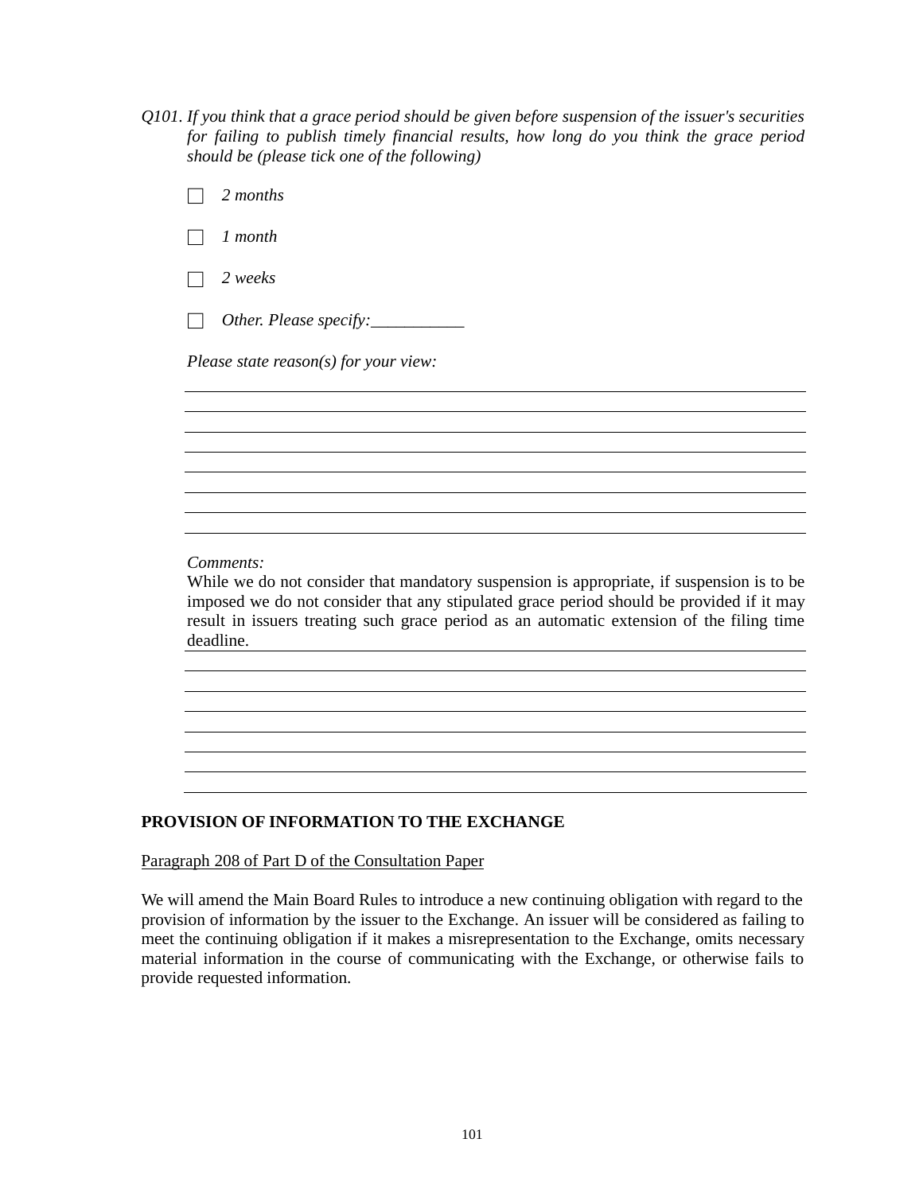*Q101. If you think that a grace period should be given before suspension of the issuer's securities for failing to publish timely financial results, how long do you think the grace period should be (please tick one of the following)*

- ☐ *2 months*
- ☐ *1 month*
- ☐ *2 weeks*
- ☐ *Other. Please specify:___________*

*Please state reason(s) for your view:*

*Comments:*

While we do not consider that mandatory suspension is appropriate, if suspension is to be imposed we do not consider that any stipulated grace period should be provided if it may result in issuers treating such grace period as an automatic extension of the filing time deadline.

**PROVISION OF INFORMATION TO THE EXCHANGE**

<u>Paragraph 208 of Part D of the Consultation Paper</u>

We will amend the Main Board Rules to introduce a new continuing obligation with regard to the provision of information by the issuer to the Exchange. An issuer will be considered as failing to meet the continuing obligation if it makes a misrepresentation to the Exchange, omits necessary material information in the course of communicating with the Exchange, or otherwise fails to provide requested information.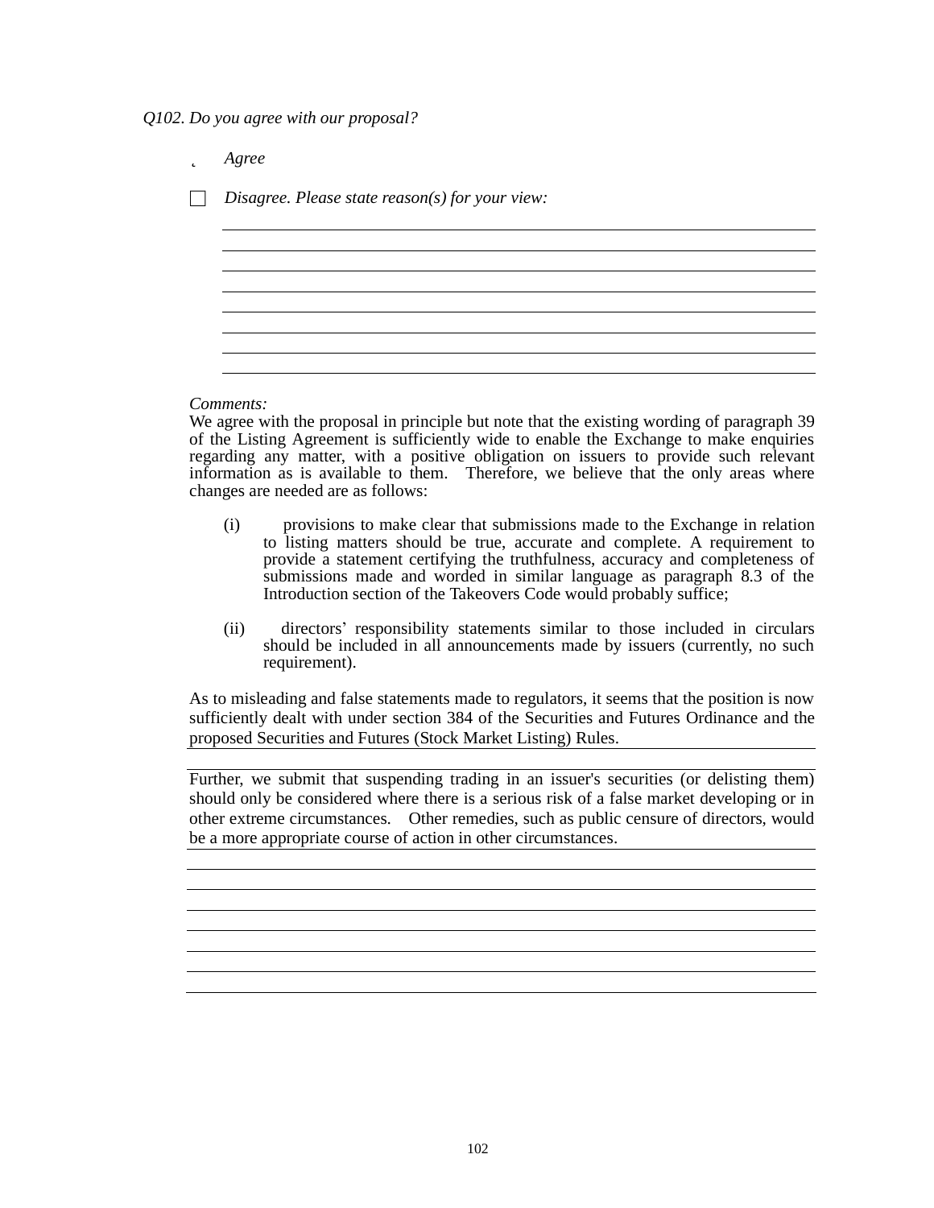*Q102. Do you agree with our proposal?*

- ☑ *Agree*
- ☐ *Disagree. Please state reason(s) for your view:*

*Comments:*

We agree with the proposal in principle but note that the existing wording of paragraph 39 of the Listing Agreement is sufficiently wide to enable the Exchange to make enquiries regarding any matter, with a positive obligation on issuers to provide such relevant information as is available to them. Therefore, we believe that the only areas where changes are needed are as follows:

(i) provisions to make clear that submissions made to the Exchange in relation to listing matters should be true, accurate and complete. A requirement to provide a statement certifying the truthfulness, accuracy and completeness of submissions made and worded in similar language as paragraph 8.3 of the Introduction section of the Takeovers Code would probably suffice;

(ii) directors' responsibility statements similar to those included in circulars should be included in all announcements made by issuers (currently, no such requirement).

As to misleading and false statements made to regulators, it seems that the position is now sufficiently dealt with under section 384 of the Securities and Futures Ordinance and the proposed Securities and Futures (Stock Market Listing) Rules.

Further, we submit that suspending trading in an issuer's securities (or delisting them) should only be considered where there is a serious risk of a false market developing or in other extreme circumstances. Other remedies, such as public censure of directors, would be a more appropriate course of action in other circumstances.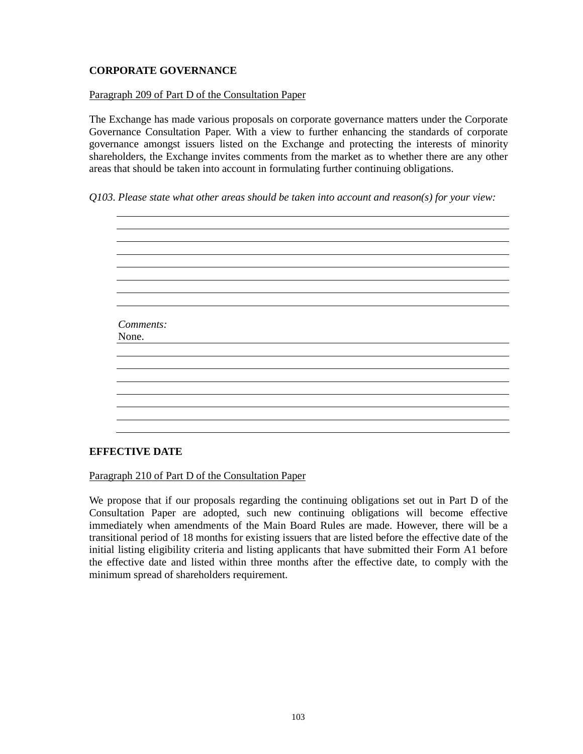**CORPORATE GOVERNANCE**

Paragraph 209 of Part D of the Consultation Paper

The Exchange has made various proposals on corporate governance matters under the Corporate Governance Consultation Paper. With a view to further enhancing the standards of corporate governance amongst issuers listed on the Exchange and protecting the interests of minority shareholders, the Exchange invites comments from the market as to whether there are any other areas that should be taken into account in formulating further continuing obligations.

*Q103. Please state what other areas should be taken into account and reason(s) for your view:*

*Comments:*
None.

**EFFECTIVE DATE**

Paragraph 210 of Part D of the Consultation Paper

We propose that if our proposals regarding the continuing obligations set out in Part D of the Consultation Paper are adopted, such new continuing obligations will become effective immediately when amendments of the Main Board Rules are made. However, there will be a transitional period of 18 months for existing issuers that are listed before the effective date of the initial listing eligibility criteria and listing applicants that have submitted their Form A1 before the effective date and listed within three months after the effective date, to comply with the minimum spread of shareholders requirement.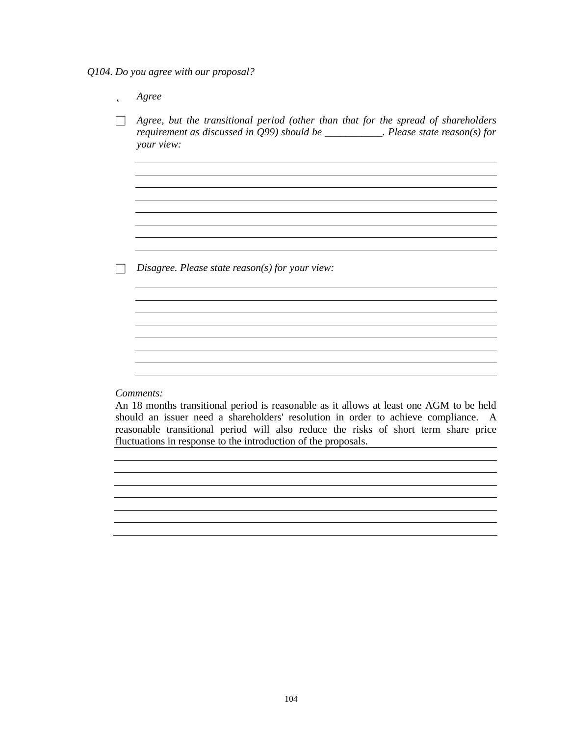*Q104. Do you agree with our proposal?*

- ☑ *Agree*

- ☐ *Agree, but the transitional period (other than that for the spread of shareholders requirement as discussed in Q99) should be ___________. Please state reason(s) for your view:*

- ☐ *Disagree. Please state reason(s) for your view:*

*Comments:*

An 18 months transitional period is reasonable as it allows at least one AGM to be held should an issuer need a shareholders' resolution in order to achieve compliance. A reasonable transitional period will also reduce the risks of short term share price fluctuations in response to the introduction of the proposals.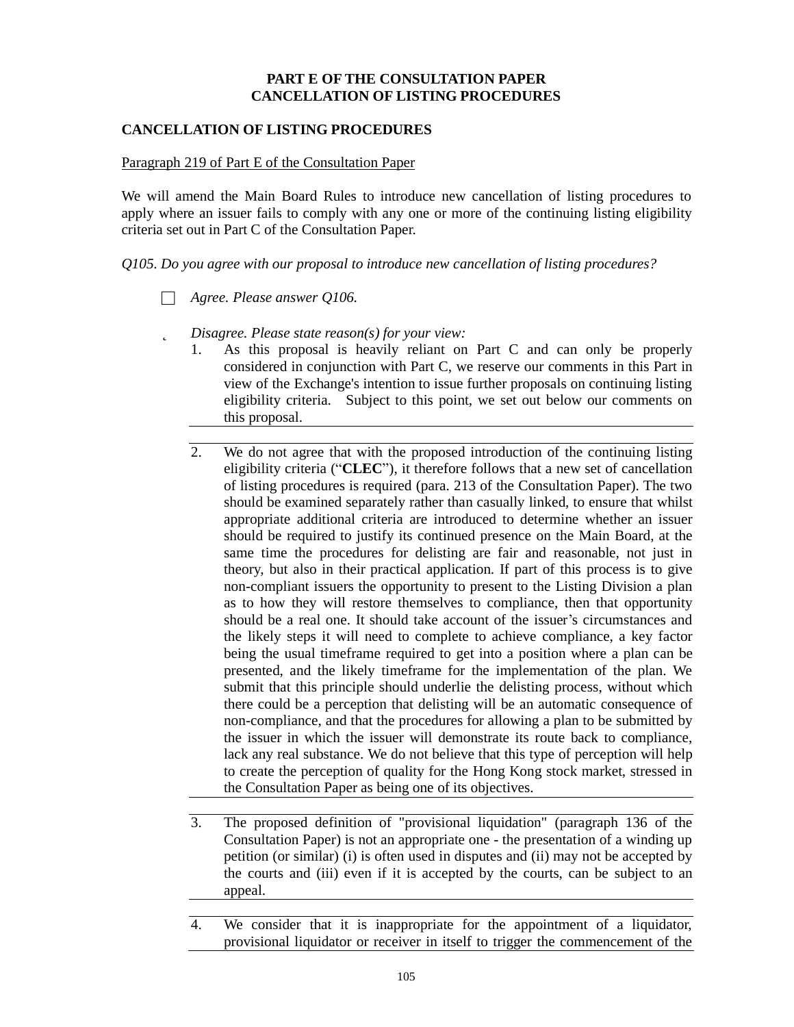**PART E OF THE CONSULTATION PAPER**
**CANCELLATION OF LISTING PROCEDURES**

## CANCELLATION OF LISTING PROCEDURES

Paragraph 219 of Part E of the Consultation Paper

We will amend the Main Board Rules to introduce new cancellation of listing procedures to apply where an issuer fails to comply with any one or more of the continuing listing eligibility criteria set out in Part C of the Consultation Paper.

*Q105. Do you agree with our proposal to introduce new cancellation of listing procedures?*

☐ *Agree. Please answer Q106.*

*Disagree. Please state reason(s) for your view:*

1. As this proposal is heavily reliant on Part C and can only be properly considered in conjunction with Part C, we reserve our comments in this Part in view of the Exchange's intention to issue further proposals on continuing listing eligibility criteria. Subject to this point, we set out below our comments on this proposal.

2. We do not agree that with the proposed introduction of the continuing listing eligibility criteria ("**CLEC**"), it therefore follows that a new set of cancellation of listing procedures is required (para. 213 of the Consultation Paper). The two should be examined separately rather than casually linked, to ensure that whilst appropriate additional criteria are introduced to determine whether an issuer should be required to justify its continued presence on the Main Board, at the same time the procedures for delisting are fair and reasonable, not just in theory, but also in their practical application. If part of this process is to give non-compliant issuers the opportunity to present to the Listing Division a plan as to how they will restore themselves to compliance, then that opportunity should be a real one. It should take account of the issuer's circumstances and the likely steps it will need to complete to achieve compliance, a key factor being the usual timeframe required to get into a position where a plan can be presented, and the likely timeframe for the implementation of the plan. We submit that this principle should underlie the delisting process, without which there could be a perception that delisting will be an automatic consequence of non-compliance, and that the procedures for allowing a plan to be submitted by the issuer in which the issuer will demonstrate its route back to compliance, lack any real substance. We do not believe that this type of perception will help to create the perception of quality for the Hong Kong stock market, stressed in the Consultation Paper as being one of its objectives.

3. The proposed definition of "provisional liquidation" (paragraph 136 of the Consultation Paper) is not an appropriate one - the presentation of a winding up petition (or similar) (i) is often used in disputes and (ii) may not be accepted by the courts and (iii) even if it is accepted by the courts, can be subject to an appeal.

4. We consider that it is inappropriate for the appointment of a liquidator, provisional liquidator or receiver in itself to trigger the commencement of the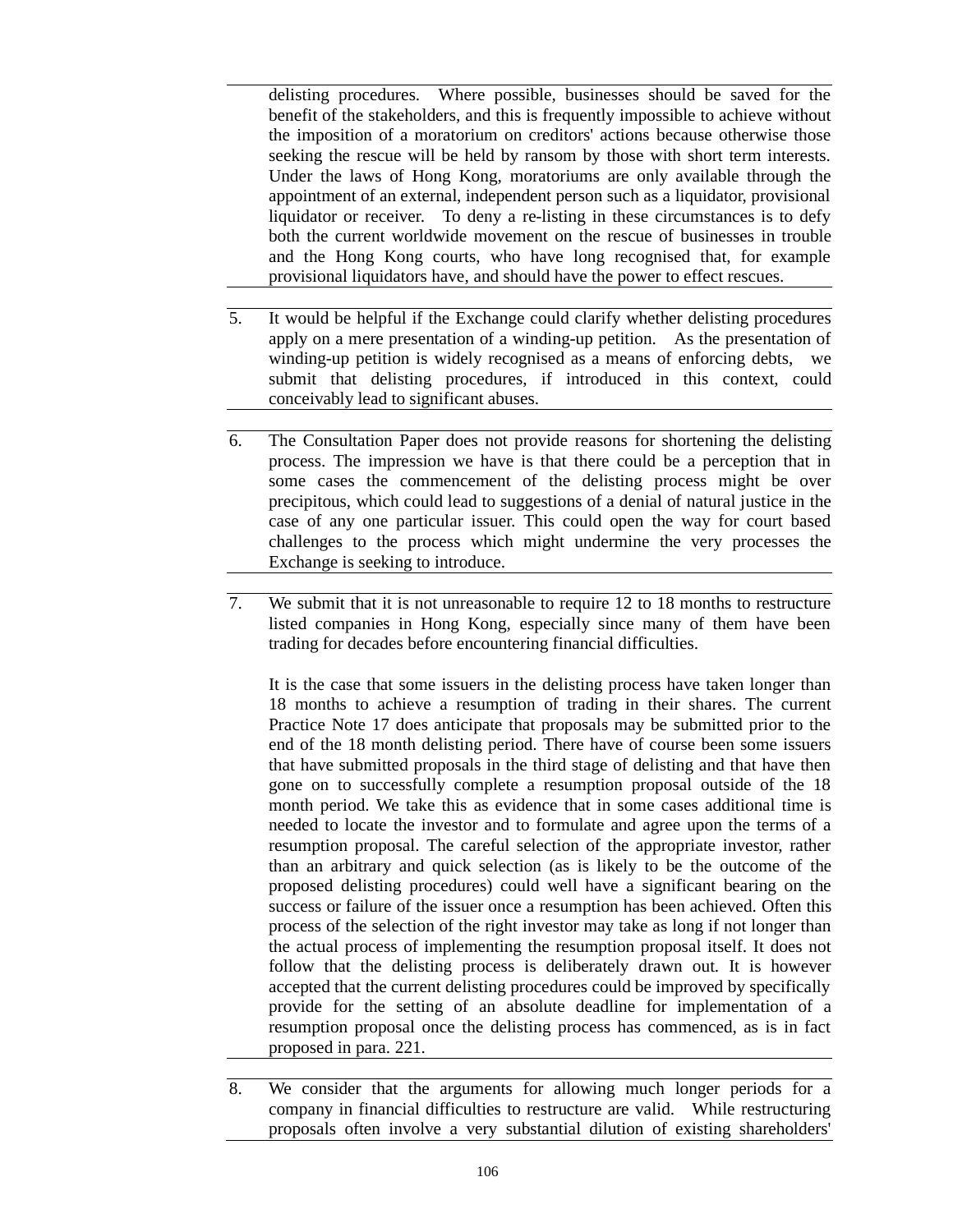delisting procedures. Where possible, businesses should be saved for the benefit of the stakeholders, and this is frequently impossible to achieve without the imposition of a moratorium on creditors' actions because otherwise those seeking the rescue will be held by ransom by those with short term interests. Under the laws of Hong Kong, moratoriums are only available through the appointment of an external, independent person such as a liquidator, provisional liquidator or receiver. To deny a re-listing in these circumstances is to defy both the current worldwide movement on the rescue of businesses in trouble and the Hong Kong courts, who have long recognised that, for example provisional liquidators have, and should have the power to effect rescues.

5. It would be helpful if the Exchange could clarify whether delisting procedures apply on a mere presentation of a winding-up petition. As the presentation of winding-up petition is widely recognised as a means of enforcing debts, we submit that delisting procedures, if introduced in this context, could conceivably lead to significant abuses.

6. The Consultation Paper does not provide reasons for shortening the delisting process. The impression we have is that there could be a perception that in some cases the commencement of the delisting process might be over precipitous, which could lead to suggestions of a denial of natural justice in the case of any one particular issuer. This could open the way for court based challenges to the process which might undermine the very processes the Exchange is seeking to introduce.

7. We submit that it is not unreasonable to require 12 to 18 months to restructure listed companies in Hong Kong, especially since many of them have been trading for decades before encountering financial difficulties.

   It is the case that some issuers in the delisting process have taken longer than 18 months to achieve a resumption of trading in their shares. The current Practice Note 17 does anticipate that proposals may be submitted prior to the end of the 18 month delisting period. There have of course been some issuers that have submitted proposals in the third stage of delisting and that have then gone on to successfully complete a resumption proposal outside of the 18 month period. We take this as evidence that in some cases additional time is needed to locate the investor and to formulate and agree upon the terms of a resumption proposal. The careful selection of the appropriate investor, rather than an arbitrary and quick selection (as is likely to be the outcome of the proposed delisting procedures) could well have a significant bearing on the success or failure of the issuer once a resumption has been achieved. Often this process of the selection of the right investor may take as long if not longer than the actual process of implementing the resumption proposal itself. It does not follow that the delisting process is deliberately drawn out. It is however accepted that the current delisting procedures could be improved by specifically provide for the setting of an absolute deadline for implementation of a resumption proposal once the delisting process has commenced, as is in fact proposed in para. 221.

8. We consider that the arguments for allowing much longer periods for a company in financial difficulties to restructure are valid. While restructuring proposals often involve a very substantial dilution of existing shareholders'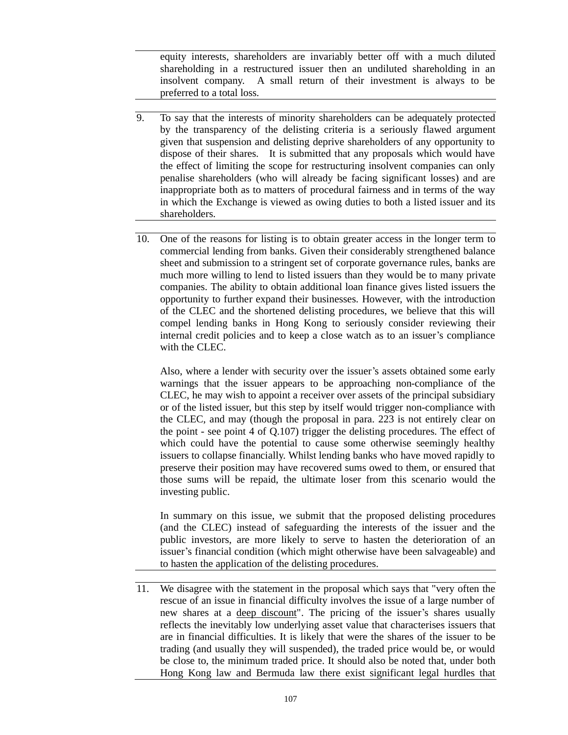equity interests, shareholders are invariably better off with a much diluted shareholding in a restructured issuer then an undiluted shareholding in an insolvent company. A small return of their investment is always to be preferred to a total loss.

9. To say that the interests of minority shareholders can be adequately protected by the transparency of the delisting criteria is a seriously flawed argument given that suspension and delisting deprive shareholders of any opportunity to dispose of their shares. It is submitted that any proposals which would have the effect of limiting the scope for restructuring insolvent companies can only penalise shareholders (who will already be facing significant losses) and are inappropriate both as to matters of procedural fairness and in terms of the way in which the Exchange is viewed as owing duties to both a listed issuer and its shareholders.

10. One of the reasons for listing is to obtain greater access in the longer term to commercial lending from banks. Given their considerably strengthened balance sheet and submission to a stringent set of corporate governance rules, banks are much more willing to lend to listed issuers than they would be to many private companies. The ability to obtain additional loan finance gives listed issuers the opportunity to further expand their businesses. However, with the introduction of the CLEC and the shortened delisting procedures, we believe that this will compel lending banks in Hong Kong to seriously consider reviewing their internal credit policies and to keep a close watch as to an issuer's compliance with the CLEC.

    Also, where a lender with security over the issuer's assets obtained some early warnings that the issuer appears to be approaching non-compliance of the CLEC, he may wish to appoint a receiver over assets of the principal subsidiary or of the listed issuer, but this step by itself would trigger non-compliance with the CLEC, and may (though the proposal in para. 223 is not entirely clear on the point - see point 4 of Q.107) trigger the delisting procedures. The effect of which could have the potential to cause some otherwise seemingly healthy issuers to collapse financially. Whilst lending banks who have moved rapidly to preserve their position may have recovered sums owed to them, or ensured that those sums will be repaid, the ultimate loser from this scenario would the investing public.

    In summary on this issue, we submit that the proposed delisting procedures (and the CLEC) instead of safeguarding the interests of the issuer and the public investors, are more likely to serve to hasten the deterioration of an issuer's financial condition (which might otherwise have been salvageable) and to hasten the application of the delisting procedures.

11. We disagree with the statement in the proposal which says that "very often the rescue of an issue in financial difficulty involves the issue of a large number of new shares at a deep discount". The pricing of the issuer's shares usually reflects the inevitably low underlying asset value that characterises issuers that are in financial difficulties. It is likely that were the shares of the issuer to be trading (and usually they will suspended), the traded price would be, or would be close to, the minimum traded price. It should also be noted that, under both Hong Kong law and Bermuda law there exist significant legal hurdles that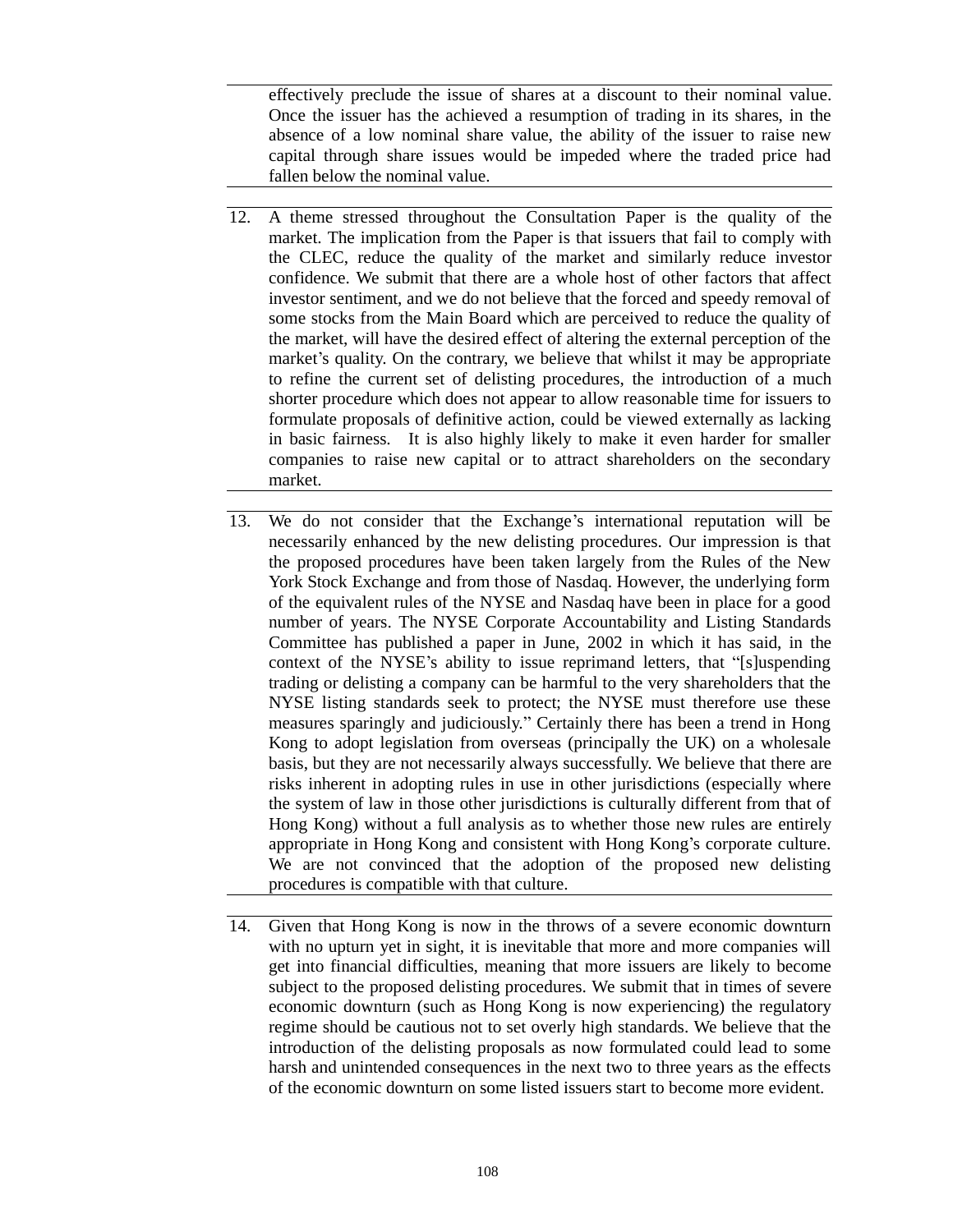effectively preclude the issue of shares at a discount to their nominal value. Once the issuer has the achieved a resumption of trading in its shares, in the absence of a low nominal share value, the ability of the issuer to raise new capital through share issues would be impeded where the traded price had fallen below the nominal value.

12. A theme stressed throughout the Consultation Paper is the quality of the market. The implication from the Paper is that issuers that fail to comply with the CLEC, reduce the quality of the market and similarly reduce investor confidence. We submit that there are a whole host of other factors that affect investor sentiment, and we do not believe that the forced and speedy removal of some stocks from the Main Board which are perceived to reduce the quality of the market, will have the desired effect of altering the external perception of the market's quality. On the contrary, we believe that whilst it may be appropriate to refine the current set of delisting procedures, the introduction of a much shorter procedure which does not appear to allow reasonable time for issuers to formulate proposals of definitive action, could be viewed externally as lacking in basic fairness. It is also highly likely to make it even harder for smaller companies to raise new capital or to attract shareholders on the secondary market.

13. We do not consider that the Exchange's international reputation will be necessarily enhanced by the new delisting procedures. Our impression is that the proposed procedures have been taken largely from the Rules of the New York Stock Exchange and from those of Nasdaq. However, the underlying form of the equivalent rules of the NYSE and Nasdaq have been in place for a good number of years. The NYSE Corporate Accountability and Listing Standards Committee has published a paper in June, 2002 in which it has said, in the context of the NYSE's ability to issue reprimand letters, that "[s]uspending trading or delisting a company can be harmful to the very shareholders that the NYSE listing standards seek to protect; the NYSE must therefore use these measures sparingly and judiciously." Certainly there has been a trend in Hong Kong to adopt legislation from overseas (principally the UK) on a wholesale basis, but they are not necessarily always successfully. We believe that there are risks inherent in adopting rules in use in other jurisdictions (especially where the system of law in those other jurisdictions is culturally different from that of Hong Kong) without a full analysis as to whether those new rules are entirely appropriate in Hong Kong and consistent with Hong Kong's corporate culture. We are not convinced that the adoption of the proposed new delisting procedures is compatible with that culture.

14. Given that Hong Kong is now in the throws of a severe economic downturn with no upturn yet in sight, it is inevitable that more and more companies will get into financial difficulties, meaning that more issuers are likely to become subject to the proposed delisting procedures. We submit that in times of severe economic downturn (such as Hong Kong is now experiencing) the regulatory regime should be cautious not to set overly high standards. We believe that the introduction of the delisting proposals as now formulated could lead to some harsh and unintended consequences in the next two to three years as the effects of the economic downturn on some listed issuers start to become more evident.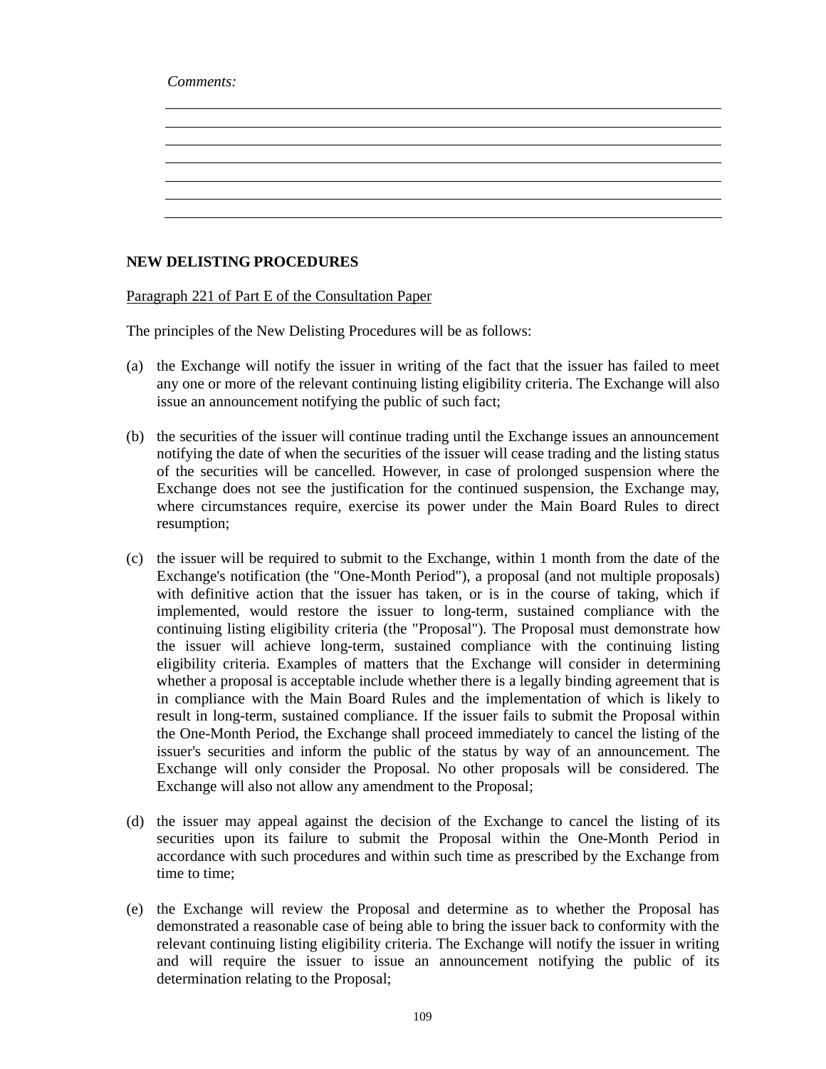*Comments:*

NEW DELISTING PROCEDURES

Paragraph 221 of Part E of the Consultation Paper

The principles of the New Delisting Procedures will be as follows:

(a) the Exchange will notify the issuer in writing of the fact that the issuer has failed to meet any one or more of the relevant continuing listing eligibility criteria. The Exchange will also issue an announcement notifying the public of such fact;

(b) the securities of the issuer will continue trading until the Exchange issues an announcement notifying the date of when the securities of the issuer will cease trading and the listing status of the securities will be cancelled. However, in case of prolonged suspension where the Exchange does not see the justification for the continued suspension, the Exchange may, where circumstances require, exercise its power under the Main Board Rules to direct resumption;

(c) the issuer will be required to submit to the Exchange, within 1 month from the date of the Exchange's notification (the "One-Month Period"), a proposal (and not multiple proposals) with definitive action that the issuer has taken, or is in the course of taking, which if implemented, would restore the issuer to long-term, sustained compliance with the continuing listing eligibility criteria (the "Proposal"). The Proposal must demonstrate how the issuer will achieve long-term, sustained compliance with the continuing listing eligibility criteria. Examples of matters that the Exchange will consider in determining whether a proposal is acceptable include whether there is a legally binding agreement that is in compliance with the Main Board Rules and the implementation of which is likely to result in long-term, sustained compliance. If the issuer fails to submit the Proposal within the One-Month Period, the Exchange shall proceed immediately to cancel the listing of the issuer's securities and inform the public of the status by way of an announcement. The Exchange will only consider the Proposal. No other proposals will be considered. The Exchange will also not allow any amendment to the Proposal;

(d) the issuer may appeal against the decision of the Exchange to cancel the listing of its securities upon its failure to submit the Proposal within the One-Month Period in accordance with such procedures and within such time as prescribed by the Exchange from time to time;

(e) the Exchange will review the Proposal and determine as to whether the Proposal has demonstrated a reasonable case of being able to bring the issuer back to conformity with the relevant continuing listing eligibility criteria. The Exchange will notify the issuer in writing and will require the issuer to issue an announcement notifying the public of its determination relating to the Proposal;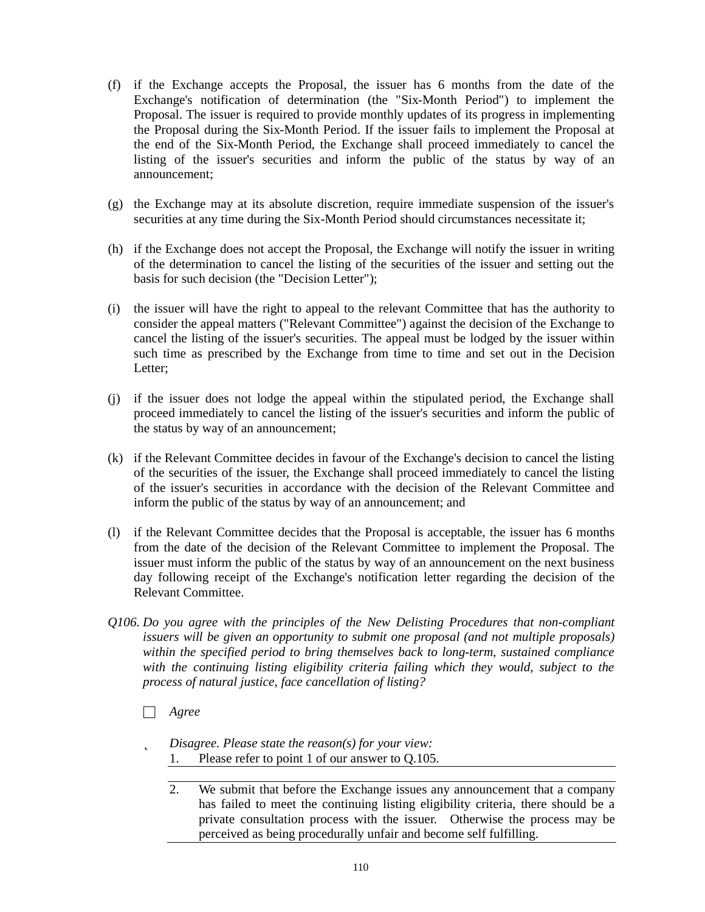(f) if the Exchange accepts the Proposal, the issuer has 6 months from the date of the Exchange's notification of determination (the "Six-Month Period") to implement the Proposal. The issuer is required to provide monthly updates of its progress in implementing the Proposal during the Six-Month Period. If the issuer fails to implement the Proposal at the end of the Six-Month Period, the Exchange shall proceed immediately to cancel the listing of the issuer's securities and inform the public of the status by way of an announcement;

(g) the Exchange may at its absolute discretion, require immediate suspension of the issuer's securities at any time during the Six-Month Period should circumstances necessitate it;

(h) if the Exchange does not accept the Proposal, the Exchange will notify the issuer in writing of the determination to cancel the listing of the securities of the issuer and setting out the basis for such decision (the "Decision Letter");

(i) the issuer will have the right to appeal to the relevant Committee that has the authority to consider the appeal matters ("Relevant Committee") against the decision of the Exchange to cancel the listing of the issuer's securities. The appeal must be lodged by the issuer within such time as prescribed by the Exchange from time to time and set out in the Decision Letter;

(j) if the issuer does not lodge the appeal within the stipulated period, the Exchange shall proceed immediately to cancel the listing of the issuer's securities and inform the public of the status by way of an announcement;

(k) if the Relevant Committee decides in favour of the Exchange's decision to cancel the listing of the securities of the issuer, the Exchange shall proceed immediately to cancel the listing of the issuer's securities in accordance with the decision of the Relevant Committee and inform the public of the status by way of an announcement; and

(l) if the Relevant Committee decides that the Proposal is acceptable, the issuer has 6 months from the date of the decision of the Relevant Committee to implement the Proposal. The issuer must inform the public of the status by way of an announcement on the next business day following receipt of the Exchange's notification letter regarding the decision of the Relevant Committee.

*Q106. Do you agree with the principles of the New Delisting Procedures that non-compliant issuers will be given an opportunity to submit one proposal (and not multiple proposals) within the specified period to bring themselves back to long-term, sustained compliance with the continuing listing eligibility criteria failing which they would, subject to the process of natural justice, face cancellation of listing?*

☐ *Agree*

☑ *Disagree. Please state the reason(s) for your view:*

1. Please refer to point 1 of our answer to Q.105.

2. We submit that before the Exchange issues any announcement that a company has failed to meet the continuing listing eligibility criteria, there should be a private consultation process with the issuer. Otherwise the process may be perceived as being procedurally unfair and become self fulfilling.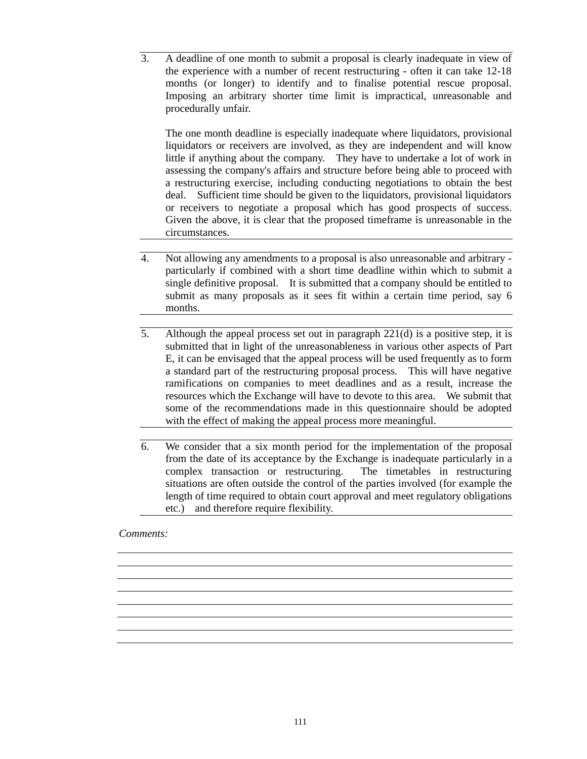3. A deadline of one month to submit a proposal is clearly inadequate in view of the experience with a number of recent restructuring - often it can take 12-18 months (or longer) to identify and to finalise potential rescue proposal. Imposing an arbitrary shorter time limit is impractical, unreasonable and procedurally unfair.

   The one month deadline is especially inadequate where liquidators, provisional liquidators or receivers are involved, as they are independent and will know little if anything about the company. They have to undertake a lot of work in assessing the company's affairs and structure before being able to proceed with a restructuring exercise, including conducting negotiations to obtain the best deal. Sufficient time should be given to the liquidators, provisional liquidators or receivers to negotiate a proposal which has good prospects of success. Given the above, it is clear that the proposed timeframe is unreasonable in the circumstances.

4. Not allowing any amendments to a proposal is also unreasonable and arbitrary - particularly if combined with a short time deadline within which to submit a single definitive proposal. It is submitted that a company should be entitled to submit as many proposals as it sees fit within a certain time period, say 6 months.

5. Although the appeal process set out in paragraph 221(d) is a positive step, it is submitted that in light of the unreasonableness in various other aspects of Part E, it can be envisaged that the appeal process will be used frequently as to form a standard part of the restructuring proposal process. This will have negative ramifications on companies to meet deadlines and as a result, increase the resources which the Exchange will have to devote to this area. We submit that some of the recommendations made in this questionnaire should be adopted with the effect of making the appeal process more meaningful.

6. We consider that a six month period for the implementation of the proposal from the date of its acceptance by the Exchange is inadequate particularly in a complex transaction or restructuring. The timetables in restructuring situations are often outside the control of the parties involved (for example the length of time required to obtain court approval and meet regulatory obligations etc.) and therefore require flexibility.

*Comments:*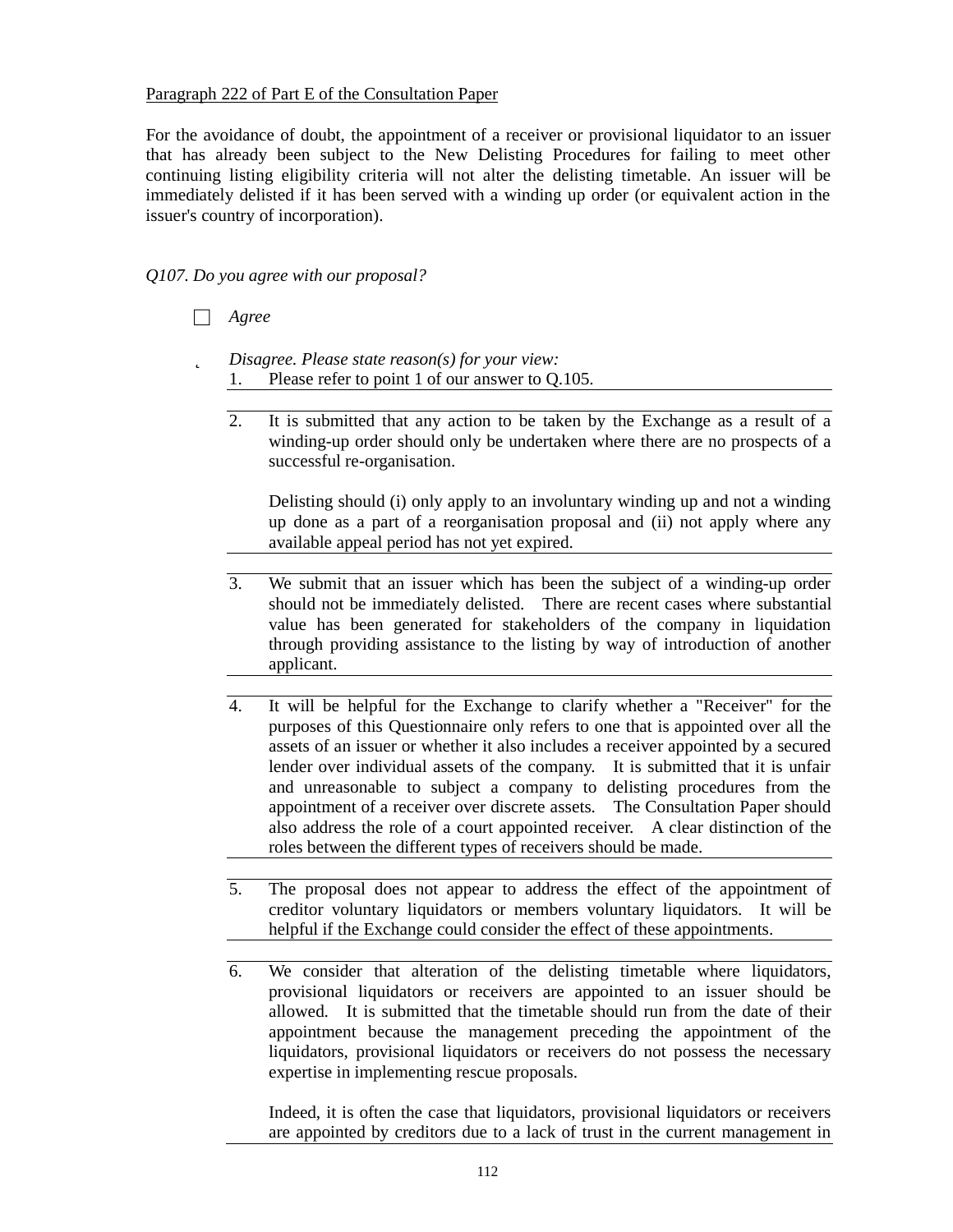Paragraph 222 of Part E of the Consultation Paper

For the avoidance of doubt, the appointment of a receiver or provisional liquidator to an issuer that has already been subject to the New Delisting Procedures for failing to meet other continuing listing eligibility criteria will not alter the delisting timetable. An issuer will be immediately delisted if it has been served with a winding up order (or equivalent action in the issuer's country of incorporation).

*Q107. Do you agree with our proposal?*

☐ *Agree*

*Disagree. Please state reason(s) for your view:*

1. Please refer to point 1 of our answer to Q.105.

2. It is submitted that any action to be taken by the Exchange as a result of a winding-up order should only be undertaken where there are no prospects of a successful re-organisation.

   Delisting should (i) only apply to an involuntary winding up and not a winding up done as a part of a reorganisation proposal and (ii) not apply where any available appeal period has not yet expired.

3. We submit that an issuer which has been the subject of a winding-up order should not be immediately delisted. There are recent cases where substantial value has been generated for stakeholders of the company in liquidation through providing assistance to the listing by way of introduction of another applicant.

4. It will be helpful for the Exchange to clarify whether a "Receiver" for the purposes of this Questionnaire only refers to one that is appointed over all the assets of an issuer or whether it also includes a receiver appointed by a secured lender over individual assets of the company. It is submitted that it is unfair and unreasonable to subject a company to delisting procedures from the appointment of a receiver over discrete assets. The Consultation Paper should also address the role of a court appointed receiver. A clear distinction of the roles between the different types of receivers should be made.

5. The proposal does not appear to address the effect of the appointment of creditor voluntary liquidators or members voluntary liquidators. It will be helpful if the Exchange could consider the effect of these appointments.

6. We consider that alteration of the delisting timetable where liquidators, provisional liquidators or receivers are appointed to an issuer should be allowed. It is submitted that the timetable should run from the date of their appointment because the management preceding the appointment of the liquidators, provisional liquidators or receivers do not possess the necessary expertise in implementing rescue proposals.

   Indeed, it is often the case that liquidators, provisional liquidators or receivers are appointed by creditors due to a lack of trust in the current management in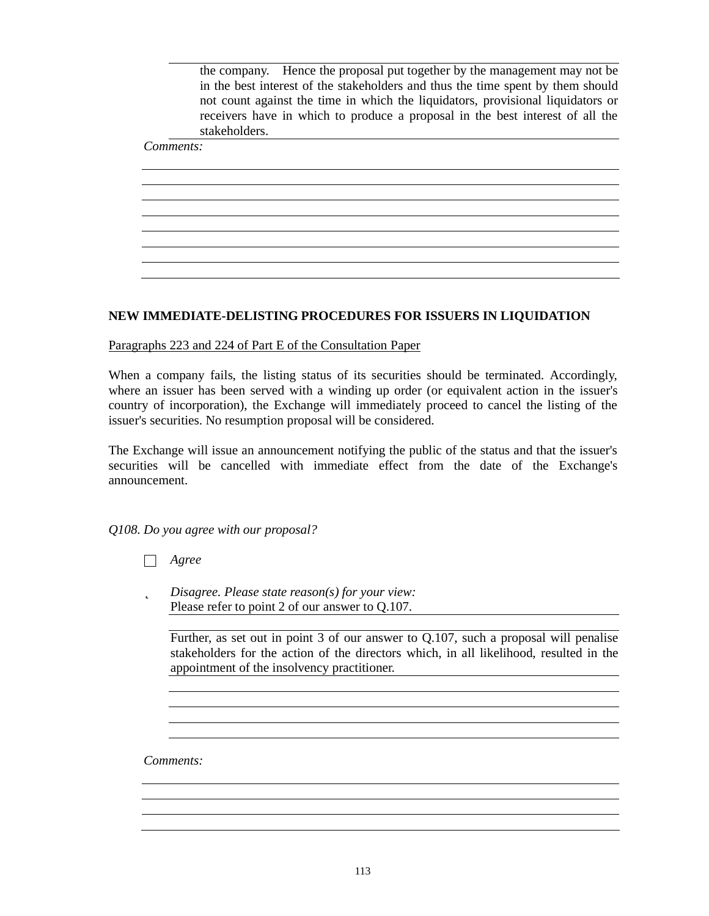the company. Hence the proposal put together by the management may not be in the best interest of the stakeholders and thus the time spent by them should not count against the time in which the liquidators, provisional liquidators or receivers have in which to produce a proposal in the best interest of all the stakeholders.

*Comments:*

**NEW IMMEDIATE-DELISTING PROCEDURES FOR ISSUERS IN LIQUIDATION**

Paragraphs 223 and 224 of Part E of the Consultation Paper

When a company fails, the listing status of its securities should be terminated. Accordingly, where an issuer has been served with a winding up order (or equivalent action in the issuer's country of incorporation), the Exchange will immediately proceed to cancel the listing of the issuer's securities. No resumption proposal will be considered.

The Exchange will issue an announcement notifying the public of the status and that the issuer's securities will be cancelled with immediate effect from the date of the Exchange's announcement.

*Q108. Do you agree with our proposal?*

☐ *Agree*

*Disagree. Please state reason(s) for your view:*
Please refer to point 2 of our answer to Q.107.

Further, as set out in point 3 of our answer to Q.107, such a proposal will penalise stakeholders for the action of the directors which, in all likelihood, resulted in the appointment of the insolvency practitioner.

*Comments:*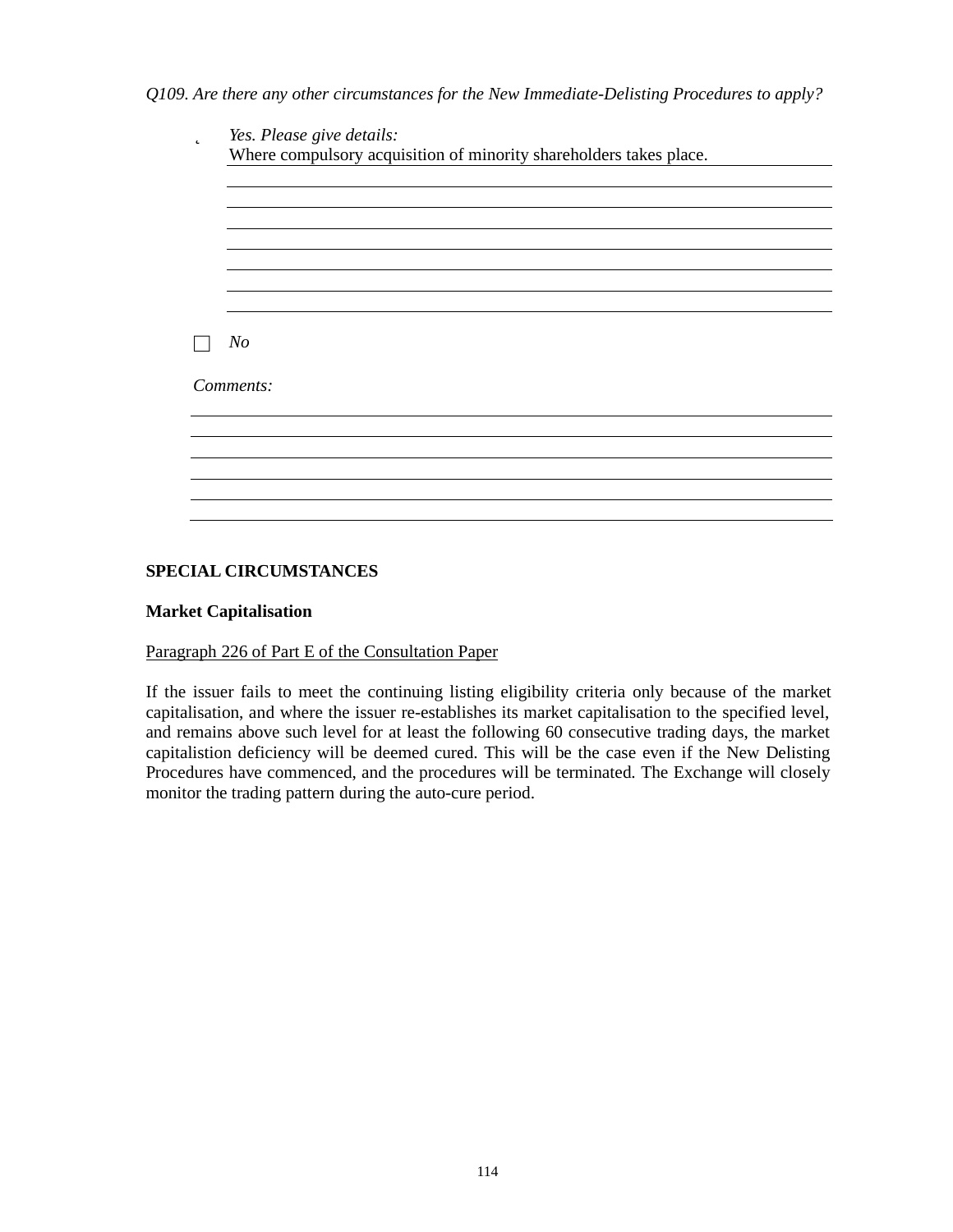*Q109. Are there any other circumstances for the New Immediate-Delisting Procedures to apply?*

- [x] *Yes. Please give details:*
  Where compulsory acquisition of minority shareholders takes place.

- [ ] *No*

*Comments:*

**SPECIAL CIRCUMSTANCES**

**Market Capitalisation**

<u>Paragraph 226 of Part E of the Consultation Paper</u>

If the issuer fails to meet the continuing listing eligibility criteria only because of the market capitalisation, and where the issuer re-establishes its market capitalisation to the specified level, and remains above such level for at least the following 60 consecutive trading days, the market capitalistion deficiency will be deemed cured. This will be the case even if the New Delisting Procedures have commenced, and the procedures will be terminated. The Exchange will closely monitor the trading pattern during the auto-cure period.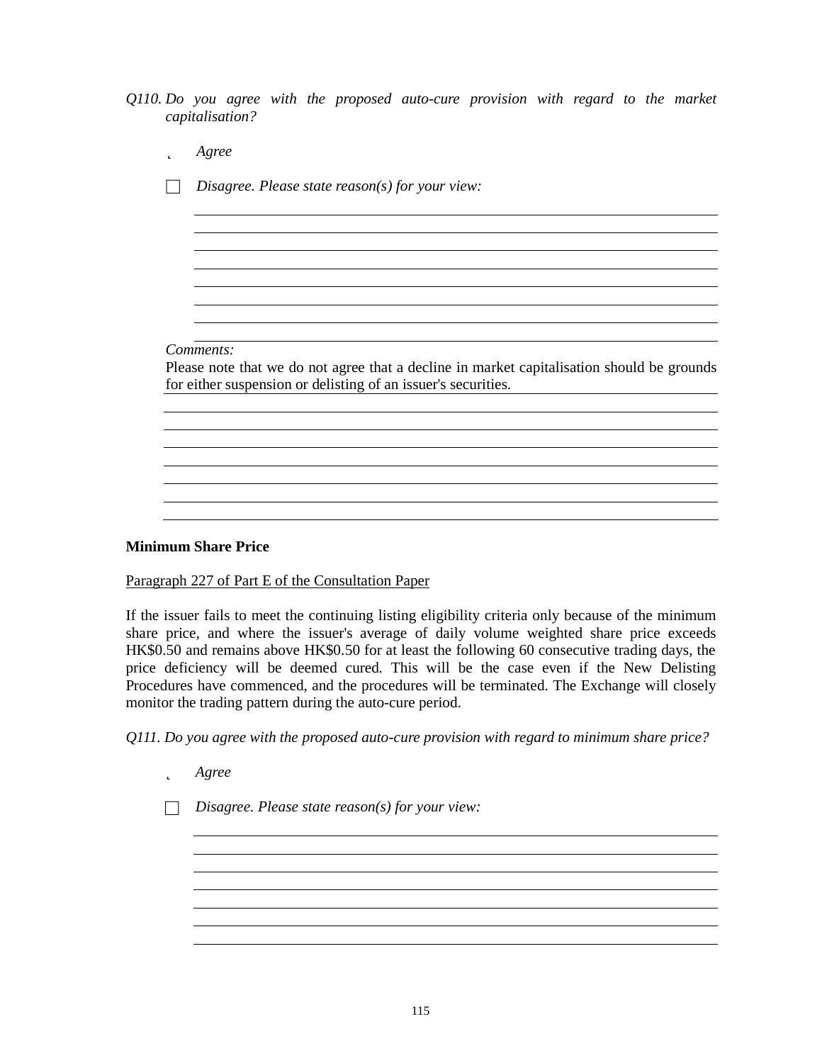*Q110. Do you agree with the proposed auto-cure provision with regard to the market capitalisation?*

- ☑ *Agree*
- ☐ *Disagree. Please state reason(s) for your view:*

*Comments:*

Please note that we do not agree that a decline in market capitalisation should be grounds for either suspension or delisting of an issuer's securities.

**Minimum Share Price**

Paragraph 227 of Part E of the Consultation Paper

If the issuer fails to meet the continuing listing eligibility criteria only because of the minimum share price, and where the issuer's average of daily volume weighted share price exceeds HK$0.50 and remains above HK$0.50 for at least the following 60 consecutive trading days, the price deficiency will be deemed cured. This will be the case even if the New Delisting Procedures have commenced, and the procedures will be terminated. The Exchange will closely monitor the trading pattern during the auto-cure period.

*Q111. Do you agree with the proposed auto-cure provision with regard to minimum share price?*

- ☑ *Agree*
- ☐ *Disagree. Please state reason(s) for your view:*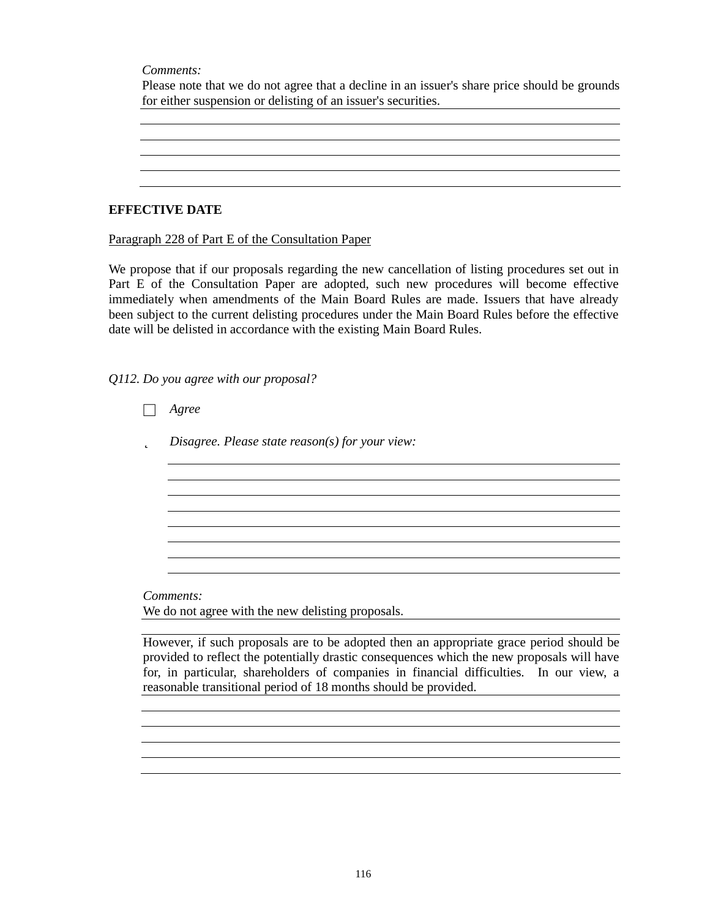*Comments:*

Please note that we do not agree that a decline in an issuer's share price should be grounds for either suspension or delisting of an issuer's securities.

**EFFECTIVE DATE**

Paragraph 228 of Part E of the Consultation Paper

We propose that if our proposals regarding the new cancellation of listing procedures set out in Part E of the Consultation Paper are adopted, such new procedures will become effective immediately when amendments of the Main Board Rules are made. Issuers that have already been subject to the current delisting procedures under the Main Board Rules before the effective date will be delisted in accordance with the existing Main Board Rules.

*Q112. Do you agree with our proposal?*

☐ *Agree*

☐ *Disagree. Please state reason(s) for your view:*

*Comments:*

We do not agree with the new delisting proposals.

However, if such proposals are to be adopted then an appropriate grace period should be provided to reflect the potentially drastic consequences which the new proposals will have for, in particular, shareholders of companies in financial difficulties. In our view, a reasonable transitional period of 18 months should be provided.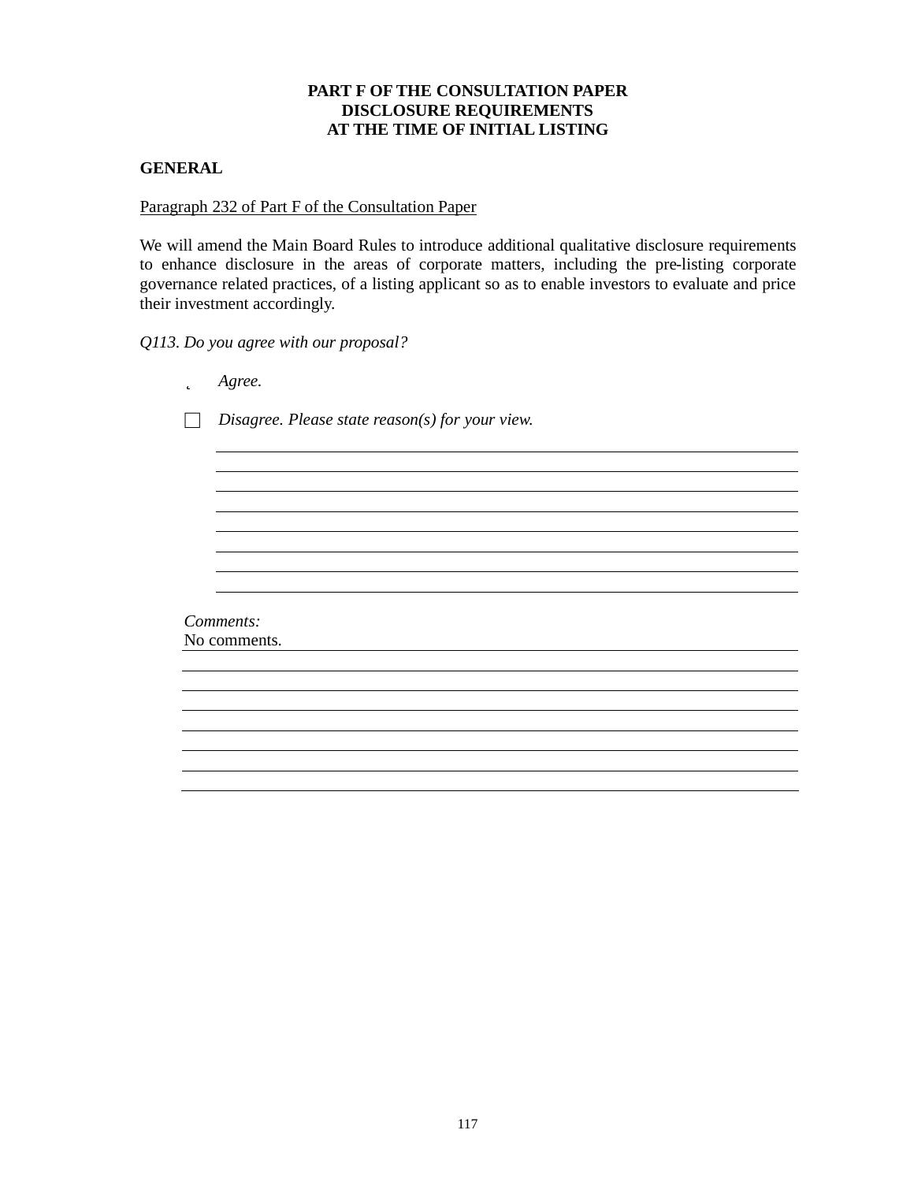**PART F OF THE CONSULTATION PAPER**
**DISCLOSURE REQUIREMENTS**
**AT THE TIME OF INITIAL LISTING**

**GENERAL**

Paragraph 232 of Part F of the Consultation Paper

We will amend the Main Board Rules to introduce additional qualitative disclosure requirements to enhance disclosure in the areas of corporate matters, including the pre-listing corporate governance related practices, of a listing applicant so as to enable investors to evaluate and price their investment accordingly.

*Q113. Do you agree with our proposal?*

- ☑ *Agree.*
- ☐ *Disagree. Please state reason(s) for your view.*

*Comments:*
No comments.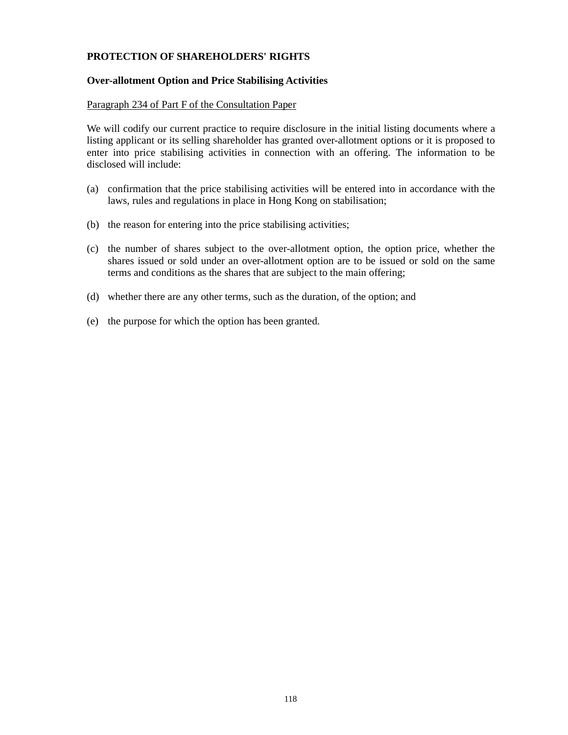**PROTECTION OF SHAREHOLDERS' RIGHTS**

**Over-allotment Option and Price Stabilising Activities**

Paragraph 234 of Part F of the Consultation Paper

We will codify our current practice to require disclosure in the initial listing documents where a listing applicant or its selling shareholder has granted over-allotment options or it is proposed to enter into price stabilising activities in connection with an offering. The information to be disclosed will include:

(a) confirmation that the price stabilising activities will be entered into in accordance with the laws, rules and regulations in place in Hong Kong on stabilisation;

(b) the reason for entering into the price stabilising activities;

(c) the number of shares subject to the over-allotment option, the option price, whether the shares issued or sold under an over-allotment option are to be issued or sold on the same terms and conditions as the shares that are subject to the main offering;

(d) whether there are any other terms, such as the duration, of the option; and

(e) the purpose for which the option has been granted.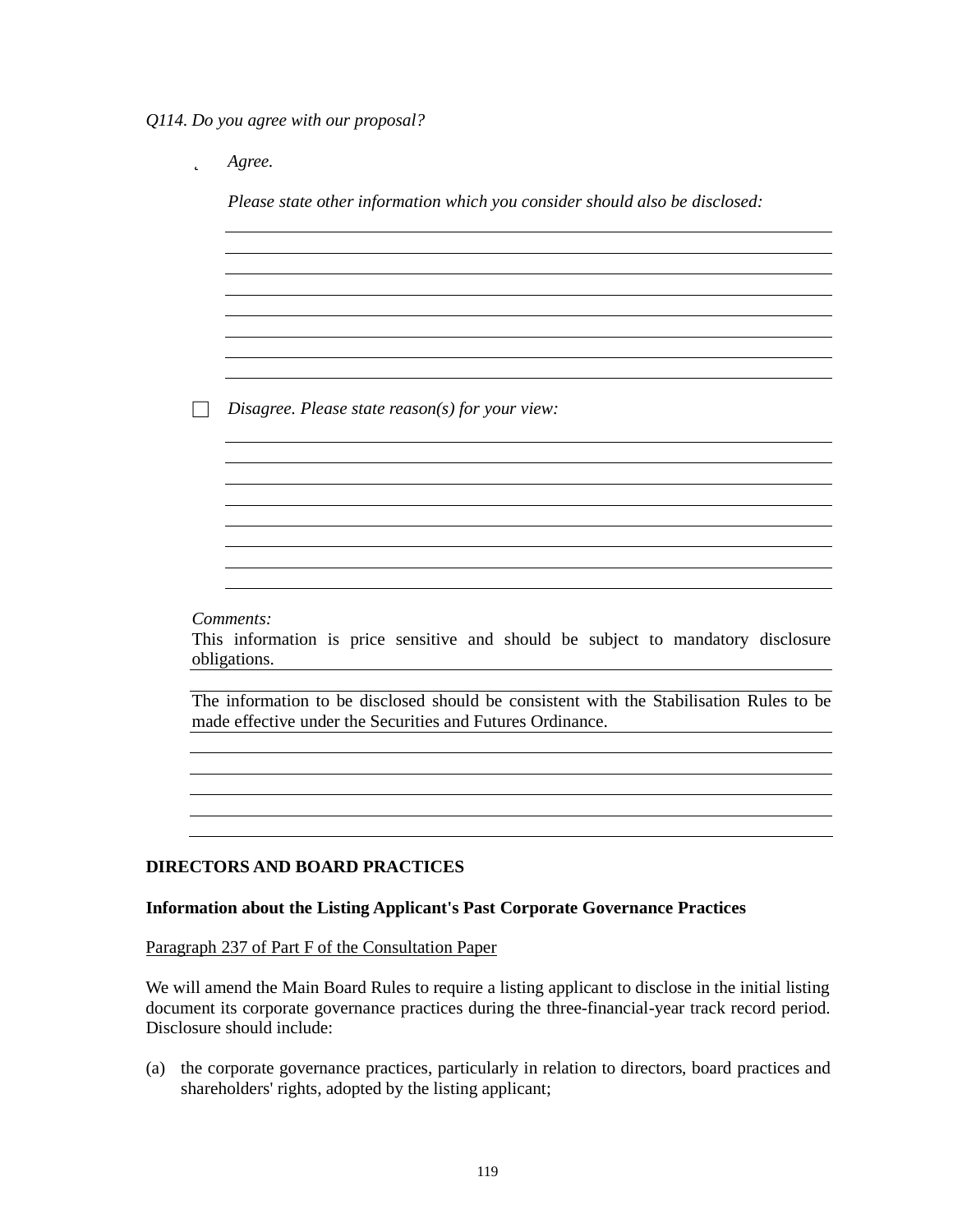*Q114. Do you agree with our proposal?*

- [x] *Agree.*

  *Please state other information which you consider should also be disclosed:*

- [ ] *Disagree. Please state reason(s) for your view:*

*Comments:*

This information is price sensitive and should be subject to mandatory disclosure obligations.

The information to be disclosed should be consistent with the Stabilisation Rules to be made effective under the Securities and Futures Ordinance.

**DIRECTORS AND BOARD PRACTICES**

**Information about the Listing Applicant's Past Corporate Governance Practices**

Paragraph 237 of Part F of the Consultation Paper

We will amend the Main Board Rules to require a listing applicant to disclose in the initial listing document its corporate governance practices during the three-financial-year track record period. Disclosure should include:

(a) the corporate governance practices, particularly in relation to directors, board practices and shareholders' rights, adopted by the listing applicant;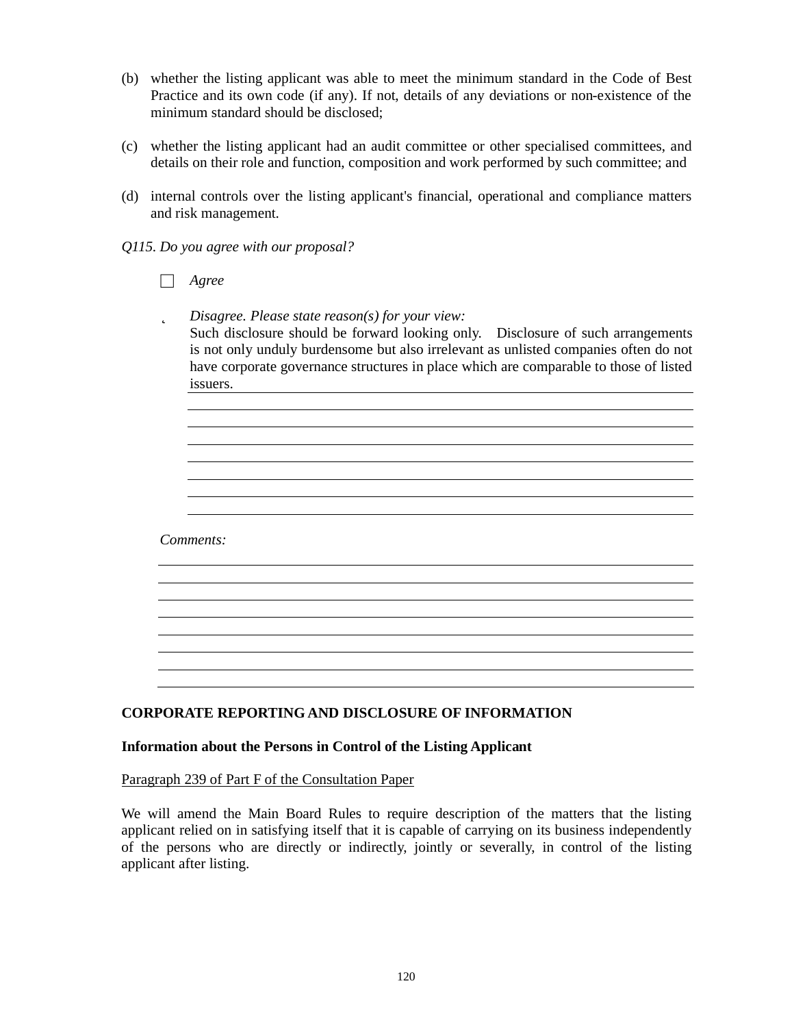(b) whether the listing applicant was able to meet the minimum standard in the Code of Best Practice and its own code (if any). If not, details of any deviations or non-existence of the minimum standard should be disclosed;

(c) whether the listing applicant had an audit committee or other specialised committees, and details on their role and function, composition and work performed by such committee; and

(d) internal controls over the listing applicant's financial, operational and compliance matters and risk management.

*Q115. Do you agree with our proposal?*

☐ *Agree*

˛ *Disagree. Please state reason(s) for your view:*
Such disclosure should be forward looking only. Disclosure of such arrangements is not only unduly burdensome but also irrelevant as unlisted companies often do not have corporate governance structures in place which are comparable to those of listed issuers.

*Comments:*

**CORPORATE REPORTING AND DISCLOSURE OF INFORMATION**

**Information about the Persons in Control of the Listing Applicant**

Paragraph 239 of Part F of the Consultation Paper

We will amend the Main Board Rules to require description of the matters that the listing applicant relied on in satisfying itself that it is capable of carrying on its business independently of the persons who are directly or indirectly, jointly or severally, in control of the listing applicant after listing.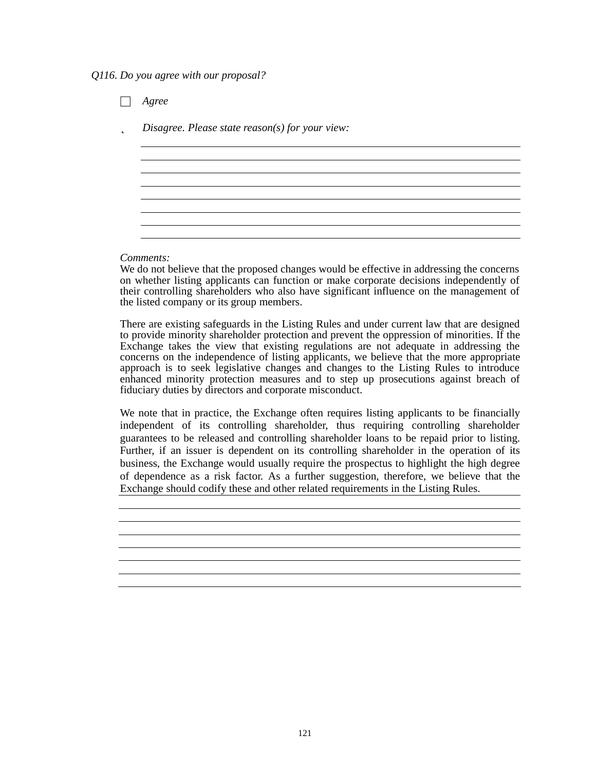*Q116. Do you agree with our proposal?*

- [ ] *Agree*
- *Disagree. Please state reason(s) for your view:*

*Comments:*

We do not believe that the proposed changes would be effective in addressing the concerns on whether listing applicants can function or make corporate decisions independently of their controlling shareholders who also have significant influence on the management of the listed company or its group members.

There are existing safeguards in the Listing Rules and under current law that are designed to provide minority shareholder protection and prevent the oppression of minorities. If the Exchange takes the view that existing regulations are not adequate in addressing the concerns on the independence of listing applicants, we believe that the more appropriate approach is to seek legislative changes and changes to the Listing Rules to introduce enhanced minority protection measures and to step up prosecutions against breach of fiduciary duties by directors and corporate misconduct.

We note that in practice, the Exchange often requires listing applicants to be financially independent of its controlling shareholder, thus requiring controlling shareholder guarantees to be released and controlling shareholder loans to be repaid prior to listing. Further, if an issuer is dependent on its controlling shareholder in the operation of its business, the Exchange would usually require the prospectus to highlight the high degree of dependence as a risk factor. As a further suggestion, therefore, we believe that the Exchange should codify these and other related requirements in the Listing Rules.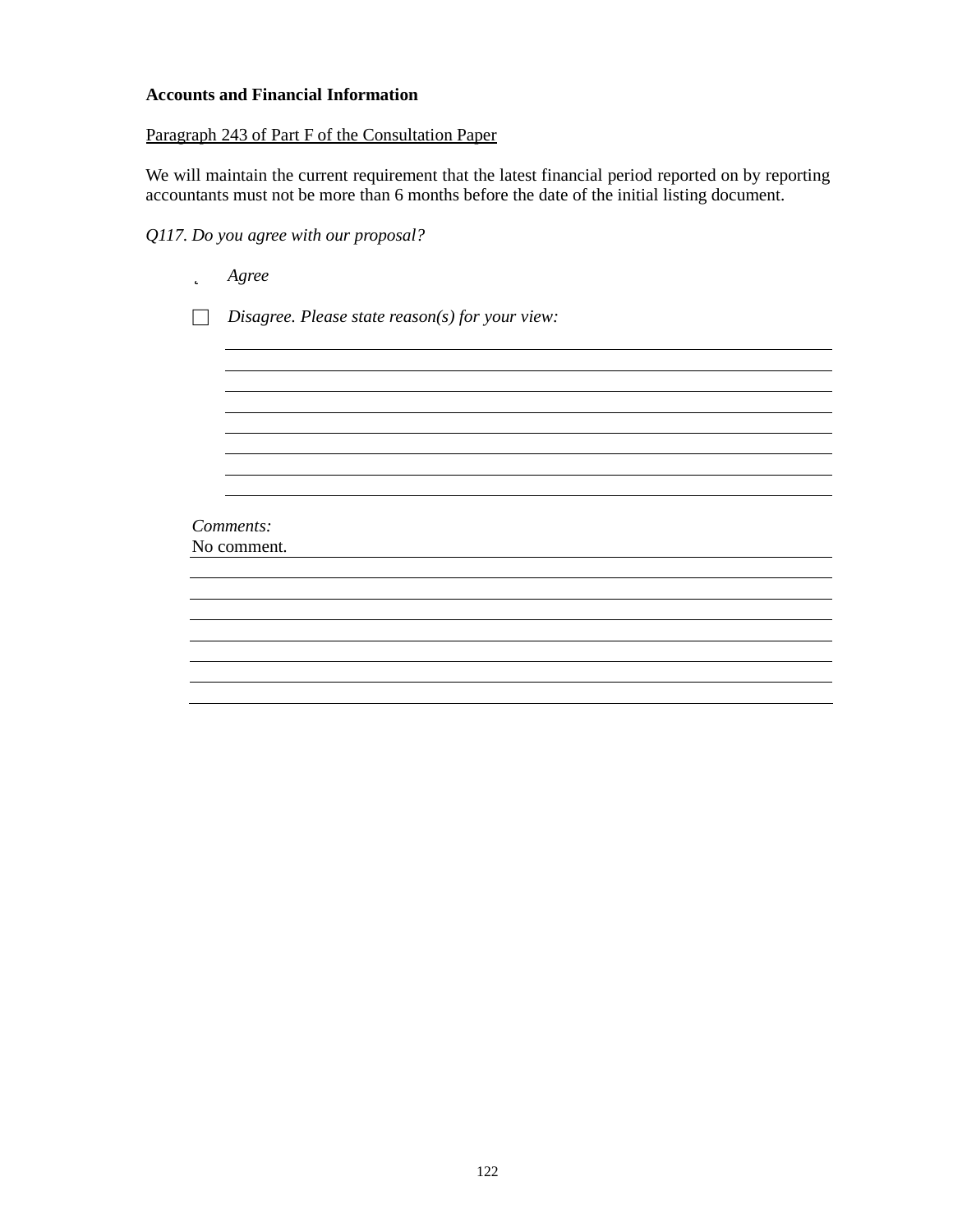**Accounts and Financial Information**

Paragraph 243 of Part F of the Consultation Paper

We will maintain the current requirement that the latest financial period reported on by reporting accountants must not be more than 6 months before the date of the initial listing document.

*Q117. Do you agree with our proposal?*

- ☑ *Agree*
- ☐ *Disagree. Please state reason(s) for your view:*

*Comments:*

No comment.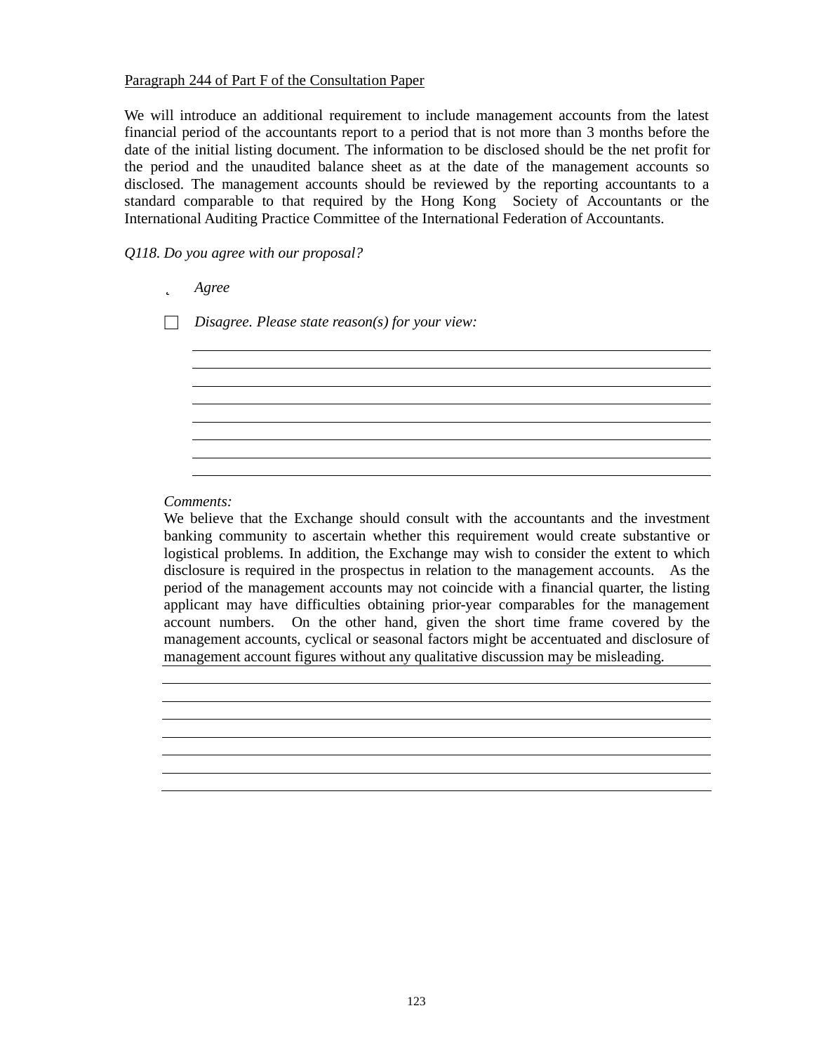Paragraph 244 of Part F of the Consultation Paper

We will introduce an additional requirement to include management accounts from the latest financial period of the accountants report to a period that is not more than 3 months before the date of the initial listing document. The information to be disclosed should be the net profit for the period and the unaudited balance sheet as at the date of the management accounts so disclosed. The management accounts should be reviewed by the reporting accountants to a standard comparable to that required by the Hong Kong Society of Accountants or the International Auditing Practice Committee of the International Federation of Accountants.

*Q118. Do you agree with our proposal?*

- ☑ *Agree*
- ☐ *Disagree. Please state reason(s) for your view:*

*Comments:*

We believe that the Exchange should consult with the accountants and the investment banking community to ascertain whether this requirement would create substantive or logistical problems. In addition, the Exchange may wish to consider the extent to which disclosure is required in the prospectus in relation to the management accounts. As the period of the management accounts may not coincide with a financial quarter, the listing applicant may have difficulties obtaining prior-year comparables for the management account numbers. On the other hand, given the short time frame covered by the management accounts, cyclical or seasonal factors might be accentuated and disclosure of management account figures without any qualitative discussion may be misleading.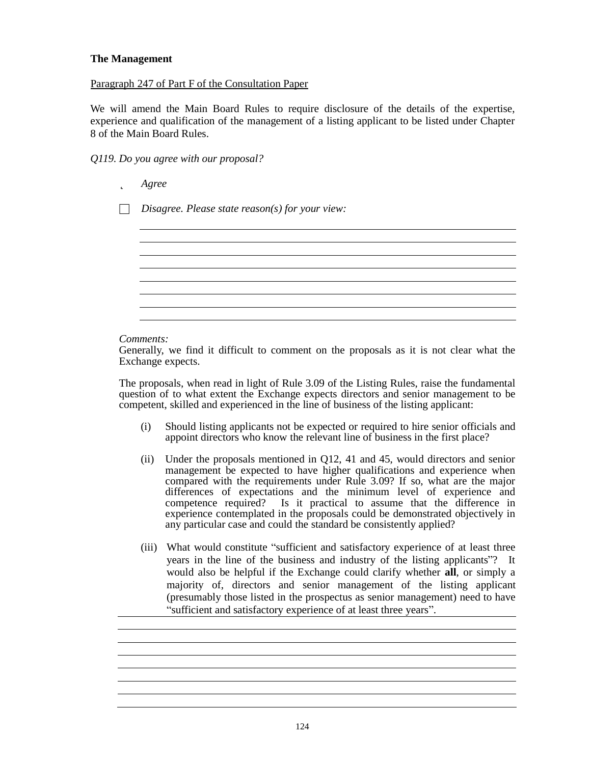**The Management**

Paragraph 247 of Part F of the Consultation Paper

We will amend the Main Board Rules to require disclosure of the details of the expertise, experience and qualification of the management of a listing applicant to be listed under Chapter 8 of the Main Board Rules.

*Q119. Do you agree with our proposal?*

- ☑ *Agree*
- ☐ *Disagree. Please state reason(s) for your view:*

*Comments:*

Generally, we find it difficult to comment on the proposals as it is not clear what the Exchange expects.

The proposals, when read in light of Rule 3.09 of the Listing Rules, raise the fundamental question of to what extent the Exchange expects directors and senior management to be competent, skilled and experienced in the line of business of the listing applicant:

(i) Should listing applicants not be expected or required to hire senior officials and appoint directors who know the relevant line of business in the first place?

(ii) Under the proposals mentioned in Q12, 41 and 45, would directors and senior management be expected to have higher qualifications and experience when compared with the requirements under Rule 3.09? If so, what are the major differences of expectations and the minimum level of experience and competence required? Is it practical to assume that the difference in experience contemplated in the proposals could be demonstrated objectively in any particular case and could the standard be consistently applied?

(iii) What would constitute "sufficient and satisfactory experience of at least three years in the line of the business and industry of the listing applicants"? It would also be helpful if the Exchange could clarify whether **all**, or simply a majority of, directors and senior management of the listing applicant (presumably those listed in the prospectus as senior management) need to have "sufficient and satisfactory experience of at least three years".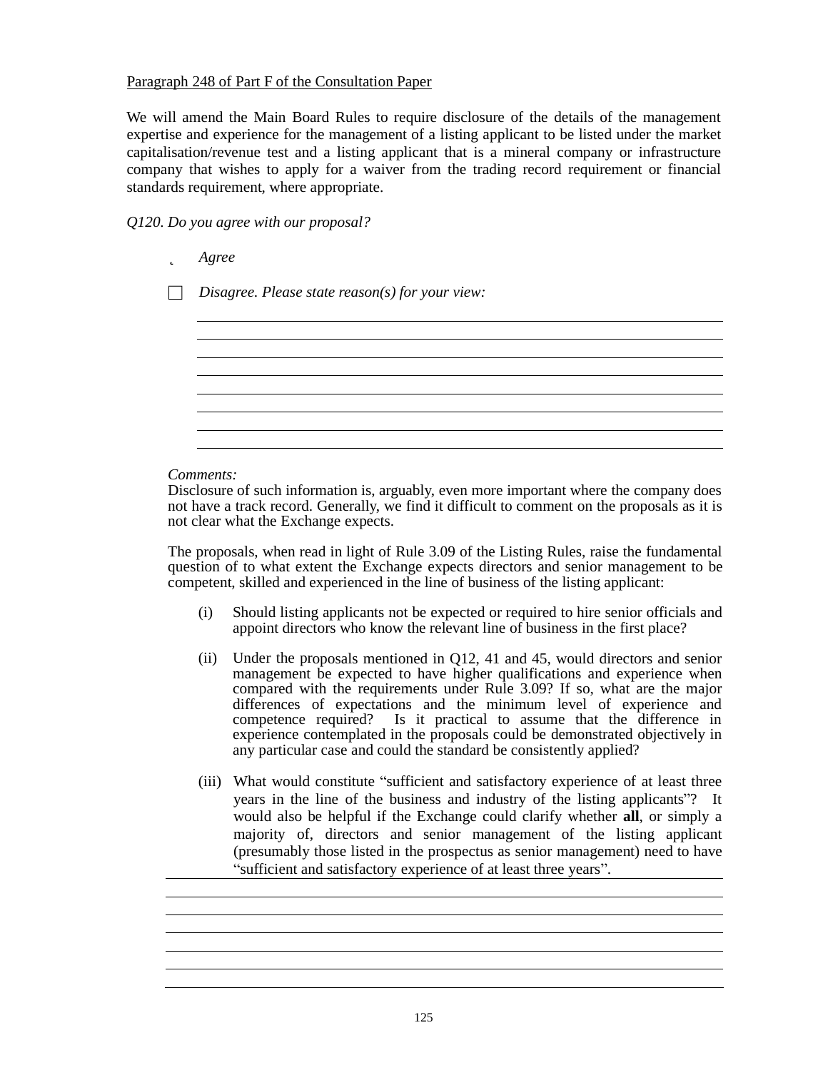Paragraph 248 of Part F of the Consultation Paper

We will amend the Main Board Rules to require disclosure of the details of the management expertise and experience for the management of a listing applicant to be listed under the market capitalisation/revenue test and a listing applicant that is a mineral company or infrastructure company that wishes to apply for a waiver from the trading record requirement or financial standards requirement, where appropriate.

*Q120. Do you agree with our proposal?*

- [x] *Agree*
- [ ] *Disagree. Please state reason(s) for your view:*

*Comments:*

Disclosure of such information is, arguably, even more important where the company does not have a track record. Generally, we find it difficult to comment on the proposals as it is not clear what the Exchange expects.

The proposals, when read in light of Rule 3.09 of the Listing Rules, raise the fundamental question of to what extent the Exchange expects directors and senior management to be competent, skilled and experienced in the line of business of the listing applicant:

(i) Should listing applicants not be expected or required to hire senior officials and appoint directors who know the relevant line of business in the first place?

(ii) Under the proposals mentioned in Q12, 41 and 45, would directors and senior management be expected to have higher qualifications and experience when compared with the requirements under Rule 3.09? If so, what are the major differences of expectations and the minimum level of experience and competence required? Is it practical to assume that the difference in experience contemplated in the proposals could be demonstrated objectively in any particular case and could the standard be consistently applied?

(iii) What would constitute "sufficient and satisfactory experience of at least three years in the line of the business and industry of the listing applicants"? It would also be helpful if the Exchange could clarify whether **all**, or simply a majority of, directors and senior management of the listing applicant (presumably those listed in the prospectus as senior management) need to have "sufficient and satisfactory experience of at least three years".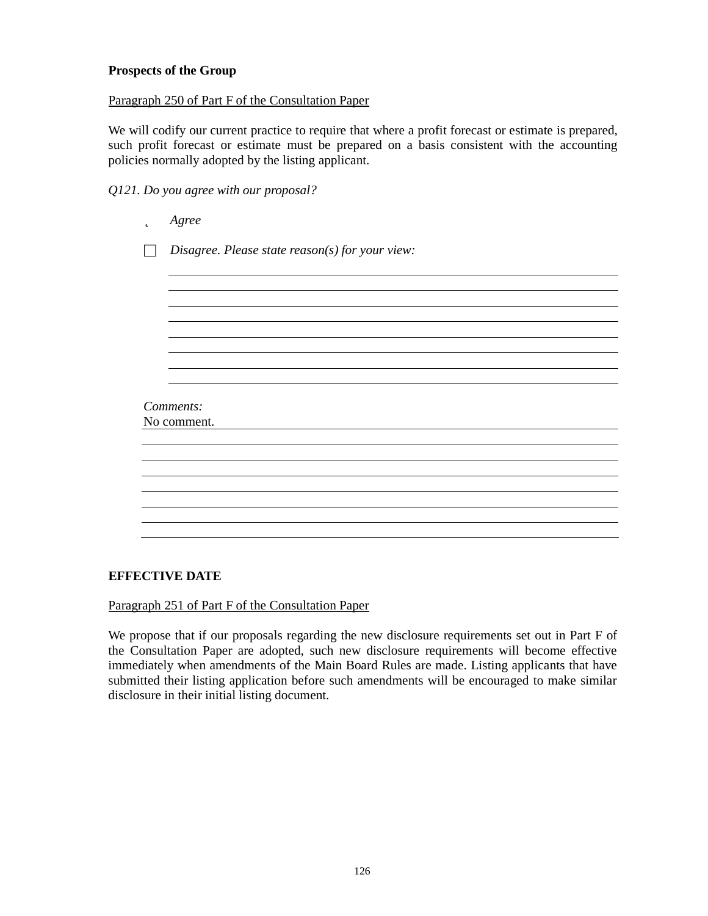**Prospects of the Group**

Paragraph 250 of Part F of the Consultation Paper

We will codify our current practice to require that where a profit forecast or estimate is prepared, such profit forecast or estimate must be prepared on a basis consistent with the accounting policies normally adopted by the listing applicant.

*Q121. Do you agree with our proposal?*

☑ *Agree*

☐ *Disagree. Please state reason(s) for your view:*

*Comments:*
No comment.

**EFFECTIVE DATE**

Paragraph 251 of Part F of the Consultation Paper

We propose that if our proposals regarding the new disclosure requirements set out in Part F of the Consultation Paper are adopted, such new disclosure requirements will become effective immediately when amendments of the Main Board Rules are made. Listing applicants that have submitted their listing application before such amendments will be encouraged to make similar disclosure in their initial listing document.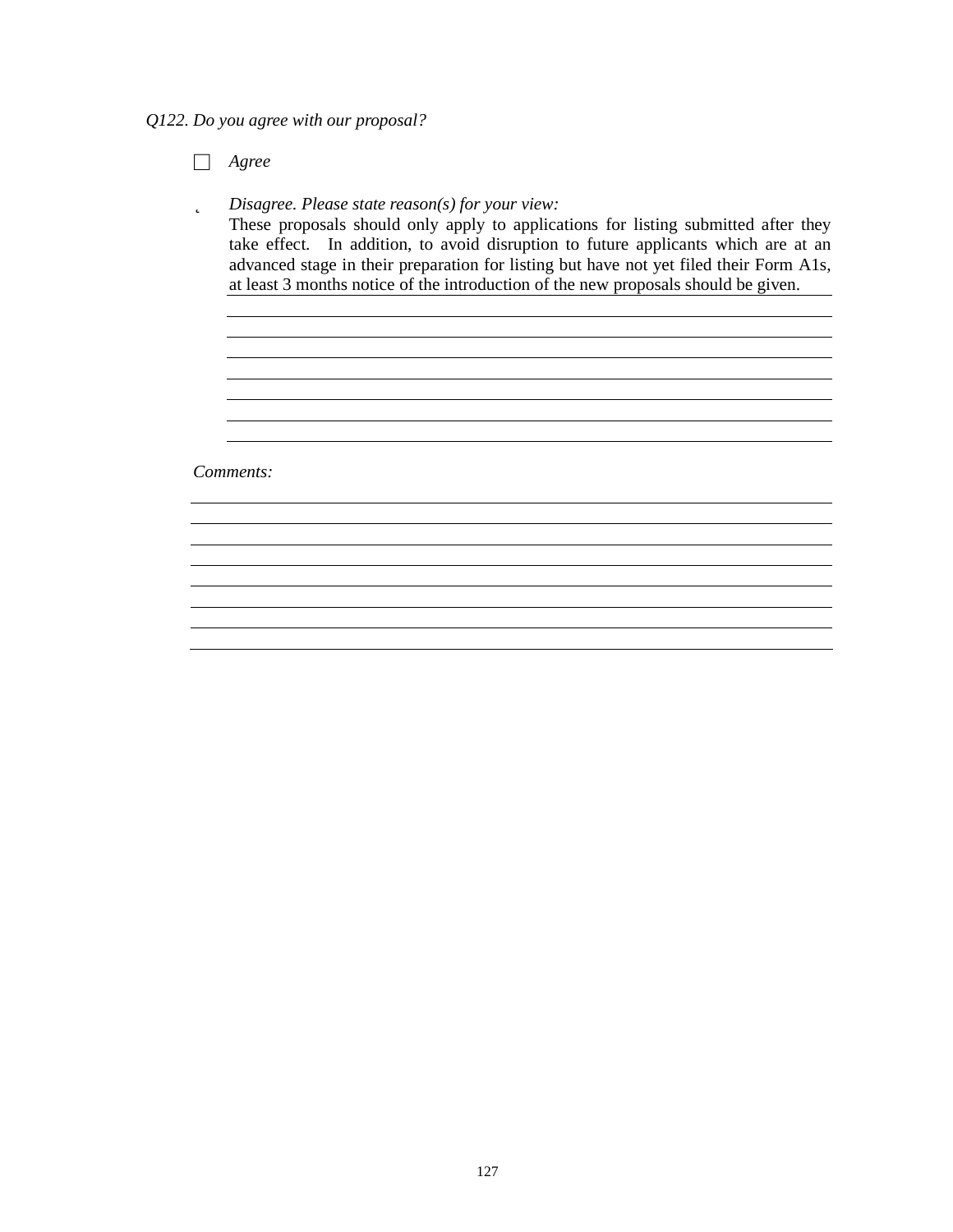*Q122. Do you agree with our proposal?*

☐ *Agree*

☒ *Disagree. Please state reason(s) for your view:*

These proposals should only apply to applications for listing submitted after they take effect. In addition, to avoid disruption to future applicants which are at an advanced stage in their preparation for listing but have not yet filed their Form A1s, at least 3 months notice of the introduction of the new proposals should be given.

*Comments:*